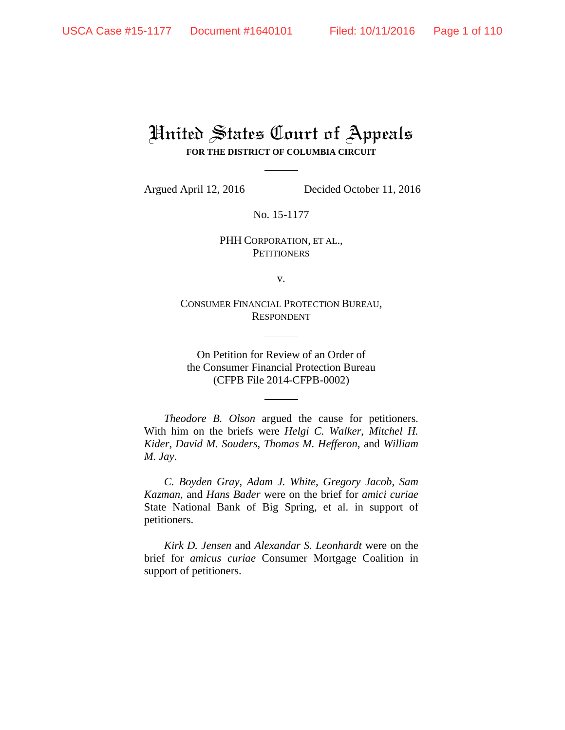# United States Court of Appeals

**FOR THE DISTRICT OF COLUMBIA CIRCUIT**

---

Argued April 12, 2016 Decided October 11, 2016

No. 15-1177

PHH CORPORATION, ET AL.,
PETITIONERS

v.

CONSUMER FINANCIAL PROTECTION BUREAU,
RESPONDENT

---

On Petition for Review of an Order of
the Consumer Financial Protection Bureau
(CFPB File 2014-CFPB-0002)

---

*Theodore B. Olson* argued the cause for petitioners. With him on the briefs were *Helgi C. Walker*, *Mitchel H. Kider*, *David M. Souders*, *Thomas M. Hefferon*, and *William M. Jay*.

*C. Boyden Gray*, *Adam J. White*, *Gregory Jacob*, *Sam Kazman*, and *Hans Bader* were on the brief for *amici curiae* State National Bank of Big Spring, et al. in support of petitioners.

*Kirk D. Jensen* and *Alexandar S. Leonhardt* were on the brief for *amicus curiae* Consumer Mortgage Coalition in support of petitioners.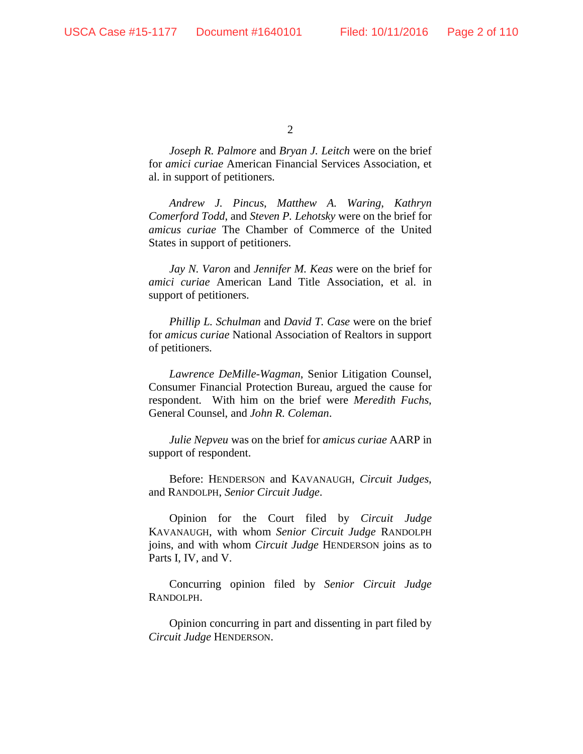*Joseph R. Palmore* and *Bryan J. Leitch* were on the brief for *amici curiae* American Financial Services Association, et al. in support of petitioners.

*Andrew J. Pincus*, *Matthew A. Waring*, *Kathryn Comerford Todd*, and *Steven P. Lehotsky* were on the brief for *amicus curiae* The Chamber of Commerce of the United States in support of petitioners.

*Jay N. Varon* and *Jennifer M. Keas* were on the brief for *amici curiae* American Land Title Association, et al. in support of petitioners.

*Phillip L. Schulman* and *David T. Case* were on the brief for *amicus curiae* National Association of Realtors in support of petitioners.

*Lawrence DeMille-Wagman*, Senior Litigation Counsel, Consumer Financial Protection Bureau, argued the cause for respondent. With him on the brief were *Meredith Fuchs*, General Counsel, and *John R. Coleman*.

*Julie Nepveu* was on the brief for *amicus curiae* AARP in support of respondent.

Before: HENDERSON and KAVANAUGH, *Circuit Judges*, and RANDOLPH, *Senior Circuit Judge*.

Opinion for the Court filed by *Circuit Judge* KAVANAUGH, with whom *Senior Circuit Judge* RANDOLPH joins, and with whom *Circuit Judge* HENDERSON joins as to Parts I, IV, and V.

Concurring opinion filed by *Senior Circuit Judge* RANDOLPH.

Opinion concurring in part and dissenting in part filed by *Circuit Judge* HENDERSON.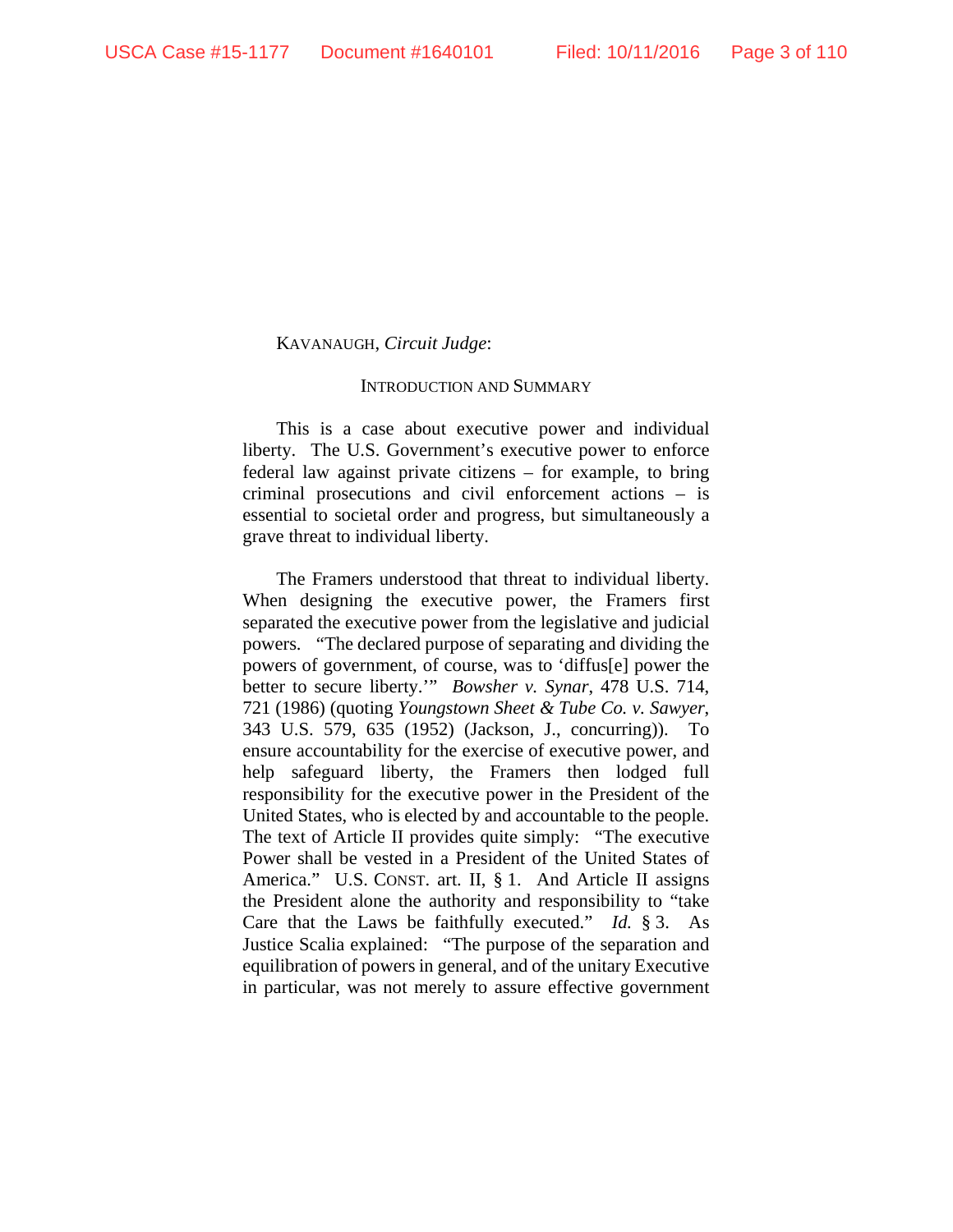KAVANAUGH, *Circuit Judge*:

## INTRODUCTION AND SUMMARY

This is a case about executive power and individual liberty. The U.S. Government's executive power to enforce federal law against private citizens – for example, to bring criminal prosecutions and civil enforcement actions – is essential to societal order and progress, but simultaneously a grave threat to individual liberty.

The Framers understood that threat to individual liberty. When designing the executive power, the Framers first separated the executive power from the legislative and judicial powers. "The declared purpose of separating and dividing the powers of government, of course, was to 'diffus[e] power the better to secure liberty.'" *Bowsher v. Synar*, 478 U.S. 714, 721 (1986) (quoting *Youngstown Sheet & Tube Co. v. Sawyer*, 343 U.S. 579, 635 (1952) (Jackson, J., concurring)). To ensure accountability for the exercise of executive power, and help safeguard liberty, the Framers then lodged full responsibility for the executive power in the President of the United States, who is elected by and accountable to the people. The text of Article II provides quite simply: "The executive Power shall be vested in a President of the United States of America." U.S. CONST. art. II, § 1. And Article II assigns the President alone the authority and responsibility to "take Care that the Laws be faithfully executed." *Id.* § 3. As Justice Scalia explained: "The purpose of the separation and equilibration of powers in general, and of the unitary Executive in particular, was not merely to assure effective government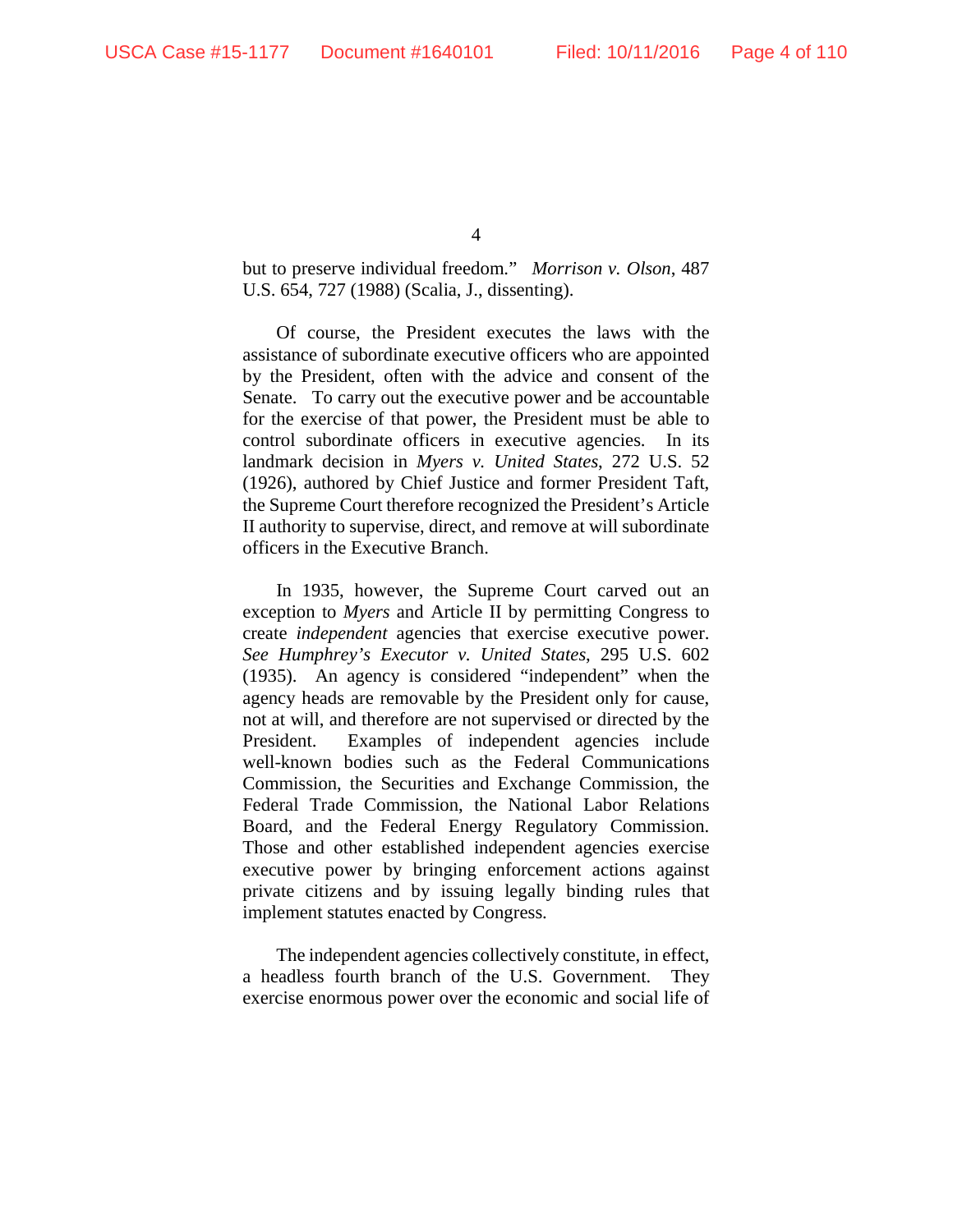but to preserve individual freedom." *Morrison v. Olson*, 487 U.S. 654, 727 (1988) (Scalia, J., dissenting).

Of course, the President executes the laws with the assistance of subordinate executive officers who are appointed by the President, often with the advice and consent of the Senate. To carry out the executive power and be accountable for the exercise of that power, the President must be able to control subordinate officers in executive agencies. In its landmark decision in *Myers v. United States*, 272 U.S. 52 (1926), authored by Chief Justice and former President Taft, the Supreme Court therefore recognized the President's Article II authority to supervise, direct, and remove at will subordinate officers in the Executive Branch.

In 1935, however, the Supreme Court carved out an exception to *Myers* and Article II by permitting Congress to create *independent* agencies that exercise executive power. *See Humphrey's Executor v. United States*, 295 U.S. 602 (1935). An agency is considered "independent" when the agency heads are removable by the President only for cause, not at will, and therefore are not supervised or directed by the President. Examples of independent agencies include well-known bodies such as the Federal Communications Commission, the Securities and Exchange Commission, the Federal Trade Commission, the National Labor Relations Board, and the Federal Energy Regulatory Commission. Those and other established independent agencies exercise executive power by bringing enforcement actions against private citizens and by issuing legally binding rules that implement statutes enacted by Congress.

The independent agencies collectively constitute, in effect, a headless fourth branch of the U.S. Government. They exercise enormous power over the economic and social life of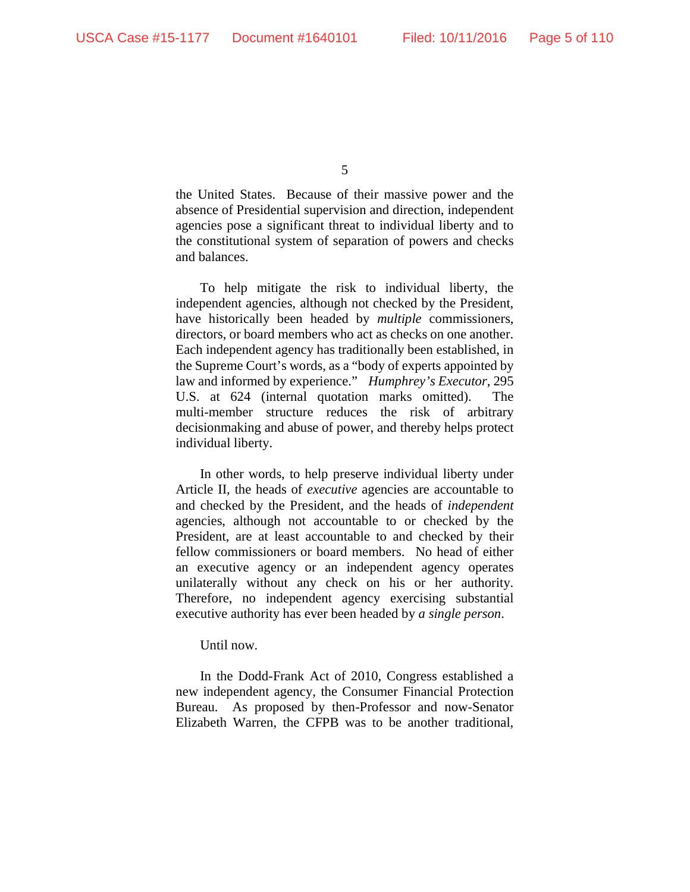the United States. Because of their massive power and the absence of Presidential supervision and direction, independent agencies pose a significant threat to individual liberty and to the constitutional system of separation of powers and checks and balances.

To help mitigate the risk to individual liberty, the independent agencies, although not checked by the President, have historically been headed by *multiple* commissioners, directors, or board members who act as checks on one another. Each independent agency has traditionally been established, in the Supreme Court's words, as a "body of experts appointed by law and informed by experience." *Humphrey's Executor*, 295 U.S. at 624 (internal quotation marks omitted). The multi-member structure reduces the risk of arbitrary decisionmaking and abuse of power, and thereby helps protect individual liberty.

In other words, to help preserve individual liberty under Article II, the heads of *executive* agencies are accountable to and checked by the President, and the heads of *independent* agencies, although not accountable to or checked by the President, are at least accountable to and checked by their fellow commissioners or board members. No head of either an executive agency or an independent agency operates unilaterally without any check on his or her authority. Therefore, no independent agency exercising substantial executive authority has ever been headed by *a single person*.

Until now.

In the Dodd-Frank Act of 2010, Congress established a new independent agency, the Consumer Financial Protection Bureau. As proposed by then-Professor and now-Senator Elizabeth Warren, the CFPB was to be another traditional,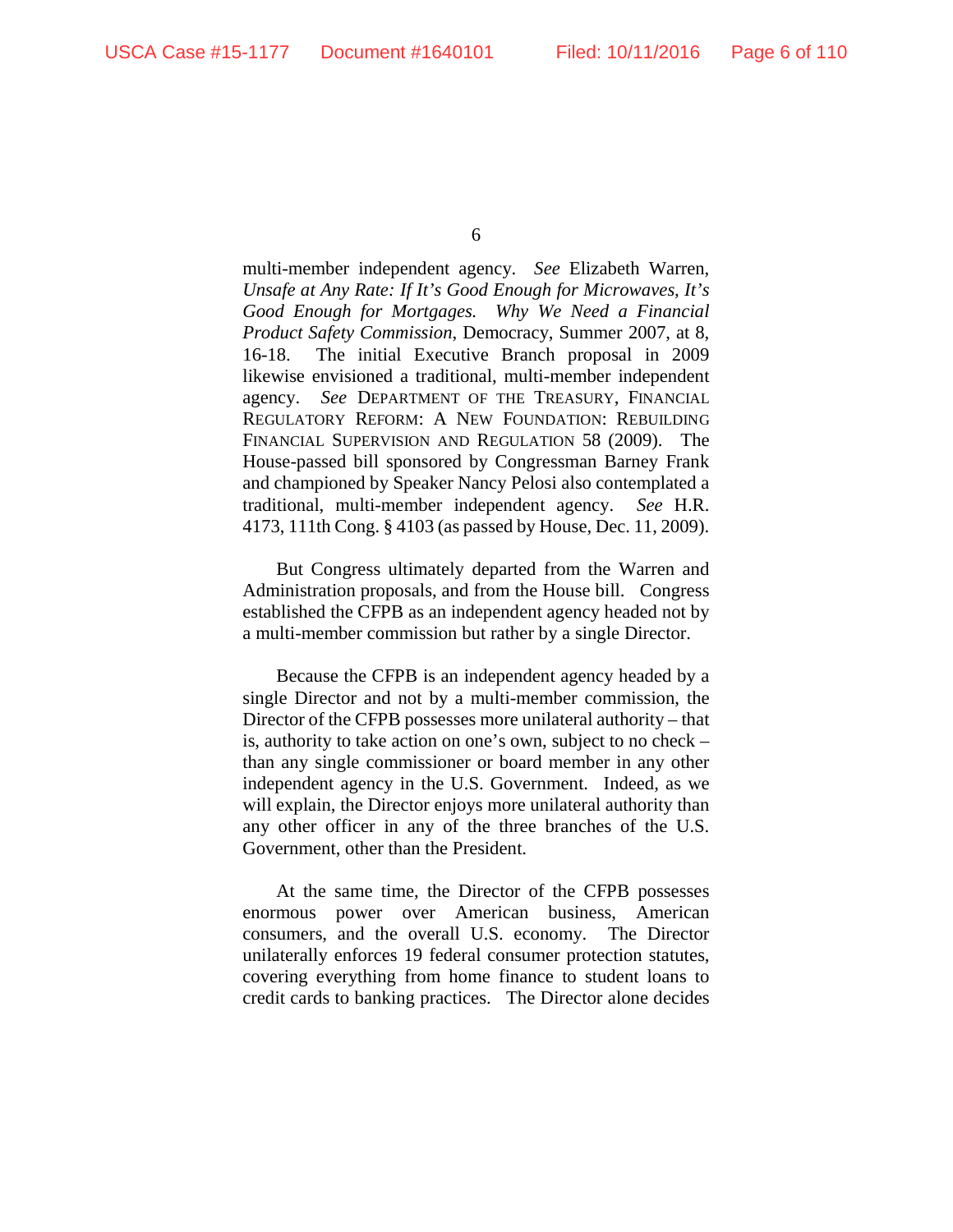multi-member independent agency. *See* Elizabeth Warren, *Unsafe at Any Rate: If It's Good Enough for Microwaves, It's Good Enough for Mortgages. Why We Need a Financial Product Safety Commission*, Democracy, Summer 2007, at 8, 16-18. The initial Executive Branch proposal in 2009 likewise envisioned a traditional, multi-member independent agency. *See* DEPARTMENT OF THE TREASURY, FINANCIAL REGULATORY REFORM: A NEW FOUNDATION: REBUILDING FINANCIAL SUPERVISION AND REGULATION 58 (2009). The House-passed bill sponsored by Congressman Barney Frank and championed by Speaker Nancy Pelosi also contemplated a traditional, multi-member independent agency. *See* H.R. 4173, 111th Cong. § 4103 (as passed by House, Dec. 11, 2009).

But Congress ultimately departed from the Warren and Administration proposals, and from the House bill. Congress established the CFPB as an independent agency headed not by a multi-member commission but rather by a single Director.

Because the CFPB is an independent agency headed by a single Director and not by a multi-member commission, the Director of the CFPB possesses more unilateral authority – that is, authority to take action on one's own, subject to no check – than any single commissioner or board member in any other independent agency in the U.S. Government. Indeed, as we will explain, the Director enjoys more unilateral authority than any other officer in any of the three branches of the U.S. Government, other than the President.

At the same time, the Director of the CFPB possesses enormous power over American business, American consumers, and the overall U.S. economy. The Director unilaterally enforces 19 federal consumer protection statutes, covering everything from home finance to student loans to credit cards to banking practices. The Director alone decides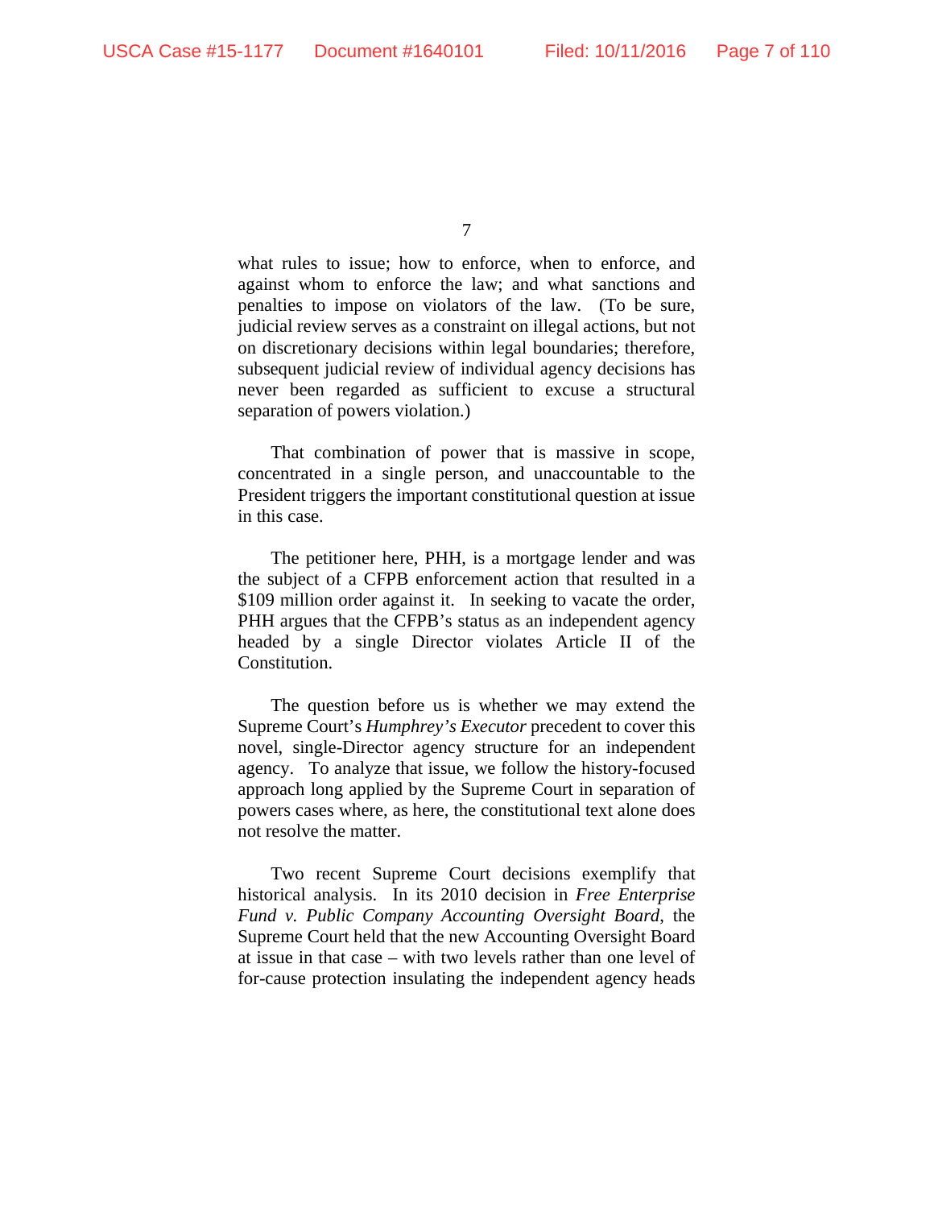what rules to issue; how to enforce, when to enforce, and against whom to enforce the law; and what sanctions and penalties to impose on violators of the law. (To be sure, judicial review serves as a constraint on illegal actions, but not on discretionary decisions within legal boundaries; therefore, subsequent judicial review of individual agency decisions has never been regarded as sufficient to excuse a structural separation of powers violation.)

That combination of power that is massive in scope, concentrated in a single person, and unaccountable to the President triggers the important constitutional question at issue in this case.

The petitioner here, PHH, is a mortgage lender and was the subject of a CFPB enforcement action that resulted in a $109 million order against it. In seeking to vacate the order, PHH argues that the CFPB's status as an independent agency headed by a single Director violates Article II of the Constitution.

The question before us is whether we may extend the Supreme Court's *Humphrey's Executor* precedent to cover this novel, single-Director agency structure for an independent agency. To analyze that issue, we follow the history-focused approach long applied by the Supreme Court in separation of powers cases where, as here, the constitutional text alone does not resolve the matter.

Two recent Supreme Court decisions exemplify that historical analysis. In its 2010 decision in *Free Enterprise Fund v. Public Company Accounting Oversight Board*, the Supreme Court held that the new Accounting Oversight Board at issue in that case – with two levels rather than one level of for-cause protection insulating the independent agency heads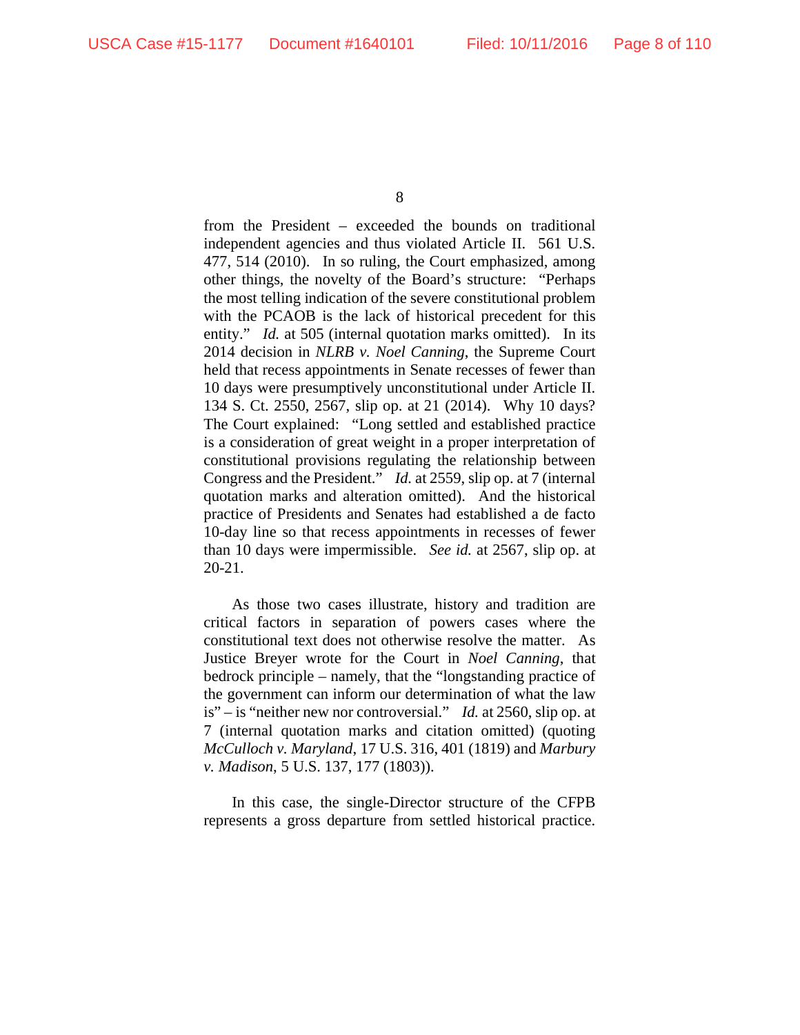from the President – exceeded the bounds on traditional independent agencies and thus violated Article II. 561 U.S. 477, 514 (2010). In so ruling, the Court emphasized, among other things, the novelty of the Board's structure: "Perhaps the most telling indication of the severe constitutional problem with the PCAOB is the lack of historical precedent for this entity." *Id.* at 505 (internal quotation marks omitted). In its 2014 decision in *NLRB v. Noel Canning*, the Supreme Court held that recess appointments in Senate recesses of fewer than 10 days were presumptively unconstitutional under Article II. 134 S. Ct. 2550, 2567, slip op. at 21 (2014). Why 10 days? The Court explained: "Long settled and established practice is a consideration of great weight in a proper interpretation of constitutional provisions regulating the relationship between Congress and the President." *Id.* at 2559, slip op. at 7 (internal quotation marks and alteration omitted). And the historical practice of Presidents and Senates had established a de facto 10-day line so that recess appointments in recesses of fewer than 10 days were impermissible. *See id.* at 2567, slip op. at 20-21.

As those two cases illustrate, history and tradition are critical factors in separation of powers cases where the constitutional text does not otherwise resolve the matter. As Justice Breyer wrote for the Court in *Noel Canning*, that bedrock principle – namely, that the "longstanding practice of the government can inform our determination of what the law is" – is "neither new nor controversial." *Id.* at 2560, slip op. at 7 (internal quotation marks and citation omitted) (quoting *McCulloch v. Maryland*, 17 U.S. 316, 401 (1819) and *Marbury v. Madison*, 5 U.S. 137, 177 (1803)).

In this case, the single-Director structure of the CFPB represents a gross departure from settled historical practice.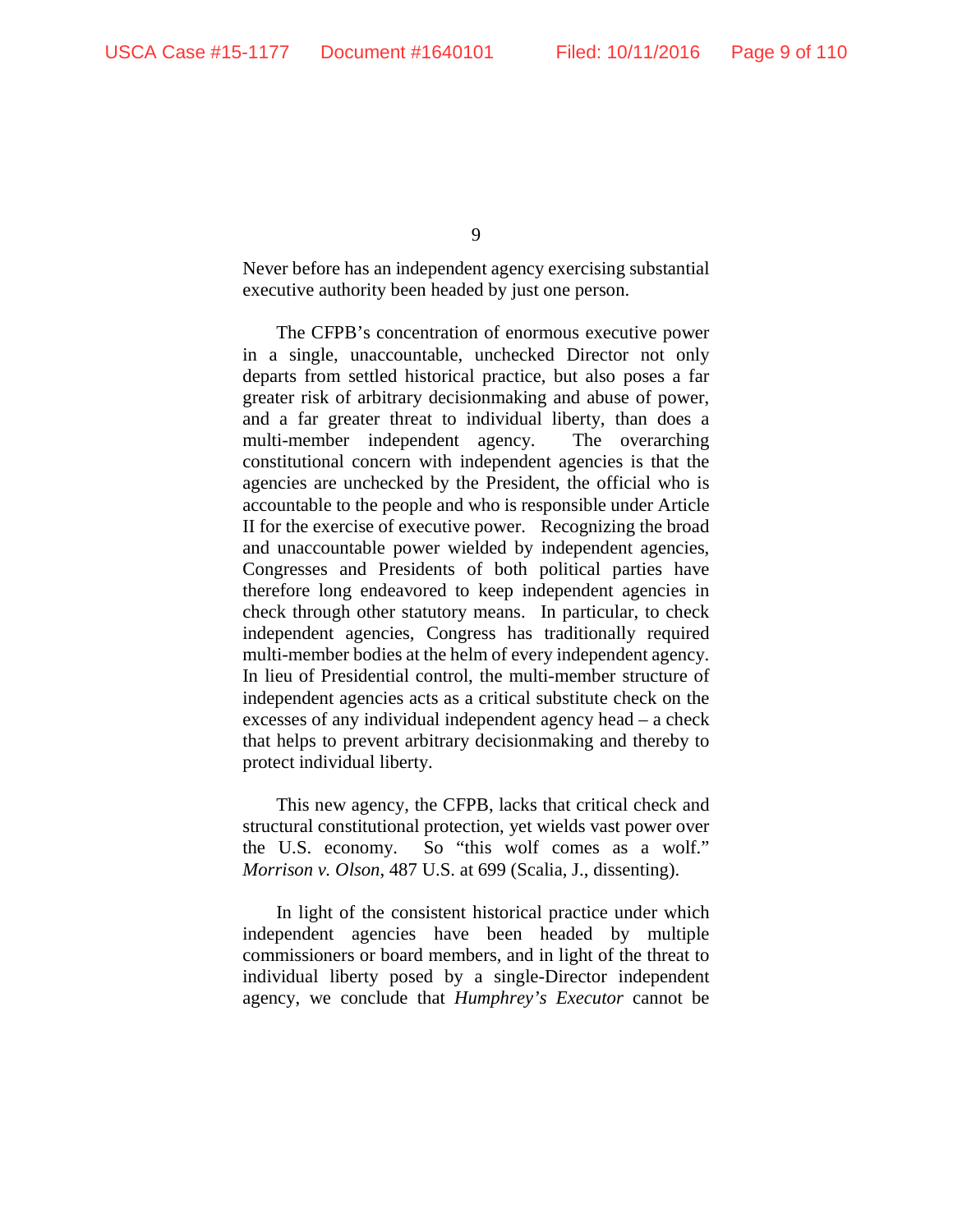Never before has an independent agency exercising substantial executive authority been headed by just one person.

The CFPB's concentration of enormous executive power in a single, unaccountable, unchecked Director not only departs from settled historical practice, but also poses a far greater risk of arbitrary decisionmaking and abuse of power, and a far greater threat to individual liberty, than does a multi-member independent agency. The overarching constitutional concern with independent agencies is that the agencies are unchecked by the President, the official who is accountable to the people and who is responsible under Article II for the exercise of executive power. Recognizing the broad and unaccountable power wielded by independent agencies, Congresses and Presidents of both political parties have therefore long endeavored to keep independent agencies in check through other statutory means. In particular, to check independent agencies, Congress has traditionally required multi-member bodies at the helm of every independent agency. In lieu of Presidential control, the multi-member structure of independent agencies acts as a critical substitute check on the excesses of any individual independent agency head – a check that helps to prevent arbitrary decisionmaking and thereby to protect individual liberty.

This new agency, the CFPB, lacks that critical check and structural constitutional protection, yet wields vast power over the U.S. economy. So "this wolf comes as a wolf." *Morrison v. Olson*, 487 U.S. at 699 (Scalia, J., dissenting).

In light of the consistent historical practice under which independent agencies have been headed by multiple commissioners or board members, and in light of the threat to individual liberty posed by a single-Director independent agency, we conclude that *Humphrey's Executor* cannot be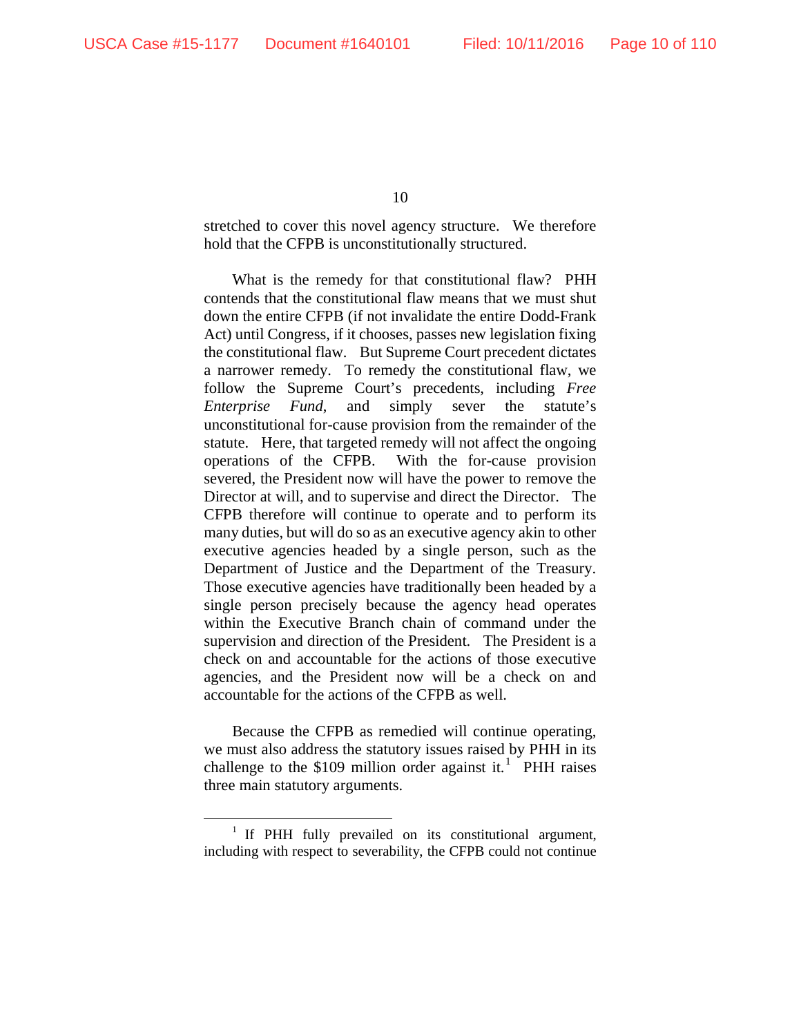stretched to cover this novel agency structure. We therefore hold that the CFPB is unconstitutionally structured.

What is the remedy for that constitutional flaw? PHH contends that the constitutional flaw means that we must shut down the entire CFPB (if not invalidate the entire Dodd-Frank Act) until Congress, if it chooses, passes new legislation fixing the constitutional flaw. But Supreme Court precedent dictates a narrower remedy. To remedy the constitutional flaw, we follow the Supreme Court's precedents, including *Free Enterprise Fund*, and simply sever the statute's unconstitutional for-cause provision from the remainder of the statute. Here, that targeted remedy will not affect the ongoing operations of the CFPB. With the for-cause provision severed, the President now will have the power to remove the Director at will, and to supervise and direct the Director. The CFPB therefore will continue to operate and to perform its many duties, but will do so as an executive agency akin to other executive agencies headed by a single person, such as the Department of Justice and the Department of the Treasury. Those executive agencies have traditionally been headed by a single person precisely because the agency head operates within the Executive Branch chain of command under the supervision and direction of the President. The President is a check on and accountable for the actions of those executive agencies, and the President now will be a check on and accountable for the actions of the CFPB as well.

Because the CFPB as remedied will continue operating, we must also address the statutory issues raised by PHH in its challenge to the $109 million order against it.[1] PHH raises three main statutory arguments.

[1] If PHH fully prevailed on its constitutional argument, including with respect to severability, the CFPB could not continue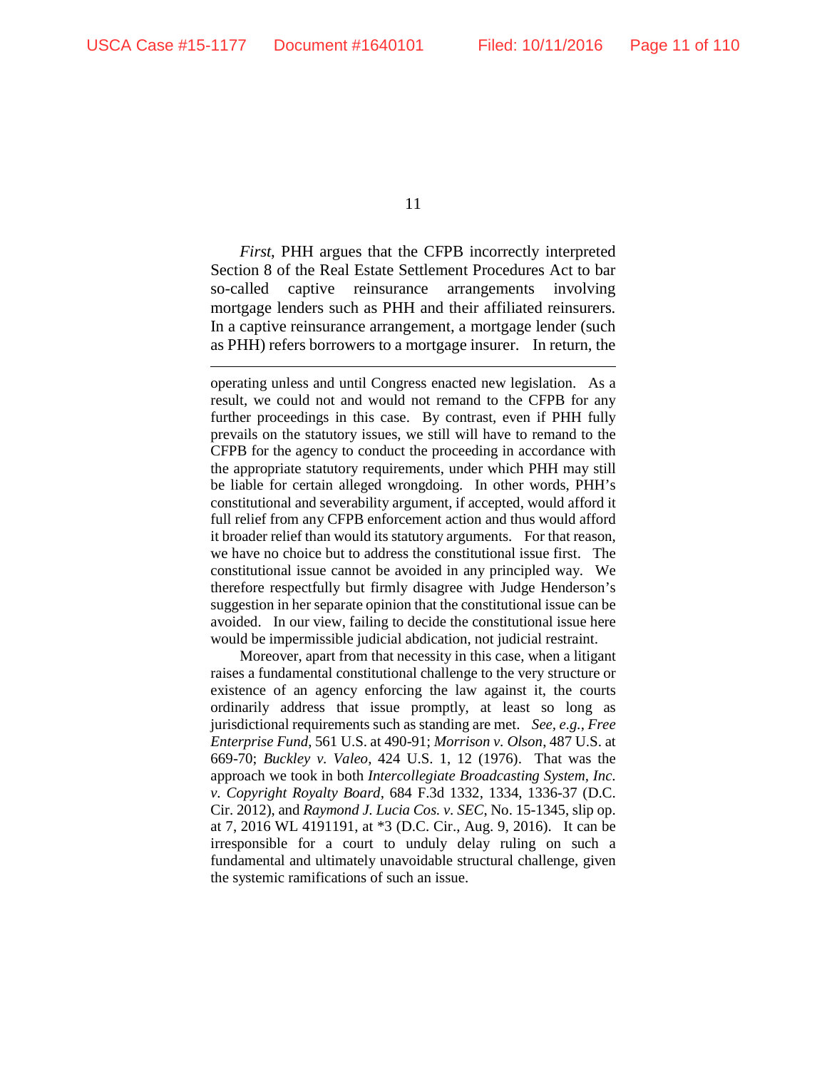*First*, PHH argues that the CFPB incorrectly interpreted Section 8 of the Real Estate Settlement Procedures Act to bar so-called captive reinsurance arrangements involving mortgage lenders such as PHH and their affiliated reinsurers. In a captive reinsurance arrangement, a mortgage lender (such as PHH) refers borrowers to a mortgage insurer. In return, the

---

operating unless and until Congress enacted new legislation. As a result, we could not and would not remand to the CFPB for any further proceedings in this case. By contrast, even if PHH fully prevails on the statutory issues, we still will have to remand to the CFPB for the agency to conduct the proceeding in accordance with the appropriate statutory requirements, under which PHH may still be liable for certain alleged wrongdoing. In other words, PHH's constitutional and severability argument, if accepted, would afford it full relief from any CFPB enforcement action and thus would afford it broader relief than would its statutory arguments. For that reason, we have no choice but to address the constitutional issue first. The constitutional issue cannot be avoided in any principled way. We therefore respectfully but firmly disagree with Judge Henderson's suggestion in her separate opinion that the constitutional issue can be avoided. In our view, failing to decide the constitutional issue here would be impermissible judicial abdication, not judicial restraint.

Moreover, apart from that necessity in this case, when a litigant raises a fundamental constitutional challenge to the very structure or existence of an agency enforcing the law against it, the courts ordinarily address that issue promptly, at least so long as jurisdictional requirements such as standing are met. *See, e.g.*, *Free Enterprise Fund*, 561 U.S. at 490-91; *Morrison v. Olson*, 487 U.S. at 669-70; *Buckley v. Valeo*, 424 U.S. 1, 12 (1976). That was the approach we took in both *Intercollegiate Broadcasting System, Inc. v. Copyright Royalty Board*, 684 F.3d 1332, 1334, 1336-37 (D.C. Cir. 2012), and *Raymond J. Lucia Cos. v. SEC*, No. 15-1345, slip op. at 7, 2016 WL 4191191, at *3 (D.C. Cir., Aug. 9, 2016). It can be irresponsible for a court to unduly delay ruling on such a fundamental and ultimately unavoidable structural challenge, given the systemic ramifications of such an issue.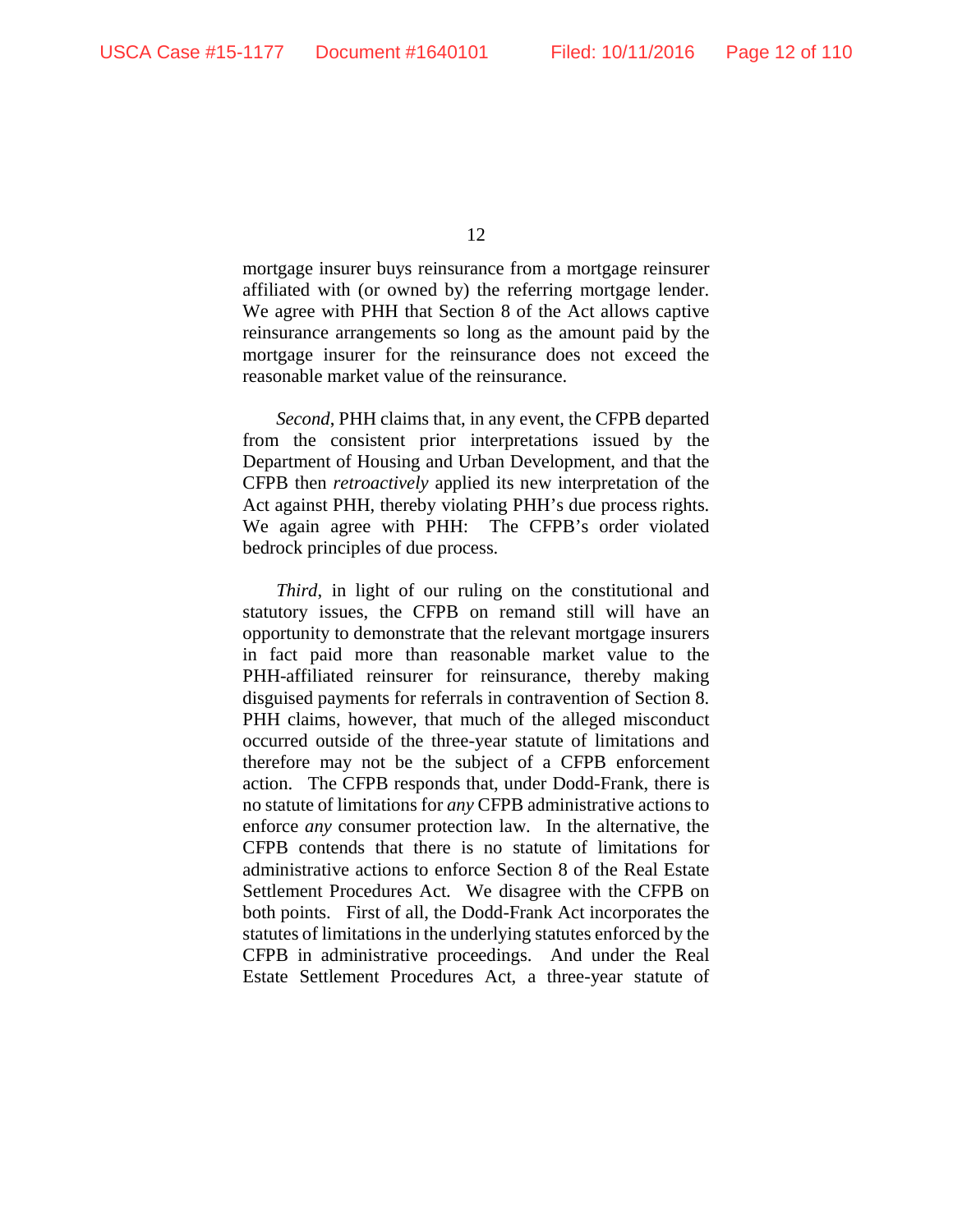mortgage insurer buys reinsurance from a mortgage reinsurer affiliated with (or owned by) the referring mortgage lender. We agree with PHH that Section 8 of the Act allows captive reinsurance arrangements so long as the amount paid by the mortgage insurer for the reinsurance does not exceed the reasonable market value of the reinsurance.

*Second*, PHH claims that, in any event, the CFPB departed from the consistent prior interpretations issued by the Department of Housing and Urban Development, and that the CFPB then *retroactively* applied its new interpretation of the Act against PHH, thereby violating PHH's due process rights. We again agree with PHH: The CFPB's order violated bedrock principles of due process.

*Third*, in light of our ruling on the constitutional and statutory issues, the CFPB on remand still will have an opportunity to demonstrate that the relevant mortgage insurers in fact paid more than reasonable market value to the PHH-affiliated reinsurer for reinsurance, thereby making disguised payments for referrals in contravention of Section 8. PHH claims, however, that much of the alleged misconduct occurred outside of the three-year statute of limitations and therefore may not be the subject of a CFPB enforcement action. The CFPB responds that, under Dodd-Frank, there is no statute of limitations for *any* CFPB administrative actions to enforce *any* consumer protection law. In the alternative, the CFPB contends that there is no statute of limitations for administrative actions to enforce Section 8 of the Real Estate Settlement Procedures Act. We disagree with the CFPB on both points. First of all, the Dodd-Frank Act incorporates the statutes of limitations in the underlying statutes enforced by the CFPB in administrative proceedings. And under the Real Estate Settlement Procedures Act, a three-year statute of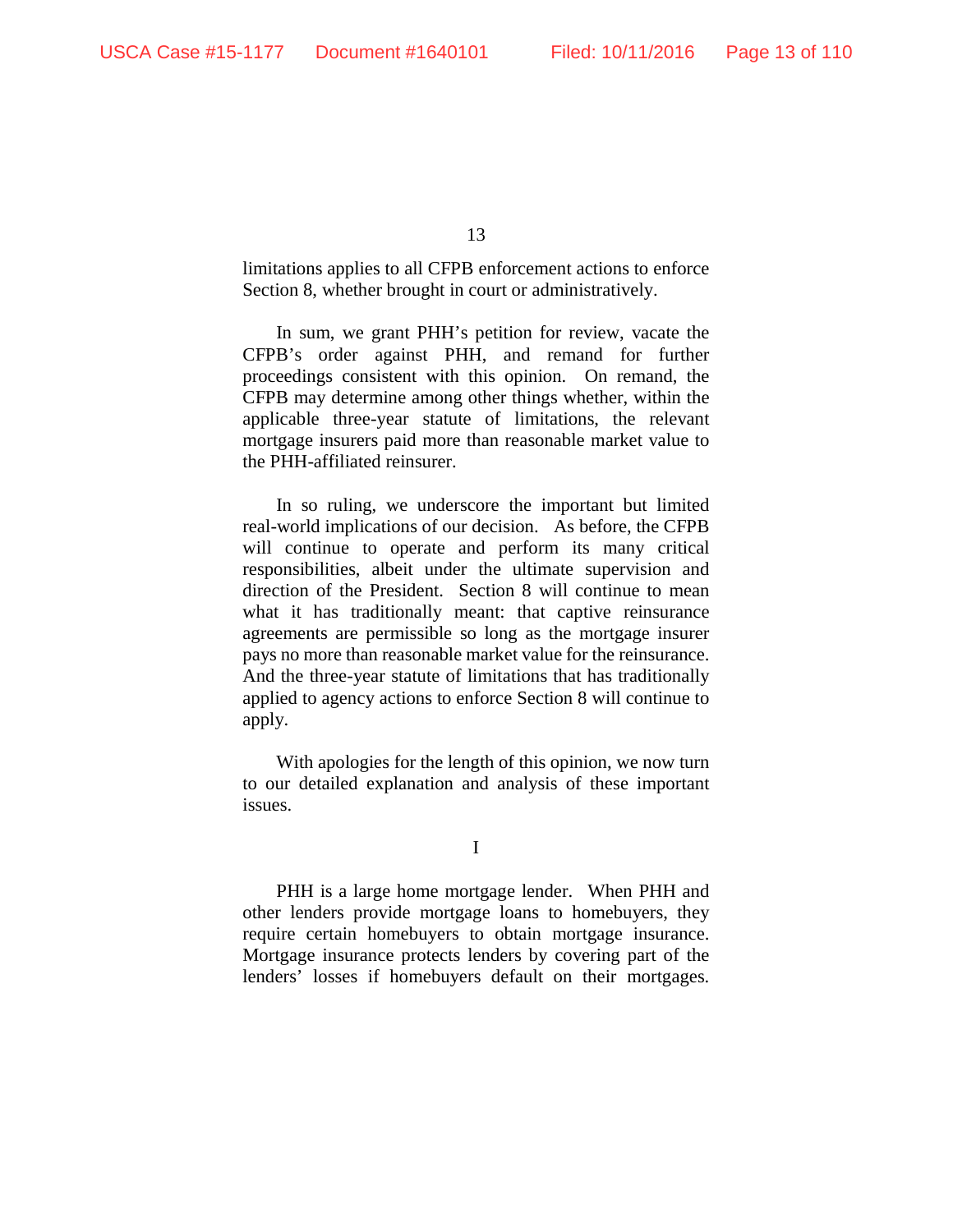limitations applies to all CFPB enforcement actions to enforce Section 8, whether brought in court or administratively.

In sum, we grant PHH's petition for review, vacate the CFPB's order against PHH, and remand for further proceedings consistent with this opinion. On remand, the CFPB may determine among other things whether, within the applicable three-year statute of limitations, the relevant mortgage insurers paid more than reasonable market value to the PHH-affiliated reinsurer.

In so ruling, we underscore the important but limited real-world implications of our decision. As before, the CFPB will continue to operate and perform its many critical responsibilities, albeit under the ultimate supervision and direction of the President. Section 8 will continue to mean what it has traditionally meant: that captive reinsurance agreements are permissible so long as the mortgage insurer pays no more than reasonable market value for the reinsurance. And the three-year statute of limitations that has traditionally applied to agency actions to enforce Section 8 will continue to apply.

With apologies for the length of this opinion, we now turn to our detailed explanation and analysis of these important issues.

## I

PHH is a large home mortgage lender. When PHH and other lenders provide mortgage loans to homebuyers, they require certain homebuyers to obtain mortgage insurance. Mortgage insurance protects lenders by covering part of the lenders' losses if homebuyers default on their mortgages.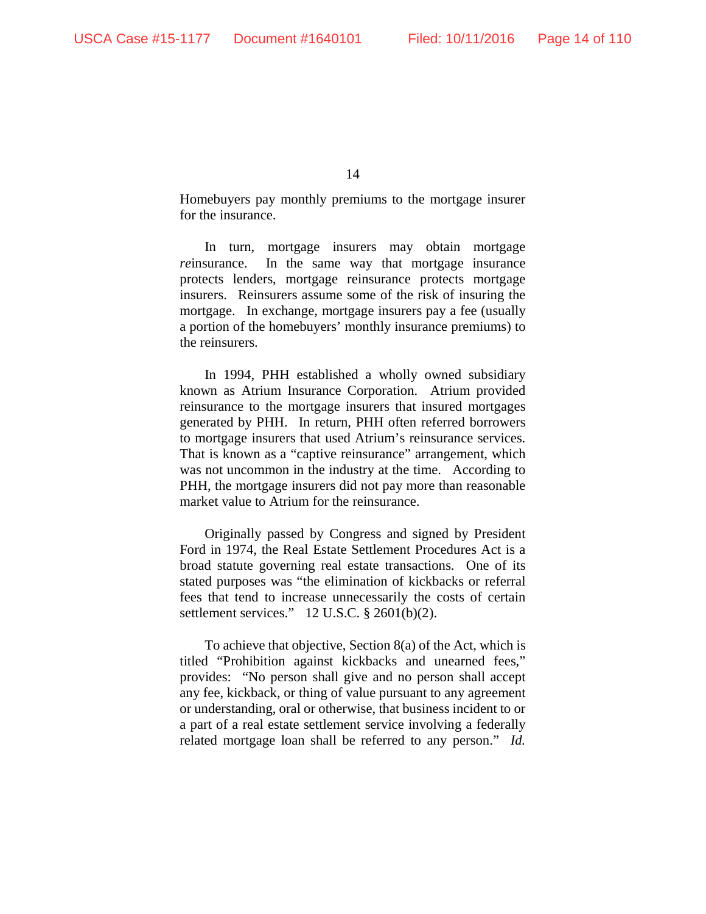Homebuyers pay monthly premiums to the mortgage insurer for the insurance.

In turn, mortgage insurers may obtain mortgage *re*insurance. In the same way that mortgage insurance protects lenders, mortgage reinsurance protects mortgage insurers. Reinsurers assume some of the risk of insuring the mortgage. In exchange, mortgage insurers pay a fee (usually a portion of the homebuyers' monthly insurance premiums) to the reinsurers.

In 1994, PHH established a wholly owned subsidiary known as Atrium Insurance Corporation. Atrium provided reinsurance to the mortgage insurers that insured mortgages generated by PHH. In return, PHH often referred borrowers to mortgage insurers that used Atrium's reinsurance services. That is known as a "captive reinsurance" arrangement, which was not uncommon in the industry at the time. According to PHH, the mortgage insurers did not pay more than reasonable market value to Atrium for the reinsurance.

Originally passed by Congress and signed by President Ford in 1974, the Real Estate Settlement Procedures Act is a broad statute governing real estate transactions. One of its stated purposes was "the elimination of kickbacks or referral fees that tend to increase unnecessarily the costs of certain settlement services." 12 U.S.C. § 2601(b)(2).

To achieve that objective, Section 8(a) of the Act, which is titled "Prohibition against kickbacks and unearned fees," provides: "No person shall give and no person shall accept any fee, kickback, or thing of value pursuant to any agreement or understanding, oral or otherwise, that business incident to or a part of a real estate settlement service involving a federally related mortgage loan shall be referred to any person." *Id.*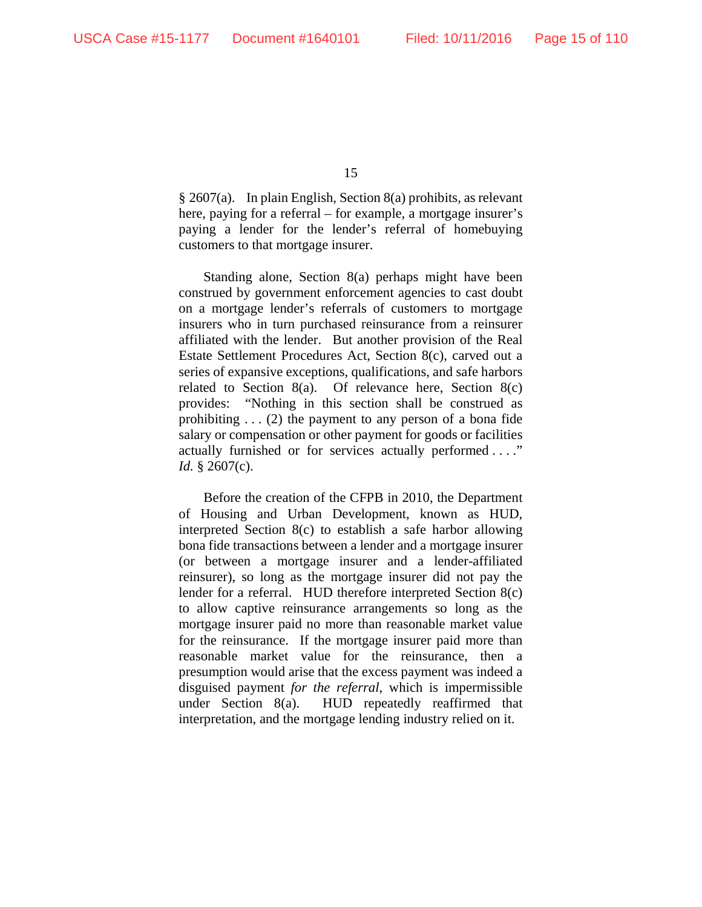§ 2607(a). In plain English, Section 8(a) prohibits, as relevant here, paying for a referral – for example, a mortgage insurer's paying a lender for the lender's referral of homebuying customers to that mortgage insurer.

Standing alone, Section 8(a) perhaps might have been construed by government enforcement agencies to cast doubt on a mortgage lender's referrals of customers to mortgage insurers who in turn purchased reinsurance from a reinsurer affiliated with the lender. But another provision of the Real Estate Settlement Procedures Act, Section 8(c), carved out a series of expansive exceptions, qualifications, and safe harbors related to Section 8(a). Of relevance here, Section 8(c) provides: "Nothing in this section shall be construed as prohibiting . . . (2) the payment to any person of a bona fide salary or compensation or other payment for goods or facilities actually furnished or for services actually performed . . . ." *Id.* § 2607(c).

Before the creation of the CFPB in 2010, the Department of Housing and Urban Development, known as HUD, interpreted Section 8(c) to establish a safe harbor allowing bona fide transactions between a lender and a mortgage insurer (or between a mortgage insurer and a lender-affiliated reinsurer), so long as the mortgage insurer did not pay the lender for a referral. HUD therefore interpreted Section 8(c) to allow captive reinsurance arrangements so long as the mortgage insurer paid no more than reasonable market value for the reinsurance. If the mortgage insurer paid more than reasonable market value for the reinsurance, then a presumption would arise that the excess payment was indeed a disguised payment *for the referral*, which is impermissible under Section 8(a). HUD repeatedly reaffirmed that interpretation, and the mortgage lending industry relied on it.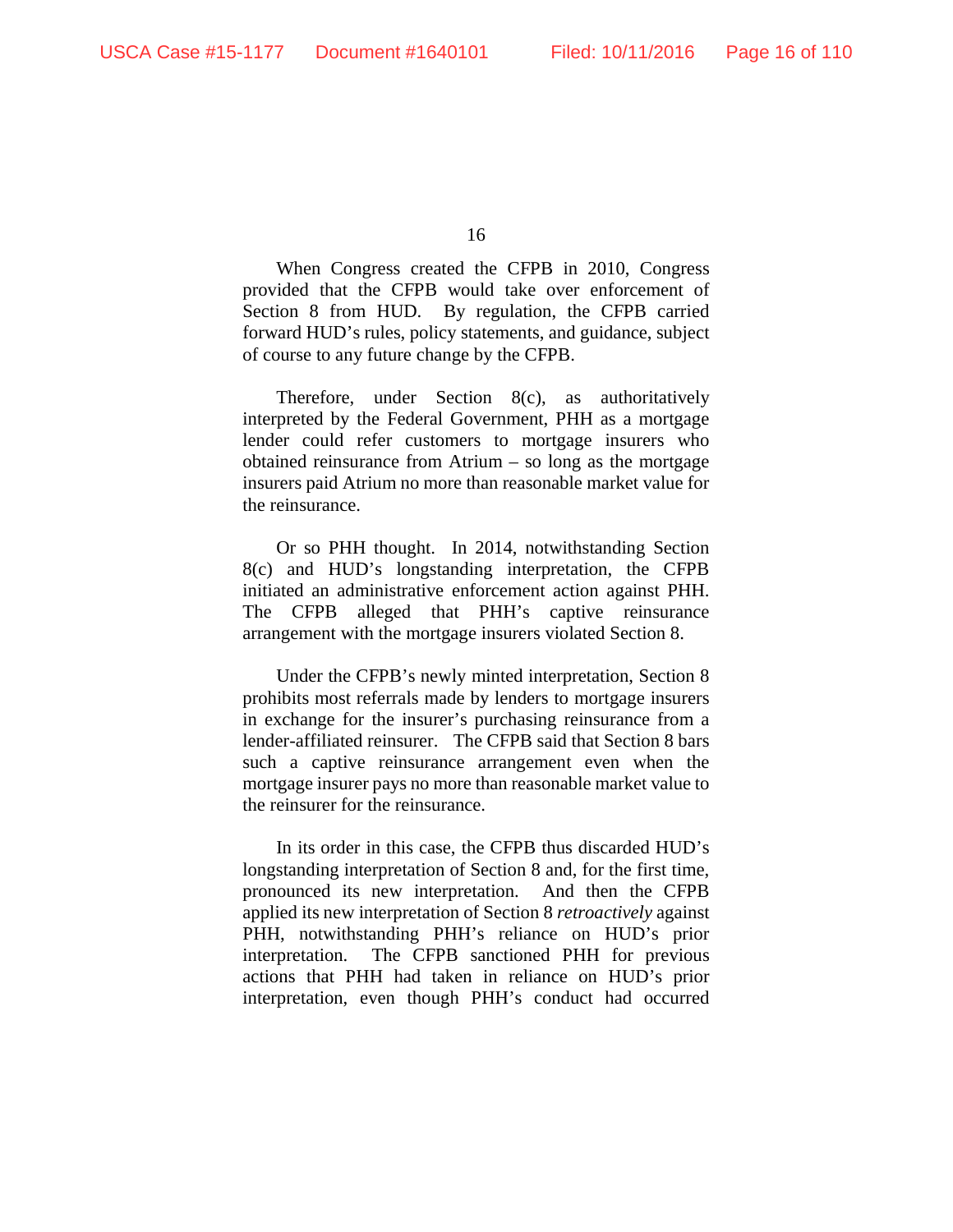When Congress created the CFPB in 2010, Congress provided that the CFPB would take over enforcement of Section 8 from HUD. By regulation, the CFPB carried forward HUD's rules, policy statements, and guidance, subject of course to any future change by the CFPB.

Therefore, under Section 8(c), as authoritatively interpreted by the Federal Government, PHH as a mortgage lender could refer customers to mortgage insurers who obtained reinsurance from Atrium – so long as the mortgage insurers paid Atrium no more than reasonable market value for the reinsurance.

Or so PHH thought. In 2014, notwithstanding Section 8(c) and HUD's longstanding interpretation, the CFPB initiated an administrative enforcement action against PHH. The CFPB alleged that PHH's captive reinsurance arrangement with the mortgage insurers violated Section 8.

Under the CFPB's newly minted interpretation, Section 8 prohibits most referrals made by lenders to mortgage insurers in exchange for the insurer's purchasing reinsurance from a lender-affiliated reinsurer. The CFPB said that Section 8 bars such a captive reinsurance arrangement even when the mortgage insurer pays no more than reasonable market value to the reinsurer for the reinsurance.

In its order in this case, the CFPB thus discarded HUD's longstanding interpretation of Section 8 and, for the first time, pronounced its new interpretation. And then the CFPB applied its new interpretation of Section 8 *retroactively* against PHH, notwithstanding PHH's reliance on HUD's prior interpretation. The CFPB sanctioned PHH for previous actions that PHH had taken in reliance on HUD's prior interpretation, even though PHH's conduct had occurred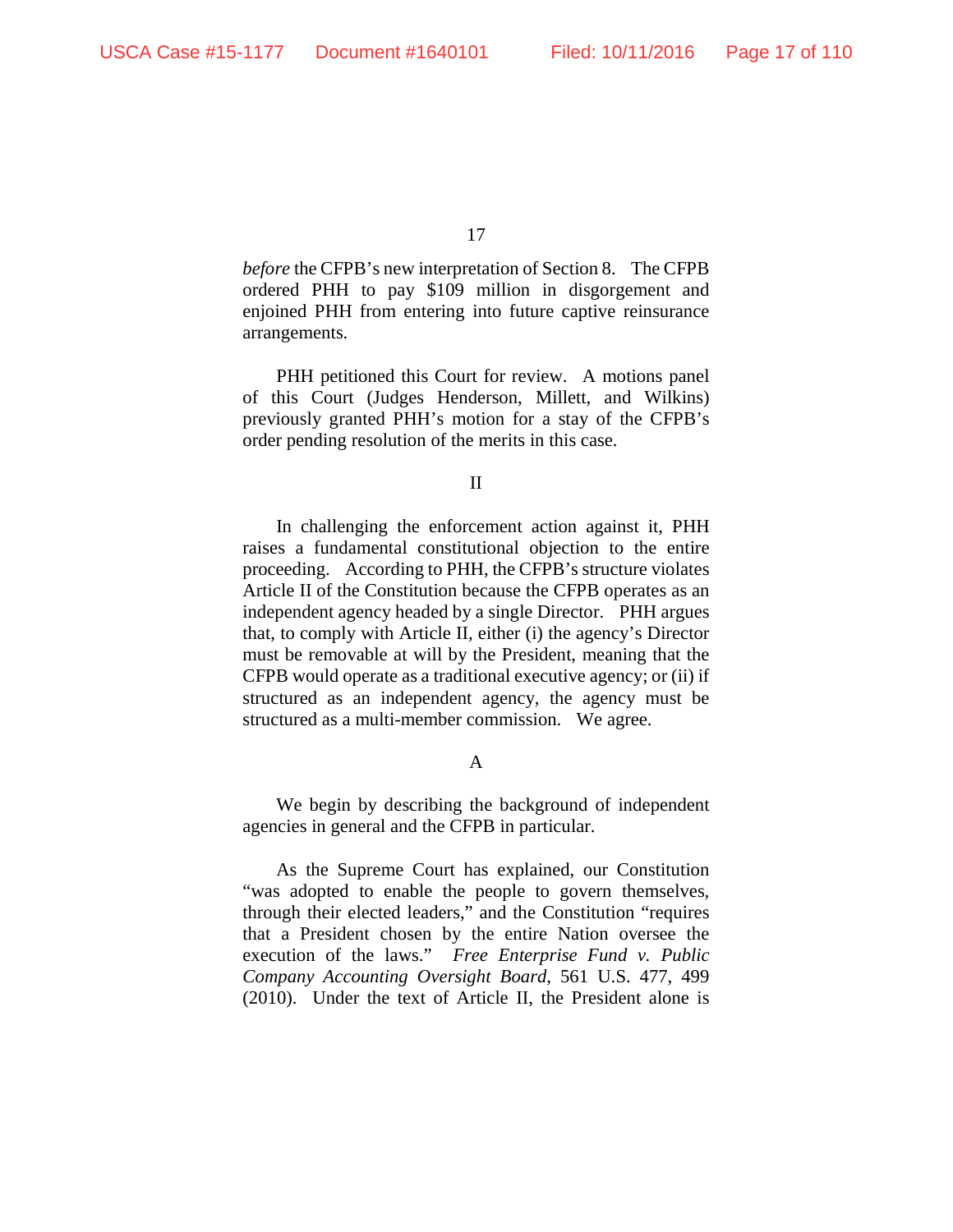*before* the CFPB's new interpretation of Section 8. The CFPB ordered PHH to pay $109 million in disgorgement and enjoined PHH from entering into future captive reinsurance arrangements.

PHH petitioned this Court for review. A motions panel of this Court (Judges Henderson, Millett, and Wilkins) previously granted PHH's motion for a stay of the CFPB's order pending resolution of the merits in this case.

## II

In challenging the enforcement action against it, PHH raises a fundamental constitutional objection to the entire proceeding. According to PHH, the CFPB's structure violates Article II of the Constitution because the CFPB operates as an independent agency headed by a single Director. PHH argues that, to comply with Article II, either (i) the agency's Director must be removable at will by the President, meaning that the CFPB would operate as a traditional executive agency; or (ii) if structured as an independent agency, the agency must be structured as a multi-member commission. We agree.

### A

We begin by describing the background of independent agencies in general and the CFPB in particular.

As the Supreme Court has explained, our Constitution "was adopted to enable the people to govern themselves, through their elected leaders," and the Constitution "requires that a President chosen by the entire Nation oversee the execution of the laws." *Free Enterprise Fund v. Public Company Accounting Oversight Board*, 561 U.S. 477, 499 (2010). Under the text of Article II, the President alone is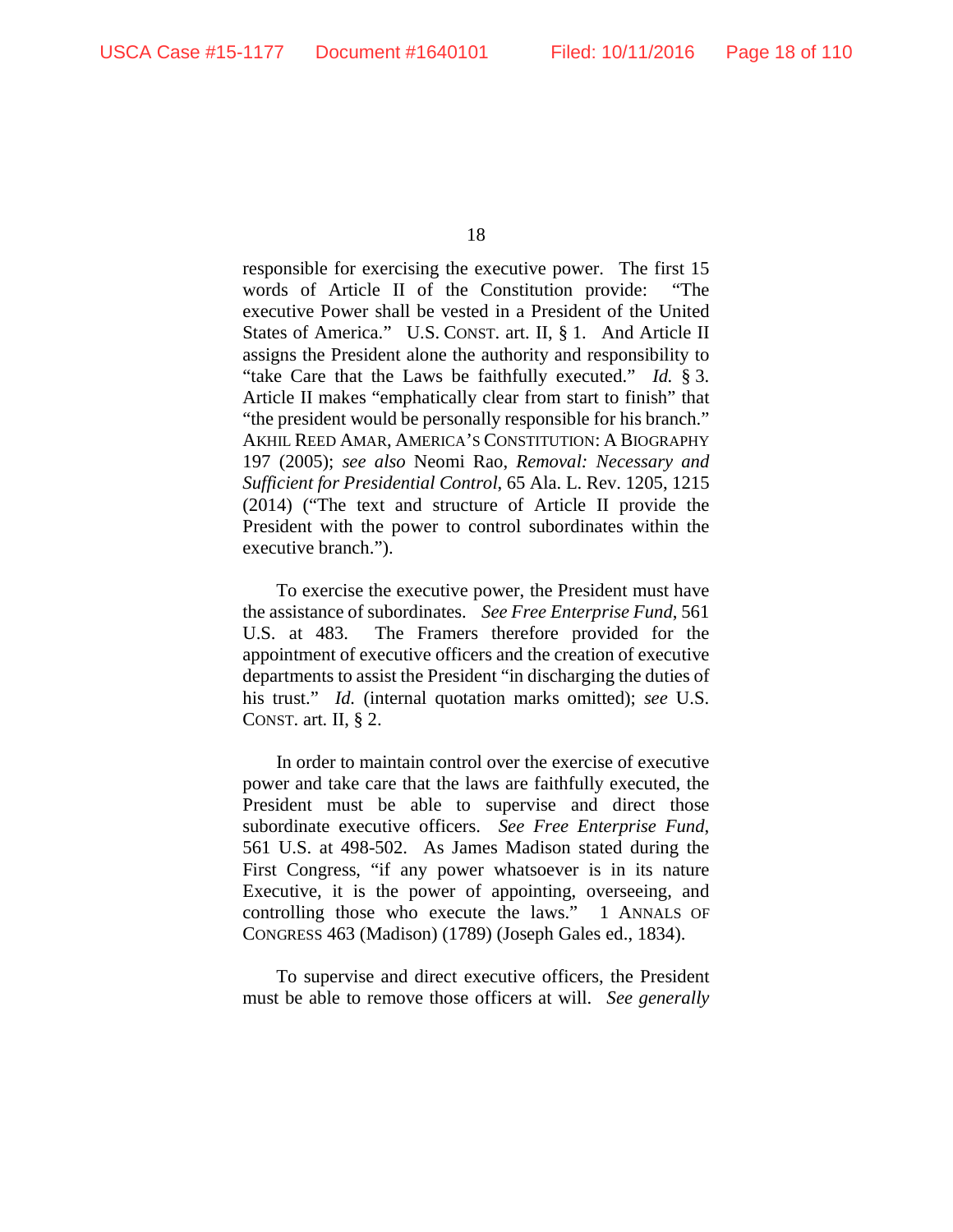responsible for exercising the executive power. The first 15 words of Article II of the Constitution provide: "The executive Power shall be vested in a President of the United States of America." U.S. CONST. art. II, § 1. And Article II assigns the President alone the authority and responsibility to "take Care that the Laws be faithfully executed." *Id.* § 3. Article II makes "emphatically clear from start to finish" that "the president would be personally responsible for his branch." AKHIL REED AMAR, AMERICA'S CONSTITUTION: A BIOGRAPHY 197 (2005); *see also* Neomi Rao, *Removal: Necessary and Sufficient for Presidential Control*, 65 Ala. L. Rev. 1205, 1215 (2014) ("The text and structure of Article II provide the President with the power to control subordinates within the executive branch.").

To exercise the executive power, the President must have the assistance of subordinates. *See Free Enterprise Fund*, 561 U.S. at 483. The Framers therefore provided for the appointment of executive officers and the creation of executive departments to assist the President "in discharging the duties of his trust." *Id.* (internal quotation marks omitted); *see* U.S. CONST. art. II, § 2.

In order to maintain control over the exercise of executive power and take care that the laws are faithfully executed, the President must be able to supervise and direct those subordinate executive officers. *See Free Enterprise Fund*, 561 U.S. at 498-502. As James Madison stated during the First Congress, "if any power whatsoever is in its nature Executive, it is the power of appointing, overseeing, and controlling those who execute the laws." 1 ANNALS OF CONGRESS 463 (Madison) (1789) (Joseph Gales ed., 1834).

To supervise and direct executive officers, the President must be able to remove those officers at will. *See generally*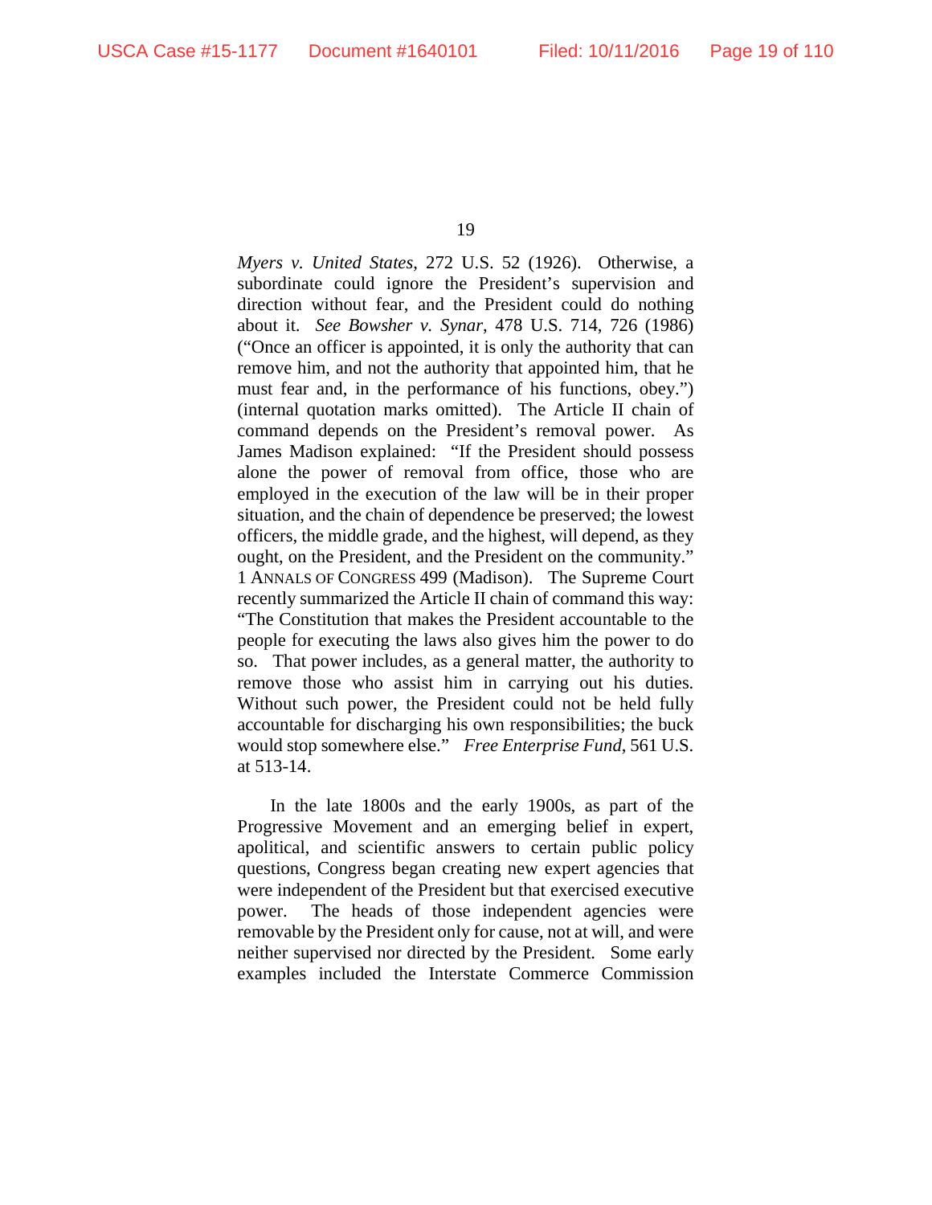*Myers v. United States*, 272 U.S. 52 (1926). Otherwise, a subordinate could ignore the President's supervision and direction without fear, and the President could do nothing about it. *See Bowsher v. Synar*, 478 U.S. 714, 726 (1986) ("Once an officer is appointed, it is only the authority that can remove him, and not the authority that appointed him, that he must fear and, in the performance of his functions, obey.") (internal quotation marks omitted). The Article II chain of command depends on the President's removal power. As James Madison explained: "If the President should possess alone the power of removal from office, those who are employed in the execution of the law will be in their proper situation, and the chain of dependence be preserved; the lowest officers, the middle grade, and the highest, will depend, as they ought, on the President, and the President on the community." 1 ANNALS OF CONGRESS 499 (Madison). The Supreme Court recently summarized the Article II chain of command this way: "The Constitution that makes the President accountable to the people for executing the laws also gives him the power to do so. That power includes, as a general matter, the authority to remove those who assist him in carrying out his duties. Without such power, the President could not be held fully accountable for discharging his own responsibilities; the buck would stop somewhere else." *Free Enterprise Fund*, 561 U.S. at 513-14.

In the late 1800s and the early 1900s, as part of the Progressive Movement and an emerging belief in expert, apolitical, and scientific answers to certain public policy questions, Congress began creating new expert agencies that were independent of the President but that exercised executive power. The heads of those independent agencies were removable by the President only for cause, not at will, and were neither supervised nor directed by the President. Some early examples included the Interstate Commerce Commission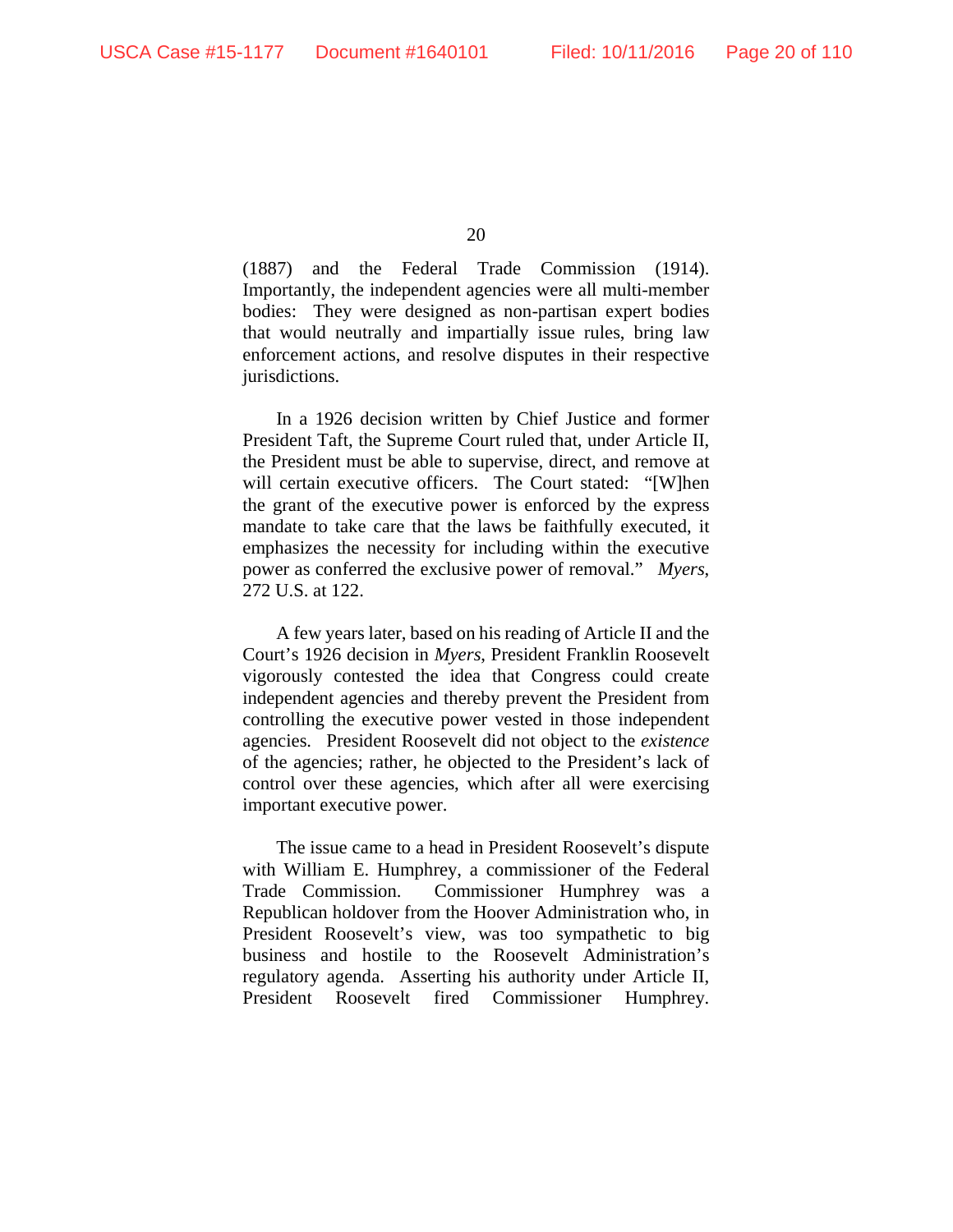(1887) and the Federal Trade Commission (1914). Importantly, the independent agencies were all multi-member bodies: They were designed as non-partisan expert bodies that would neutrally and impartially issue rules, bring law enforcement actions, and resolve disputes in their respective jurisdictions.

In a 1926 decision written by Chief Justice and former President Taft, the Supreme Court ruled that, under Article II, the President must be able to supervise, direct, and remove at will certain executive officers. The Court stated: "[W]hen the grant of the executive power is enforced by the express mandate to take care that the laws be faithfully executed, it emphasizes the necessity for including within the executive power as conferred the exclusive power of removal." *Myers*, 272 U.S. at 122.

A few years later, based on his reading of Article II and the Court's 1926 decision in *Myers*, President Franklin Roosevelt vigorously contested the idea that Congress could create independent agencies and thereby prevent the President from controlling the executive power vested in those independent agencies. President Roosevelt did not object to the *existence* of the agencies; rather, he objected to the President's lack of control over these agencies, which after all were exercising important executive power.

The issue came to a head in President Roosevelt's dispute with William E. Humphrey, a commissioner of the Federal Trade Commission. Commissioner Humphrey was a Republican holdover from the Hoover Administration who, in President Roosevelt's view, was too sympathetic to big business and hostile to the Roosevelt Administration's regulatory agenda. Asserting his authority under Article II, President Roosevelt fired Commissioner Humphrey.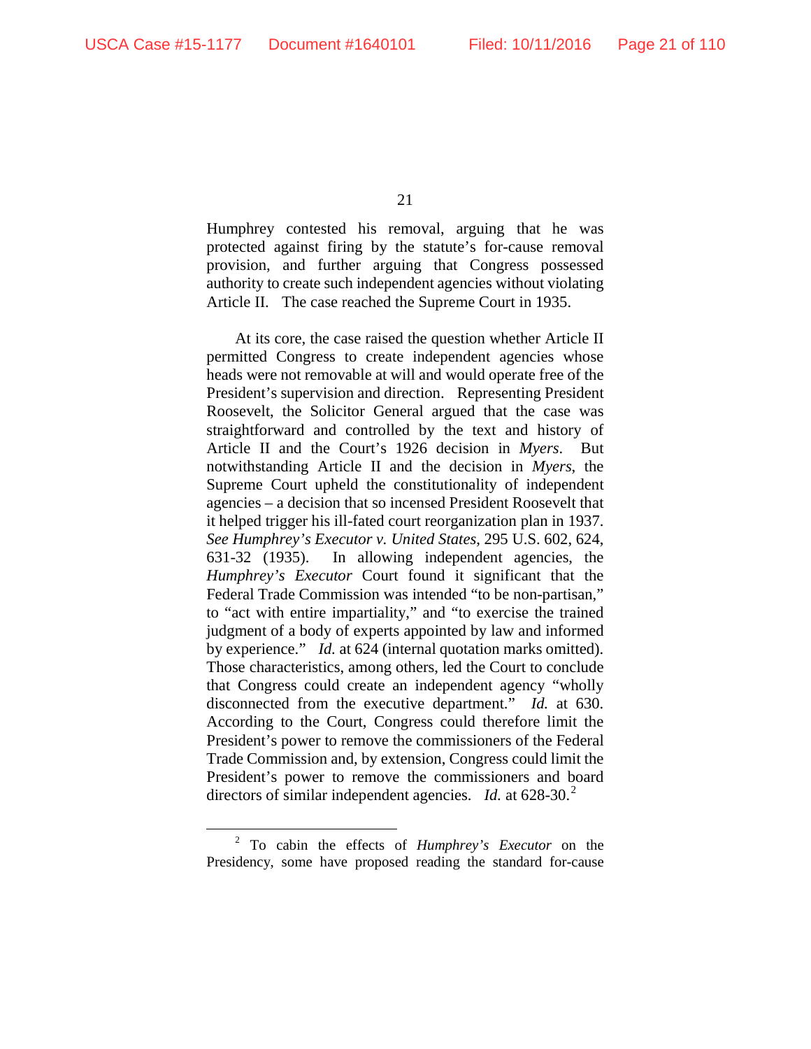Humphrey contested his removal, arguing that he was protected against firing by the statute's for-cause removal provision, and further arguing that Congress possessed authority to create such independent agencies without violating Article II. The case reached the Supreme Court in 1935.

At its core, the case raised the question whether Article II permitted Congress to create independent agencies whose heads were not removable at will and would operate free of the President's supervision and direction. Representing President Roosevelt, the Solicitor General argued that the case was straightforward and controlled by the text and history of Article II and the Court's 1926 decision in *Myers*. But notwithstanding Article II and the decision in *Myers*, the Supreme Court upheld the constitutionality of independent agencies – a decision that so incensed President Roosevelt that it helped trigger his ill-fated court reorganization plan in 1937. *See Humphrey's Executor v. United States*, 295 U.S. 602, 624, 631-32 (1935). In allowing independent agencies, the *Humphrey's Executor* Court found it significant that the Federal Trade Commission was intended "to be non-partisan," to "act with entire impartiality," and "to exercise the trained judgment of a body of experts appointed by law and informed by experience." *Id.* at 624 (internal quotation marks omitted). Those characteristics, among others, led the Court to conclude that Congress could create an independent agency "wholly disconnected from the executive department." *Id.* at 630. According to the Court, Congress could therefore limit the President's power to remove the commissioners of the Federal Trade Commission and, by extension, Congress could limit the President's power to remove the commissioners and board directors of similar independent agencies. *Id.* at 628-30.[2]

[2] To cabin the effects of *Humphrey's Executor* on the Presidency, some have proposed reading the standard for-cause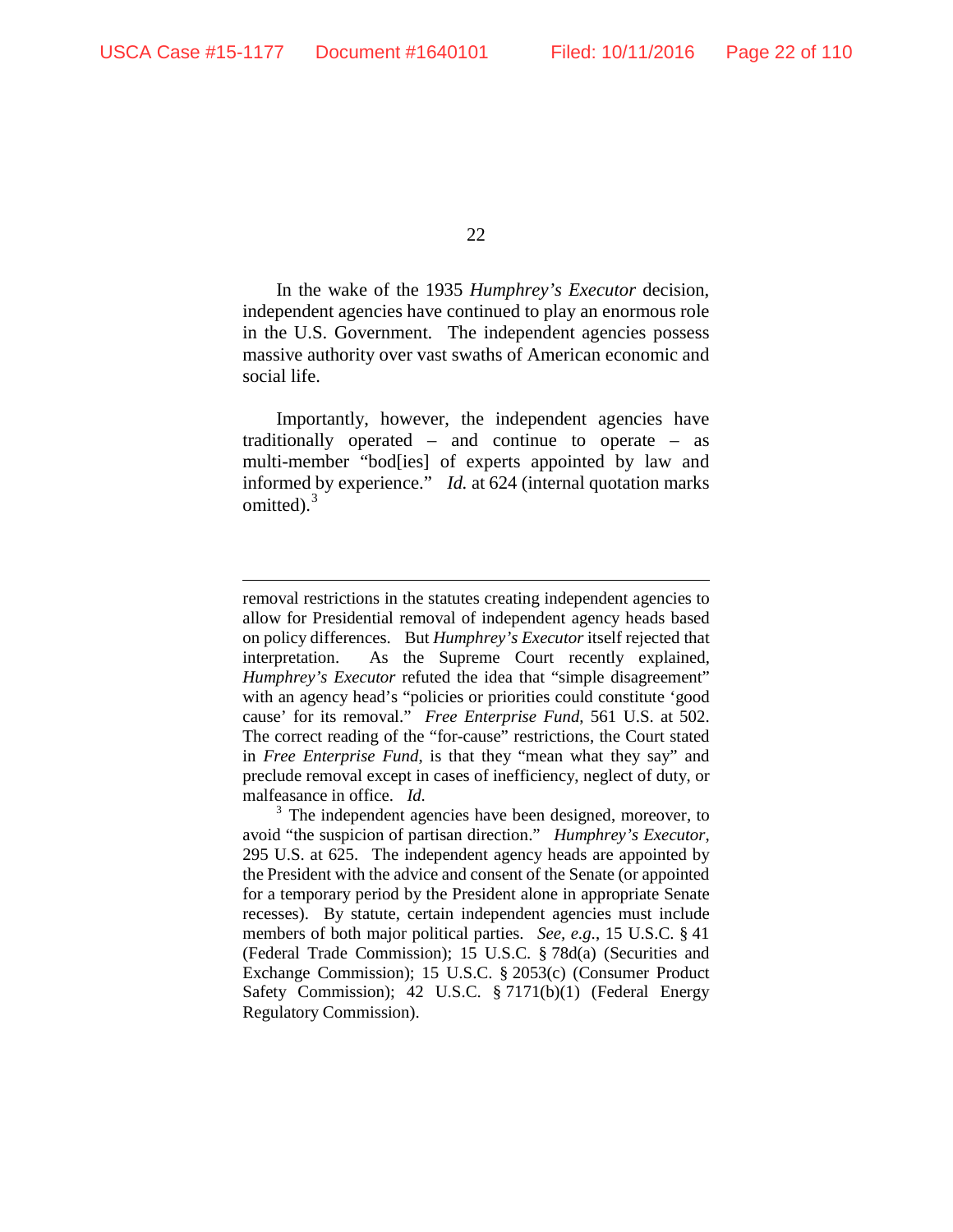In the wake of the 1935 *Humphrey's Executor* decision, independent agencies have continued to play an enormous role in the U.S. Government. The independent agencies possess massive authority over vast swaths of American economic and social life.

Importantly, however, the independent agencies have traditionally operated – and continue to operate – as multi-member "bod[ies] of experts appointed by law and informed by experience." *Id.* at 624 (internal quotation marks omitted).[3]

---

removal restrictions in the statutes creating independent agencies to allow for Presidential removal of independent agency heads based on policy differences. But *Humphrey's Executor* itself rejected that interpretation. As the Supreme Court recently explained, *Humphrey's Executor* refuted the idea that "simple disagreement" with an agency head's "policies or priorities could constitute 'good cause' for its removal." *Free Enterprise Fund*, 561 U.S. at 502. The correct reading of the "for-cause" restrictions, the Court stated in *Free Enterprise Fund*, is that they "mean what they say" and preclude removal except in cases of inefficiency, neglect of duty, or malfeasance in office. *Id.*

[3] The independent agencies have been designed, moreover, to avoid "the suspicion of partisan direction." *Humphrey's Executor*, 295 U.S. at 625. The independent agency heads are appointed by the President with the advice and consent of the Senate (or appointed for a temporary period by the President alone in appropriate Senate recesses). By statute, certain independent agencies must include members of both major political parties. *See, e.g.*, 15 U.S.C. § 41 (Federal Trade Commission); 15 U.S.C. § 78d(a) (Securities and Exchange Commission); 15 U.S.C. § 2053(c) (Consumer Product Safety Commission); 42 U.S.C. § 7171(b)(1) (Federal Energy Regulatory Commission).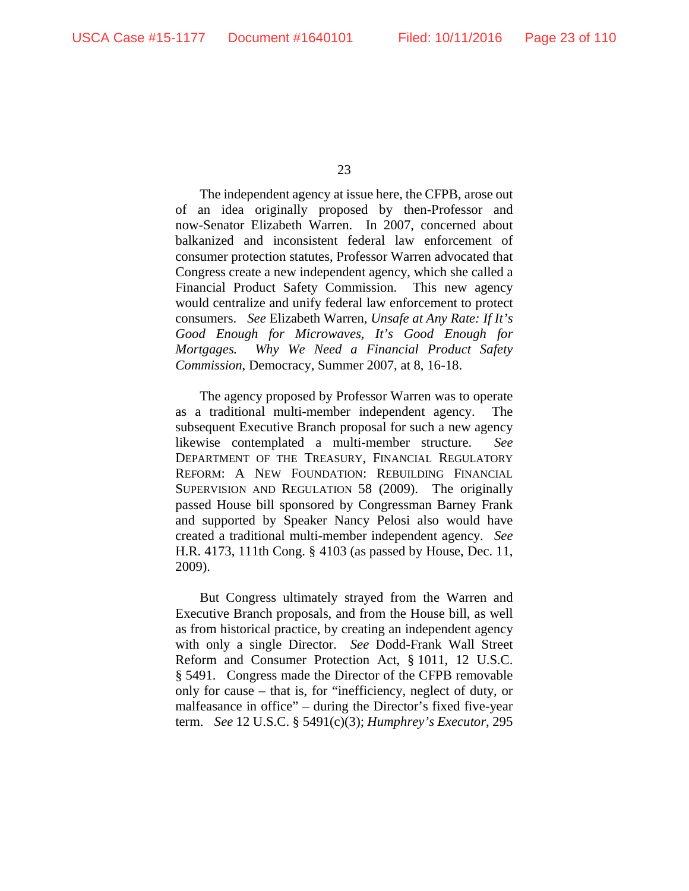The independent agency at issue here, the CFPB, arose out of an idea originally proposed by then-Professor and now-Senator Elizabeth Warren. In 2007, concerned about balkanized and inconsistent federal law enforcement of consumer protection statutes, Professor Warren advocated that Congress create a new independent agency, which she called a Financial Product Safety Commission. This new agency would centralize and unify federal law enforcement to protect consumers. *See* Elizabeth Warren, *Unsafe at Any Rate: If It's Good Enough for Microwaves, It's Good Enough for Mortgages. Why We Need a Financial Product Safety Commission*, Democracy, Summer 2007, at 8, 16-18.

The agency proposed by Professor Warren was to operate as a traditional multi-member independent agency. The subsequent Executive Branch proposal for such a new agency likewise contemplated a multi-member structure. *See* DEPARTMENT OF THE TREASURY, FINANCIAL REGULATORY REFORM: A NEW FOUNDATION: REBUILDING FINANCIAL SUPERVISION AND REGULATION 58 (2009). The originally passed House bill sponsored by Congressman Barney Frank and supported by Speaker Nancy Pelosi also would have created a traditional multi-member independent agency. *See* H.R. 4173, 111th Cong. § 4103 (as passed by House, Dec. 11, 2009).

But Congress ultimately strayed from the Warren and Executive Branch proposals, and from the House bill, as well as from historical practice, by creating an independent agency with only a single Director. *See* Dodd-Frank Wall Street Reform and Consumer Protection Act, § 1011, 12 U.S.C. § 5491. Congress made the Director of the CFPB removable only for cause – that is, for "inefficiency, neglect of duty, or malfeasance in office" – during the Director's fixed five-year term. *See* 12 U.S.C. § 5491(c)(3); *Humphrey's Executor*, 295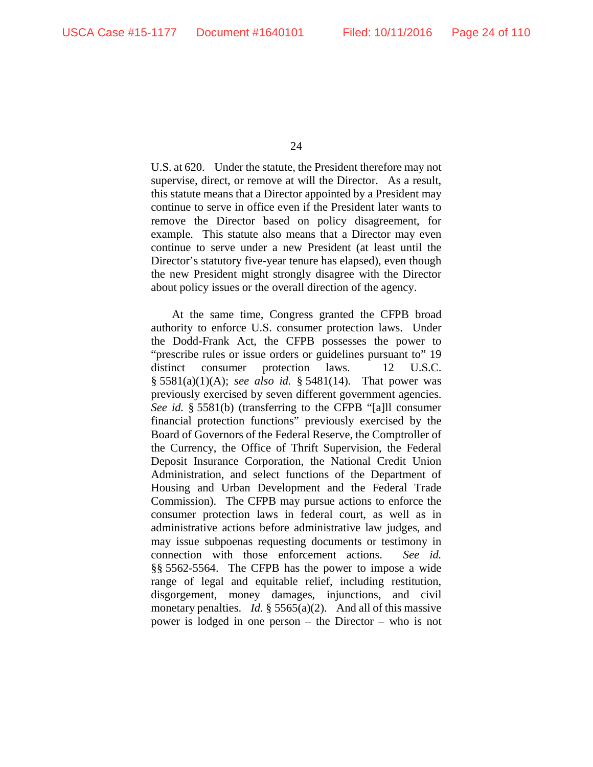U.S. at 620. Under the statute, the President therefore may not supervise, direct, or remove at will the Director. As a result, this statute means that a Director appointed by a President may continue to serve in office even if the President later wants to remove the Director based on policy disagreement, for example. This statute also means that a Director may even continue to serve under a new President (at least until the Director's statutory five-year tenure has elapsed), even though the new President might strongly disagree with the Director about policy issues or the overall direction of the agency.

At the same time, Congress granted the CFPB broad authority to enforce U.S. consumer protection laws. Under the Dodd-Frank Act, the CFPB possesses the power to "prescribe rules or issue orders or guidelines pursuant to" 19 distinct consumer protection laws. 12 U.S.C. § 5581(a)(1)(A); *see also id.* § 5481(14). That power was previously exercised by seven different government agencies. *See id.* § 5581(b) (transferring to the CFPB "[a]ll consumer financial protection functions" previously exercised by the Board of Governors of the Federal Reserve, the Comptroller of the Currency, the Office of Thrift Supervision, the Federal Deposit Insurance Corporation, the National Credit Union Administration, and select functions of the Department of Housing and Urban Development and the Federal Trade Commission). The CFPB may pursue actions to enforce the consumer protection laws in federal court, as well as in administrative actions before administrative law judges, and may issue subpoenas requesting documents or testimony in connection with those enforcement actions. *See id.* §§ 5562-5564. The CFPB has the power to impose a wide range of legal and equitable relief, including restitution, disgorgement, money damages, injunctions, and civil monetary penalties. *Id.* § 5565(a)(2). And all of this massive power is lodged in one person – the Director – who is not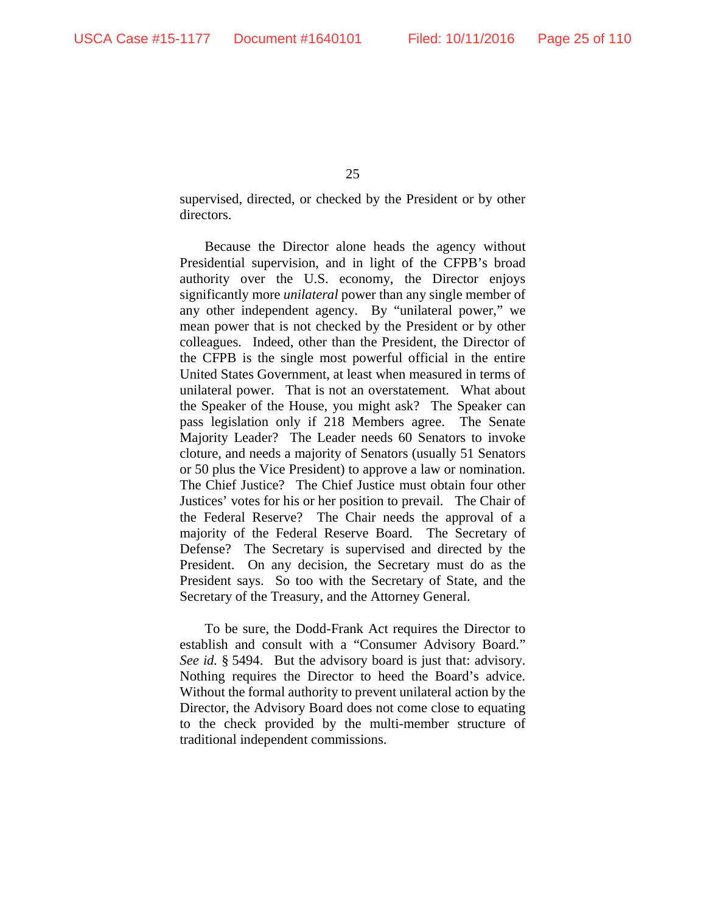supervised, directed, or checked by the President or by other directors.

Because the Director alone heads the agency without Presidential supervision, and in light of the CFPB's broad authority over the U.S. economy, the Director enjoys significantly more *unilateral* power than any single member of any other independent agency. By "unilateral power," we mean power that is not checked by the President or by other colleagues. Indeed, other than the President, the Director of the CFPB is the single most powerful official in the entire United States Government, at least when measured in terms of unilateral power. That is not an overstatement. What about the Speaker of the House, you might ask? The Speaker can pass legislation only if 218 Members agree. The Senate Majority Leader? The Leader needs 60 Senators to invoke cloture, and needs a majority of Senators (usually 51 Senators or 50 plus the Vice President) to approve a law or nomination. The Chief Justice? The Chief Justice must obtain four other Justices' votes for his or her position to prevail. The Chair of the Federal Reserve? The Chair needs the approval of a majority of the Federal Reserve Board. The Secretary of Defense? The Secretary is supervised and directed by the President. On any decision, the Secretary must do as the President says. So too with the Secretary of State, and the Secretary of the Treasury, and the Attorney General.

To be sure, the Dodd-Frank Act requires the Director to establish and consult with a "Consumer Advisory Board." *See id.* § 5494. But the advisory board is just that: advisory. Nothing requires the Director to heed the Board's advice. Without the formal authority to prevent unilateral action by the Director, the Advisory Board does not come close to equating to the check provided by the multi-member structure of traditional independent commissions.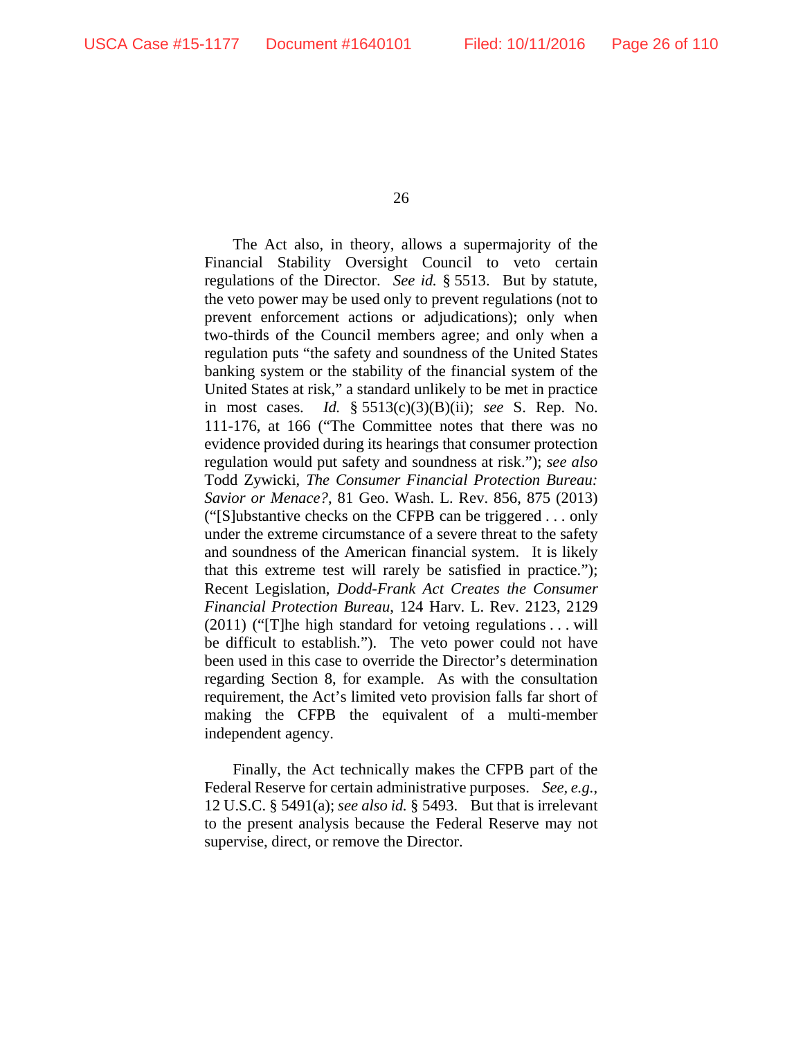The Act also, in theory, allows a supermajority of the Financial Stability Oversight Council to veto certain regulations of the Director. *See id.* § 5513. But by statute, the veto power may be used only to prevent regulations (not to prevent enforcement actions or adjudications); only when two-thirds of the Council members agree; and only when a regulation puts "the safety and soundness of the United States banking system or the stability of the financial system of the United States at risk," a standard unlikely to be met in practice in most cases. *Id.* § 5513(c)(3)(B)(ii); *see* S. Rep. No. 111-176, at 166 ("The Committee notes that there was no evidence provided during its hearings that consumer protection regulation would put safety and soundness at risk."); *see also* Todd Zywicki, *The Consumer Financial Protection Bureau: Savior or Menace?*, 81 Geo. Wash. L. Rev. 856, 875 (2013) ("[S]ubstantive checks on the CFPB can be triggered . . . only under the extreme circumstance of a severe threat to the safety and soundness of the American financial system. It is likely that this extreme test will rarely be satisfied in practice."); Recent Legislation, *Dodd-Frank Act Creates the Consumer Financial Protection Bureau*, 124 Harv. L. Rev. 2123, 2129 (2011) ("[T]he high standard for vetoing regulations . . . will be difficult to establish."). The veto power could not have been used in this case to override the Director's determination regarding Section 8, for example. As with the consultation requirement, the Act's limited veto provision falls far short of making the CFPB the equivalent of a multi-member independent agency.

Finally, the Act technically makes the CFPB part of the Federal Reserve for certain administrative purposes. *See, e.g.*, 12 U.S.C. § 5491(a); *see also id.* § 5493. But that is irrelevant to the present analysis because the Federal Reserve may not supervise, direct, or remove the Director.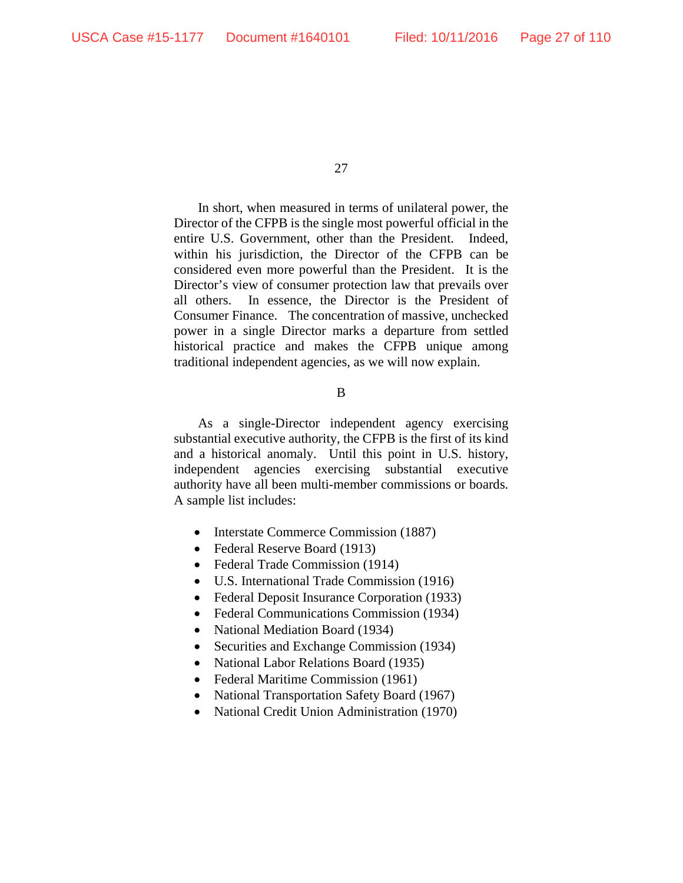In short, when measured in terms of unilateral power, the Director of the CFPB is the single most powerful official in the entire U.S. Government, other than the President. Indeed, within his jurisdiction, the Director of the CFPB can be considered even more powerful than the President. It is the Director's view of consumer protection law that prevails over all others. In essence, the Director is the President of Consumer Finance. The concentration of massive, unchecked power in a single Director marks a departure from settled historical practice and makes the CFPB unique among traditional independent agencies, as we will now explain.

B

As a single-Director independent agency exercising substantial executive authority, the CFPB is the first of its kind and a historical anomaly. Until this point in U.S. history, independent agencies exercising substantial executive authority have all been multi-member commissions or boards. A sample list includes:

- Interstate Commerce Commission (1887)
- Federal Reserve Board (1913)
- Federal Trade Commission (1914)
- U.S. International Trade Commission (1916)
- Federal Deposit Insurance Corporation (1933)
- Federal Communications Commission (1934)
- National Mediation Board (1934)
- Securities and Exchange Commission (1934)
- National Labor Relations Board (1935)
- Federal Maritime Commission (1961)
- National Transportation Safety Board (1967)
- National Credit Union Administration (1970)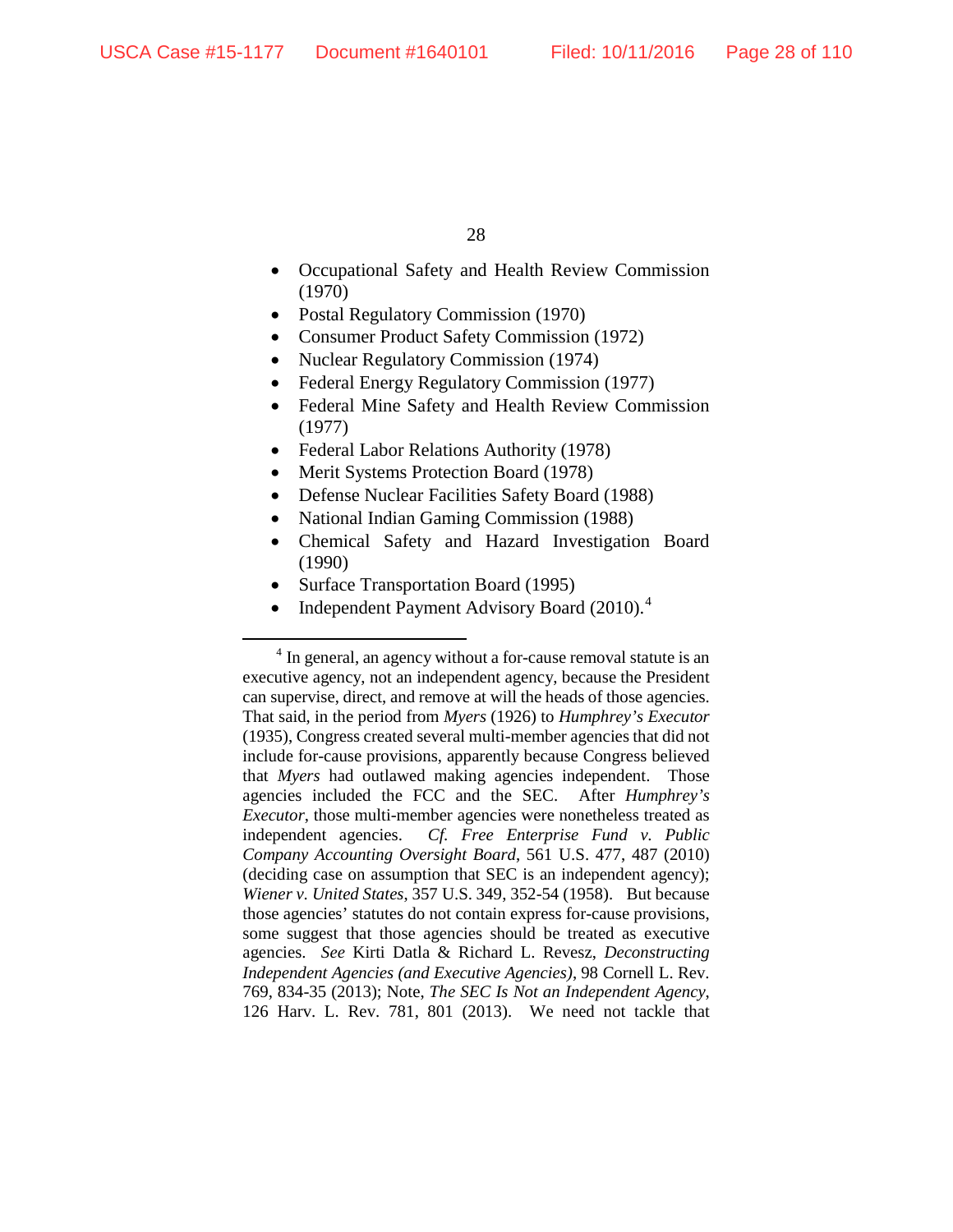- Occupational Safety and Health Review Commission (1970)
- Postal Regulatory Commission (1970)
- Consumer Product Safety Commission (1972)
- Nuclear Regulatory Commission (1974)
- Federal Energy Regulatory Commission (1977)
- Federal Mine Safety and Health Review Commission (1977)
- Federal Labor Relations Authority (1978)
- Merit Systems Protection Board (1978)
- Defense Nuclear Facilities Safety Board (1988)
- National Indian Gaming Commission (1988)
- Chemical Safety and Hazard Investigation Board (1990)
- Surface Transportation Board (1995)
- Independent Payment Advisory Board (2010).[4]

---

[4] In general, an agency without a for-cause removal statute is an executive agency, not an independent agency, because the President can supervise, direct, and remove at will the heads of those agencies. That said, in the period from *Myers* (1926) to *Humphrey's Executor* (1935), Congress created several multi-member agencies that did not include for-cause provisions, apparently because Congress believed that *Myers* had outlawed making agencies independent. Those agencies included the FCC and the SEC. After *Humphrey's Executor*, those multi-member agencies were nonetheless treated as independent agencies. *Cf. Free Enterprise Fund v. Public Company Accounting Oversight Board*, 561 U.S. 477, 487 (2010) (deciding case on assumption that SEC is an independent agency); *Wiener v. United States*, 357 U.S. 349, 352-54 (1958). But because those agencies' statutes do not contain express for-cause provisions, some suggest that those agencies should be treated as executive agencies. *See* Kirti Datla & Richard L. Revesz, *Deconstructing Independent Agencies (and Executive Agencies)*, 98 Cornell L. Rev. 769, 834-35 (2013); Note, *The SEC Is Not an Independent Agency*, 126 Harv. L. Rev. 781, 801 (2013). We need not tackle that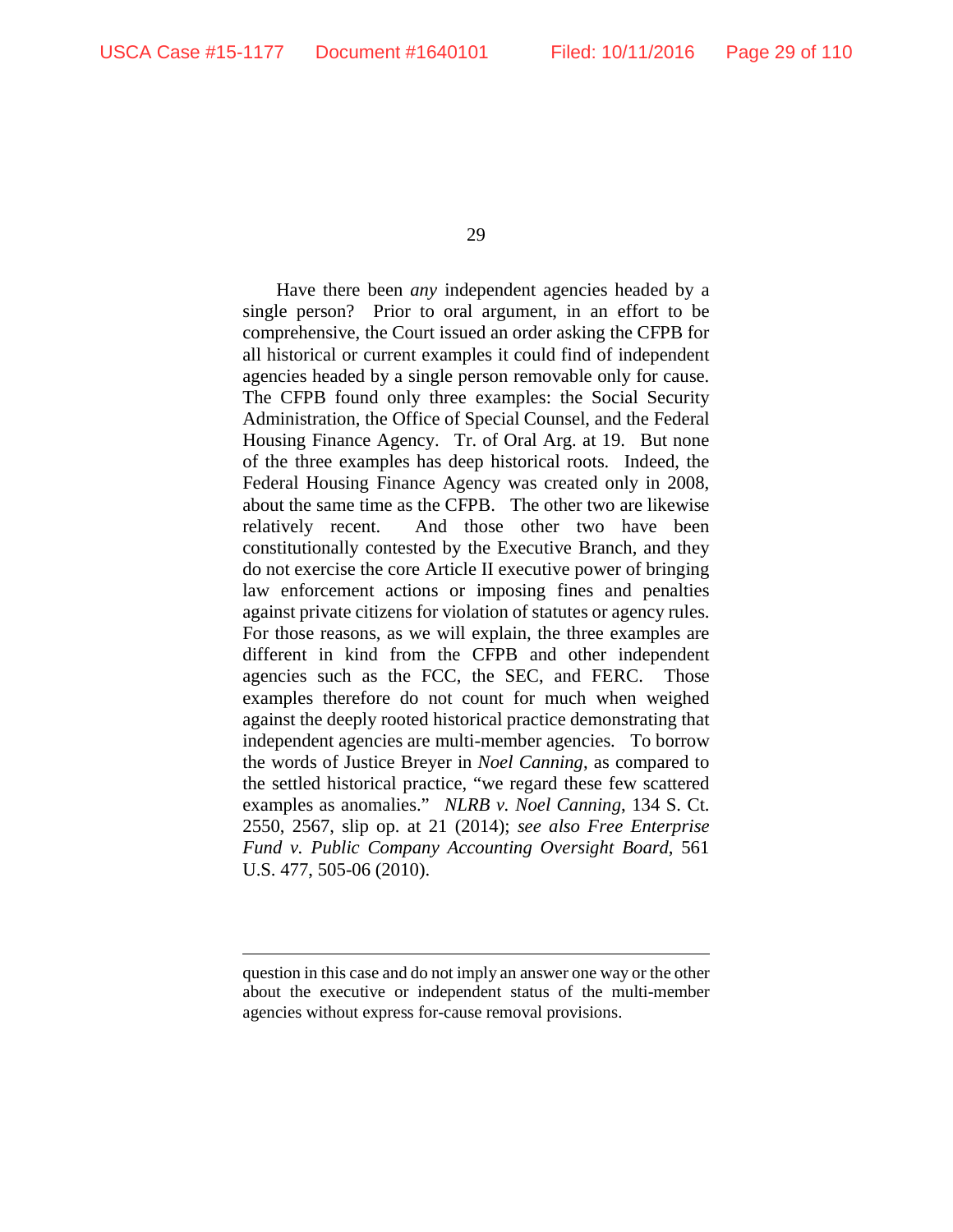Have there been *any* independent agencies headed by a single person? Prior to oral argument, in an effort to be comprehensive, the Court issued an order asking the CFPB for all historical or current examples it could find of independent agencies headed by a single person removable only for cause. The CFPB found only three examples: the Social Security Administration, the Office of Special Counsel, and the Federal Housing Finance Agency. Tr. of Oral Arg. at 19. But none of the three examples has deep historical roots. Indeed, the Federal Housing Finance Agency was created only in 2008, about the same time as the CFPB. The other two are likewise relatively recent. And those other two have been constitutionally contested by the Executive Branch, and they do not exercise the core Article II executive power of bringing law enforcement actions or imposing fines and penalties against private citizens for violation of statutes or agency rules. For those reasons, as we will explain, the three examples are different in kind from the CFPB and other independent agencies such as the FCC, the SEC, and FERC. Those examples therefore do not count for much when weighed against the deeply rooted historical practice demonstrating that independent agencies are multi-member agencies. To borrow the words of Justice Breyer in *Noel Canning*, as compared to the settled historical practice, "we regard these few scattered examples as anomalies." *NLRB v. Noel Canning*, 134 S. Ct. 2550, 2567, slip op. at 21 (2014); *see also Free Enterprise Fund v. Public Company Accounting Oversight Board*, 561 U.S. 477, 505-06 (2010).

---

question in this case and do not imply an answer one way or the other about the executive or independent status of the multi-member agencies without express for-cause removal provisions.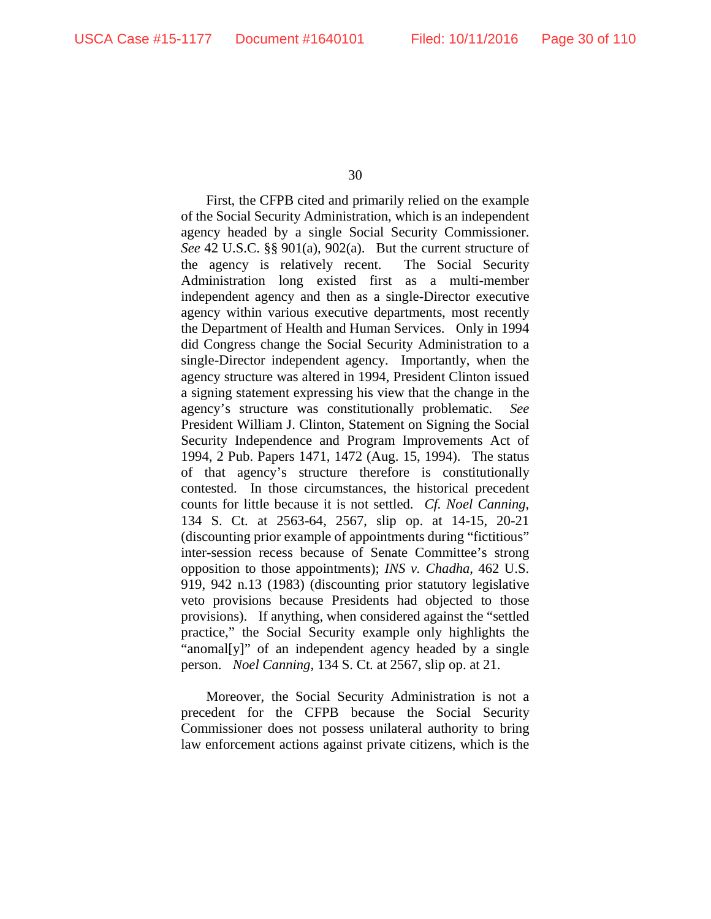First, the CFPB cited and primarily relied on the example of the Social Security Administration, which is an independent agency headed by a single Social Security Commissioner. *See* 42 U.S.C. §§ 901(a), 902(a). But the current structure of the agency is relatively recent. The Social Security Administration long existed first as a multi-member independent agency and then as a single-Director executive agency within various executive departments, most recently the Department of Health and Human Services. Only in 1994 did Congress change the Social Security Administration to a single-Director independent agency. Importantly, when the agency structure was altered in 1994, President Clinton issued a signing statement expressing his view that the change in the agency's structure was constitutionally problematic. *See* President William J. Clinton, Statement on Signing the Social Security Independence and Program Improvements Act of 1994, 2 Pub. Papers 1471, 1472 (Aug. 15, 1994). The status of that agency's structure therefore is constitutionally contested. In those circumstances, the historical precedent counts for little because it is not settled. *Cf. Noel Canning*, 134 S. Ct. at 2563-64, 2567, slip op. at 14-15, 20-21 (discounting prior example of appointments during "fictitious" inter-session recess because of Senate Committee's strong opposition to those appointments); *INS v. Chadha*, 462 U.S. 919, 942 n.13 (1983) (discounting prior statutory legislative veto provisions because Presidents had objected to those provisions). If anything, when considered against the "settled practice," the Social Security example only highlights the "anomal[y]" of an independent agency headed by a single person. *Noel Canning*, 134 S. Ct. at 2567, slip op. at 21.

Moreover, the Social Security Administration is not a precedent for the CFPB because the Social Security Commissioner does not possess unilateral authority to bring law enforcement actions against private citizens, which is the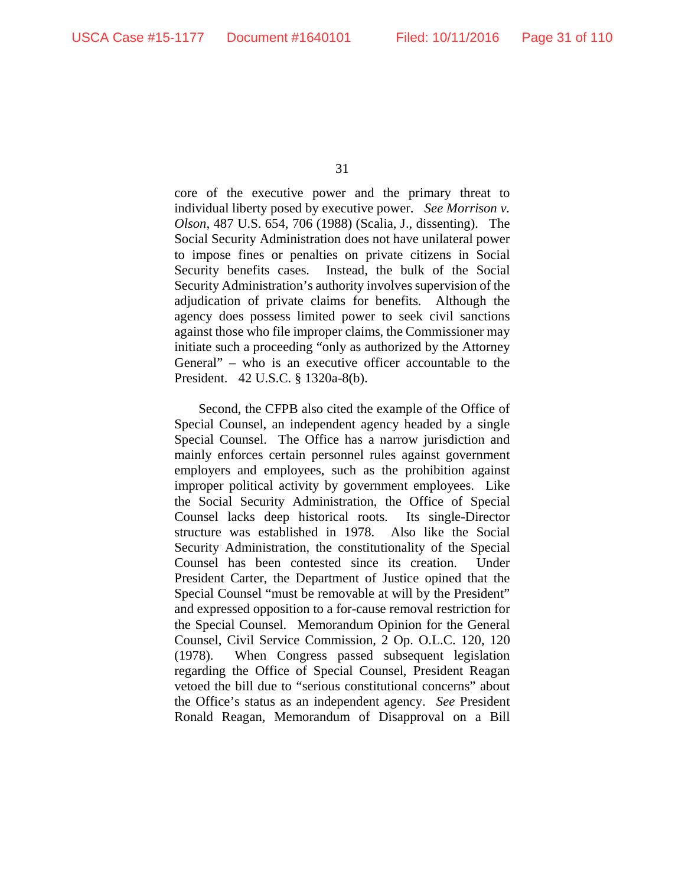core of the executive power and the primary threat to individual liberty posed by executive power. *See Morrison v. Olson*, 487 U.S. 654, 706 (1988) (Scalia, J., dissenting). The Social Security Administration does not have unilateral power to impose fines or penalties on private citizens in Social Security benefits cases. Instead, the bulk of the Social Security Administration's authority involves supervision of the adjudication of private claims for benefits. Although the agency does possess limited power to seek civil sanctions against those who file improper claims, the Commissioner may initiate such a proceeding "only as authorized by the Attorney General" – who is an executive officer accountable to the President. 42 U.S.C. § 1320a-8(b).

Second, the CFPB also cited the example of the Office of Special Counsel, an independent agency headed by a single Special Counsel. The Office has a narrow jurisdiction and mainly enforces certain personnel rules against government employers and employees, such as the prohibition against improper political activity by government employees. Like the Social Security Administration, the Office of Special Counsel lacks deep historical roots. Its single-Director structure was established in 1978. Also like the Social Security Administration, the constitutionality of the Special Counsel has been contested since its creation. Under President Carter, the Department of Justice opined that the Special Counsel "must be removable at will by the President" and expressed opposition to a for-cause removal restriction for the Special Counsel. Memorandum Opinion for the General Counsel, Civil Service Commission, 2 Op. O.L.C. 120, 120 (1978). When Congress passed subsequent legislation regarding the Office of Special Counsel, President Reagan vetoed the bill due to "serious constitutional concerns" about the Office's status as an independent agency. *See* President Ronald Reagan, Memorandum of Disapproval on a Bill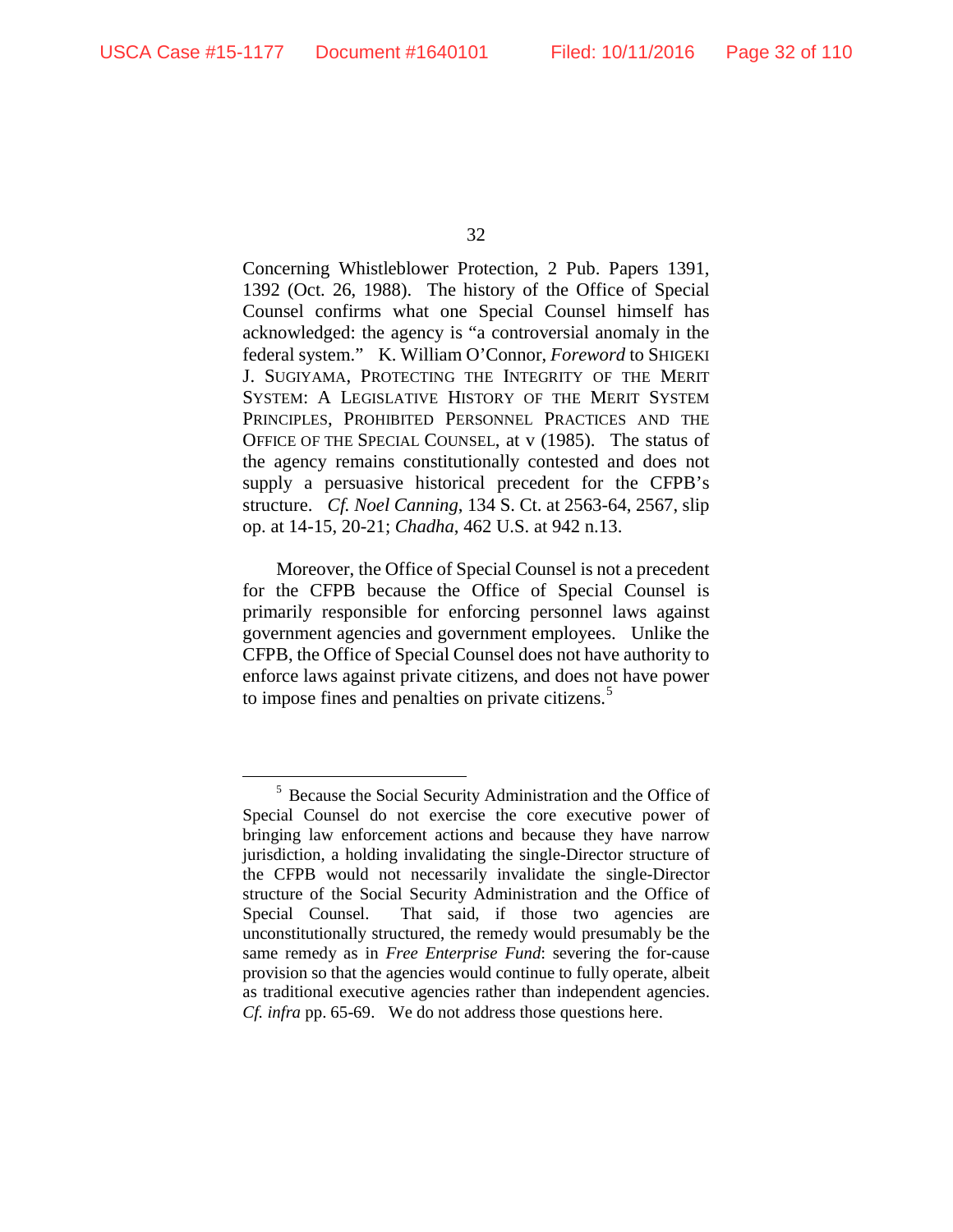Concerning Whistleblower Protection, 2 Pub. Papers 1391, 1392 (Oct. 26, 1988). The history of the Office of Special Counsel confirms what one Special Counsel himself has acknowledged: the agency is "a controversial anomaly in the federal system." K. William O'Connor, *Foreword* to SHIGEKI J. SUGIYAMA, PROTECTING THE INTEGRITY OF THE MERIT SYSTEM: A LEGISLATIVE HISTORY OF THE MERIT SYSTEM PRINCIPLES, PROHIBITED PERSONNEL PRACTICES AND THE OFFICE OF THE SPECIAL COUNSEL, at v (1985). The status of the agency remains constitutionally contested and does not supply a persuasive historical precedent for the CFPB's structure. *Cf. Noel Canning*, 134 S. Ct. at 2563-64, 2567, slip op. at 14-15, 20-21; *Chadha*, 462 U.S. at 942 n.13.

Moreover, the Office of Special Counsel is not a precedent for the CFPB because the Office of Special Counsel is primarily responsible for enforcing personnel laws against government agencies and government employees. Unlike the CFPB, the Office of Special Counsel does not have authority to enforce laws against private citizens, and does not have power to impose fines and penalties on private citizens.[5]

---

[5] Because the Social Security Administration and the Office of Special Counsel do not exercise the core executive power of bringing law enforcement actions and because they have narrow jurisdiction, a holding invalidating the single-Director structure of the CFPB would not necessarily invalidate the single-Director structure of the Social Security Administration and the Office of Special Counsel. That said, if those two agencies are unconstitutionally structured, the remedy would presumably be the same remedy as in *Free Enterprise Fund*: severing the for-cause provision so that the agencies would continue to fully operate, albeit as traditional executive agencies rather than independent agencies. *Cf. infra* pp. 65-69. We do not address those questions here.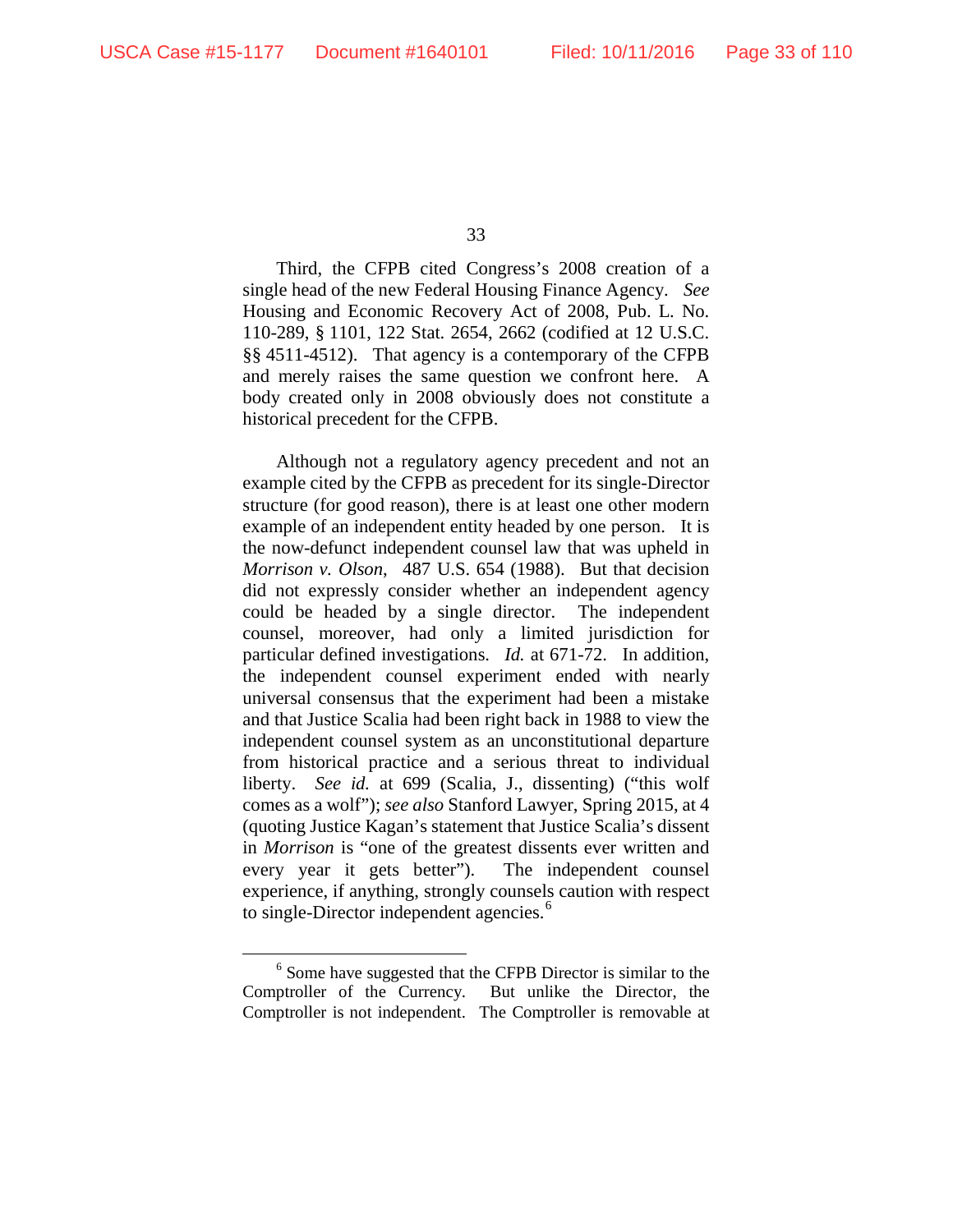Third, the CFPB cited Congress's 2008 creation of a single head of the new Federal Housing Finance Agency. *See* Housing and Economic Recovery Act of 2008, Pub. L. No. 110-289, § 1101, 122 Stat. 2654, 2662 (codified at 12 U.S.C. §§ 4511-4512). That agency is a contemporary of the CFPB and merely raises the same question we confront here. A body created only in 2008 obviously does not constitute a historical precedent for the CFPB.

Although not a regulatory agency precedent and not an example cited by the CFPB as precedent for its single-Director structure (for good reason), there is at least one other modern example of an independent entity headed by one person. It is the now-defunct independent counsel law that was upheld in *Morrison v. Olson*, 487 U.S. 654 (1988). But that decision did not expressly consider whether an independent agency could be headed by a single director. The independent counsel, moreover, had only a limited jurisdiction for particular defined investigations. *Id.* at 671-72. In addition, the independent counsel experiment ended with nearly universal consensus that the experiment had been a mistake and that Justice Scalia had been right back in 1988 to view the independent counsel system as an unconstitutional departure from historical practice and a serious threat to individual liberty. *See id.* at 699 (Scalia, J., dissenting) ("this wolf comes as a wolf"); *see also* Stanford Lawyer, Spring 2015, at 4 (quoting Justice Kagan's statement that Justice Scalia's dissent in *Morrison* is "one of the greatest dissents ever written and every year it gets better"). The independent counsel experience, if anything, strongly counsels caution with respect to single-Director independent agencies.[6]

---

[6] Some have suggested that the CFPB Director is similar to the Comptroller of the Currency. But unlike the Director, the Comptroller is not independent. The Comptroller is removable at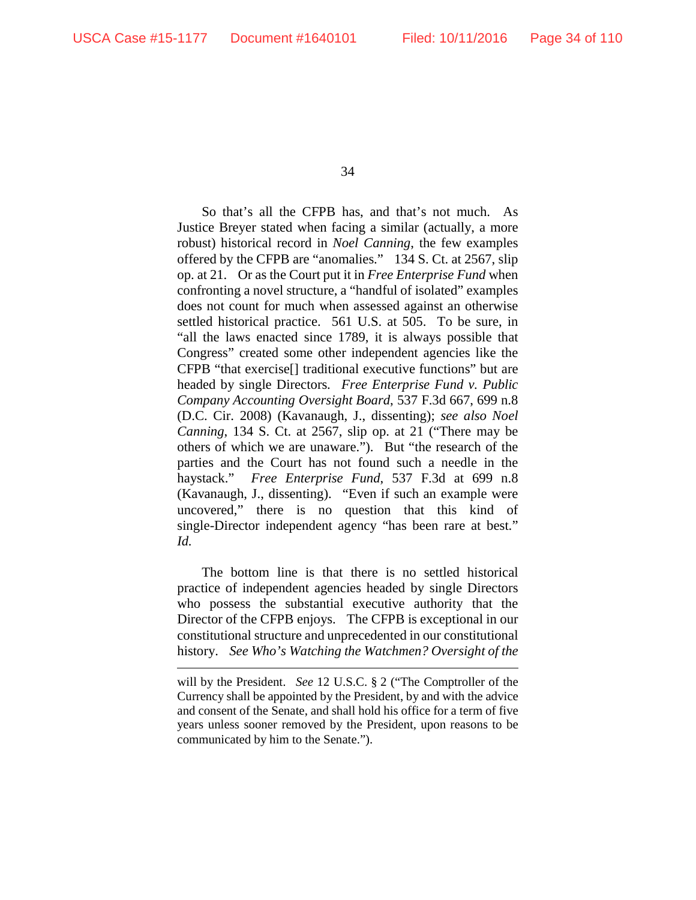So that's all the CFPB has, and that's not much. As Justice Breyer stated when facing a similar (actually, a more robust) historical record in *Noel Canning*, the few examples offered by the CFPB are "anomalies." 134 S. Ct. at 2567, slip op. at 21. Or as the Court put it in *Free Enterprise Fund* when confronting a novel structure, a "handful of isolated" examples does not count for much when assessed against an otherwise settled historical practice. 561 U.S. at 505. To be sure, in "all the laws enacted since 1789, it is always possible that Congress" created some other independent agencies like the CFPB "that exercise[] traditional executive functions" but are headed by single Directors. *Free Enterprise Fund v. Public Company Accounting Oversight Board*, 537 F.3d 667, 699 n.8 (D.C. Cir. 2008) (Kavanaugh, J., dissenting); *see also Noel Canning*, 134 S. Ct. at 2567, slip op. at 21 ("There may be others of which we are unaware."). But "the research of the parties and the Court has not found such a needle in the haystack." *Free Enterprise Fund*, 537 F.3d at 699 n.8 (Kavanaugh, J., dissenting). "Even if such an example were uncovered," there is no question that this kind of single-Director independent agency "has been rare at best." *Id.*

The bottom line is that there is no settled historical practice of independent agencies headed by single Directors who possess the substantial executive authority that the Director of the CFPB enjoys. The CFPB is exceptional in our constitutional structure and unprecedented in our constitutional history. *See Who's Watching the Watchmen? Oversight of the*

---

will by the President. *See* 12 U.S.C. § 2 ("The Comptroller of the Currency shall be appointed by the President, by and with the advice and consent of the Senate, and shall hold his office for a term of five years unless sooner removed by the President, upon reasons to be communicated by him to the Senate.").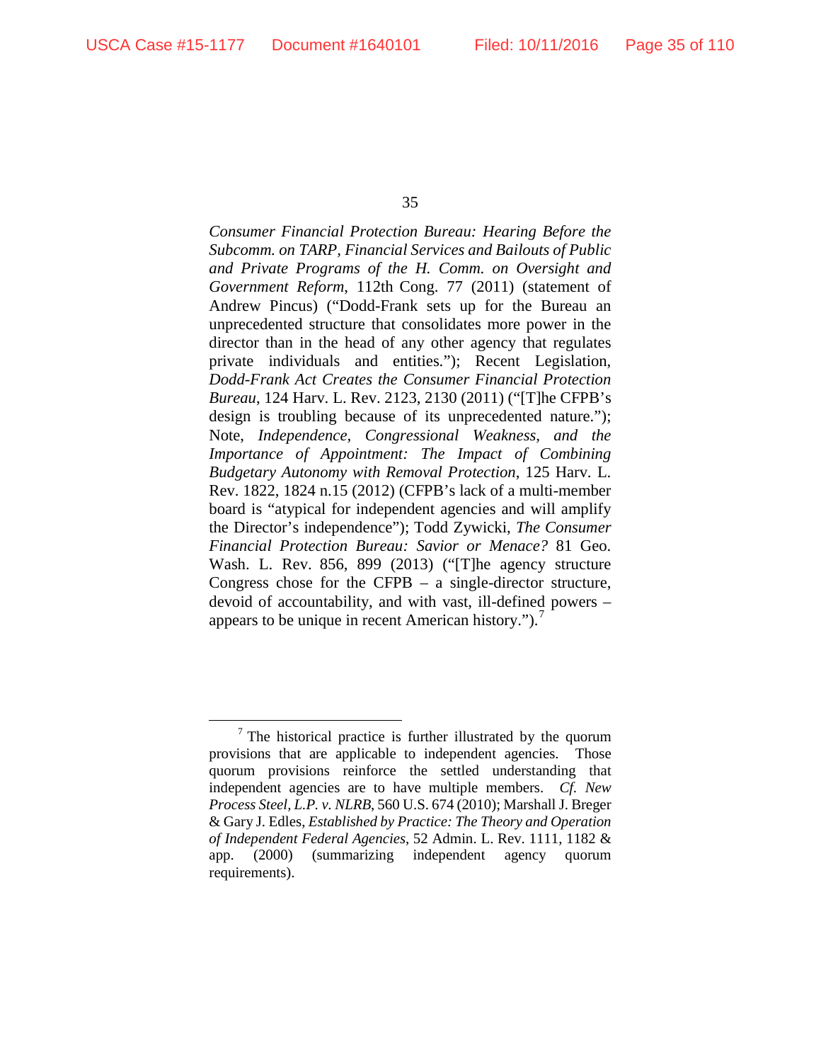*Consumer Financial Protection Bureau: Hearing Before the Subcomm. on TARP, Financial Services and Bailouts of Public and Private Programs of the H. Comm. on Oversight and Government Reform*, 112th Cong. 77 (2011) (statement of Andrew Pincus) ("Dodd-Frank sets up for the Bureau an unprecedented structure that consolidates more power in the director than in the head of any other agency that regulates private individuals and entities."); Recent Legislation, *Dodd-Frank Act Creates the Consumer Financial Protection Bureau*, 124 Harv. L. Rev. 2123, 2130 (2011) ("[T]he CFPB's design is troubling because of its unprecedented nature."); Note, *Independence, Congressional Weakness, and the Importance of Appointment: The Impact of Combining Budgetary Autonomy with Removal Protection*, 125 Harv. L. Rev. 1822, 1824 n.15 (2012) (CFPB's lack of a multi-member board is "atypical for independent agencies and will amplify the Director's independence"); Todd Zywicki, *The Consumer Financial Protection Bureau: Savior or Menace?* 81 Geo. Wash. L. Rev. 856, 899 (2013) ("[T]he agency structure Congress chose for the CFPB – a single-director structure, devoid of accountability, and with vast, ill-defined powers – appears to be unique in recent American history.").[7]

---

[7] The historical practice is further illustrated by the quorum provisions that are applicable to independent agencies. Those quorum provisions reinforce the settled understanding that independent agencies are to have multiple members. *Cf. New Process Steel, L.P. v. NLRB*, 560 U.S. 674 (2010); Marshall J. Breger & Gary J. Edles, *Established by Practice: The Theory and Operation of Independent Federal Agencies*, 52 Admin. L. Rev. 1111, 1182 & app. (2000) (summarizing independent agency quorum requirements).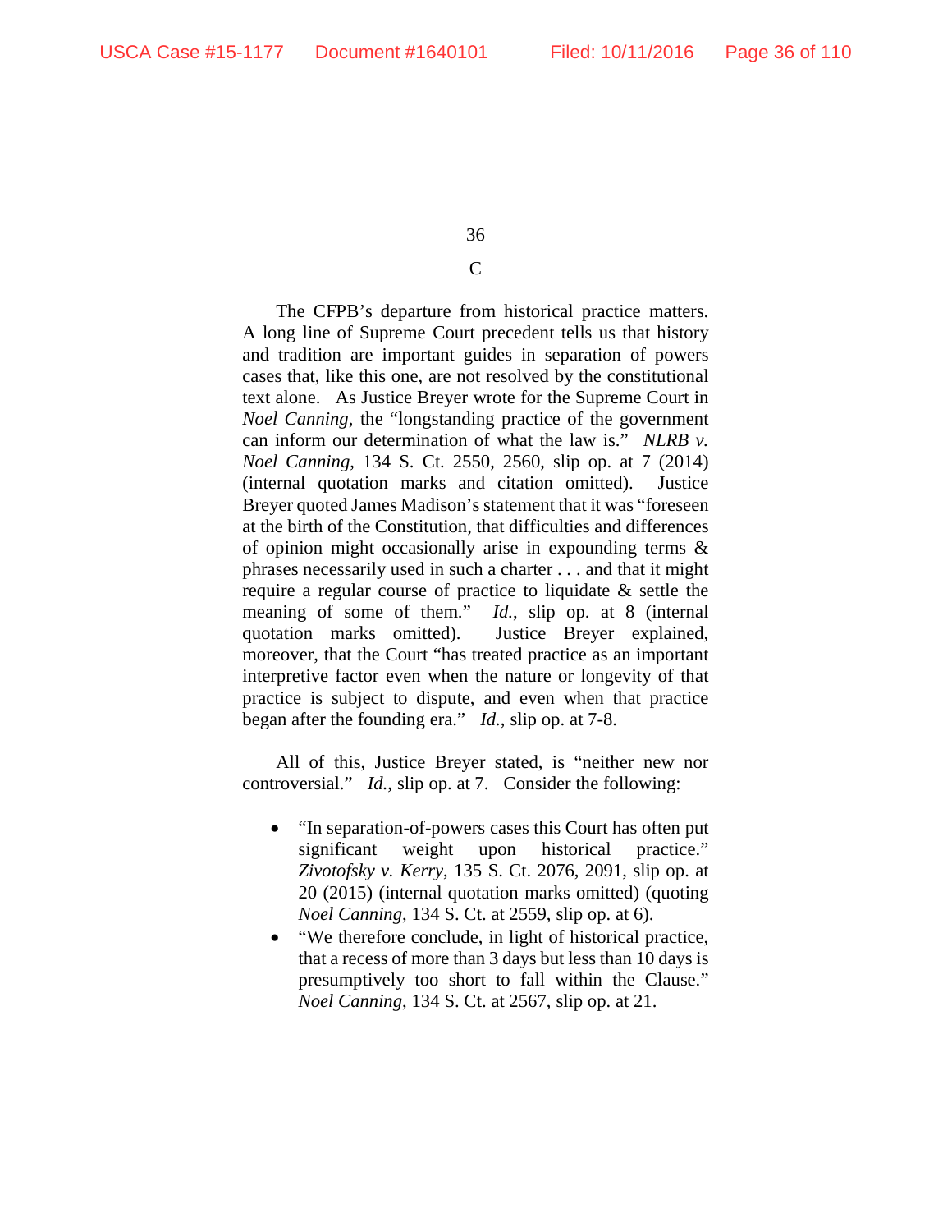## C

The CFPB's departure from historical practice matters. A long line of Supreme Court precedent tells us that history and tradition are important guides in separation of powers cases that, like this one, are not resolved by the constitutional text alone. As Justice Breyer wrote for the Supreme Court in *Noel Canning*, the "longstanding practice of the government can inform our determination of what the law is." *NLRB v. Noel Canning*, 134 S. Ct. 2550, 2560, slip op. at 7 (2014) (internal quotation marks and citation omitted). Justice Breyer quoted James Madison's statement that it was "foreseen at the birth of the Constitution, that difficulties and differences of opinion might occasionally arise in expounding terms & phrases necessarily used in such a charter . . . and that it might require a regular course of practice to liquidate & settle the meaning of some of them." *Id.*, slip op. at 8 (internal quotation marks omitted). Justice Breyer explained, moreover, that the Court "has treated practice as an important interpretive factor even when the nature or longevity of that practice is subject to dispute, and even when that practice began after the founding era." *Id.*, slip op. at 7-8.

All of this, Justice Breyer stated, is "neither new nor controversial." *Id.*, slip op. at 7. Consider the following:

- "In separation-of-powers cases this Court has often put significant weight upon historical practice." *Zivotofsky v. Kerry*, 135 S. Ct. 2076, 2091, slip op. at 20 (2015) (internal quotation marks omitted) (quoting *Noel Canning*, 134 S. Ct. at 2559, slip op. at 6).
- "We therefore conclude, in light of historical practice, that a recess of more than 3 days but less than 10 days is presumptively too short to fall within the Clause." *Noel Canning*, 134 S. Ct. at 2567, slip op. at 21.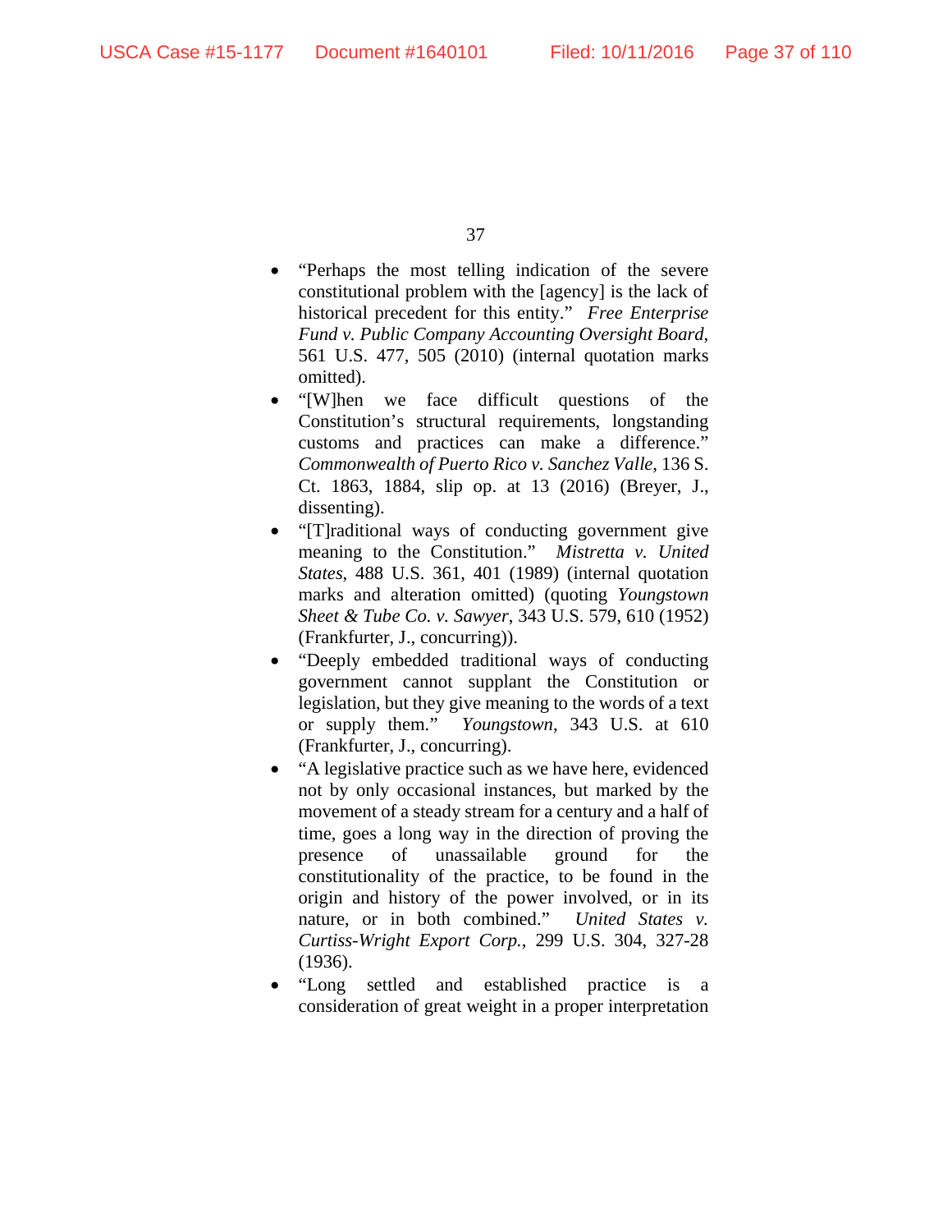- "Perhaps the most telling indication of the severe constitutional problem with the [agency] is the lack of historical precedent for this entity." *Free Enterprise Fund v. Public Company Accounting Oversight Board*, 561 U.S. 477, 505 (2010) (internal quotation marks omitted).
- "[W]hen we face difficult questions of the Constitution's structural requirements, longstanding customs and practices can make a difference." *Commonwealth of Puerto Rico v. Sanchez Valle*, 136 S. Ct. 1863, 1884, slip op. at 13 (2016) (Breyer, J., dissenting).
- "[T]raditional ways of conducting government give meaning to the Constitution." *Mistretta v. United States*, 488 U.S. 361, 401 (1989) (internal quotation marks and alteration omitted) (quoting *Youngstown Sheet & Tube Co. v. Sawyer*, 343 U.S. 579, 610 (1952) (Frankfurter, J., concurring)).
- "Deeply embedded traditional ways of conducting government cannot supplant the Constitution or legislation, but they give meaning to the words of a text or supply them." *Youngstown*, 343 U.S. at 610 (Frankfurter, J., concurring).
- "A legislative practice such as we have here, evidenced not by only occasional instances, but marked by the movement of a steady stream for a century and a half of time, goes a long way in the direction of proving the presence of unassailable ground for the constitutionality of the practice, to be found in the origin and history of the power involved, or in its nature, or in both combined." *United States v. Curtiss-Wright Export Corp.*, 299 U.S. 304, 327-28 (1936).
- "Long settled and established practice is a consideration of great weight in a proper interpretation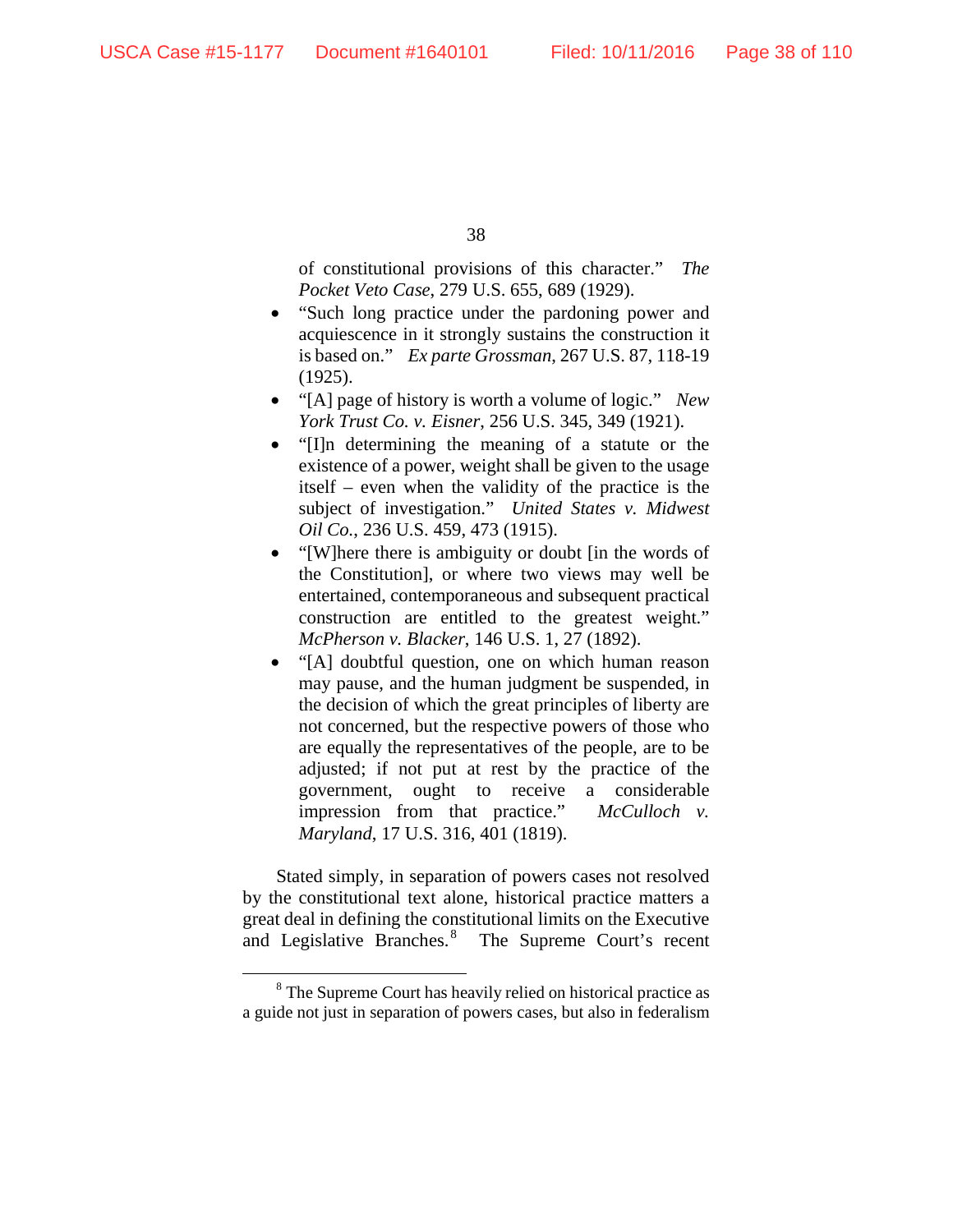of constitutional provisions of this character." *The Pocket Veto Case*, 279 U.S. 655, 689 (1929).

- "Such long practice under the pardoning power and acquiescence in it strongly sustains the construction it is based on." *Ex parte Grossman*, 267 U.S. 87, 118-19 (1925).
- "[A] page of history is worth a volume of logic." *New York Trust Co. v. Eisner*, 256 U.S. 345, 349 (1921).
- "[I]n determining the meaning of a statute or the existence of a power, weight shall be given to the usage itself – even when the validity of the practice is the subject of investigation." *United States v. Midwest Oil Co.*, 236 U.S. 459, 473 (1915).
- "[W]here there is ambiguity or doubt [in the words of the Constitution], or where two views may well be entertained, contemporaneous and subsequent practical construction are entitled to the greatest weight." *McPherson v. Blacker*, 146 U.S. 1, 27 (1892).
- "[A] doubtful question, one on which human reason may pause, and the human judgment be suspended, in the decision of which the great principles of liberty are not concerned, but the respective powers of those who are equally the representatives of the people, are to be adjusted; if not put at rest by the practice of the government, ought to receive a considerable impression from that practice." *McCulloch v. Maryland*, 17 U.S. 316, 401 (1819).

Stated simply, in separation of powers cases not resolved by the constitutional text alone, historical practice matters a great deal in defining the constitutional limits on the Executive and Legislative Branches.[8] The Supreme Court's recent

[8] The Supreme Court has heavily relied on historical practice as a guide not just in separation of powers cases, but also in federalism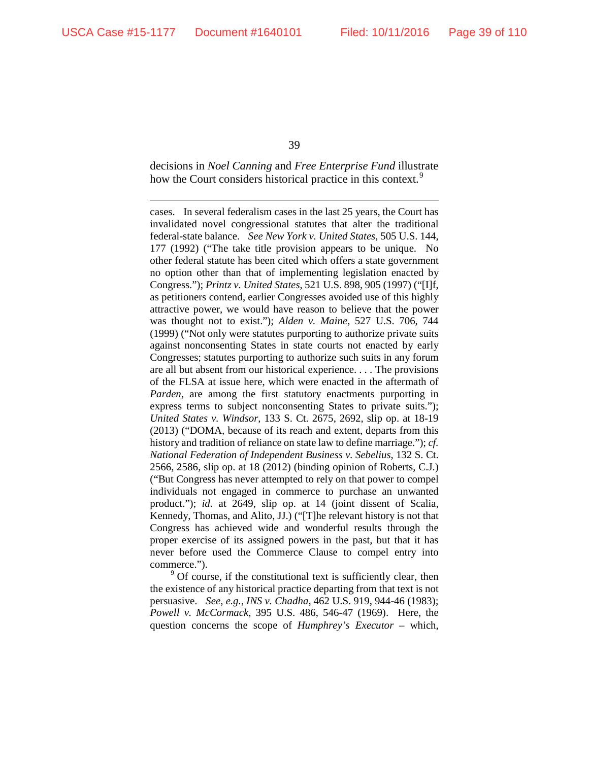decisions in *Noel Canning* and *Free Enterprise Fund* illustrate how the Court considers historical practice in this context.[9]

---

cases. In several federalism cases in the last 25 years, the Court has invalidated novel congressional statutes that alter the traditional federal-state balance. *See New York v. United States*, 505 U.S. 144, 177 (1992) ("The take title provision appears to be unique. No other federal statute has been cited which offers a state government no option other than that of implementing legislation enacted by Congress."); *Printz v. United States*, 521 U.S. 898, 905 (1997) ("[I]f, as petitioners contend, earlier Congresses avoided use of this highly attractive power, we would have reason to believe that the power was thought not to exist."); *Alden v. Maine*, 527 U.S. 706, 744 (1999) ("Not only were statutes purporting to authorize private suits against nonconsenting States in state courts not enacted by early Congresses; statutes purporting to authorize such suits in any forum are all but absent from our historical experience. . . . The provisions of the FLSA at issue here, which were enacted in the aftermath of *Parden*, are among the first statutory enactments purporting in express terms to subject nonconsenting States to private suits."); *United States v. Windsor*, 133 S. Ct. 2675, 2692, slip op. at 18-19 (2013) ("DOMA, because of its reach and extent, departs from this history and tradition of reliance on state law to define marriage."); *cf. National Federation of Independent Business v. Sebelius*, 132 S. Ct. 2566, 2586, slip op. at 18 (2012) (binding opinion of Roberts, C.J.) ("But Congress has never attempted to rely on that power to compel individuals not engaged in commerce to purchase an unwanted product."); *id.* at 2649, slip op. at 14 (joint dissent of Scalia, Kennedy, Thomas, and Alito, JJ.) ("[T]he relevant history is not that Congress has achieved wide and wonderful results through the proper exercise of its assigned powers in the past, but that it has never before used the Commerce Clause to compel entry into commerce.").

[9] Of course, if the constitutional text is sufficiently clear, then the existence of any historical practice departing from that text is not persuasive. *See, e.g.*, *INS v. Chadha*, 462 U.S. 919, 944-46 (1983); *Powell v. McCormack*, 395 U.S. 486, 546-47 (1969). Here, the question concerns the scope of *Humphrey's Executor* – which,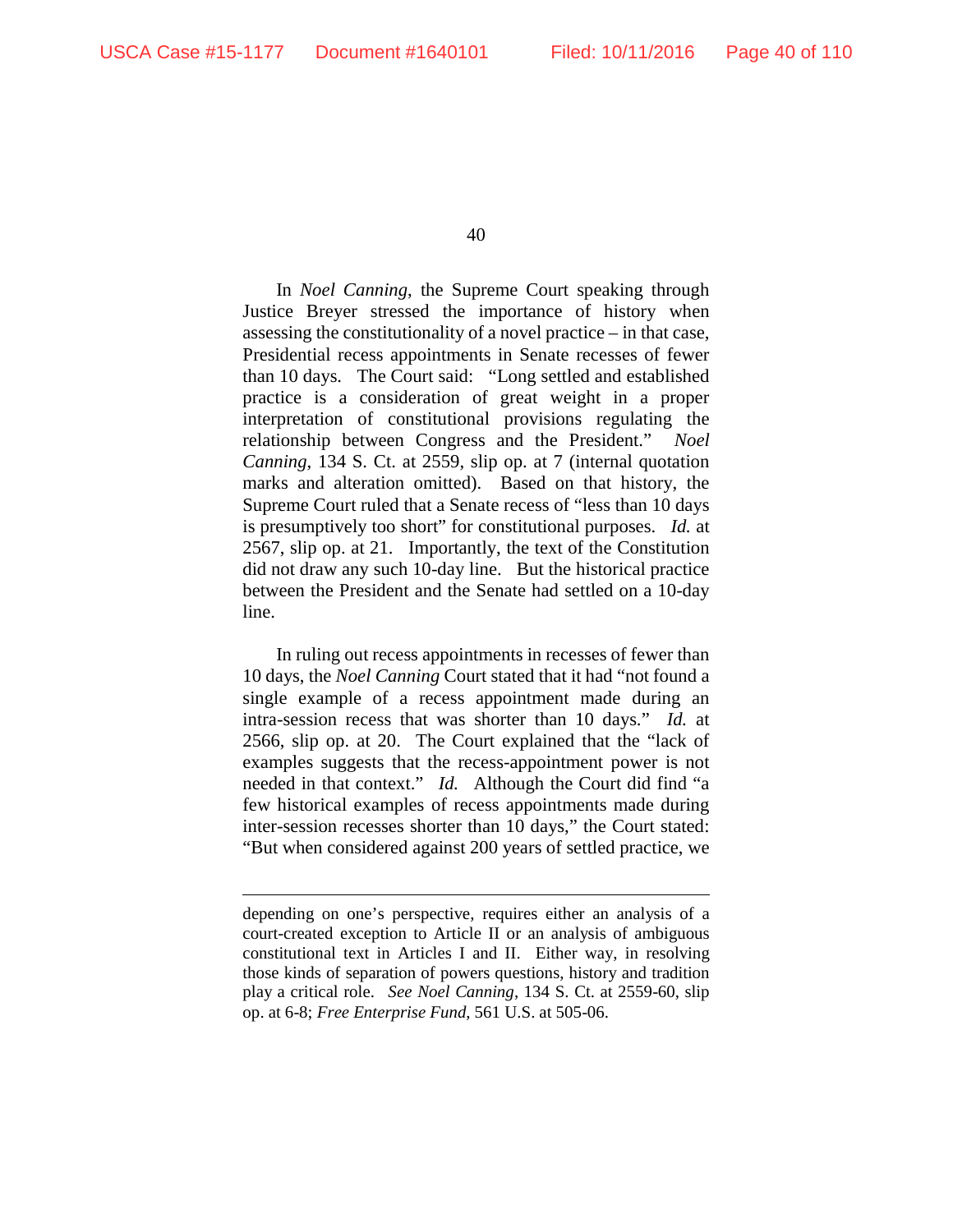In *Noel Canning*, the Supreme Court speaking through Justice Breyer stressed the importance of history when assessing the constitutionality of a novel practice – in that case, Presidential recess appointments in Senate recesses of fewer than 10 days. The Court said: "Long settled and established practice is a consideration of great weight in a proper interpretation of constitutional provisions regulating the relationship between Congress and the President." *Noel Canning*, 134 S. Ct. at 2559, slip op. at 7 (internal quotation marks and alteration omitted). Based on that history, the Supreme Court ruled that a Senate recess of "less than 10 days is presumptively too short" for constitutional purposes. *Id.* at 2567, slip op. at 21. Importantly, the text of the Constitution did not draw any such 10-day line. But the historical practice between the President and the Senate had settled on a 10-day line.

In ruling out recess appointments in recesses of fewer than 10 days, the *Noel Canning* Court stated that it had "not found a single example of a recess appointment made during an intra-session recess that was shorter than 10 days." *Id.* at 2566, slip op. at 20. The Court explained that the "lack of examples suggests that the recess-appointment power is not needed in that context." *Id.* Although the Court did find "a few historical examples of recess appointments made during inter-session recesses shorter than 10 days," the Court stated: "But when considered against 200 years of settled practice, we

---

depending on one's perspective, requires either an analysis of a court-created exception to Article II or an analysis of ambiguous constitutional text in Articles I and II. Either way, in resolving those kinds of separation of powers questions, history and tradition play a critical role. *See Noel Canning*, 134 S. Ct. at 2559-60, slip op. at 6-8; *Free Enterprise Fund*, 561 U.S. at 505-06.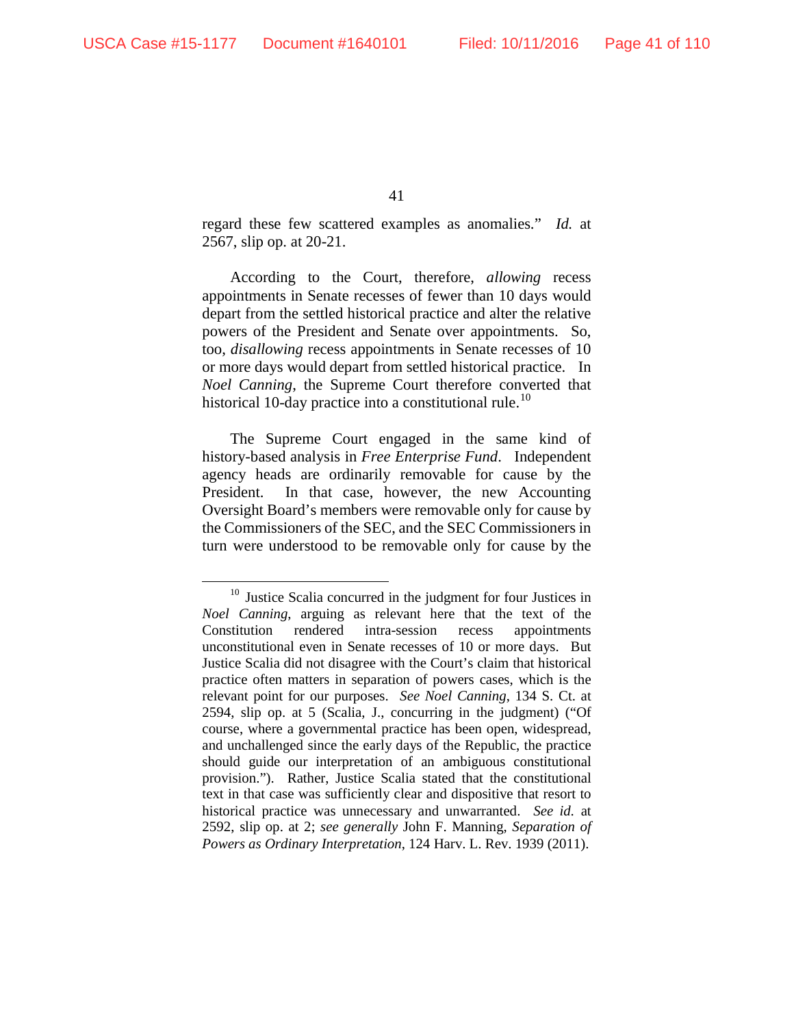regard these few scattered examples as anomalies." *Id.* at 2567, slip op. at 20-21.

According to the Court, therefore, *allowing* recess appointments in Senate recesses of fewer than 10 days would depart from the settled historical practice and alter the relative powers of the President and Senate over appointments. So, too, *disallowing* recess appointments in Senate recesses of 10 or more days would depart from settled historical practice. In *Noel Canning*, the Supreme Court therefore converted that historical 10-day practice into a constitutional rule.[10]

The Supreme Court engaged in the same kind of history-based analysis in *Free Enterprise Fund*. Independent agency heads are ordinarily removable for cause by the President. In that case, however, the new Accounting Oversight Board's members were removable only for cause by the Commissioners of the SEC, and the SEC Commissioners in turn were understood to be removable only for cause by the

---

[10] Justice Scalia concurred in the judgment for four Justices in *Noel Canning*, arguing as relevant here that the text of the Constitution rendered intra-session recess appointments unconstitutional even in Senate recesses of 10 or more days. But Justice Scalia did not disagree with the Court's claim that historical practice often matters in separation of powers cases, which is the relevant point for our purposes. *See Noel Canning*, 134 S. Ct. at 2594, slip op. at 5 (Scalia, J., concurring in the judgment) ("Of course, where a governmental practice has been open, widespread, and unchallenged since the early days of the Republic, the practice should guide our interpretation of an ambiguous constitutional provision."). Rather, Justice Scalia stated that the constitutional text in that case was sufficiently clear and dispositive that resort to historical practice was unnecessary and unwarranted. *See id.* at 2592, slip op. at 2; *see generally* John F. Manning, *Separation of Powers as Ordinary Interpretation*, 124 Harv. L. Rev. 1939 (2011).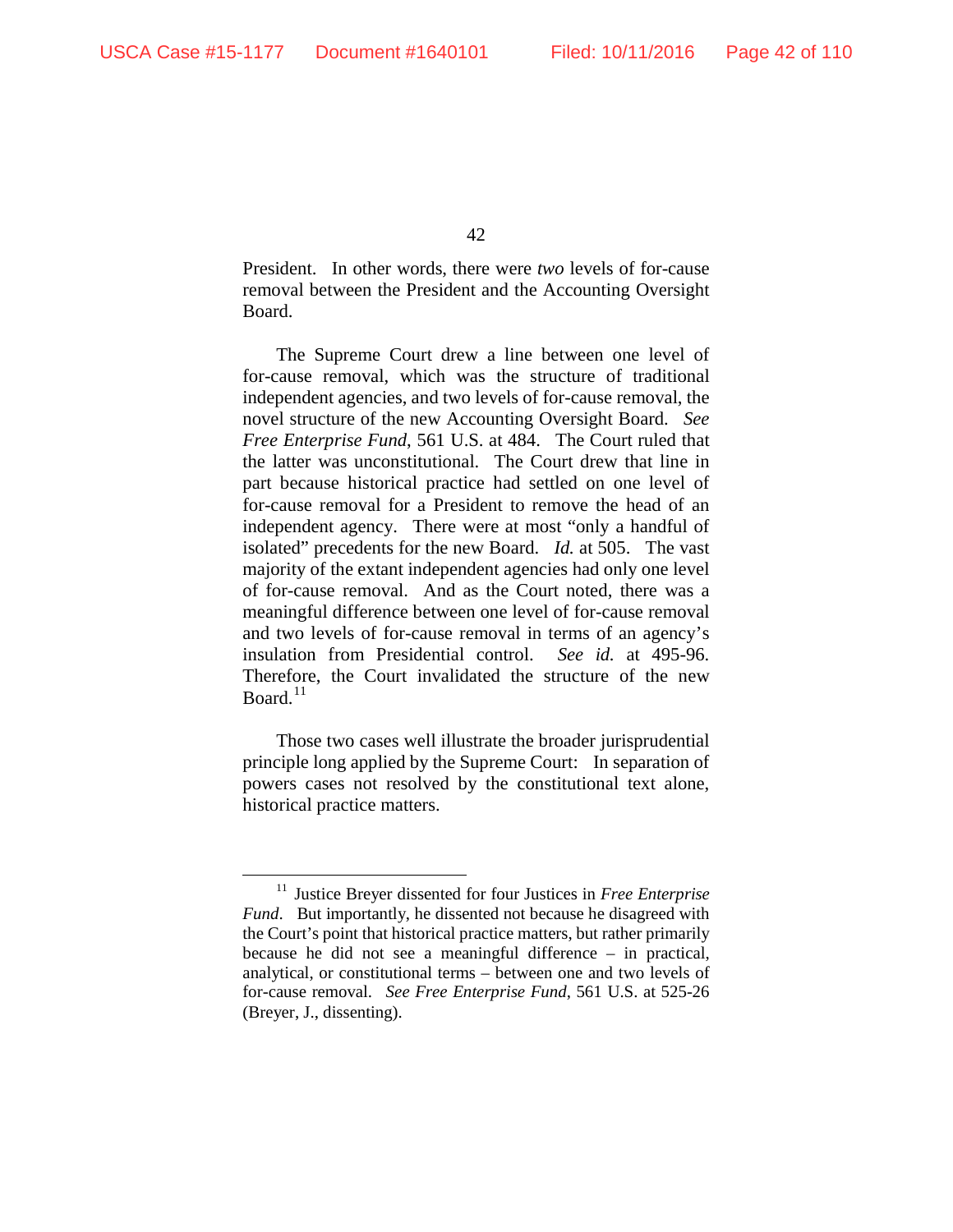President. In other words, there were *two* levels of for-cause removal between the President and the Accounting Oversight Board.

The Supreme Court drew a line between one level of for-cause removal, which was the structure of traditional independent agencies, and two levels of for-cause removal, the novel structure of the new Accounting Oversight Board. *See Free Enterprise Fund*, 561 U.S. at 484. The Court ruled that the latter was unconstitutional. The Court drew that line in part because historical practice had settled on one level of for-cause removal for a President to remove the head of an independent agency. There were at most "only a handful of isolated" precedents for the new Board. *Id.* at 505. The vast majority of the extant independent agencies had only one level of for-cause removal. And as the Court noted, there was a meaningful difference between one level of for-cause removal and two levels of for-cause removal in terms of an agency's insulation from Presidential control. *See id.* at 495-96. Therefore, the Court invalidated the structure of the new Board.[11]

Those two cases well illustrate the broader jurisprudential principle long applied by the Supreme Court: In separation of powers cases not resolved by the constitutional text alone, historical practice matters.

---

[11] Justice Breyer dissented for four Justices in *Free Enterprise Fund*. But importantly, he dissented not because he disagreed with the Court's point that historical practice matters, but rather primarily because he did not see a meaningful difference – in practical, analytical, or constitutional terms – between one and two levels of for-cause removal. *See Free Enterprise Fund*, 561 U.S. at 525-26 (Breyer, J., dissenting).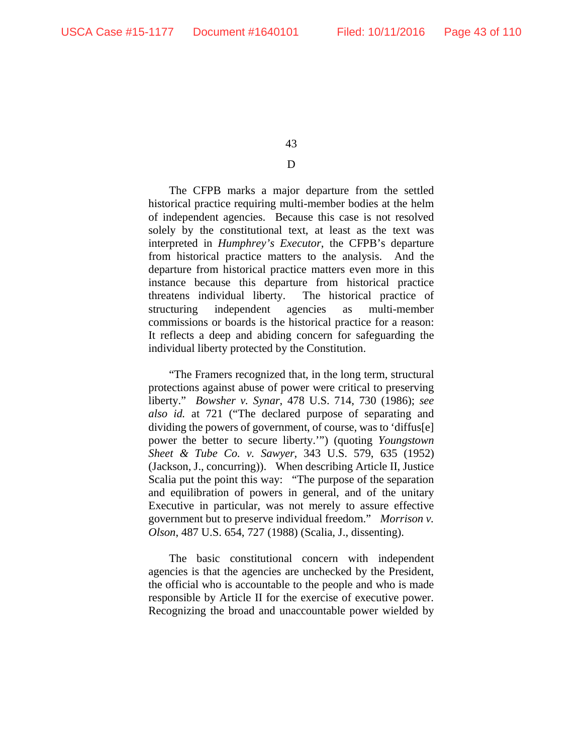## D

The CFPB marks a major departure from the settled historical practice requiring multi-member bodies at the helm of independent agencies. Because this case is not resolved solely by the constitutional text, at least as the text was interpreted in *Humphrey's Executor*, the CFPB's departure from historical practice matters to the analysis. And the departure from historical practice matters even more in this instance because this departure from historical practice threatens individual liberty. The historical practice of structuring independent agencies as multi-member commissions or boards is the historical practice for a reason: It reflects a deep and abiding concern for safeguarding the individual liberty protected by the Constitution.

"The Framers recognized that, in the long term, structural protections against abuse of power were critical to preserving liberty." *Bowsher v. Synar*, 478 U.S. 714, 730 (1986); *see also id.* at 721 ("The declared purpose of separating and dividing the powers of government, of course, was to 'diffus[e] power the better to secure liberty.'") (quoting *Youngstown Sheet & Tube Co. v. Sawyer*, 343 U.S. 579, 635 (1952) (Jackson, J., concurring)). When describing Article II, Justice Scalia put the point this way: "The purpose of the separation and equilibration of powers in general, and of the unitary Executive in particular, was not merely to assure effective government but to preserve individual freedom." *Morrison v. Olson*, 487 U.S. 654, 727 (1988) (Scalia, J., dissenting).

The basic constitutional concern with independent agencies is that the agencies are unchecked by the President, the official who is accountable to the people and who is made responsible by Article II for the exercise of executive power. Recognizing the broad and unaccountable power wielded by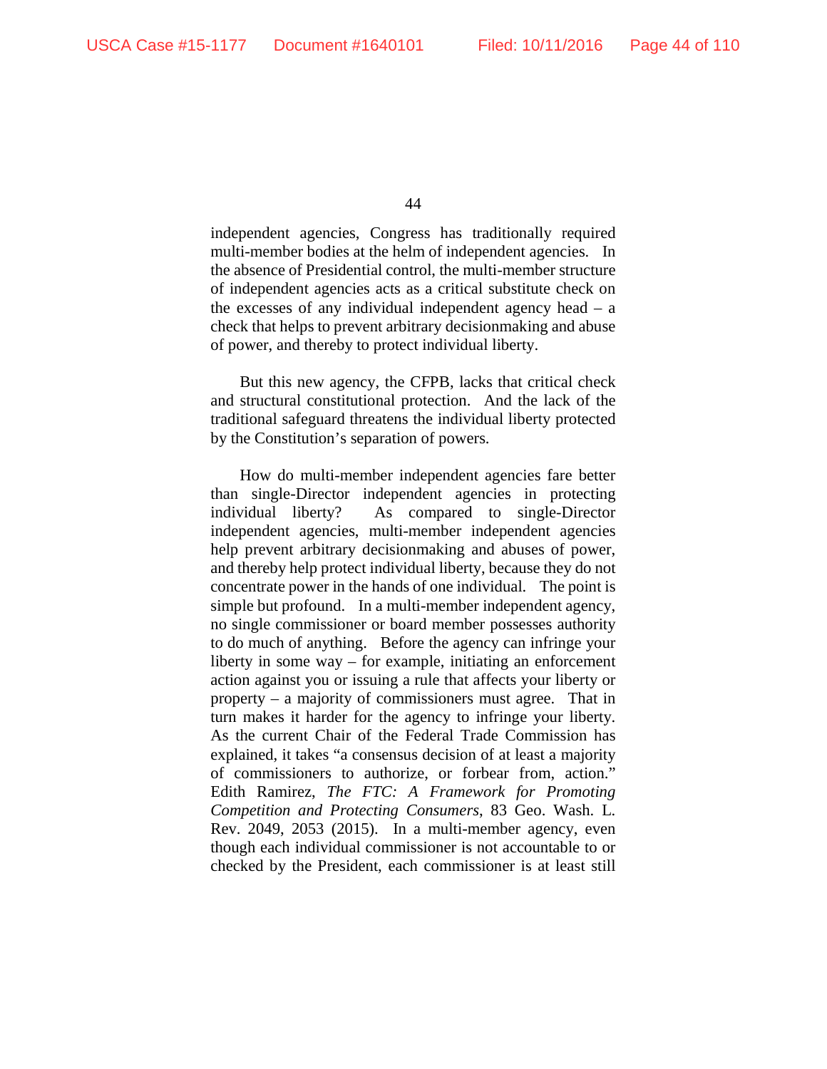independent agencies, Congress has traditionally required multi-member bodies at the helm of independent agencies. In the absence of Presidential control, the multi-member structure of independent agencies acts as a critical substitute check on the excesses of any individual independent agency head – a check that helps to prevent arbitrary decisionmaking and abuse of power, and thereby to protect individual liberty.

But this new agency, the CFPB, lacks that critical check and structural constitutional protection. And the lack of the traditional safeguard threatens the individual liberty protected by the Constitution's separation of powers.

How do multi-member independent agencies fare better than single-Director independent agencies in protecting individual liberty? As compared to single-Director independent agencies, multi-member independent agencies help prevent arbitrary decisionmaking and abuses of power, and thereby help protect individual liberty, because they do not concentrate power in the hands of one individual. The point is simple but profound. In a multi-member independent agency, no single commissioner or board member possesses authority to do much of anything. Before the agency can infringe your liberty in some way – for example, initiating an enforcement action against you or issuing a rule that affects your liberty or property – a majority of commissioners must agree. That in turn makes it harder for the agency to infringe your liberty. As the current Chair of the Federal Trade Commission has explained, it takes "a consensus decision of at least a majority of commissioners to authorize, or forbear from, action." Edith Ramirez, *The FTC: A Framework for Promoting Competition and Protecting Consumers*, 83 Geo. Wash. L. Rev. 2049, 2053 (2015). In a multi-member agency, even though each individual commissioner is not accountable to or checked by the President, each commissioner is at least still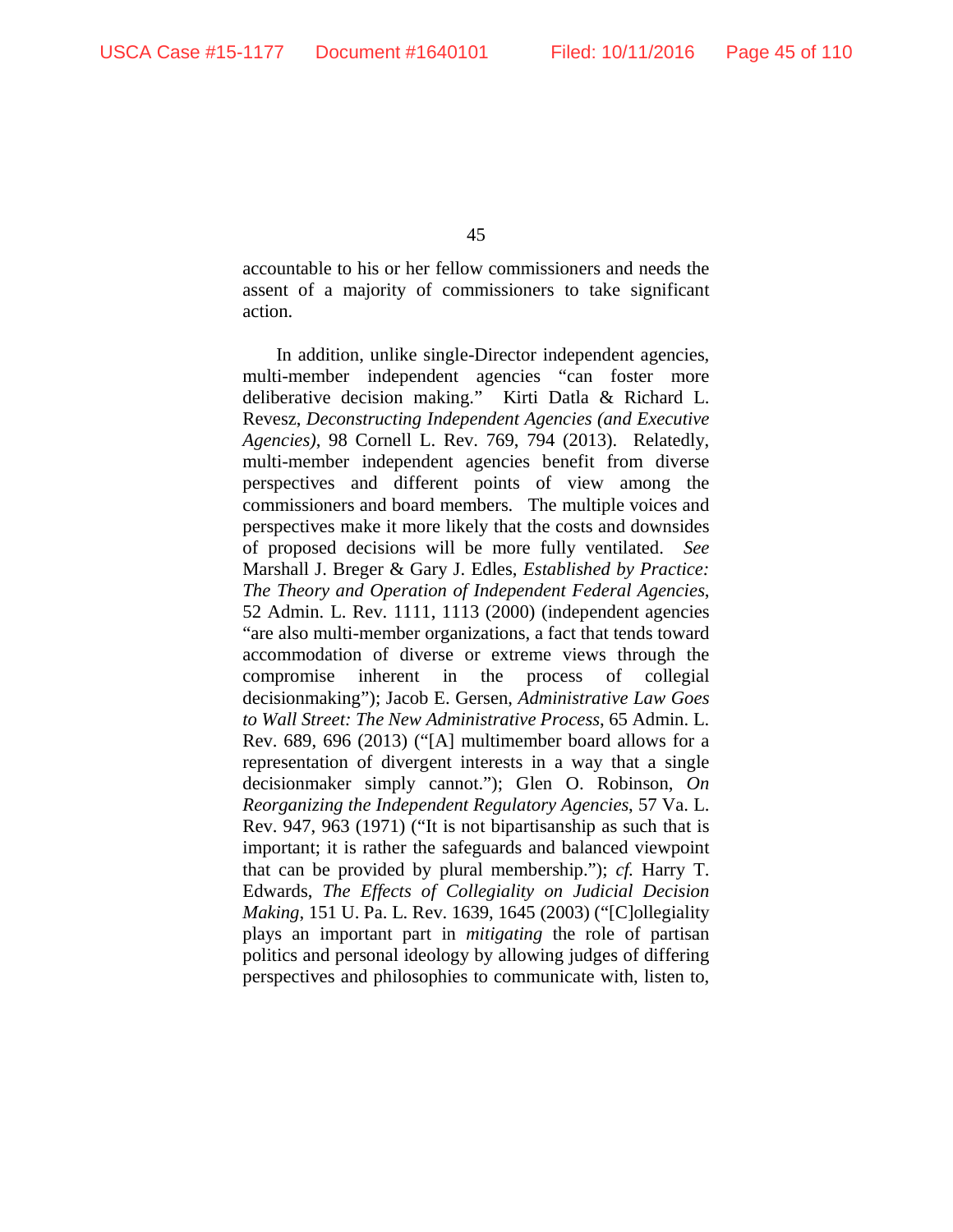accountable to his or her fellow commissioners and needs the assent of a majority of commissioners to take significant action.

In addition, unlike single-Director independent agencies, multi-member independent agencies "can foster more deliberative decision making." Kirti Datla & Richard L. Revesz, *Deconstructing Independent Agencies (and Executive Agencies)*, 98 Cornell L. Rev. 769, 794 (2013). Relatedly, multi-member independent agencies benefit from diverse perspectives and different points of view among the commissioners and board members. The multiple voices and perspectives make it more likely that the costs and downsides of proposed decisions will be more fully ventilated. *See* Marshall J. Breger & Gary J. Edles, *Established by Practice: The Theory and Operation of Independent Federal Agencies*, 52 Admin. L. Rev. 1111, 1113 (2000) (independent agencies "are also multi-member organizations, a fact that tends toward accommodation of diverse or extreme views through the compromise inherent in the process of collegial decisionmaking"); Jacob E. Gersen, *Administrative Law Goes to Wall Street: The New Administrative Process*, 65 Admin. L. Rev. 689, 696 (2013) ("[A] multimember board allows for a representation of divergent interests in a way that a single decisionmaker simply cannot."); Glen O. Robinson, *On Reorganizing the Independent Regulatory Agencies*, 57 Va. L. Rev. 947, 963 (1971) ("It is not bipartisanship as such that is important; it is rather the safeguards and balanced viewpoint that can be provided by plural membership."); *cf.* Harry T. Edwards, *The Effects of Collegiality on Judicial Decision Making*, 151 U. Pa. L. Rev. 1639, 1645 (2003) ("[C]ollegiality plays an important part in *mitigating* the role of partisan politics and personal ideology by allowing judges of differing perspectives and philosophies to communicate with, listen to,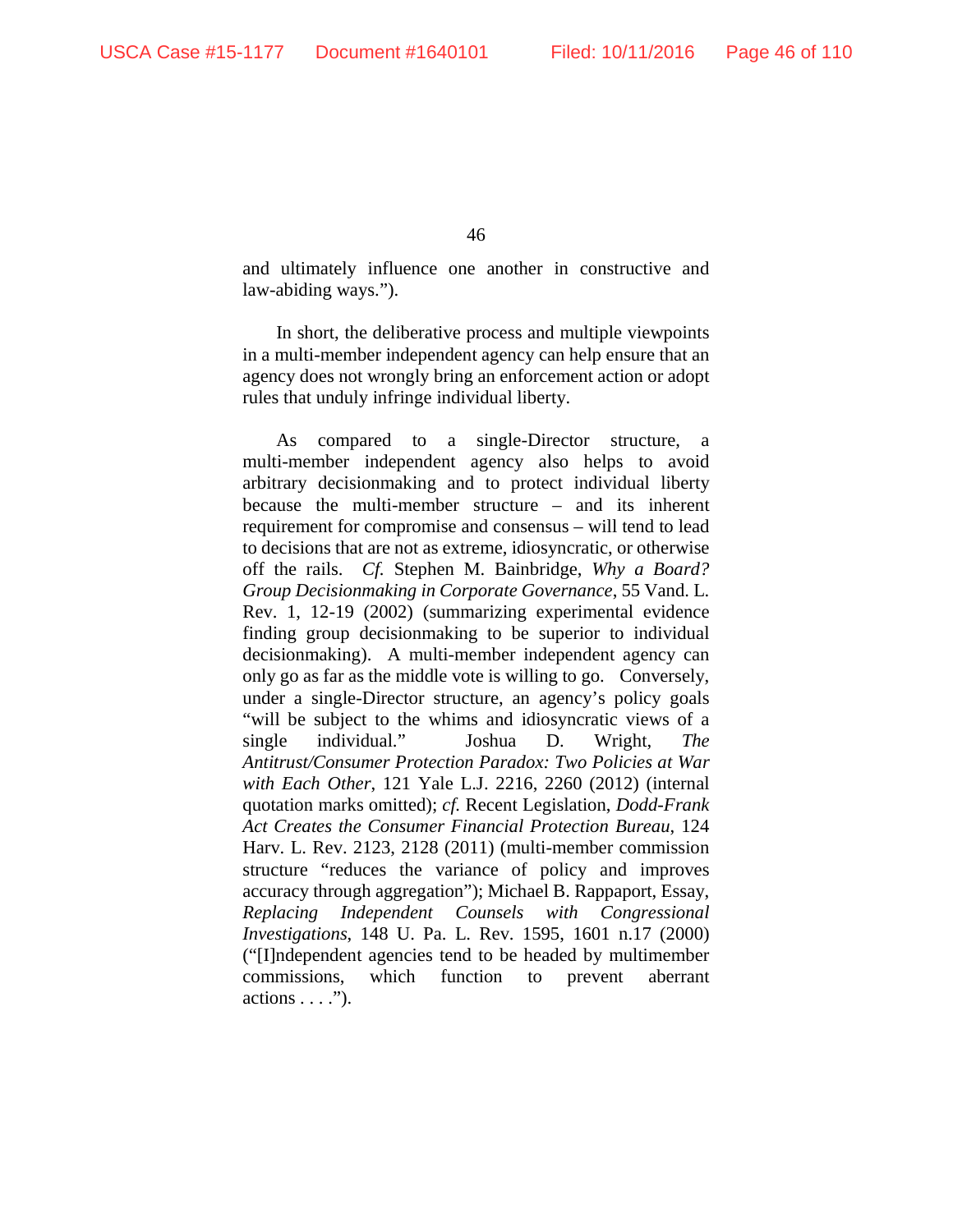and ultimately influence one another in constructive and law-abiding ways.").

In short, the deliberative process and multiple viewpoints in a multi-member independent agency can help ensure that an agency does not wrongly bring an enforcement action or adopt rules that unduly infringe individual liberty.

As compared to a single-Director structure, a multi-member independent agency also helps to avoid arbitrary decisionmaking and to protect individual liberty because the multi-member structure – and its inherent requirement for compromise and consensus – will tend to lead to decisions that are not as extreme, idiosyncratic, or otherwise off the rails. *Cf.* Stephen M. Bainbridge, *Why a Board? Group Decisionmaking in Corporate Governance*, 55 Vand. L. Rev. 1, 12-19 (2002) (summarizing experimental evidence finding group decisionmaking to be superior to individual decisionmaking). A multi-member independent agency can only go as far as the middle vote is willing to go. Conversely, under a single-Director structure, an agency's policy goals "will be subject to the whims and idiosyncratic views of a single individual." Joshua D. Wright, *The Antitrust/Consumer Protection Paradox: Two Policies at War with Each Other*, 121 Yale L.J. 2216, 2260 (2012) (internal quotation marks omitted); *cf.* Recent Legislation, *Dodd-Frank Act Creates the Consumer Financial Protection Bureau*, 124 Harv. L. Rev. 2123, 2128 (2011) (multi-member commission structure "reduces the variance of policy and improves accuracy through aggregation"); Michael B. Rappaport, Essay, *Replacing Independent Counsels with Congressional Investigations*, 148 U. Pa. L. Rev. 1595, 1601 n.17 (2000) ("[I]ndependent agencies tend to be headed by multimember commissions, which function to prevent aberrant actions . . . .").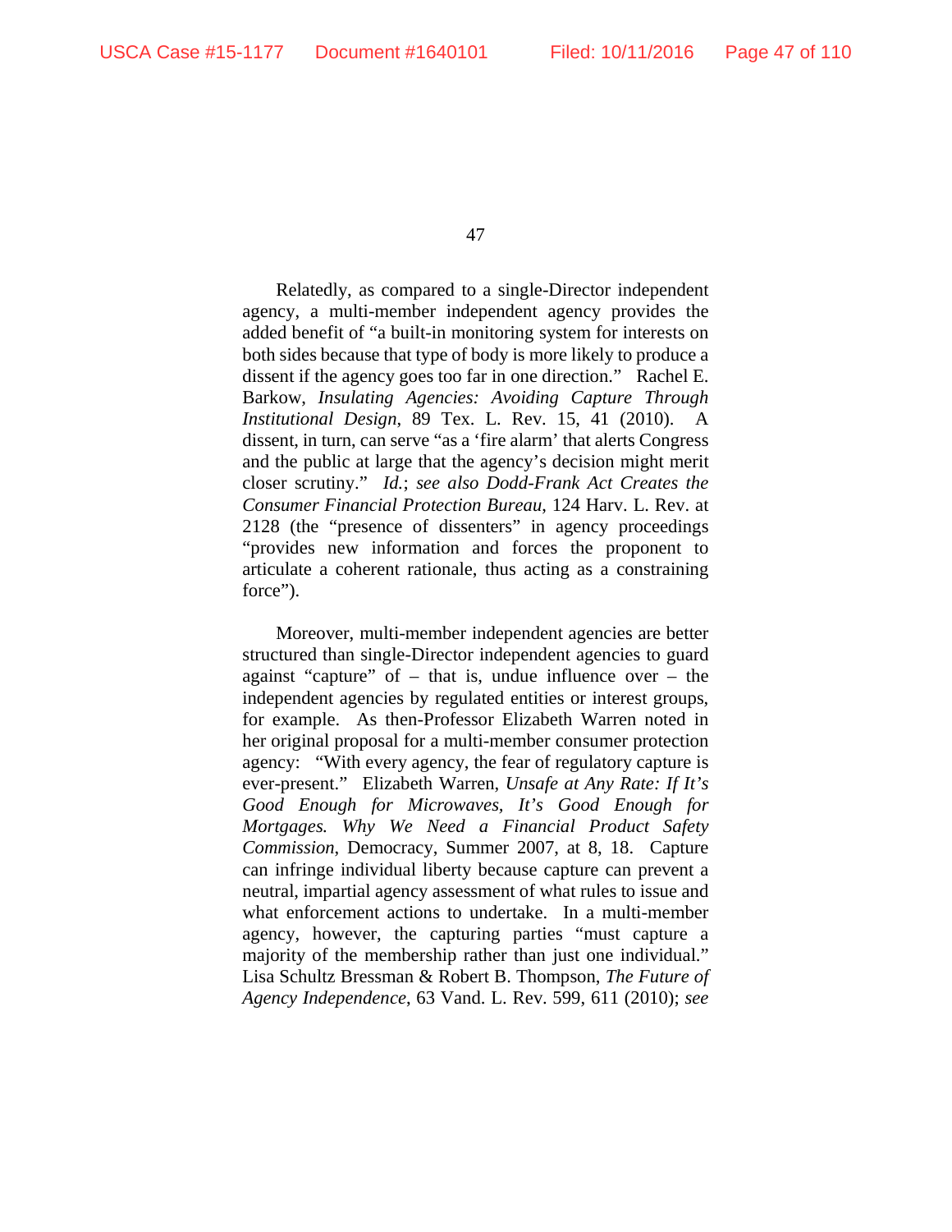Relatedly, as compared to a single-Director independent agency, a multi-member independent agency provides the added benefit of "a built-in monitoring system for interests on both sides because that type of body is more likely to produce a dissent if the agency goes too far in one direction." Rachel E. Barkow, *Insulating Agencies: Avoiding Capture Through Institutional Design*, 89 Tex. L. Rev. 15, 41 (2010). A dissent, in turn, can serve "as a 'fire alarm' that alerts Congress and the public at large that the agency's decision might merit closer scrutiny." *Id.*; *see also Dodd-Frank Act Creates the Consumer Financial Protection Bureau*, 124 Harv. L. Rev. at 2128 (the "presence of dissenters" in agency proceedings "provides new information and forces the proponent to articulate a coherent rationale, thus acting as a constraining force").

Moreover, multi-member independent agencies are better structured than single-Director independent agencies to guard against "capture" of – that is, undue influence over – the independent agencies by regulated entities or interest groups, for example. As then-Professor Elizabeth Warren noted in her original proposal for a multi-member consumer protection agency: "With every agency, the fear of regulatory capture is ever-present." Elizabeth Warren, *Unsafe at Any Rate: If It's Good Enough for Microwaves, It's Good Enough for Mortgages. Why We Need a Financial Product Safety Commission*, Democracy, Summer 2007, at 8, 18. Capture can infringe individual liberty because capture can prevent a neutral, impartial agency assessment of what rules to issue and what enforcement actions to undertake. In a multi-member agency, however, the capturing parties "must capture a majority of the membership rather than just one individual." Lisa Schultz Bressman & Robert B. Thompson, *The Future of Agency Independence*, 63 Vand. L. Rev. 599, 611 (2010); *see*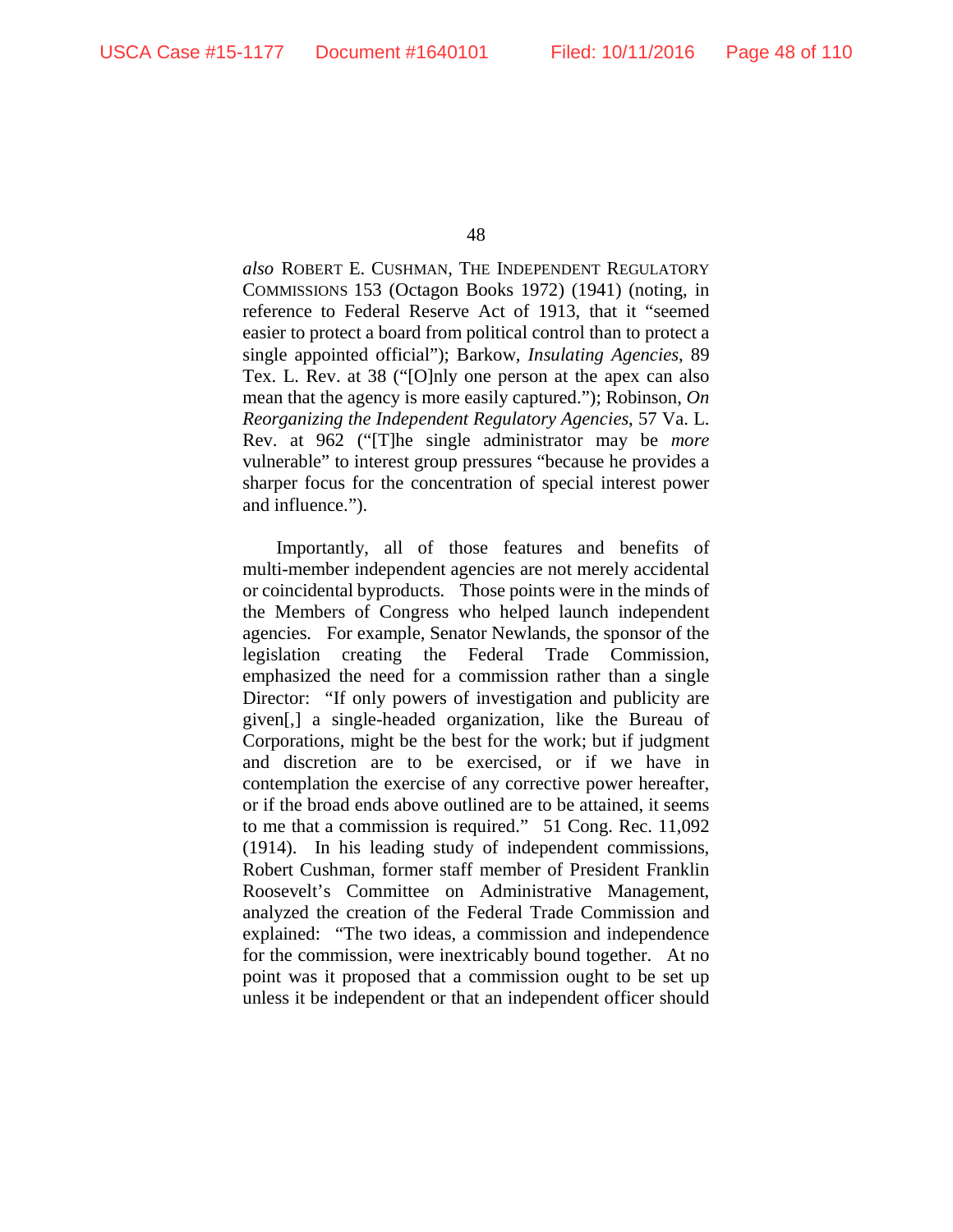*also* ROBERT E. CUSHMAN, THE INDEPENDENT REGULATORY COMMISSIONS 153 (Octagon Books 1972) (1941) (noting, in reference to Federal Reserve Act of 1913, that it "seemed easier to protect a board from political control than to protect a single appointed official"); Barkow, *Insulating Agencies*, 89 Tex. L. Rev. at 38 ("[O]nly one person at the apex can also mean that the agency is more easily captured."); Robinson, *On Reorganizing the Independent Regulatory Agencies*, 57 Va. L. Rev. at 962 ("[T]he single administrator may be *more* vulnerable" to interest group pressures "because he provides a sharper focus for the concentration of special interest power and influence.").

Importantly, all of those features and benefits of multi-member independent agencies are not merely accidental or coincidental byproducts. Those points were in the minds of the Members of Congress who helped launch independent agencies. For example, Senator Newlands, the sponsor of the legislation creating the Federal Trade Commission, emphasized the need for a commission rather than a single Director: "If only powers of investigation and publicity are given[,] a single-headed organization, like the Bureau of Corporations, might be the best for the work; but if judgment and discretion are to be exercised, or if we have in contemplation the exercise of any corrective power hereafter, or if the broad ends above outlined are to be attained, it seems to me that a commission is required." 51 Cong. Rec. 11,092 (1914). In his leading study of independent commissions, Robert Cushman, former staff member of President Franklin Roosevelt's Committee on Administrative Management, analyzed the creation of the Federal Trade Commission and explained: "The two ideas, a commission and independence for the commission, were inextricably bound together. At no point was it proposed that a commission ought to be set up unless it be independent or that an independent officer should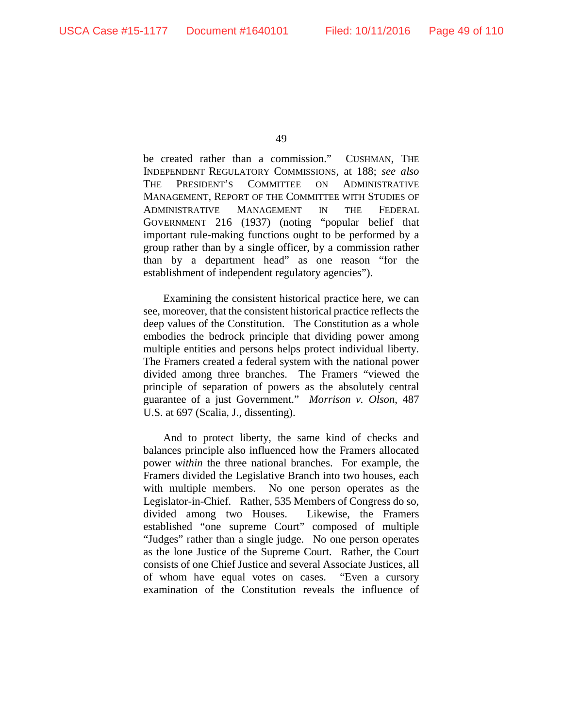be created rather than a commission." CUSHMAN, THE INDEPENDENT REGULATORY COMMISSIONS, at 188; *see also* THE PRESIDENT'S COMMITTEE ON ADMINISTRATIVE MANAGEMENT, REPORT OF THE COMMITTEE WITH STUDIES OF ADMINISTRATIVE MANAGEMENT IN THE FEDERAL GOVERNMENT 216 (1937) (noting "popular belief that important rule-making functions ought to be performed by a group rather than by a single officer, by a commission rather than by a department head" as one reason "for the establishment of independent regulatory agencies").

Examining the consistent historical practice here, we can see, moreover, that the consistent historical practice reflects the deep values of the Constitution. The Constitution as a whole embodies the bedrock principle that dividing power among multiple entities and persons helps protect individual liberty. The Framers created a federal system with the national power divided among three branches. The Framers "viewed the principle of separation of powers as the absolutely central guarantee of a just Government." *Morrison v. Olson*, 487 U.S. at 697 (Scalia, J., dissenting).

And to protect liberty, the same kind of checks and balances principle also influenced how the Framers allocated power *within* the three national branches. For example, the Framers divided the Legislative Branch into two houses, each with multiple members. No one person operates as the Legislator-in-Chief. Rather, 535 Members of Congress do so, divided among two Houses. Likewise, the Framers established "one supreme Court" composed of multiple "Judges" rather than a single judge. No one person operates as the lone Justice of the Supreme Court. Rather, the Court consists of one Chief Justice and several Associate Justices, all of whom have equal votes on cases. "Even a cursory examination of the Constitution reveals the influence of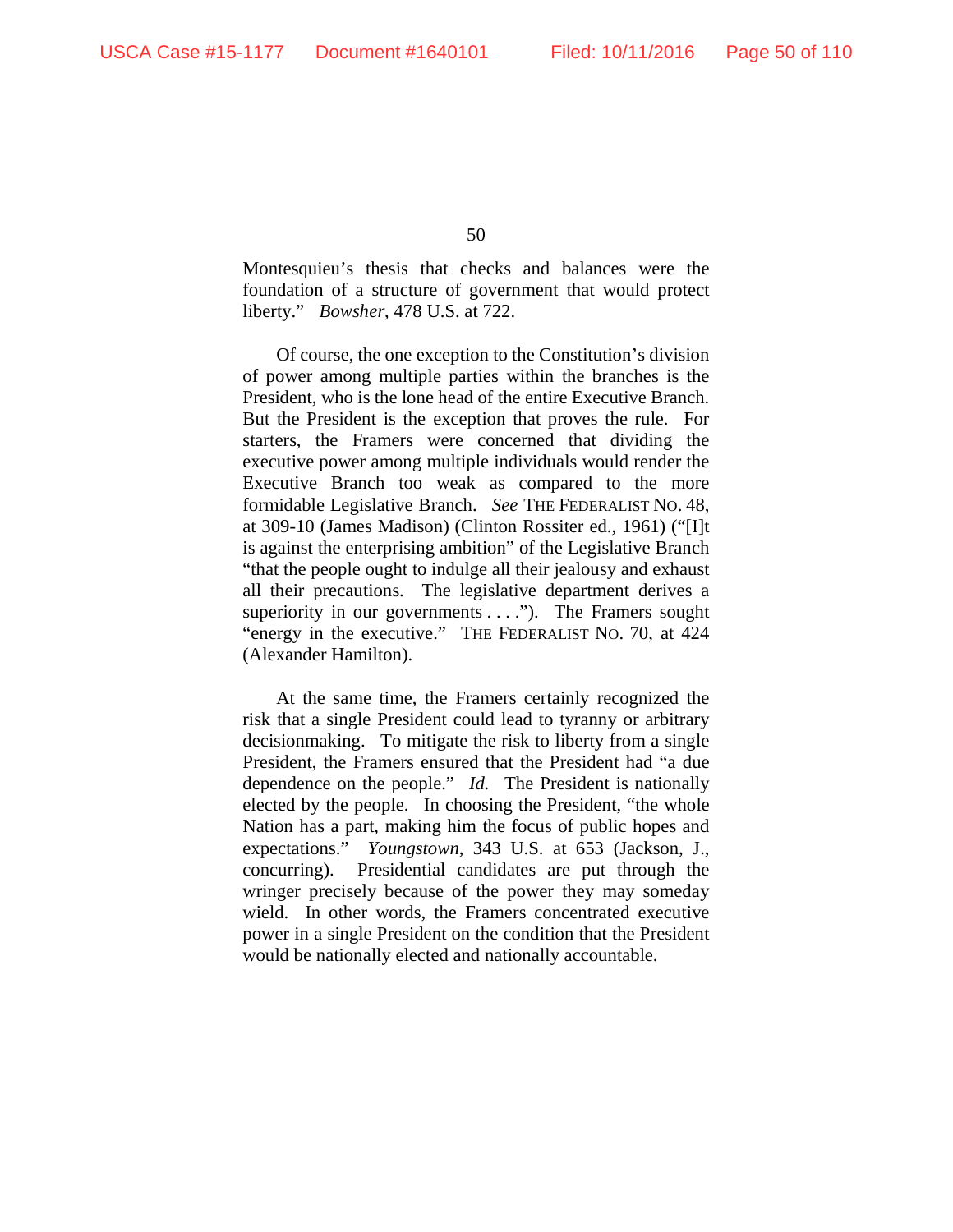Montesquieu's thesis that checks and balances were the foundation of a structure of government that would protect liberty." *Bowsher*, 478 U.S. at 722.

Of course, the one exception to the Constitution's division of power among multiple parties within the branches is the President, who is the lone head of the entire Executive Branch. But the President is the exception that proves the rule. For starters, the Framers were concerned that dividing the executive power among multiple individuals would render the Executive Branch too weak as compared to the more formidable Legislative Branch. *See* THE FEDERALIST NO. 48, at 309-10 (James Madison) (Clinton Rossiter ed., 1961) ("[I]t is against the enterprising ambition" of the Legislative Branch "that the people ought to indulge all their jealousy and exhaust all their precautions. The legislative department derives a superiority in our governments . . . ."). The Framers sought "energy in the executive." THE FEDERALIST NO. 70, at 424 (Alexander Hamilton).

At the same time, the Framers certainly recognized the risk that a single President could lead to tyranny or arbitrary decisionmaking. To mitigate the risk to liberty from a single President, the Framers ensured that the President had "a due dependence on the people." *Id.* The President is nationally elected by the people. In choosing the President, "the whole Nation has a part, making him the focus of public hopes and expectations." *Youngstown*, 343 U.S. at 653 (Jackson, J., concurring). Presidential candidates are put through the wringer precisely because of the power they may someday wield. In other words, the Framers concentrated executive power in a single President on the condition that the President would be nationally elected and nationally accountable.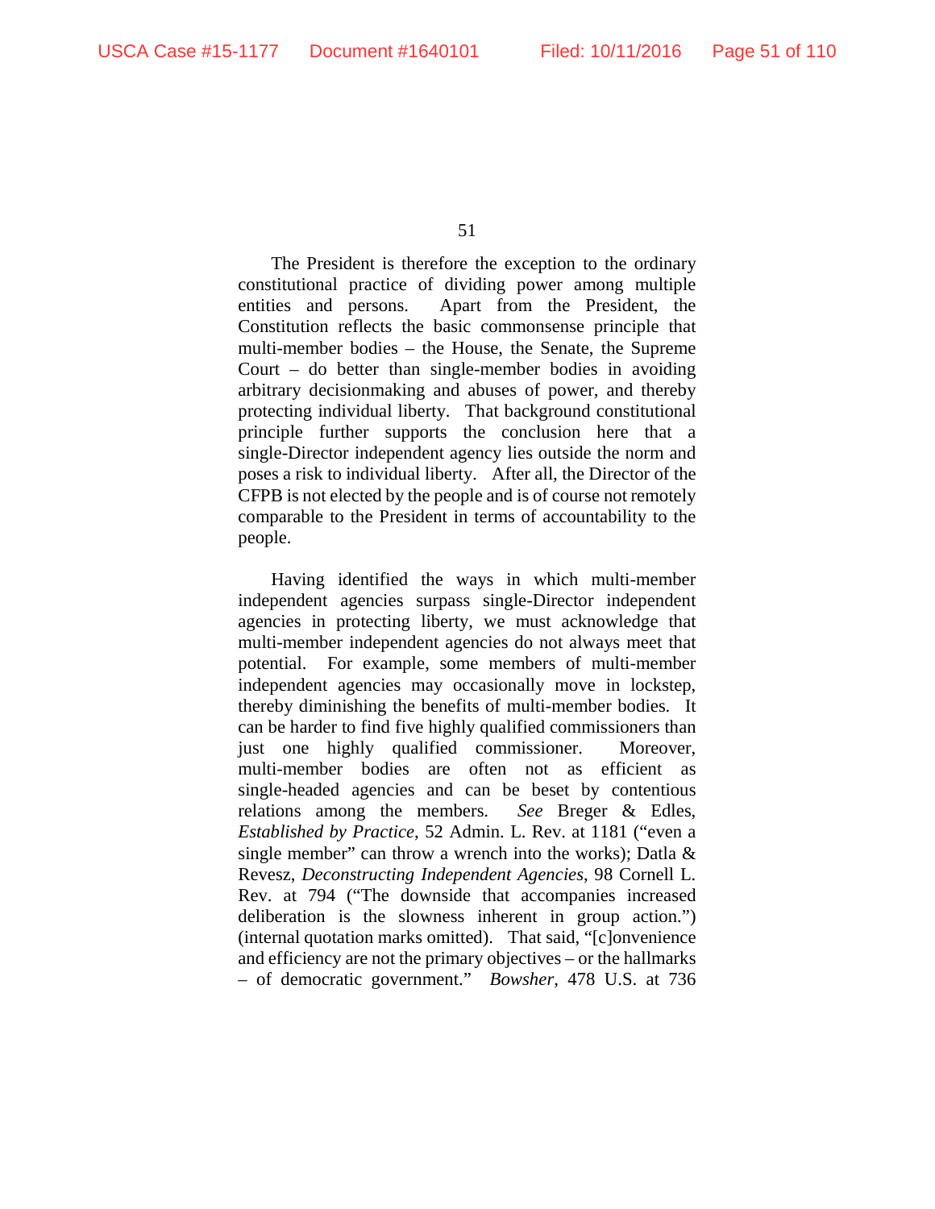The President is therefore the exception to the ordinary constitutional practice of dividing power among multiple entities and persons. Apart from the President, the Constitution reflects the basic commonsense principle that multi-member bodies – the House, the Senate, the Supreme Court – do better than single-member bodies in avoiding arbitrary decisionmaking and abuses of power, and thereby protecting individual liberty. That background constitutional principle further supports the conclusion here that a single-Director independent agency lies outside the norm and poses a risk to individual liberty. After all, the Director of the CFPB is not elected by the people and is of course not remotely comparable to the President in terms of accountability to the people.

Having identified the ways in which multi-member independent agencies surpass single-Director independent agencies in protecting liberty, we must acknowledge that multi-member independent agencies do not always meet that potential. For example, some members of multi-member independent agencies may occasionally move in lockstep, thereby diminishing the benefits of multi-member bodies. It can be harder to find five highly qualified commissioners than just one highly qualified commissioner. Moreover, multi-member bodies are often not as efficient as single-headed agencies and can be beset by contentious relations among the members. *See* Breger & Edles, *Established by Practice*, 52 Admin. L. Rev. at 1181 ("even a single member" can throw a wrench into the works); Datla & Revesz, *Deconstructing Independent Agencies*, 98 Cornell L. Rev. at 794 ("The downside that accompanies increased deliberation is the slowness inherent in group action.") (internal quotation marks omitted). That said, "[c]onvenience and efficiency are not the primary objectives – or the hallmarks – of democratic government." *Bowsher*, 478 U.S. at 736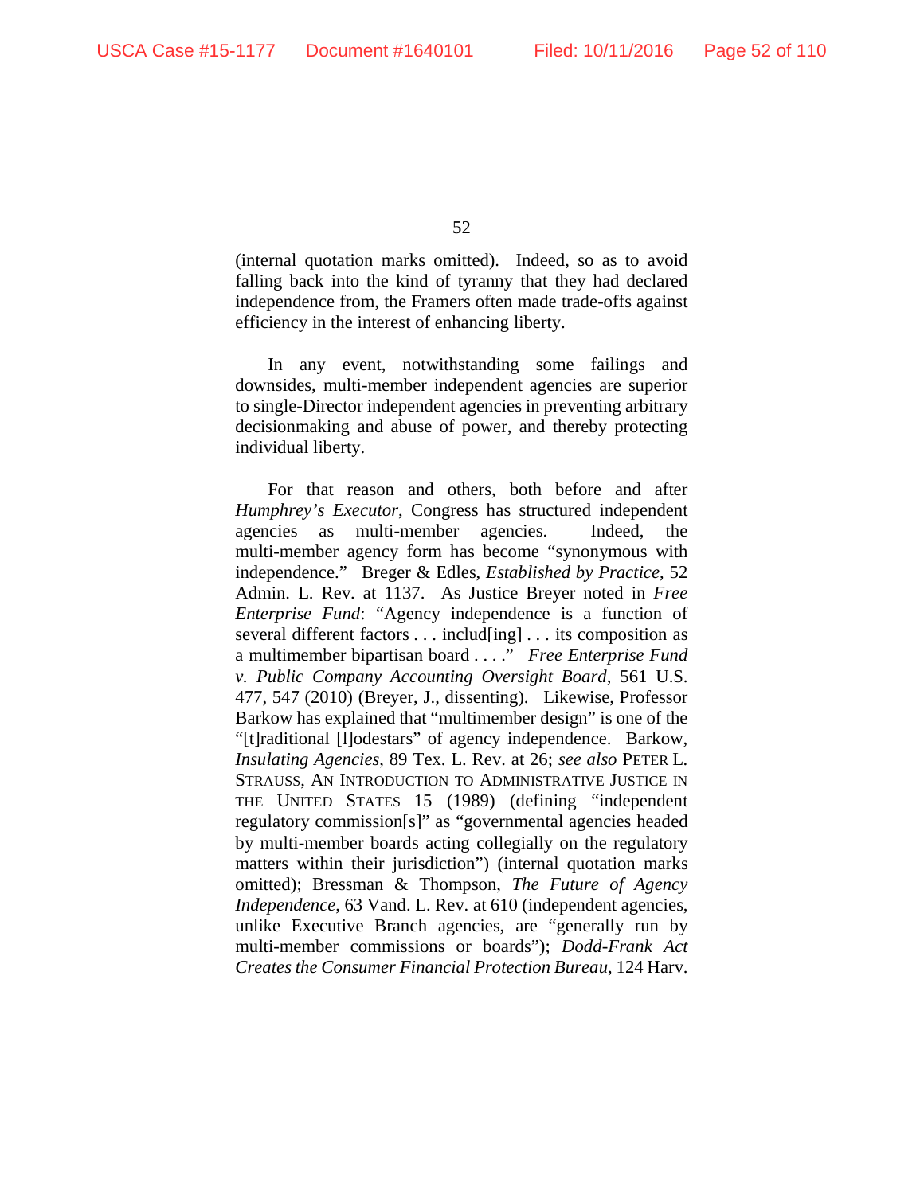(internal quotation marks omitted). Indeed, so as to avoid falling back into the kind of tyranny that they had declared independence from, the Framers often made trade-offs against efficiency in the interest of enhancing liberty.

In any event, notwithstanding some failings and downsides, multi-member independent agencies are superior to single-Director independent agencies in preventing arbitrary decisionmaking and abuse of power, and thereby protecting individual liberty.

For that reason and others, both before and after *Humphrey's Executor*, Congress has structured independent agencies as multi-member agencies. Indeed, the multi-member agency form has become "synonymous with independence." Breger & Edles, *Established by Practice*, 52 Admin. L. Rev. at 1137. As Justice Breyer noted in *Free Enterprise Fund*: "Agency independence is a function of several different factors . . . includ[ing] . . . its composition as a multimember bipartisan board . . . ." *Free Enterprise Fund v. Public Company Accounting Oversight Board*, 561 U.S. 477, 547 (2010) (Breyer, J., dissenting). Likewise, Professor Barkow has explained that "multimember design" is one of the "[t]raditional [l]odestars" of agency independence. Barkow, *Insulating Agencies*, 89 Tex. L. Rev. at 26; *see also* PETER L. STRAUSS, AN INTRODUCTION TO ADMINISTRATIVE JUSTICE IN THE UNITED STATES 15 (1989) (defining "independent regulatory commission[s]" as "governmental agencies headed by multi-member boards acting collegially on the regulatory matters within their jurisdiction") (internal quotation marks omitted); Bressman & Thompson, *The Future of Agency Independence*, 63 Vand. L. Rev. at 610 (independent agencies, unlike Executive Branch agencies, are "generally run by multi-member commissions or boards"); *Dodd-Frank Act Creates the Consumer Financial Protection Bureau*, 124 Harv.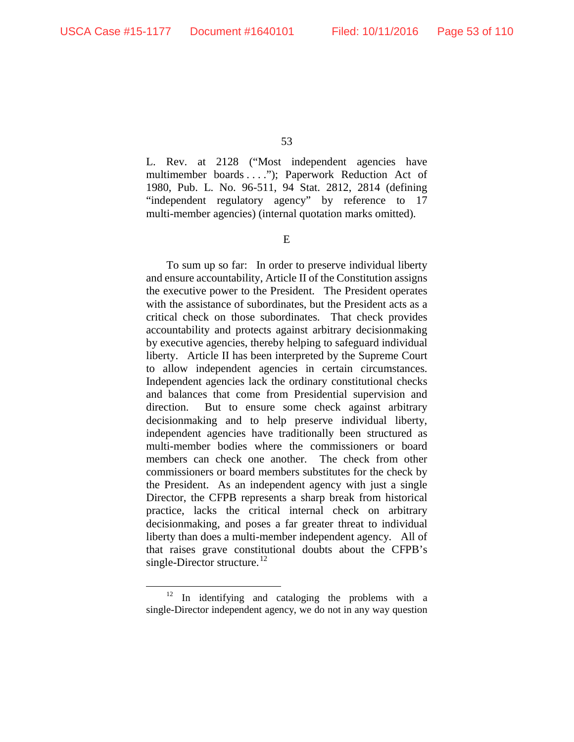L. Rev. at 2128 ("Most independent agencies have multimember boards . . . ."); Paperwork Reduction Act of 1980, Pub. L. No. 96-511, 94 Stat. 2812, 2814 (defining "independent regulatory agency" by reference to 17 multi-member agencies) (internal quotation marks omitted).

### E

To sum up so far: In order to preserve individual liberty and ensure accountability, Article II of the Constitution assigns the executive power to the President. The President operates with the assistance of subordinates, but the President acts as a critical check on those subordinates. That check provides accountability and protects against arbitrary decisionmaking by executive agencies, thereby helping to safeguard individual liberty. Article II has been interpreted by the Supreme Court to allow independent agencies in certain circumstances. Independent agencies lack the ordinary constitutional checks and balances that come from Presidential supervision and direction. But to ensure some check against arbitrary decisionmaking and to help preserve individual liberty, independent agencies have traditionally been structured as multi-member bodies where the commissioners or board members can check one another. The check from other commissioners or board members substitutes for the check by the President. As an independent agency with just a single Director, the CFPB represents a sharp break from historical practice, lacks the critical internal check on arbitrary decisionmaking, and poses a far greater threat to individual liberty than does a multi-member independent agency. All of that raises grave constitutional doubts about the CFPB's single-Director structure.[12]

[12] In identifying and cataloging the problems with a single-Director independent agency, we do not in any way question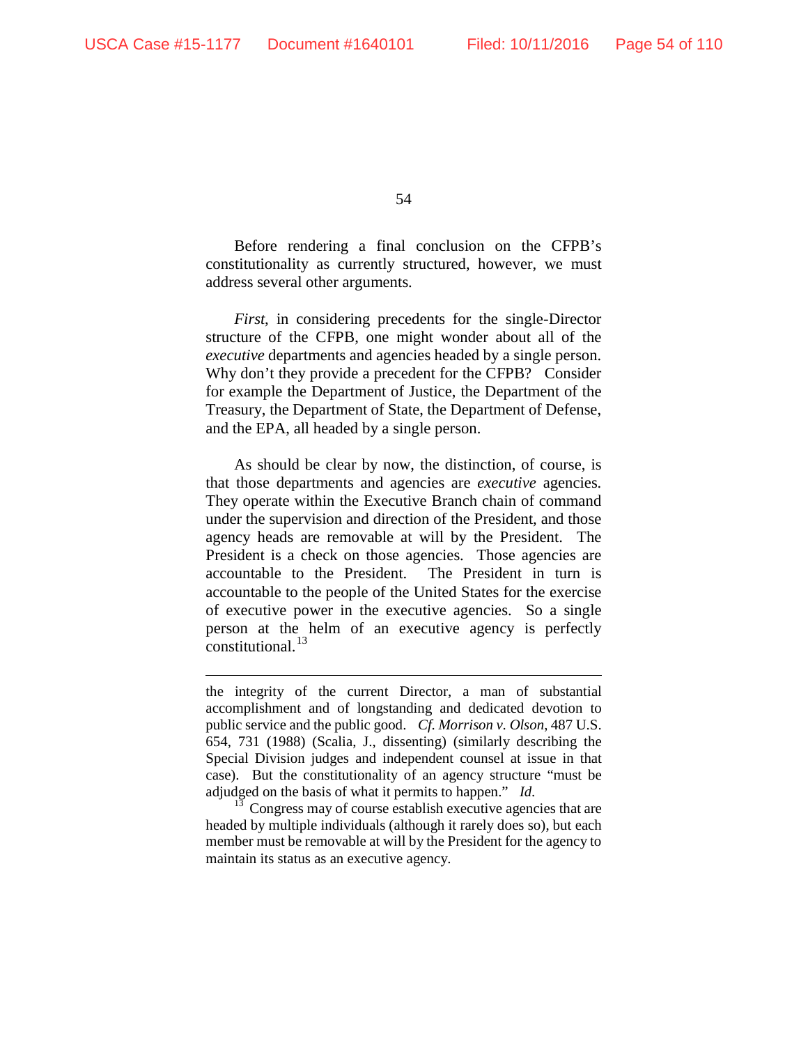Before rendering a final conclusion on the CFPB's constitutionality as currently structured, however, we must address several other arguments.

*First*, in considering precedents for the single-Director structure of the CFPB, one might wonder about all of the *executive* departments and agencies headed by a single person. Why don't they provide a precedent for the CFPB? Consider for example the Department of Justice, the Department of the Treasury, the Department of State, the Department of Defense, and the EPA, all headed by a single person.

As should be clear by now, the distinction, of course, is that those departments and agencies are *executive* agencies. They operate within the Executive Branch chain of command under the supervision and direction of the President, and those agency heads are removable at will by the President. The President is a check on those agencies. Those agencies are accountable to the President. The President in turn is accountable to the people of the United States for the exercise of executive power in the executive agencies. So a single person at the helm of an executive agency is perfectly constitutional.[13]

---

the integrity of the current Director, a man of substantial accomplishment and of longstanding and dedicated devotion to public service and the public good. *Cf. Morrison v. Olson*, 487 U.S. 654, 731 (1988) (Scalia, J., dissenting) (similarly describing the Special Division judges and independent counsel at issue in that case). But the constitutionality of an agency structure "must be adjudged on the basis of what it permits to happen." *Id.*

[13] Congress may of course establish executive agencies that are headed by multiple individuals (although it rarely does so), but each member must be removable at will by the President for the agency to maintain its status as an executive agency.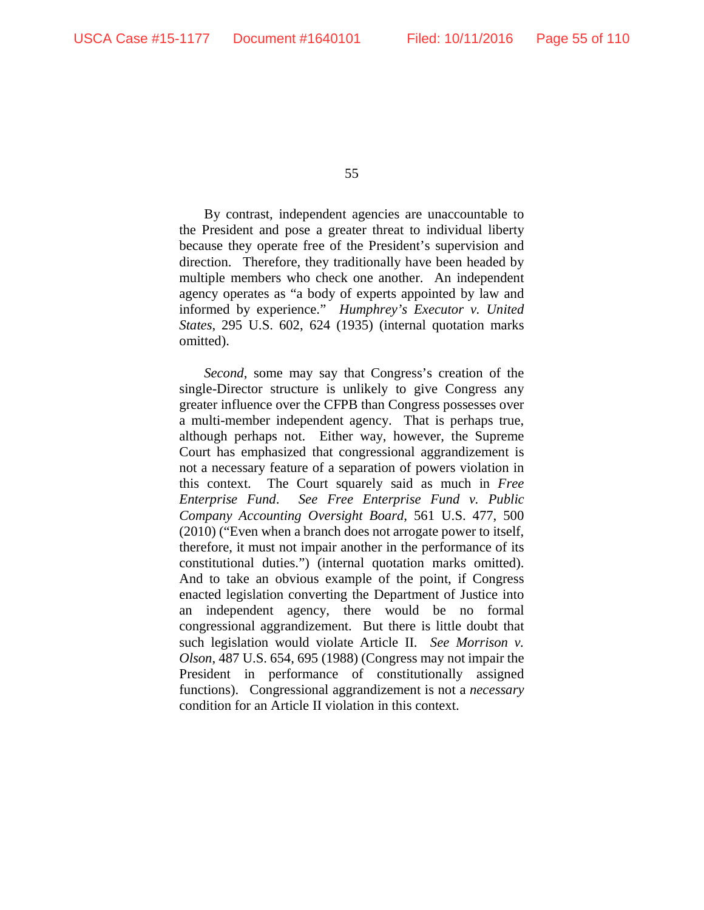By contrast, independent agencies are unaccountable to the President and pose a greater threat to individual liberty because they operate free of the President's supervision and direction. Therefore, they traditionally have been headed by multiple members who check one another. An independent agency operates as "a body of experts appointed by law and informed by experience." *Humphrey's Executor v. United States*, 295 U.S. 602, 624 (1935) (internal quotation marks omitted).

*Second*, some may say that Congress's creation of the single-Director structure is unlikely to give Congress any greater influence over the CFPB than Congress possesses over a multi-member independent agency. That is perhaps true, although perhaps not. Either way, however, the Supreme Court has emphasized that congressional aggrandizement is not a necessary feature of a separation of powers violation in this context. The Court squarely said as much in *Free Enterprise Fund*. *See Free Enterprise Fund v. Public Company Accounting Oversight Board*, 561 U.S. 477, 500 (2010) ("Even when a branch does not arrogate power to itself, therefore, it must not impair another in the performance of its constitutional duties.") (internal quotation marks omitted). And to take an obvious example of the point, if Congress enacted legislation converting the Department of Justice into an independent agency, there would be no formal congressional aggrandizement. But there is little doubt that such legislation would violate Article II. *See Morrison v. Olson*, 487 U.S. 654, 695 (1988) (Congress may not impair the President in performance of constitutionally assigned functions). Congressional aggrandizement is not a *necessary* condition for an Article II violation in this context.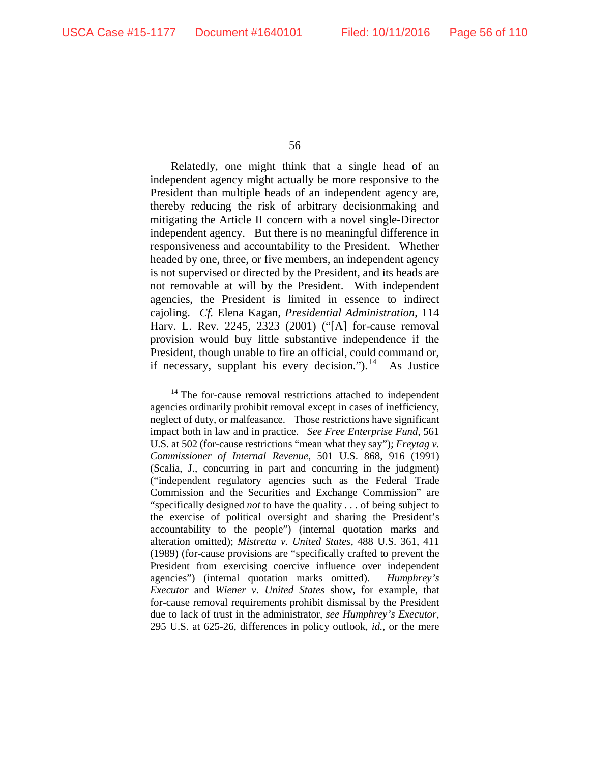Relatedly, one might think that a single head of an independent agency might actually be more responsive to the President than multiple heads of an independent agency are, thereby reducing the risk of arbitrary decisionmaking and mitigating the Article II concern with a novel single-Director independent agency. But there is no meaningful difference in responsiveness and accountability to the President. Whether headed by one, three, or five members, an independent agency is not supervised or directed by the President, and its heads are not removable at will by the President. With independent agencies, the President is limited in essence to indirect cajoling. *Cf.* Elena Kagan, *Presidential Administration*, 114 Harv. L. Rev. 2245, 2323 (2001) ("[A] for-cause removal provision would buy little substantive independence if the President, though unable to fire an official, could command or, if necessary, supplant his every decision.").[14] As Justice

---

[14] The for-cause removal restrictions attached to independent agencies ordinarily prohibit removal except in cases of inefficiency, neglect of duty, or malfeasance. Those restrictions have significant impact both in law and in practice. *See Free Enterprise Fund*, 561 U.S. at 502 (for-cause restrictions "mean what they say"); *Freytag v. Commissioner of Internal Revenue*, 501 U.S. 868, 916 (1991) (Scalia, J., concurring in part and concurring in the judgment) ("independent regulatory agencies such as the Federal Trade Commission and the Securities and Exchange Commission" are "specifically designed *not* to have the quality . . . of being subject to the exercise of political oversight and sharing the President's accountability to the people") (internal quotation marks and alteration omitted); *Mistretta v. United States*, 488 U.S. 361, 411 (1989) (for-cause provisions are "specifically crafted to prevent the President from exercising coercive influence over independent agencies") (internal quotation marks omitted). *Humphrey's Executor* and *Wiener v. United States* show, for example, that for-cause removal requirements prohibit dismissal by the President due to lack of trust in the administrator, *see Humphrey's Executor*, 295 U.S. at 625-26, differences in policy outlook, *id.*, or the mere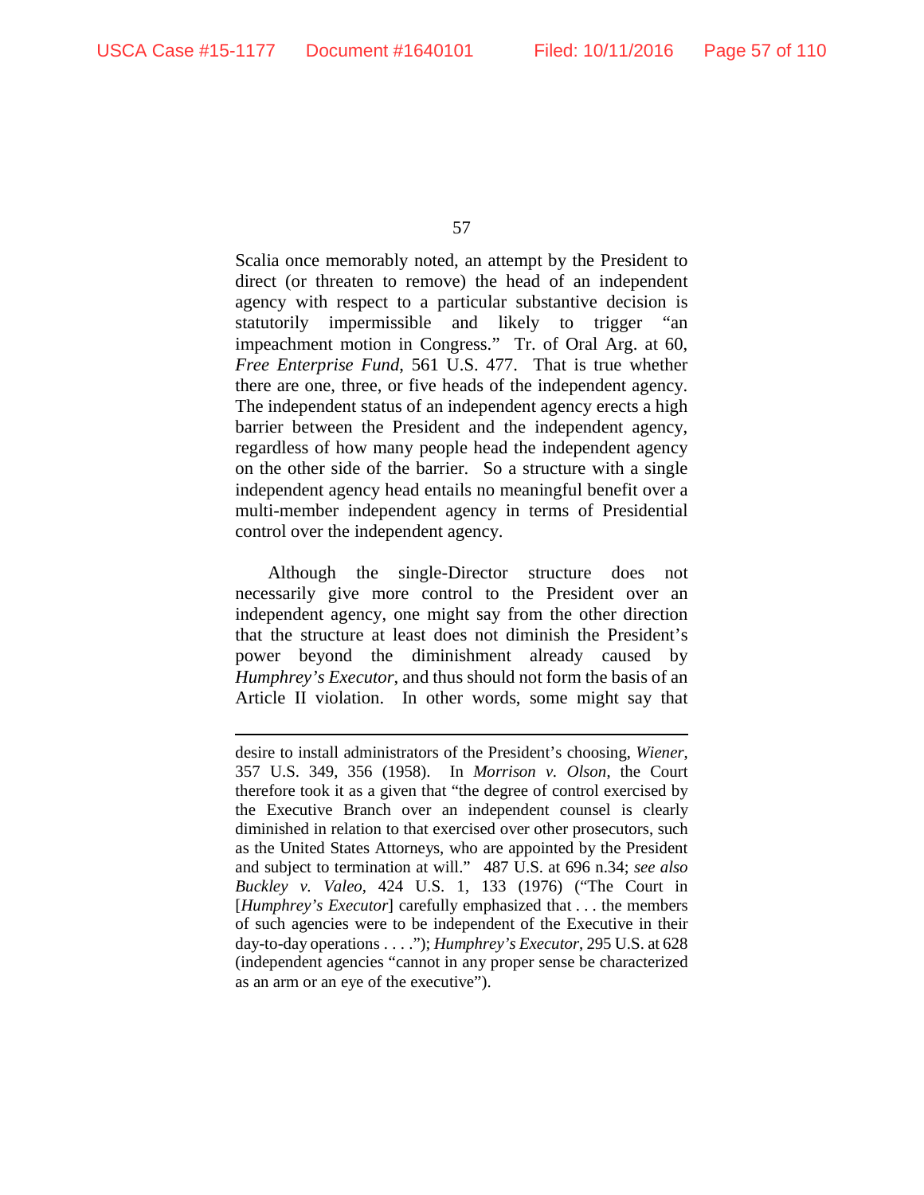Scalia once memorably noted, an attempt by the President to direct (or threaten to remove) the head of an independent agency with respect to a particular substantive decision is statutorily impermissible and likely to trigger "an impeachment motion in Congress." Tr. of Oral Arg. at 60, *Free Enterprise Fund*, 561 U.S. 477. That is true whether there are one, three, or five heads of the independent agency. The independent status of an independent agency erects a high barrier between the President and the independent agency, regardless of how many people head the independent agency on the other side of the barrier. So a structure with a single independent agency head entails no meaningful benefit over a multi-member independent agency in terms of Presidential control over the independent agency.

Although the single-Director structure does not necessarily give more control to the President over an independent agency, one might say from the other direction that the structure at least does not diminish the President's power beyond the diminishment already caused by *Humphrey's Executor*, and thus should not form the basis of an Article II violation. In other words, some might say that

---

desire to install administrators of the President's choosing, *Wiener*, 357 U.S. 349, 356 (1958). In *Morrison v. Olson*, the Court therefore took it as a given that "the degree of control exercised by the Executive Branch over an independent counsel is clearly diminished in relation to that exercised over other prosecutors, such as the United States Attorneys, who are appointed by the President and subject to termination at will." 487 U.S. at 696 n.34; *see also Buckley v. Valeo*, 424 U.S. 1, 133 (1976) ("The Court in [*Humphrey's Executor*] carefully emphasized that . . . the members of such agencies were to be independent of the Executive in their day-to-day operations . . . ."); *Humphrey's Executor*, 295 U.S. at 628 (independent agencies "cannot in any proper sense be characterized as an arm or an eye of the executive").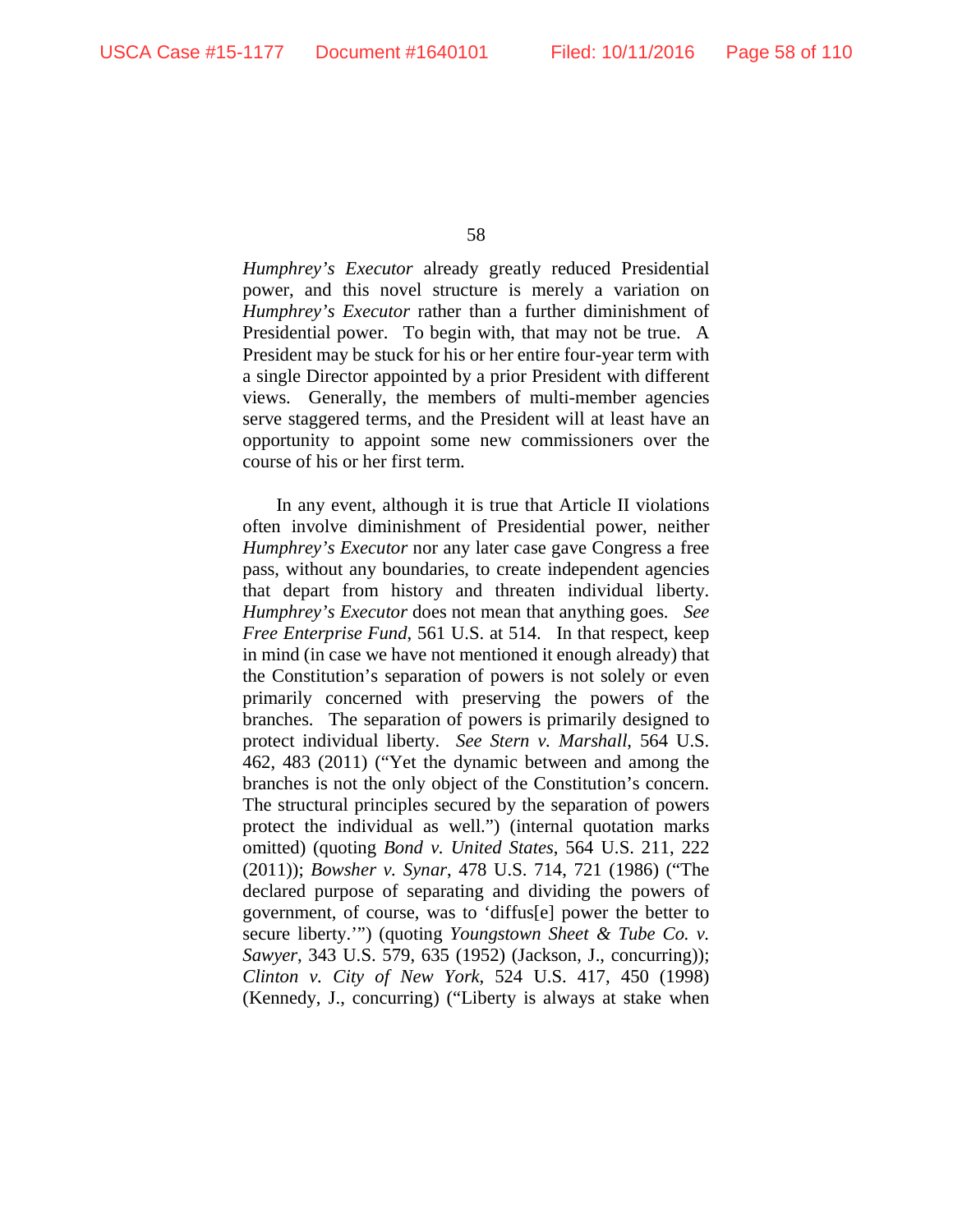*Humphrey's Executor* already greatly reduced Presidential power, and this novel structure is merely a variation on *Humphrey's Executor* rather than a further diminishment of Presidential power. To begin with, that may not be true. A President may be stuck for his or her entire four-year term with a single Director appointed by a prior President with different views. Generally, the members of multi-member agencies serve staggered terms, and the President will at least have an opportunity to appoint some new commissioners over the course of his or her first term.

In any event, although it is true that Article II violations often involve diminishment of Presidential power, neither *Humphrey's Executor* nor any later case gave Congress a free pass, without any boundaries, to create independent agencies that depart from history and threaten individual liberty. *Humphrey's Executor* does not mean that anything goes. *See Free Enterprise Fund*, 561 U.S. at 514. In that respect, keep in mind (in case we have not mentioned it enough already) that the Constitution's separation of powers is not solely or even primarily concerned with preserving the powers of the branches. The separation of powers is primarily designed to protect individual liberty. *See Stern v. Marshall*, 564 U.S. 462, 483 (2011) ("Yet the dynamic between and among the branches is not the only object of the Constitution's concern. The structural principles secured by the separation of powers protect the individual as well.") (internal quotation marks omitted) (quoting *Bond v. United States*, 564 U.S. 211, 222 (2011)); *Bowsher v. Synar*, 478 U.S. 714, 721 (1986) ("The declared purpose of separating and dividing the powers of government, of course, was to 'diffus[e] power the better to secure liberty.'") (quoting *Youngstown Sheet & Tube Co. v. Sawyer*, 343 U.S. 579, 635 (1952) (Jackson, J., concurring)); *Clinton v. City of New York*, 524 U.S. 417, 450 (1998) (Kennedy, J., concurring) ("Liberty is always at stake when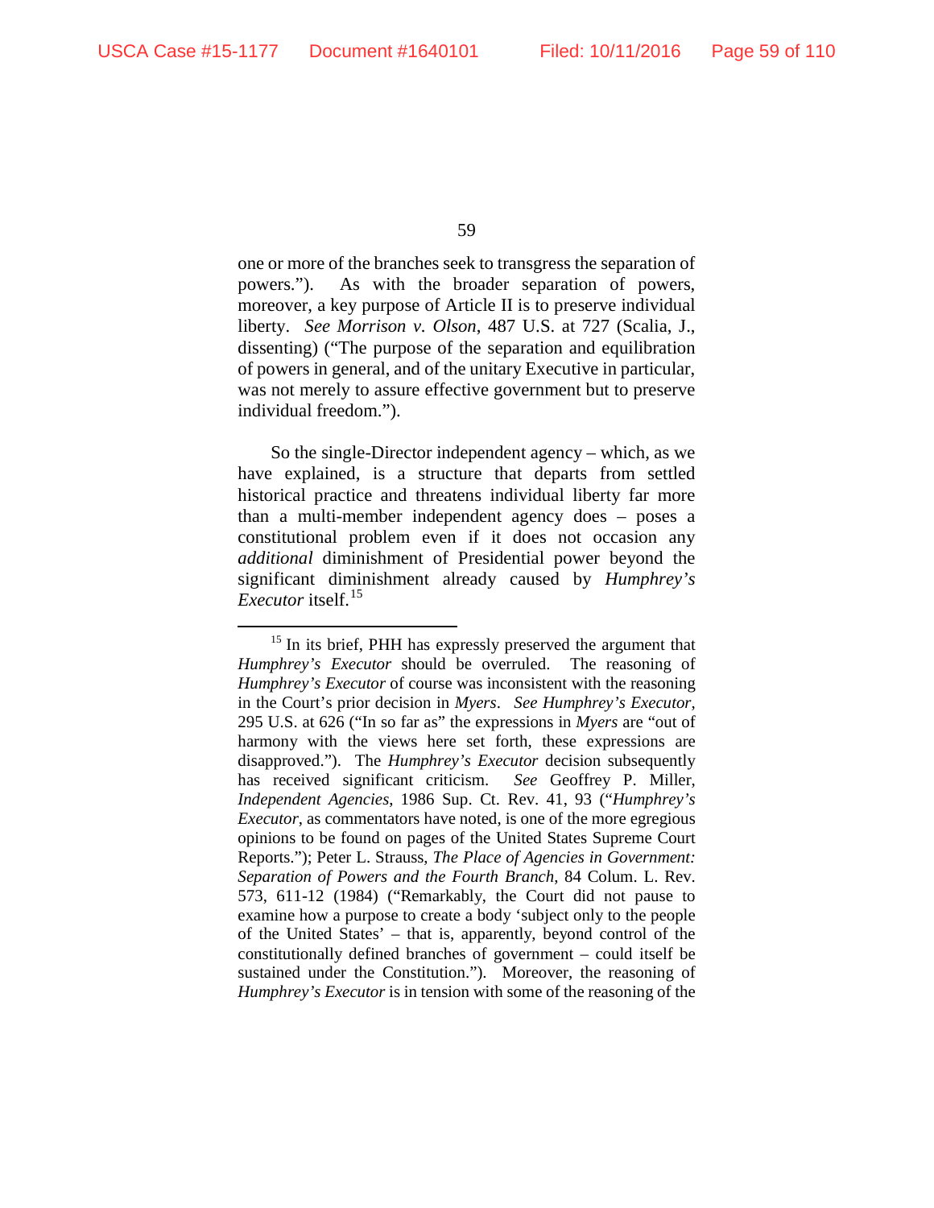one or more of the branches seek to transgress the separation of powers."). As with the broader separation of powers, moreover, a key purpose of Article II is to preserve individual liberty. *See Morrison v. Olson*, 487 U.S. at 727 (Scalia, J., dissenting) ("The purpose of the separation and equilibration of powers in general, and of the unitary Executive in particular, was not merely to assure effective government but to preserve individual freedom.").

So the single-Director independent agency – which, as we have explained, is a structure that departs from settled historical practice and threatens individual liberty far more than a multi-member independent agency does – poses a constitutional problem even if it does not occasion any *additional* diminishment of Presidential power beyond the significant diminishment already caused by *Humphrey's Executor* itself.[15]

---

[15] In its brief, PHH has expressly preserved the argument that *Humphrey's Executor* should be overruled. The reasoning of *Humphrey's Executor* of course was inconsistent with the reasoning in the Court's prior decision in *Myers*. *See Humphrey's Executor*, 295 U.S. at 626 ("In so far as" the expressions in *Myers* are "out of harmony with the views here set forth, these expressions are disapproved."). The *Humphrey's Executor* decision subsequently has received significant criticism. *See* Geoffrey P. Miller, *Independent Agencies*, 1986 Sup. Ct. Rev. 41, 93 ("*Humphrey's Executor*, as commentators have noted, is one of the more egregious opinions to be found on pages of the United States Supreme Court Reports."); Peter L. Strauss, *The Place of Agencies in Government: Separation of Powers and the Fourth Branch*, 84 Colum. L. Rev. 573, 611-12 (1984) ("Remarkably, the Court did not pause to examine how a purpose to create a body 'subject only to the people of the United States' – that is, apparently, beyond control of the constitutionally defined branches of government – could itself be sustained under the Constitution."). Moreover, the reasoning of *Humphrey's Executor* is in tension with some of the reasoning of the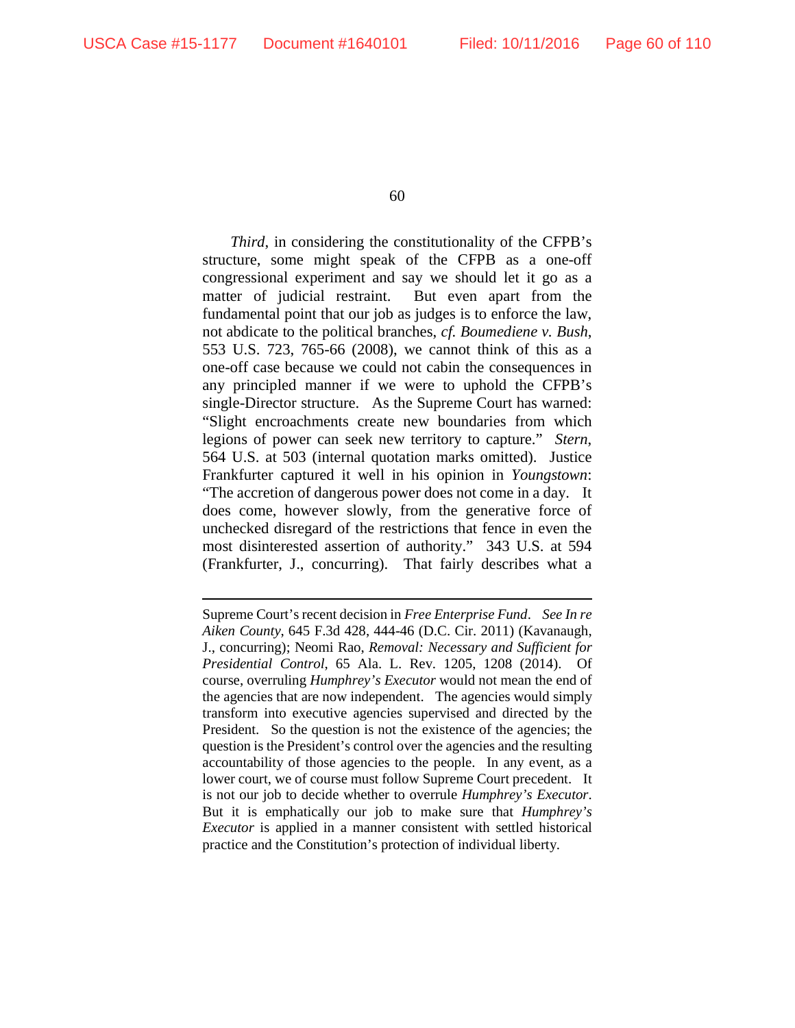*Third*, in considering the constitutionality of the CFPB's structure, some might speak of the CFPB as a one-off congressional experiment and say we should let it go as a matter of judicial restraint. But even apart from the fundamental point that our job as judges is to enforce the law, not abdicate to the political branches, *cf. Boumediene v. Bush*, 553 U.S. 723, 765-66 (2008), we cannot think of this as a one-off case because we could not cabin the consequences in any principled manner if we were to uphold the CFPB's single-Director structure. As the Supreme Court has warned: "Slight encroachments create new boundaries from which legions of power can seek new territory to capture." *Stern*, 564 U.S. at 503 (internal quotation marks omitted). Justice Frankfurter captured it well in his opinion in *Youngstown*: "The accretion of dangerous power does not come in a day. It does come, however slowly, from the generative force of unchecked disregard of the restrictions that fence in even the most disinterested assertion of authority." 343 U.S. at 594 (Frankfurter, J., concurring). That fairly describes what a

---

Supreme Court's recent decision in *Free Enterprise Fund*. *See In re Aiken County*, 645 F.3d 428, 444-46 (D.C. Cir. 2011) (Kavanaugh, J., concurring); Neomi Rao, *Removal: Necessary and Sufficient for Presidential Control*, 65 Ala. L. Rev. 1205, 1208 (2014). Of course, overruling *Humphrey's Executor* would not mean the end of the agencies that are now independent. The agencies would simply transform into executive agencies supervised and directed by the President. So the question is not the existence of the agencies; the question is the President's control over the agencies and the resulting accountability of those agencies to the people. In any event, as a lower court, we of course must follow Supreme Court precedent. It is not our job to decide whether to overrule *Humphrey's Executor*. But it is emphatically our job to make sure that *Humphrey's Executor* is applied in a manner consistent with settled historical practice and the Constitution's protection of individual liberty.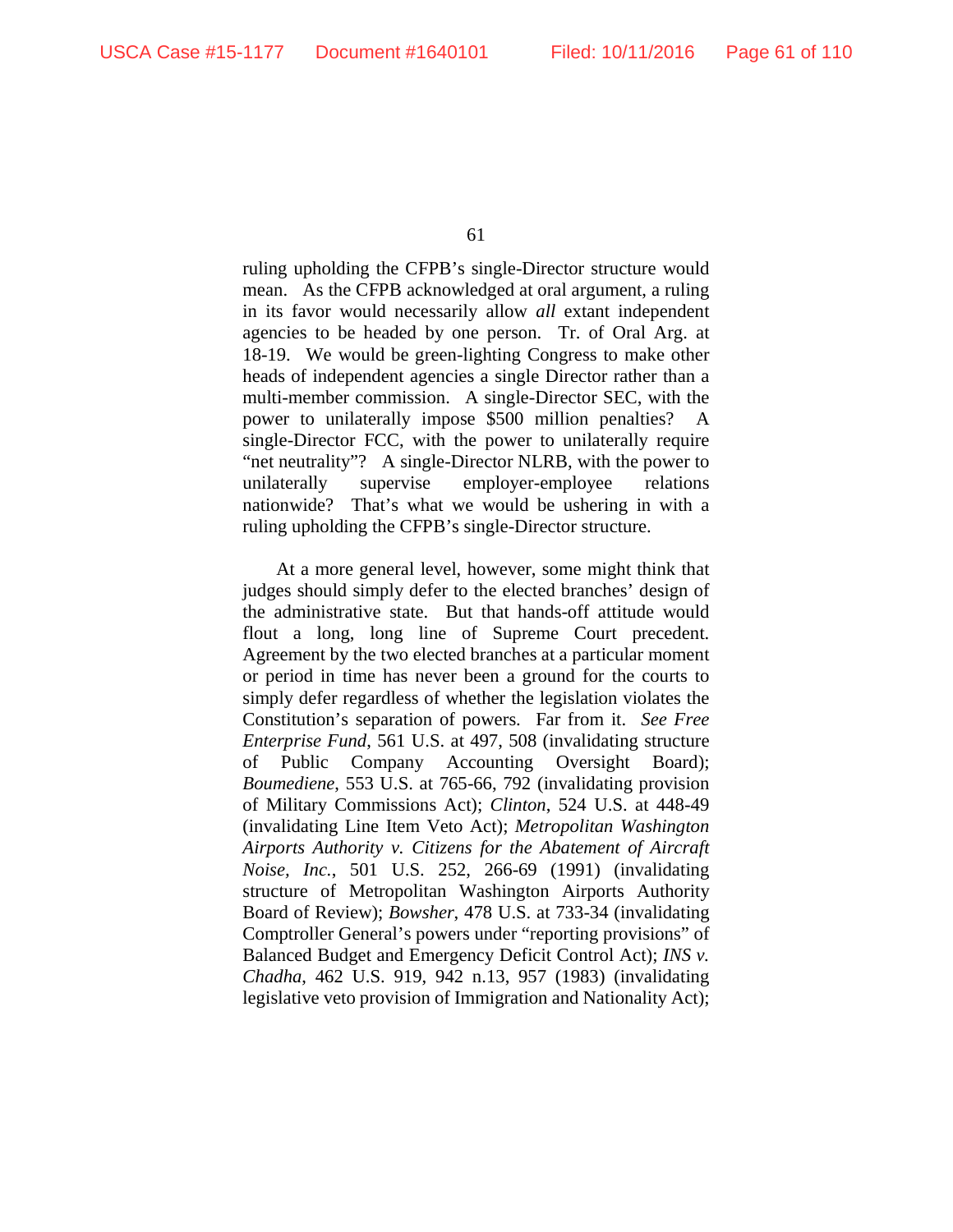ruling upholding the CFPB's single-Director structure would mean. As the CFPB acknowledged at oral argument, a ruling in its favor would necessarily allow *all* extant independent agencies to be headed by one person. Tr. of Oral Arg. at 18-19. We would be green-lighting Congress to make other heads of independent agencies a single Director rather than a multi-member commission. A single-Director SEC, with the power to unilaterally impose $500 million penalties? A single-Director FCC, with the power to unilaterally require "net neutrality"? A single-Director NLRB, with the power to unilaterally supervise employer-employee relations nationwide? That's what we would be ushering in with a ruling upholding the CFPB's single-Director structure.

At a more general level, however, some might think that judges should simply defer to the elected branches' design of the administrative state. But that hands-off attitude would flout a long, long line of Supreme Court precedent. Agreement by the two elected branches at a particular moment or period in time has never been a ground for the courts to simply defer regardless of whether the legislation violates the Constitution's separation of powers. Far from it. *See Free Enterprise Fund*, 561 U.S. at 497, 508 (invalidating structure of Public Company Accounting Oversight Board); *Boumediene*, 553 U.S. at 765-66, 792 (invalidating provision of Military Commissions Act); *Clinton*, 524 U.S. at 448-49 (invalidating Line Item Veto Act); *Metropolitan Washington Airports Authority v. Citizens for the Abatement of Aircraft Noise, Inc.*, 501 U.S. 252, 266-69 (1991) (invalidating structure of Metropolitan Washington Airports Authority Board of Review); *Bowsher*, 478 U.S. at 733-34 (invalidating Comptroller General's powers under "reporting provisions" of Balanced Budget and Emergency Deficit Control Act); *INS v. Chadha*, 462 U.S. 919, 942 n.13, 957 (1983) (invalidating legislative veto provision of Immigration and Nationality Act);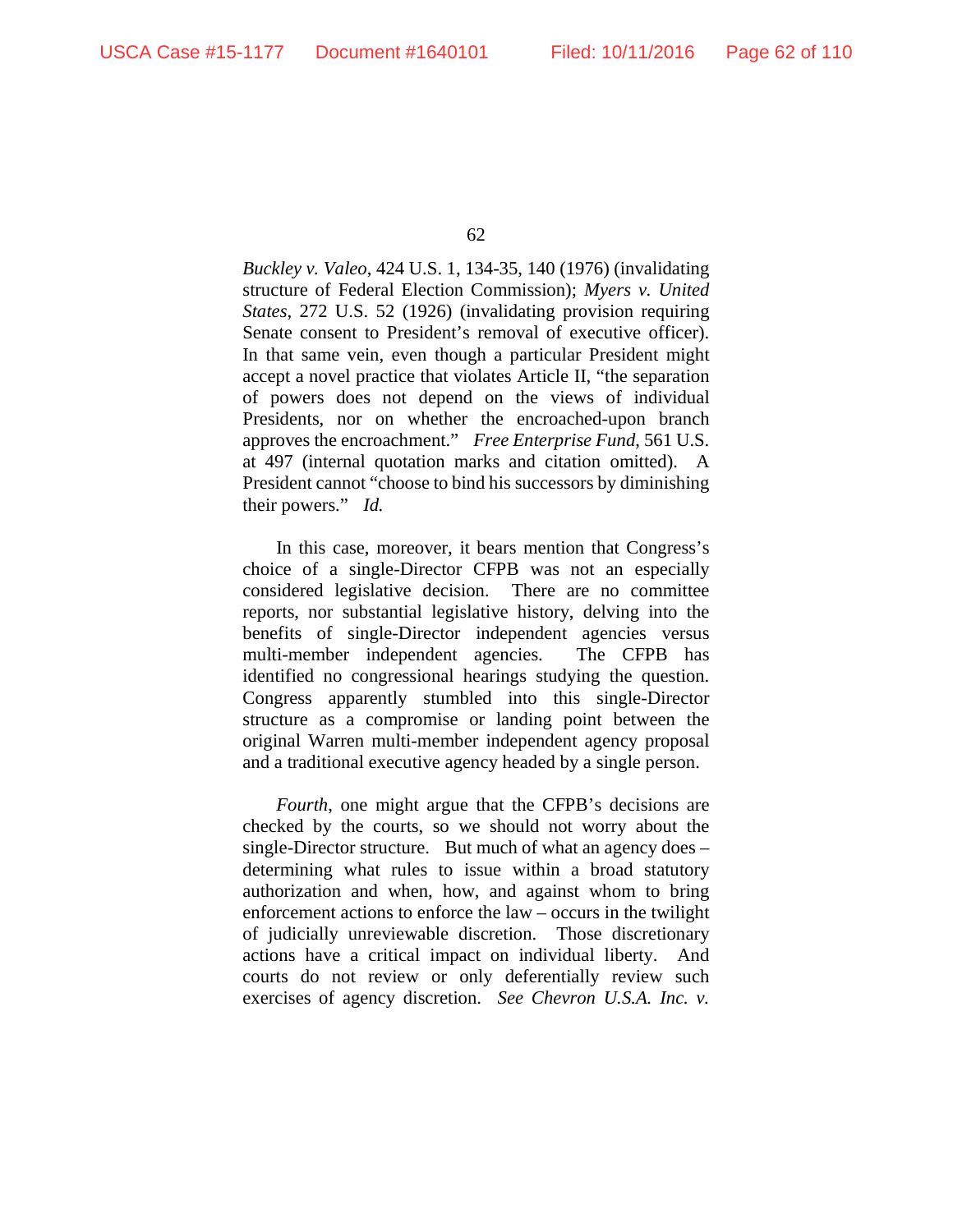*Buckley v. Valeo*, 424 U.S. 1, 134-35, 140 (1976) (invalidating structure of Federal Election Commission); *Myers v. United States*, 272 U.S. 52 (1926) (invalidating provision requiring Senate consent to President's removal of executive officer). In that same vein, even though a particular President might accept a novel practice that violates Article II, "the separation of powers does not depend on the views of individual Presidents, nor on whether the encroached-upon branch approves the encroachment." *Free Enterprise Fund*, 561 U.S. at 497 (internal quotation marks and citation omitted). A President cannot "choose to bind his successors by diminishing their powers." *Id.*

In this case, moreover, it bears mention that Congress's choice of a single-Director CFPB was not an especially considered legislative decision. There are no committee reports, nor substantial legislative history, delving into the benefits of single-Director independent agencies versus multi-member independent agencies. The CFPB has identified no congressional hearings studying the question. Congress apparently stumbled into this single-Director structure as a compromise or landing point between the original Warren multi-member independent agency proposal and a traditional executive agency headed by a single person.

*Fourth*, one might argue that the CFPB's decisions are checked by the courts, so we should not worry about the single-Director structure. But much of what an agency does – determining what rules to issue within a broad statutory authorization and when, how, and against whom to bring enforcement actions to enforce the law – occurs in the twilight of judicially unreviewable discretion. Those discretionary actions have a critical impact on individual liberty. And courts do not review or only deferentially review such exercises of agency discretion. *See Chevron U.S.A. Inc. v.*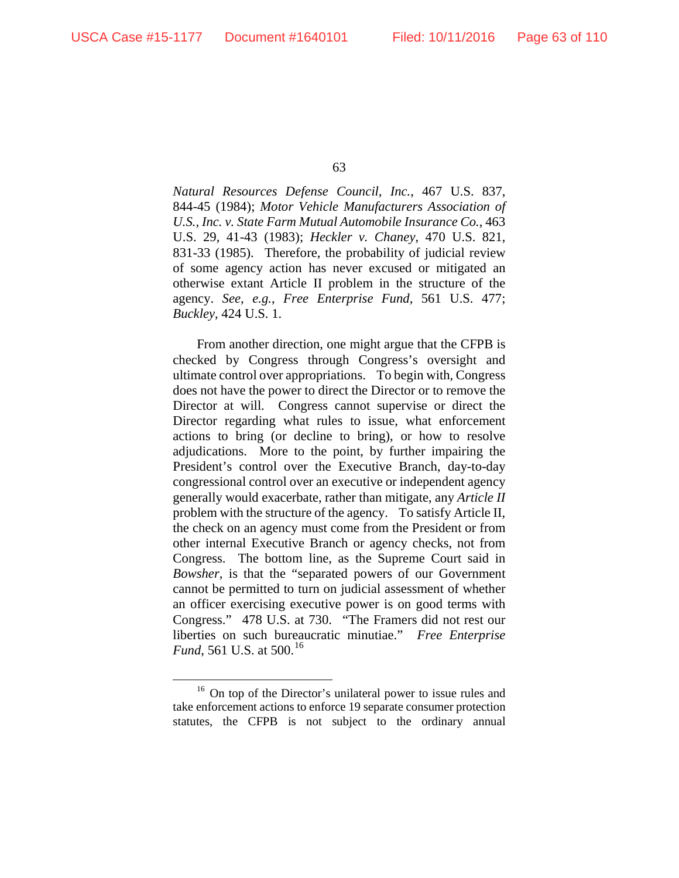*Natural Resources Defense Council, Inc.*, 467 U.S. 837, 844-45 (1984); *Motor Vehicle Manufacturers Association of U.S., Inc. v. State Farm Mutual Automobile Insurance Co.*, 463 U.S. 29, 41-43 (1983); *Heckler v. Chaney*, 470 U.S. 821, 831-33 (1985). Therefore, the probability of judicial review of some agency action has never excused or mitigated an otherwise extant Article II problem in the structure of the agency. *See, e.g.*, *Free Enterprise Fund*, 561 U.S. 477; *Buckley*, 424 U.S. 1.

From another direction, one might argue that the CFPB is checked by Congress through Congress's oversight and ultimate control over appropriations. To begin with, Congress does not have the power to direct the Director or to remove the Director at will. Congress cannot supervise or direct the Director regarding what rules to issue, what enforcement actions to bring (or decline to bring), or how to resolve adjudications. More to the point, by further impairing the President's control over the Executive Branch, day-to-day congressional control over an executive or independent agency generally would exacerbate, rather than mitigate, any *Article II* problem with the structure of the agency. To satisfy Article II, the check on an agency must come from the President or from other internal Executive Branch or agency checks, not from Congress. The bottom line, as the Supreme Court said in *Bowsher*, is that the "separated powers of our Government cannot be permitted to turn on judicial assessment of whether an officer exercising executive power is on good terms with Congress." 478 U.S. at 730. "The Framers did not rest our liberties on such bureaucratic minutiae." *Free Enterprise Fund*, 561 U.S. at 500.[16]

---

[16] On top of the Director's unilateral power to issue rules and take enforcement actions to enforce 19 separate consumer protection statutes, the CFPB is not subject to the ordinary annual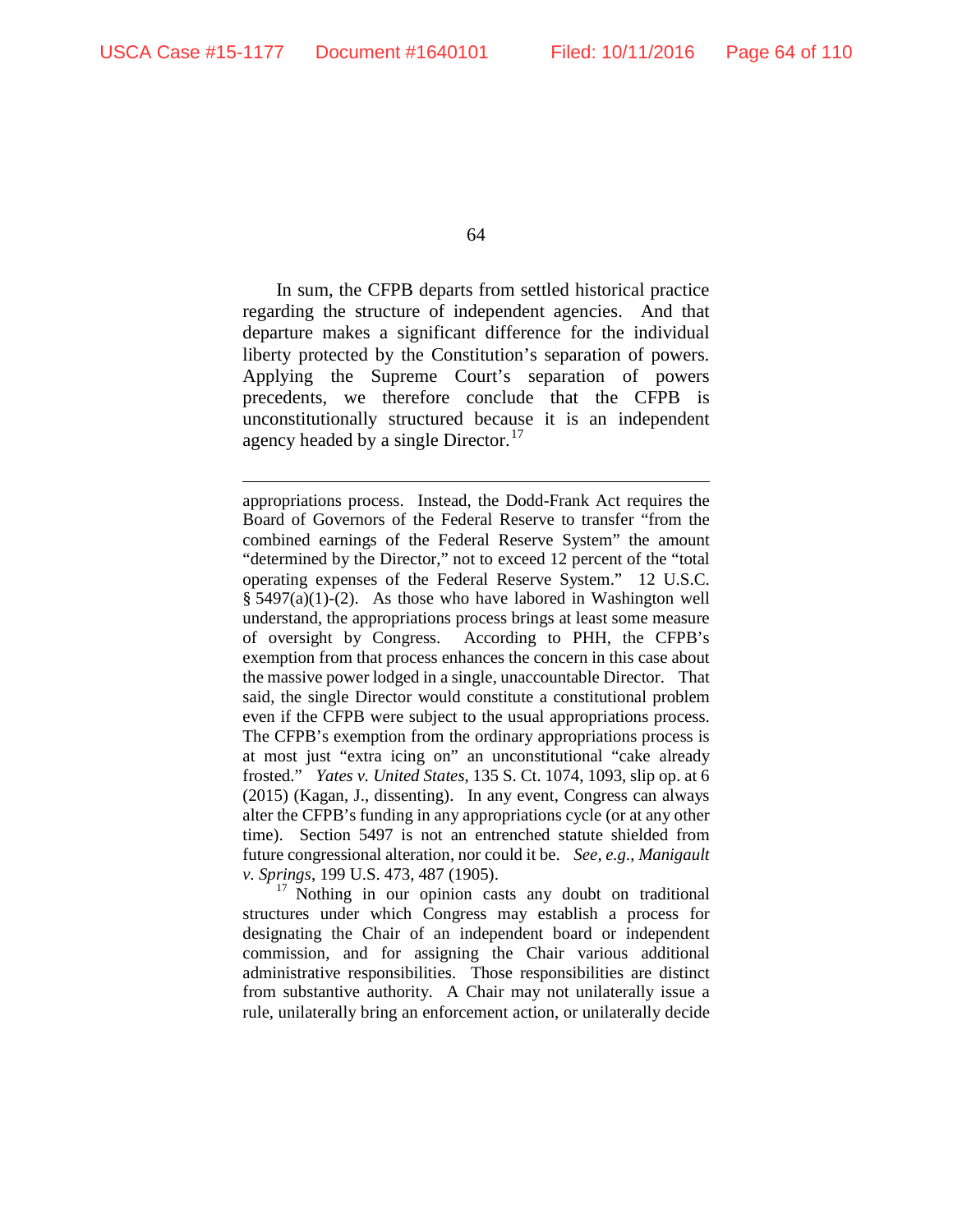In sum, the CFPB departs from settled historical practice regarding the structure of independent agencies. And that departure makes a significant difference for the individual liberty protected by the Constitution's separation of powers. Applying the Supreme Court's separation of powers precedents, we therefore conclude that the CFPB is unconstitutionally structured because it is an independent agency headed by a single Director.[17]

---

appropriations process. Instead, the Dodd-Frank Act requires the Board of Governors of the Federal Reserve to transfer "from the combined earnings of the Federal Reserve System" the amount "determined by the Director," not to exceed 12 percent of the "total operating expenses of the Federal Reserve System." 12 U.S.C. § 5497(a)(1)-(2). As those who have labored in Washington well understand, the appropriations process brings at least some measure of oversight by Congress. According to PHH, the CFPB's exemption from that process enhances the concern in this case about the massive power lodged in a single, unaccountable Director. That said, the single Director would constitute a constitutional problem even if the CFPB were subject to the usual appropriations process. The CFPB's exemption from the ordinary appropriations process is at most just "extra icing on" an unconstitutional "cake already frosted." *Yates v. United States*, 135 S. Ct. 1074, 1093, slip op. at 6 (2015) (Kagan, J., dissenting). In any event, Congress can always alter the CFPB's funding in any appropriations cycle (or at any other time). Section 5497 is not an entrenched statute shielded from future congressional alteration, nor could it be. *See, e.g.*, *Manigault v. Springs*, 199 U.S. 473, 487 (1905).

[17] Nothing in our opinion casts any doubt on traditional structures under which Congress may establish a process for designating the Chair of an independent board or independent commission, and for assigning the Chair various additional administrative responsibilities. Those responsibilities are distinct from substantive authority. A Chair may not unilaterally issue a rule, unilaterally bring an enforcement action, or unilaterally decide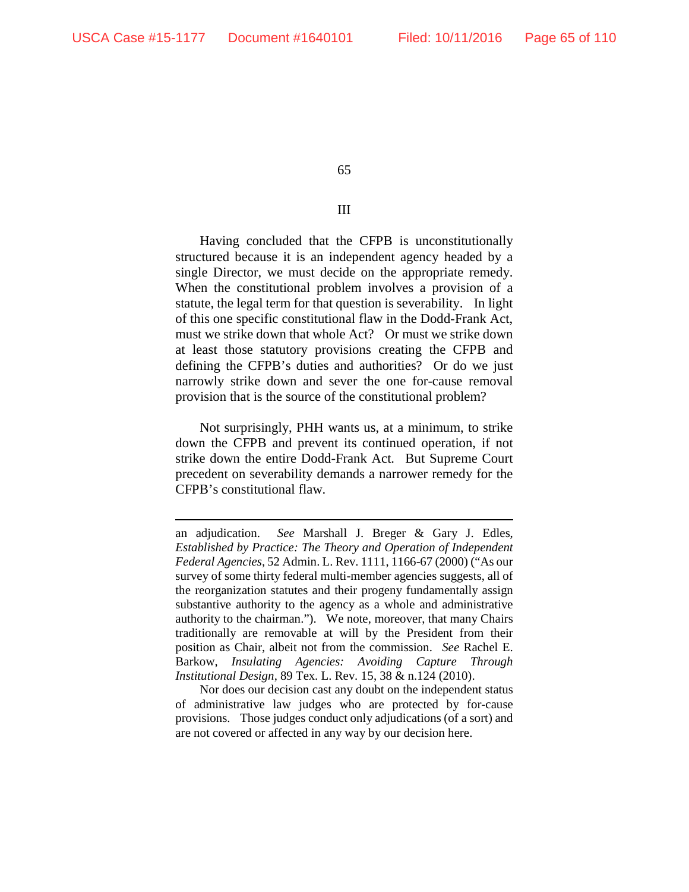## III

Having concluded that the CFPB is unconstitutionally structured because it is an independent agency headed by a single Director, we must decide on the appropriate remedy. When the constitutional problem involves a provision of a statute, the legal term for that question is severability. In light of this one specific constitutional flaw in the Dodd-Frank Act, must we strike down that whole Act? Or must we strike down at least those statutory provisions creating the CFPB and defining the CFPB's duties and authorities? Or do we just narrowly strike down and sever the one for-cause removal provision that is the source of the constitutional problem?

Not surprisingly, PHH wants us, at a minimum, to strike down the CFPB and prevent its continued operation, if not strike down the entire Dodd-Frank Act. But Supreme Court precedent on severability demands a narrower remedy for the CFPB's constitutional flaw.

---

an adjudication. *See* Marshall J. Breger & Gary J. Edles, *Established by Practice: The Theory and Operation of Independent Federal Agencies*, 52 Admin. L. Rev. 1111, 1166-67 (2000) ("As our survey of some thirty federal multi-member agencies suggests, all of the reorganization statutes and their progeny fundamentally assign substantive authority to the agency as a whole and administrative authority to the chairman."). We note, moreover, that many Chairs traditionally are removable at will by the President from their position as Chair, albeit not from the commission. *See* Rachel E. Barkow, *Insulating Agencies: Avoiding Capture Through Institutional Design*, 89 Tex. L. Rev. 15, 38 & n.124 (2010).

Nor does our decision cast any doubt on the independent status of administrative law judges who are protected by for-cause provisions. Those judges conduct only adjudications (of a sort) and are not covered or affected in any way by our decision here.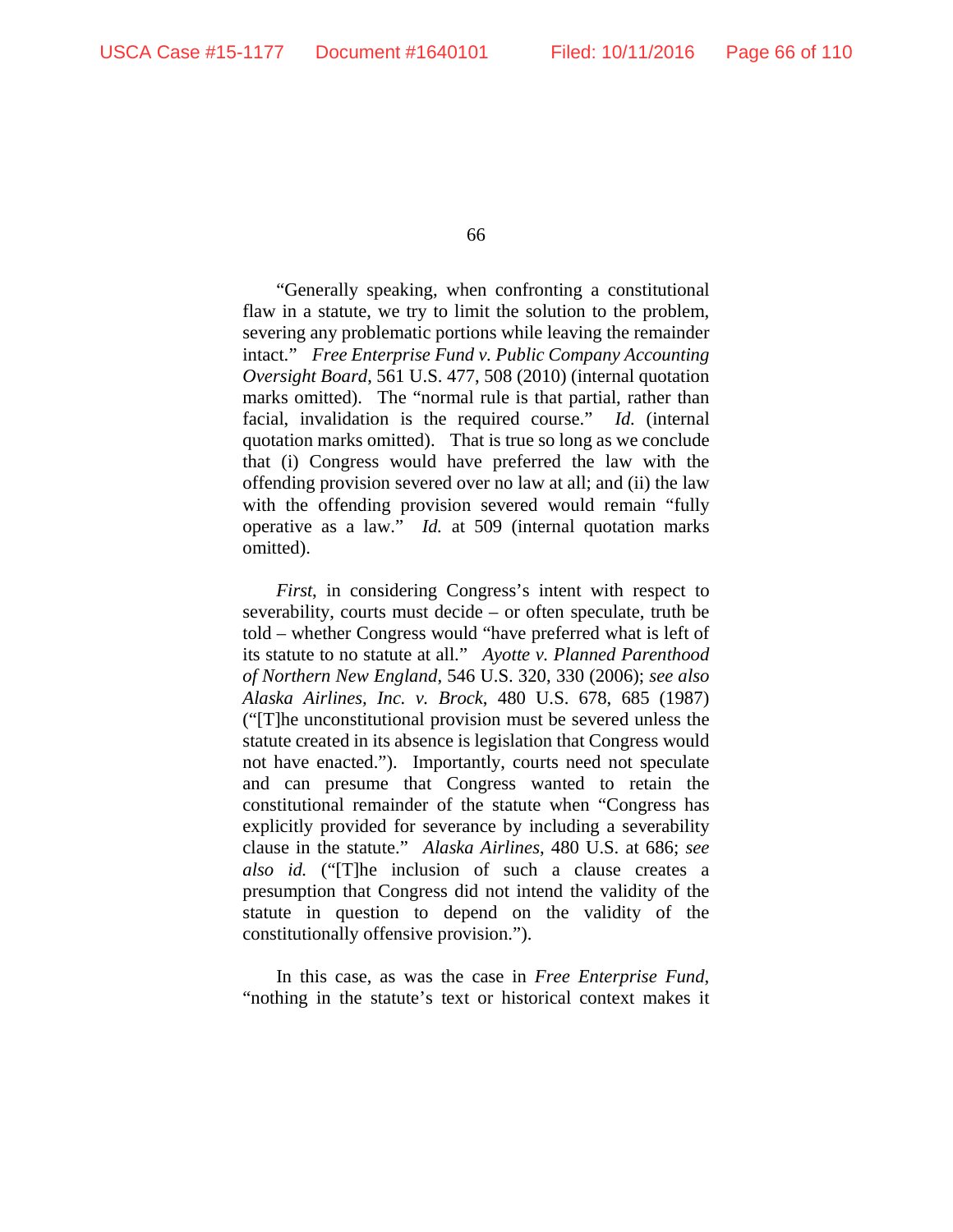"Generally speaking, when confronting a constitutional flaw in a statute, we try to limit the solution to the problem, severing any problematic portions while leaving the remainder intact." *Free Enterprise Fund v. Public Company Accounting Oversight Board*, 561 U.S. 477, 508 (2010) (internal quotation marks omitted). The "normal rule is that partial, rather than facial, invalidation is the required course." *Id.* (internal quotation marks omitted). That is true so long as we conclude that (i) Congress would have preferred the law with the offending provision severed over no law at all; and (ii) the law with the offending provision severed would remain "fully operative as a law." *Id.* at 509 (internal quotation marks omitted).

*First*, in considering Congress's intent with respect to severability, courts must decide – or often speculate, truth be told – whether Congress would "have preferred what is left of its statute to no statute at all." *Ayotte v. Planned Parenthood of Northern New England*, 546 U.S. 320, 330 (2006); *see also Alaska Airlines, Inc. v. Brock*, 480 U.S. 678, 685 (1987) ("[T]he unconstitutional provision must be severed unless the statute created in its absence is legislation that Congress would not have enacted."). Importantly, courts need not speculate and can presume that Congress wanted to retain the constitutional remainder of the statute when "Congress has explicitly provided for severance by including a severability clause in the statute." *Alaska Airlines*, 480 U.S. at 686; *see also id.* ("[T]he inclusion of such a clause creates a presumption that Congress did not intend the validity of the statute in question to depend on the validity of the constitutionally offensive provision.").

In this case, as was the case in *Free Enterprise Fund*, "nothing in the statute's text or historical context makes it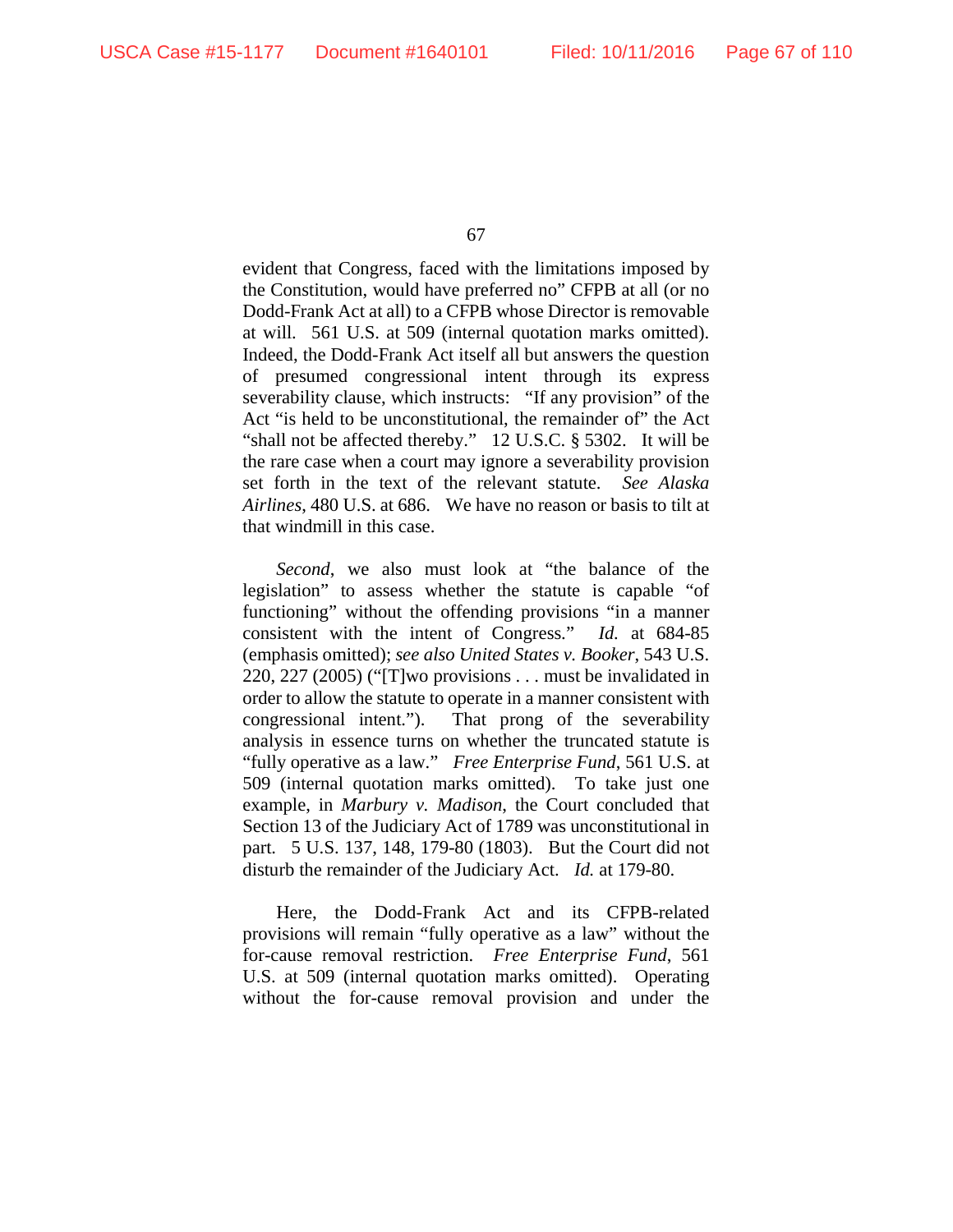evident that Congress, faced with the limitations imposed by the Constitution, would have preferred no" CFPB at all (or no Dodd-Frank Act at all) to a CFPB whose Director is removable at will. 561 U.S. at 509 (internal quotation marks omitted). Indeed, the Dodd-Frank Act itself all but answers the question of presumed congressional intent through its express severability clause, which instructs: "If any provision" of the Act "is held to be unconstitutional, the remainder of" the Act "shall not be affected thereby." 12 U.S.C. § 5302. It will be the rare case when a court may ignore a severability provision set forth in the text of the relevant statute. *See Alaska Airlines*, 480 U.S. at 686. We have no reason or basis to tilt at that windmill in this case.

*Second*, we also must look at "the balance of the legislation" to assess whether the statute is capable "of functioning" without the offending provisions "in a manner consistent with the intent of Congress." *Id.* at 684-85 (emphasis omitted); *see also United States v. Booker*, 543 U.S. 220, 227 (2005) ("[T]wo provisions . . . must be invalidated in order to allow the statute to operate in a manner consistent with congressional intent."). That prong of the severability analysis in essence turns on whether the truncated statute is "fully operative as a law." *Free Enterprise Fund*, 561 U.S. at 509 (internal quotation marks omitted). To take just one example, in *Marbury v. Madison*, the Court concluded that Section 13 of the Judiciary Act of 1789 was unconstitutional in part. 5 U.S. 137, 148, 179-80 (1803). But the Court did not disturb the remainder of the Judiciary Act. *Id.* at 179-80.

Here, the Dodd-Frank Act and its CFPB-related provisions will remain "fully operative as a law" without the for-cause removal restriction. *Free Enterprise Fund*, 561 U.S. at 509 (internal quotation marks omitted). Operating without the for-cause removal provision and under the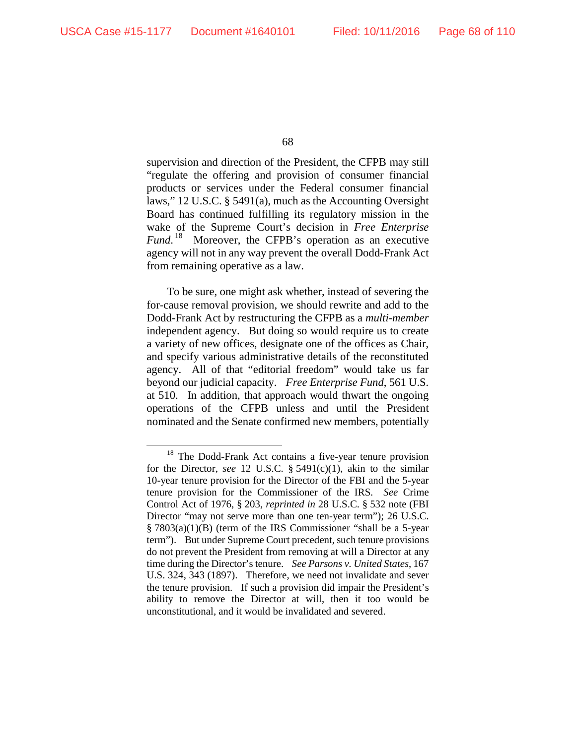supervision and direction of the President, the CFPB may still "regulate the offering and provision of consumer financial products or services under the Federal consumer financial laws," 12 U.S.C. § 5491(a), much as the Accounting Oversight Board has continued fulfilling its regulatory mission in the wake of the Supreme Court's decision in *Free Enterprise Fund*.[18] Moreover, the CFPB's operation as an executive agency will not in any way prevent the overall Dodd-Frank Act from remaining operative as a law.

To be sure, one might ask whether, instead of severing the for-cause removal provision, we should rewrite and add to the Dodd-Frank Act by restructuring the CFPB as a *multi-member* independent agency. But doing so would require us to create a variety of new offices, designate one of the offices as Chair, and specify various administrative details of the reconstituted agency. All of that "editorial freedom" would take us far beyond our judicial capacity. *Free Enterprise Fund*, 561 U.S. at 510. In addition, that approach would thwart the ongoing operations of the CFPB unless and until the President nominated and the Senate confirmed new members, potentially

---

[18] The Dodd-Frank Act contains a five-year tenure provision for the Director, *see* 12 U.S.C. § 5491(c)(1), akin to the similar 10-year tenure provision for the Director of the FBI and the 5-year tenure provision for the Commissioner of the IRS. *See* Crime Control Act of 1976, § 203, *reprinted in* 28 U.S.C. § 532 note (FBI Director "may not serve more than one ten-year term"); 26 U.S.C. § 7803(a)(1)(B) (term of the IRS Commissioner "shall be a 5-year term"). But under Supreme Court precedent, such tenure provisions do not prevent the President from removing at will a Director at any time during the Director's tenure. *See Parsons v. United States*, 167 U.S. 324, 343 (1897). Therefore, we need not invalidate and sever the tenure provision. If such a provision did impair the President's ability to remove the Director at will, then it too would be unconstitutional, and it would be invalidated and severed.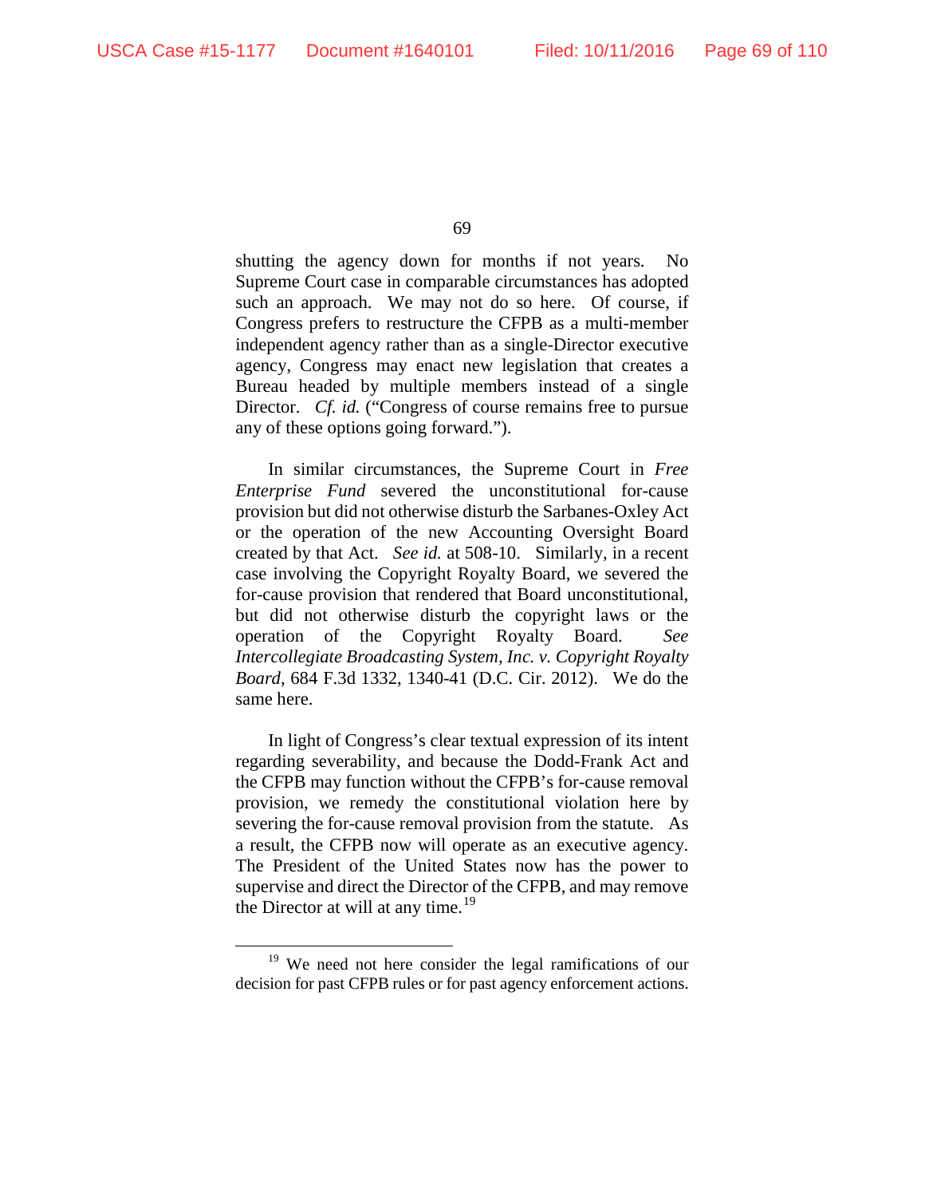shutting the agency down for months if not years. No Supreme Court case in comparable circumstances has adopted such an approach. We may not do so here. Of course, if Congress prefers to restructure the CFPB as a multi-member independent agency rather than as a single-Director executive agency, Congress may enact new legislation that creates a Bureau headed by multiple members instead of a single Director. *Cf. id.* ("Congress of course remains free to pursue any of these options going forward.").

In similar circumstances, the Supreme Court in *Free Enterprise Fund* severed the unconstitutional for-cause provision but did not otherwise disturb the Sarbanes-Oxley Act or the operation of the new Accounting Oversight Board created by that Act. *See id.* at 508-10. Similarly, in a recent case involving the Copyright Royalty Board, we severed the for-cause provision that rendered that Board unconstitutional, but did not otherwise disturb the copyright laws or the operation of the Copyright Royalty Board. *See Intercollegiate Broadcasting System, Inc. v. Copyright Royalty Board*, 684 F.3d 1332, 1340-41 (D.C. Cir. 2012). We do the same here.

In light of Congress's clear textual expression of its intent regarding severability, and because the Dodd-Frank Act and the CFPB may function without the CFPB's for-cause removal provision, we remedy the constitutional violation here by severing the for-cause removal provision from the statute. As a result, the CFPB now will operate as an executive agency. The President of the United States now has the power to supervise and direct the Director of the CFPB, and may remove the Director at will at any time.[19]

---

[19] We need not here consider the legal ramifications of our decision for past CFPB rules or for past agency enforcement actions.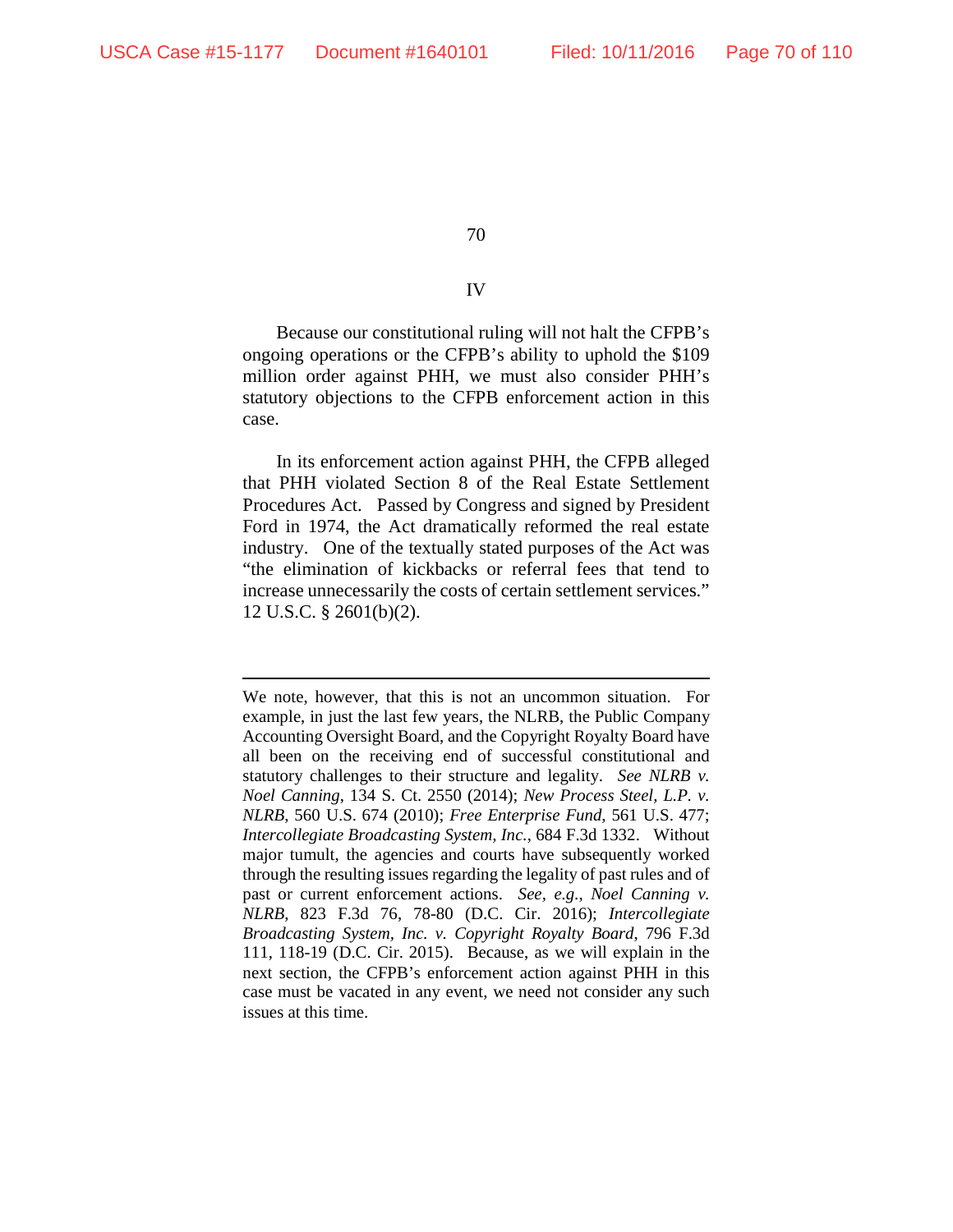## IV

Because our constitutional ruling will not halt the CFPB's ongoing operations or the CFPB's ability to uphold the $109 million order against PHH, we must also consider PHH's statutory objections to the CFPB enforcement action in this case.

In its enforcement action against PHH, the CFPB alleged that PHH violated Section 8 of the Real Estate Settlement Procedures Act. Passed by Congress and signed by President Ford in 1974, the Act dramatically reformed the real estate industry. One of the textually stated purposes of the Act was "the elimination of kickbacks or referral fees that tend to increase unnecessarily the costs of certain settlement services." 12 U.S.C. § 2601(b)(2).

---

We note, however, that this is not an uncommon situation. For example, in just the last few years, the NLRB, the Public Company Accounting Oversight Board, and the Copyright Royalty Board have all been on the receiving end of successful constitutional and statutory challenges to their structure and legality. *See NLRB v. Noel Canning*, 134 S. Ct. 2550 (2014); *New Process Steel, L.P. v. NLRB*, 560 U.S. 674 (2010); *Free Enterprise Fund*, 561 U.S. 477; *Intercollegiate Broadcasting System, Inc.*, 684 F.3d 1332. Without major tumult, the agencies and courts have subsequently worked through the resulting issues regarding the legality of past rules and of past or current enforcement actions. *See, e.g.*, *Noel Canning v. NLRB*, 823 F.3d 76, 78-80 (D.C. Cir. 2016); *Intercollegiate Broadcasting System, Inc. v. Copyright Royalty Board*, 796 F.3d 111, 118-19 (D.C. Cir. 2015). Because, as we will explain in the next section, the CFPB's enforcement action against PHH in this case must be vacated in any event, we need not consider any such issues at this time.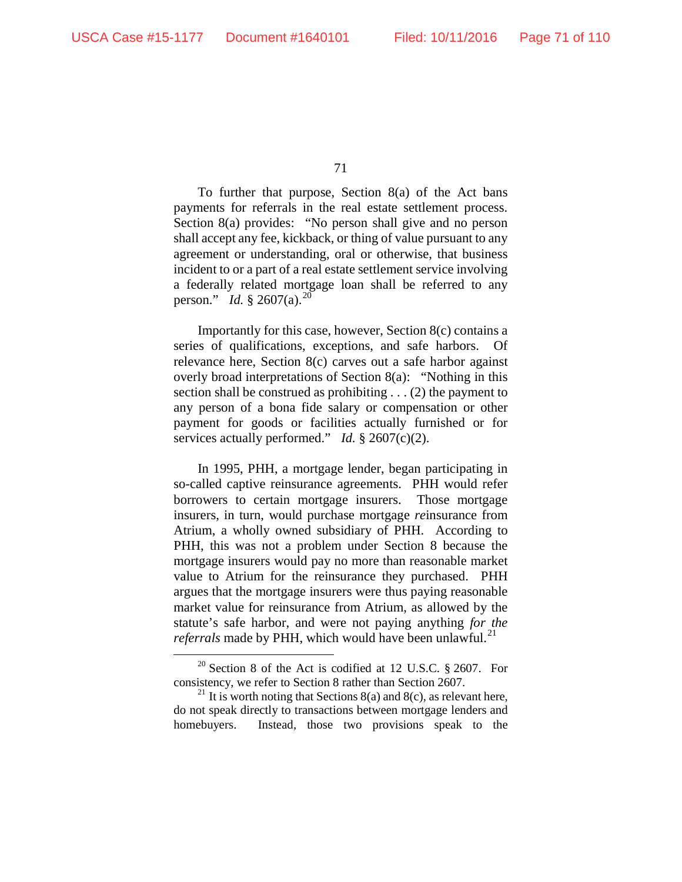To further that purpose, Section 8(a) of the Act bans payments for referrals in the real estate settlement process. Section 8(a) provides: "No person shall give and no person shall accept any fee, kickback, or thing of value pursuant to any agreement or understanding, oral or otherwise, that business incident to or a part of a real estate settlement service involving a federally related mortgage loan shall be referred to any person." *Id.* § 2607(a).[20]

Importantly for this case, however, Section 8(c) contains a series of qualifications, exceptions, and safe harbors. Of relevance here, Section 8(c) carves out a safe harbor against overly broad interpretations of Section 8(a): "Nothing in this section shall be construed as prohibiting . . . (2) the payment to any person of a bona fide salary or compensation or other payment for goods or facilities actually furnished or for services actually performed." *Id.* § 2607(c)(2).

In 1995, PHH, a mortgage lender, began participating in so-called captive reinsurance agreements. PHH would refer borrowers to certain mortgage insurers. Those mortgage insurers, in turn, would purchase mortgage *re*insurance from Atrium, a wholly owned subsidiary of PHH. According to PHH, this was not a problem under Section 8 because the mortgage insurers would pay no more than reasonable market value to Atrium for the reinsurance they purchased. PHH argues that the mortgage insurers were thus paying reasonable market value for reinsurance from Atrium, as allowed by the statute's safe harbor, and were not paying anything *for the referrals* made by PHH, which would have been unlawful.[21]

---

[20] Section 8 of the Act is codified at 12 U.S.C. § 2607. For consistency, we refer to Section 8 rather than Section 2607.

[21] It is worth noting that Sections 8(a) and 8(c), as relevant here, do not speak directly to transactions between mortgage lenders and homebuyers. Instead, those two provisions speak to the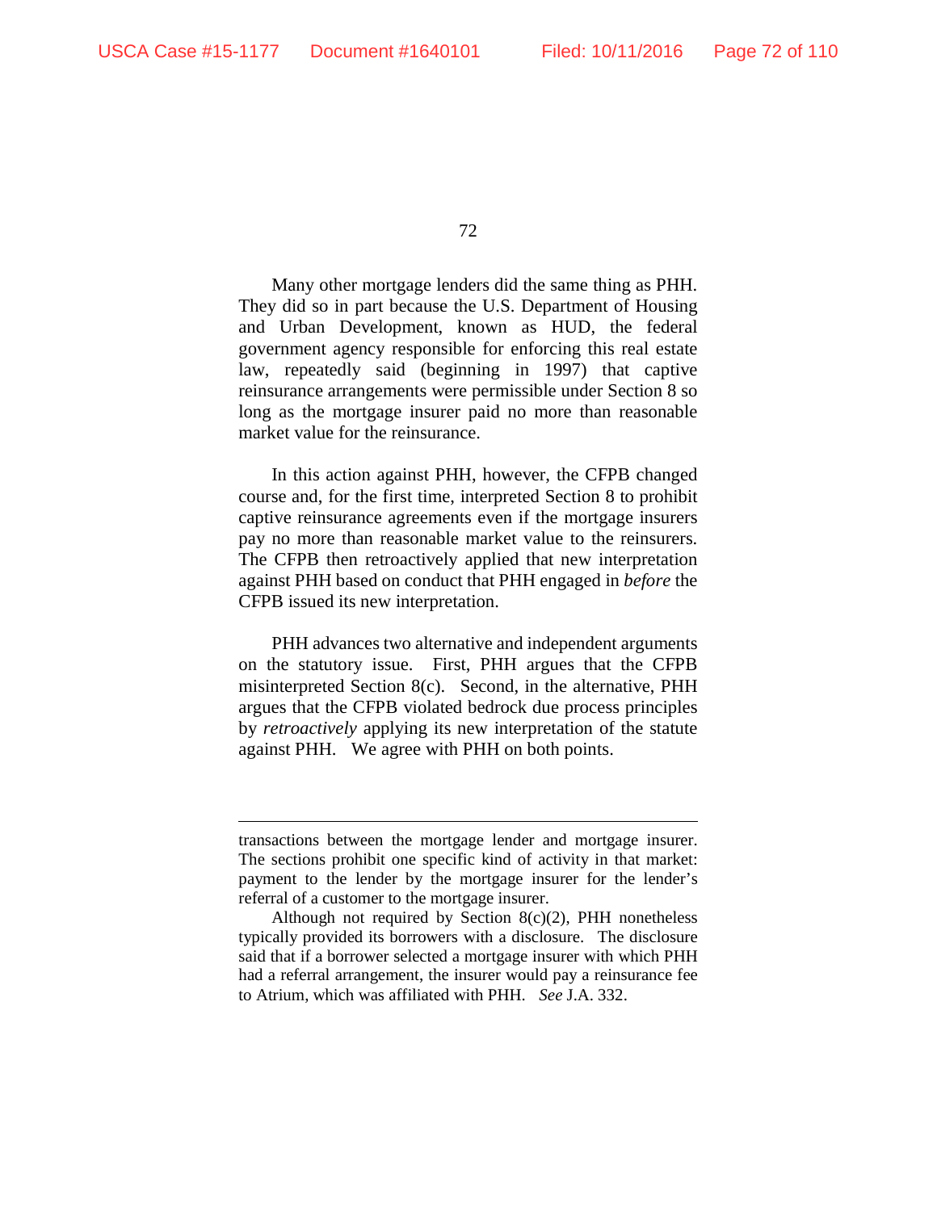Many other mortgage lenders did the same thing as PHH. They did so in part because the U.S. Department of Housing and Urban Development, known as HUD, the federal government agency responsible for enforcing this real estate law, repeatedly said (beginning in 1997) that captive reinsurance arrangements were permissible under Section 8 so long as the mortgage insurer paid no more than reasonable market value for the reinsurance.

In this action against PHH, however, the CFPB changed course and, for the first time, interpreted Section 8 to prohibit captive reinsurance agreements even if the mortgage insurers pay no more than reasonable market value to the reinsurers. The CFPB then retroactively applied that new interpretation against PHH based on conduct that PHH engaged in *before* the CFPB issued its new interpretation.

PHH advances two alternative and independent arguments on the statutory issue. First, PHH argues that the CFPB misinterpreted Section 8(c). Second, in the alternative, PHH argues that the CFPB violated bedrock due process principles by *retroactively* applying its new interpretation of the statute against PHH. We agree with PHH on both points.

---

transactions between the mortgage lender and mortgage insurer. The sections prohibit one specific kind of activity in that market: payment to the lender by the mortgage insurer for the lender's referral of a customer to the mortgage insurer.

Although not required by Section 8(c)(2), PHH nonetheless typically provided its borrowers with a disclosure. The disclosure said that if a borrower selected a mortgage insurer with which PHH had a referral arrangement, the insurer would pay a reinsurance fee to Atrium, which was affiliated with PHH. *See* J.A. 332.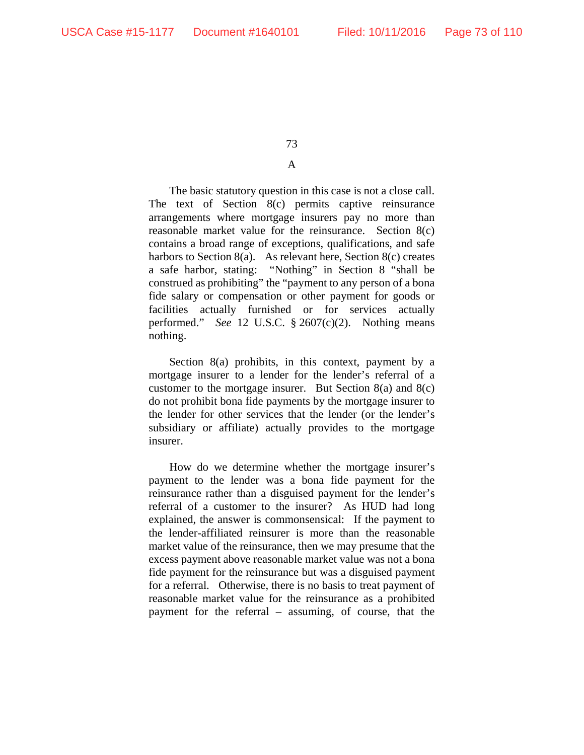A

The basic statutory question in this case is not a close call. The text of Section 8(c) permits captive reinsurance arrangements where mortgage insurers pay no more than reasonable market value for the reinsurance. Section 8(c) contains a broad range of exceptions, qualifications, and safe harbors to Section 8(a). As relevant here, Section 8(c) creates a safe harbor, stating: "Nothing" in Section 8 "shall be construed as prohibiting" the "payment to any person of a bona fide salary or compensation or other payment for goods or facilities actually furnished or for services actually performed." *See* 12 U.S.C. § 2607(c)(2). Nothing means nothing.

Section 8(a) prohibits, in this context, payment by a mortgage insurer to a lender for the lender's referral of a customer to the mortgage insurer. But Section 8(a) and 8(c) do not prohibit bona fide payments by the mortgage insurer to the lender for other services that the lender (or the lender's subsidiary or affiliate) actually provides to the mortgage insurer.

How do we determine whether the mortgage insurer's payment to the lender was a bona fide payment for the reinsurance rather than a disguised payment for the lender's referral of a customer to the insurer? As HUD had long explained, the answer is commonsensical: If the payment to the lender-affiliated reinsurer is more than the reasonable market value of the reinsurance, then we may presume that the excess payment above reasonable market value was not a bona fide payment for the reinsurance but was a disguised payment for a referral. Otherwise, there is no basis to treat payment of reasonable market value for the reinsurance as a prohibited payment for the referral – assuming, of course, that the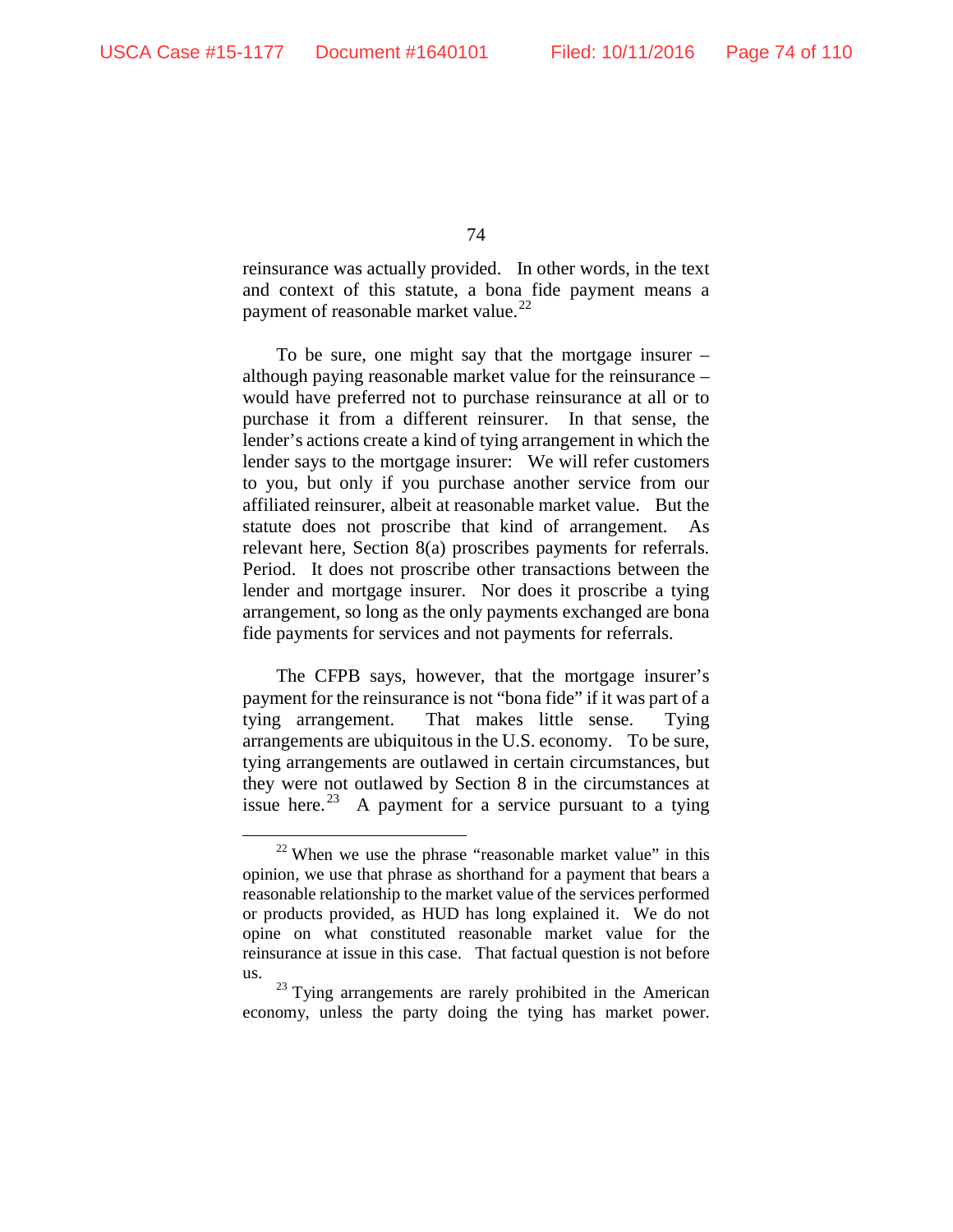reinsurance was actually provided. In other words, in the text and context of this statute, a bona fide payment means a payment of reasonable market value.[22]

To be sure, one might say that the mortgage insurer – although paying reasonable market value for the reinsurance – would have preferred not to purchase reinsurance at all or to purchase it from a different reinsurer. In that sense, the lender's actions create a kind of tying arrangement in which the lender says to the mortgage insurer: We will refer customers to you, but only if you purchase another service from our affiliated reinsurer, albeit at reasonable market value. But the statute does not proscribe that kind of arrangement. As relevant here, Section 8(a) proscribes payments for referrals. Period. It does not proscribe other transactions between the lender and mortgage insurer. Nor does it proscribe a tying arrangement, so long as the only payments exchanged are bona fide payments for services and not payments for referrals.

The CFPB says, however, that the mortgage insurer's payment for the reinsurance is not "bona fide" if it was part of a tying arrangement. That makes little sense. Tying arrangements are ubiquitous in the U.S. economy. To be sure, tying arrangements are outlawed in certain circumstances, but they were not outlawed by Section 8 in the circumstances at issue here.[23] A payment for a service pursuant to a tying

---

[22] When we use the phrase "reasonable market value" in this opinion, we use that phrase as shorthand for a payment that bears a reasonable relationship to the market value of the services performed or products provided, as HUD has long explained it. We do not opine on what constituted reasonable market value for the reinsurance at issue in this case. That factual question is not before us.

[23] Tying arrangements are rarely prohibited in the American economy, unless the party doing the tying has market power.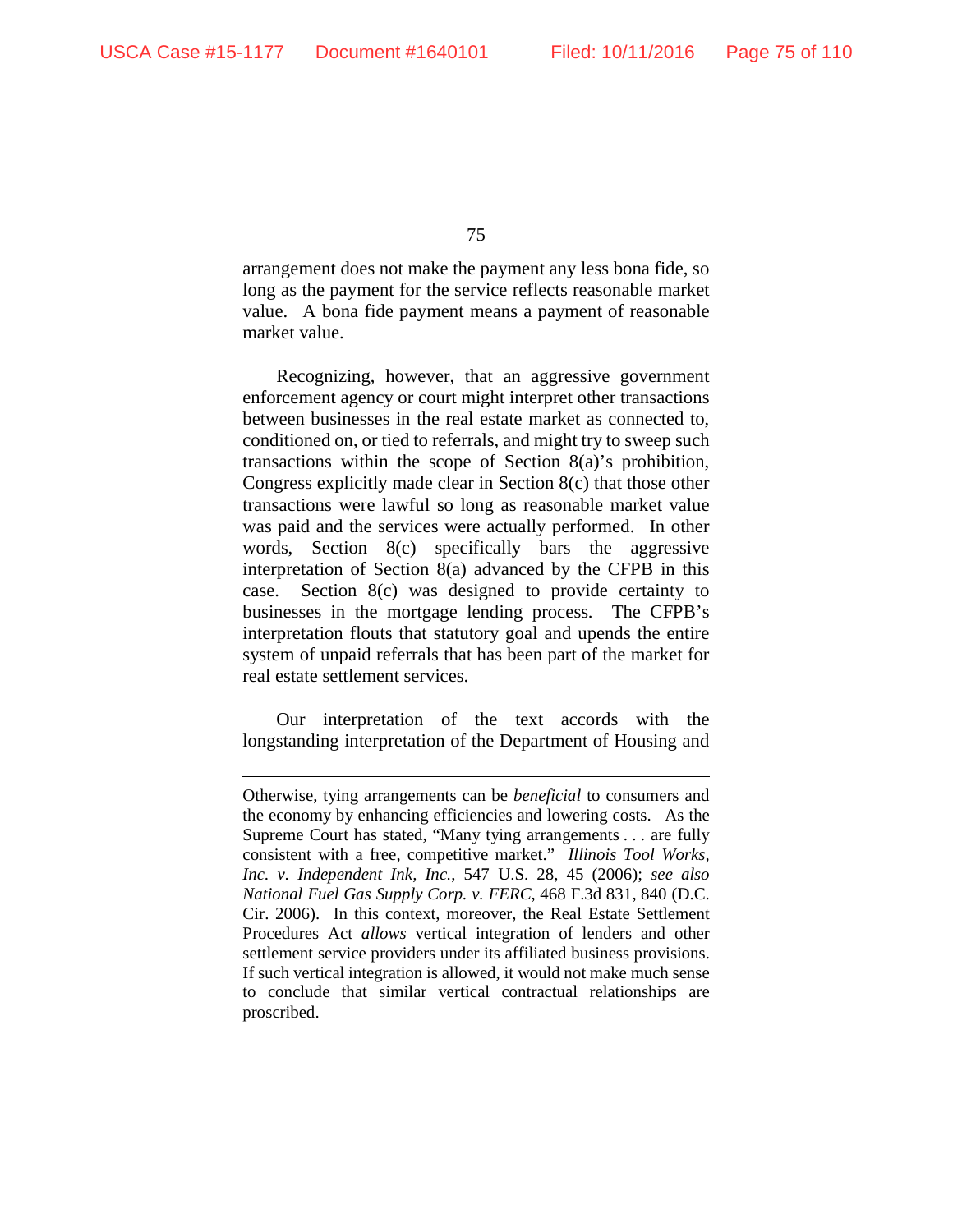arrangement does not make the payment any less bona fide, so long as the payment for the service reflects reasonable market value. A bona fide payment means a payment of reasonable market value.

Recognizing, however, that an aggressive government enforcement agency or court might interpret other transactions between businesses in the real estate market as connected to, conditioned on, or tied to referrals, and might try to sweep such transactions within the scope of Section 8(a)'s prohibition, Congress explicitly made clear in Section 8(c) that those other transactions were lawful so long as reasonable market value was paid and the services were actually performed. In other words, Section 8(c) specifically bars the aggressive interpretation of Section 8(a) advanced by the CFPB in this case. Section 8(c) was designed to provide certainty to businesses in the mortgage lending process. The CFPB's interpretation flouts that statutory goal and upends the entire system of unpaid referrals that has been part of the market for real estate settlement services.

Our interpretation of the text accords with the longstanding interpretation of the Department of Housing and

---

Otherwise, tying arrangements can be *beneficial* to consumers and the economy by enhancing efficiencies and lowering costs. As the Supreme Court has stated, "Many tying arrangements . . . are fully consistent with a free, competitive market." *Illinois Tool Works, Inc. v. Independent Ink, Inc.*, 547 U.S. 28, 45 (2006); *see also National Fuel Gas Supply Corp. v. FERC*, 468 F.3d 831, 840 (D.C. Cir. 2006). In this context, moreover, the Real Estate Settlement Procedures Act *allows* vertical integration of lenders and other settlement service providers under its affiliated business provisions. If such vertical integration is allowed, it would not make much sense to conclude that similar vertical contractual relationships are proscribed.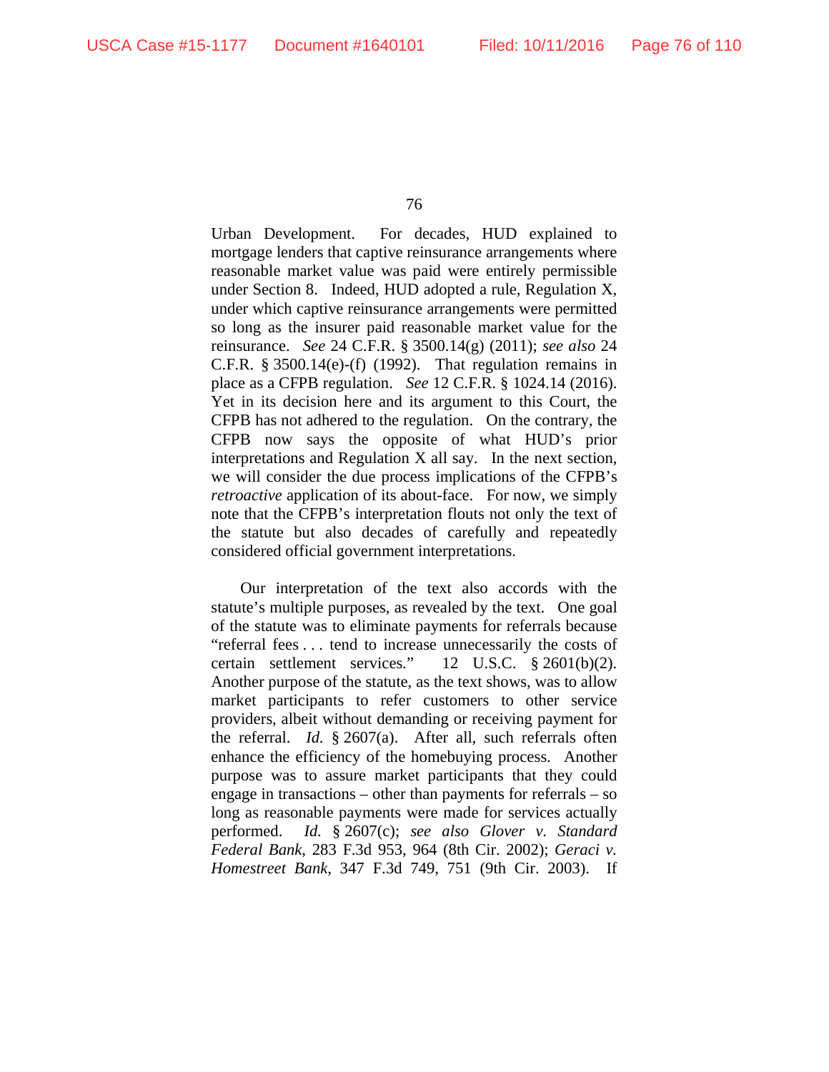Urban Development. For decades, HUD explained to mortgage lenders that captive reinsurance arrangements where reasonable market value was paid were entirely permissible under Section 8. Indeed, HUD adopted a rule, Regulation X, under which captive reinsurance arrangements were permitted so long as the insurer paid reasonable market value for the reinsurance. *See* 24 C.F.R. § 3500.14(g) (2011); *see also* 24 C.F.R. § 3500.14(e)-(f) (1992). That regulation remains in place as a CFPB regulation. *See* 12 C.F.R. § 1024.14 (2016). Yet in its decision here and its argument to this Court, the CFPB has not adhered to the regulation. On the contrary, the CFPB now says the opposite of what HUD's prior interpretations and Regulation X all say. In the next section, we will consider the due process implications of the CFPB's *retroactive* application of its about-face. For now, we simply note that the CFPB's interpretation flouts not only the text of the statute but also decades of carefully and repeatedly considered official government interpretations.

Our interpretation of the text also accords with the statute's multiple purposes, as revealed by the text. One goal of the statute was to eliminate payments for referrals because "referral fees . . . tend to increase unnecessarily the costs of certain settlement services." 12 U.S.C. § 2601(b)(2). Another purpose of the statute, as the text shows, was to allow market participants to refer customers to other service providers, albeit without demanding or receiving payment for the referral. *Id.* § 2607(a). After all, such referrals often enhance the efficiency of the homebuying process. Another purpose was to assure market participants that they could engage in transactions – other than payments for referrals – so long as reasonable payments were made for services actually performed. *Id.* § 2607(c); *see also Glover v. Standard Federal Bank*, 283 F.3d 953, 964 (8th Cir. 2002); *Geraci v. Homestreet Bank*, 347 F.3d 749, 751 (9th Cir. 2003). If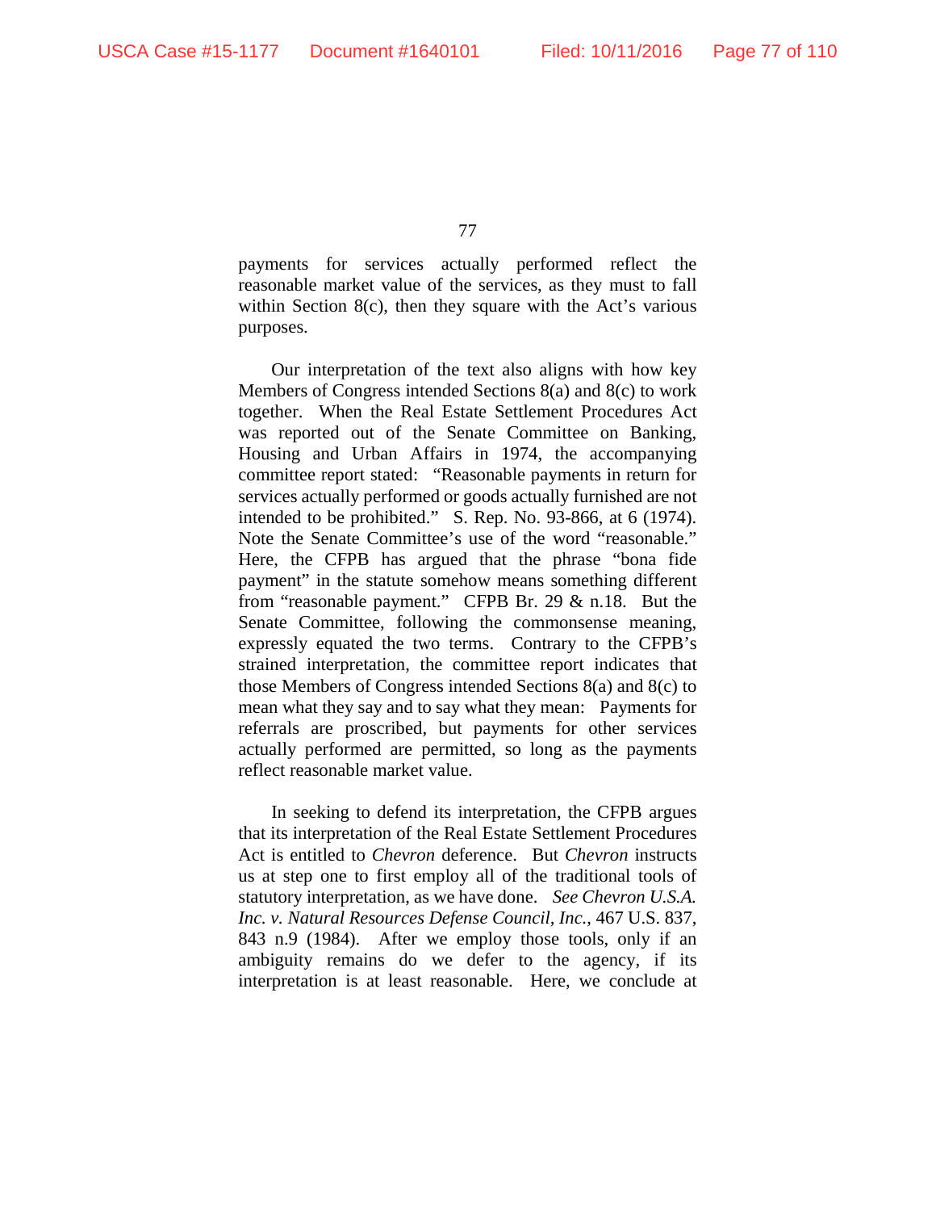payments for services actually performed reflect the reasonable market value of the services, as they must to fall within Section 8(c), then they square with the Act's various purposes.

Our interpretation of the text also aligns with how key Members of Congress intended Sections 8(a) and 8(c) to work together. When the Real Estate Settlement Procedures Act was reported out of the Senate Committee on Banking, Housing and Urban Affairs in 1974, the accompanying committee report stated: "Reasonable payments in return for services actually performed or goods actually furnished are not intended to be prohibited." S. Rep. No. 93-866, at 6 (1974). Note the Senate Committee's use of the word "reasonable." Here, the CFPB has argued that the phrase "bona fide payment" in the statute somehow means something different from "reasonable payment." CFPB Br. 29 & n.18. But the Senate Committee, following the commonsense meaning, expressly equated the two terms. Contrary to the CFPB's strained interpretation, the committee report indicates that those Members of Congress intended Sections 8(a) and 8(c) to mean what they say and to say what they mean: Payments for referrals are proscribed, but payments for other services actually performed are permitted, so long as the payments reflect reasonable market value.

In seeking to defend its interpretation, the CFPB argues that its interpretation of the Real Estate Settlement Procedures Act is entitled to *Chevron* deference. But *Chevron* instructs us at step one to first employ all of the traditional tools of statutory interpretation, as we have done. *See Chevron U.S.A. Inc. v. Natural Resources Defense Council*, *Inc.*, 467 U.S. 837, 843 n.9 (1984). After we employ those tools, only if an ambiguity remains do we defer to the agency, if its interpretation is at least reasonable. Here, we conclude at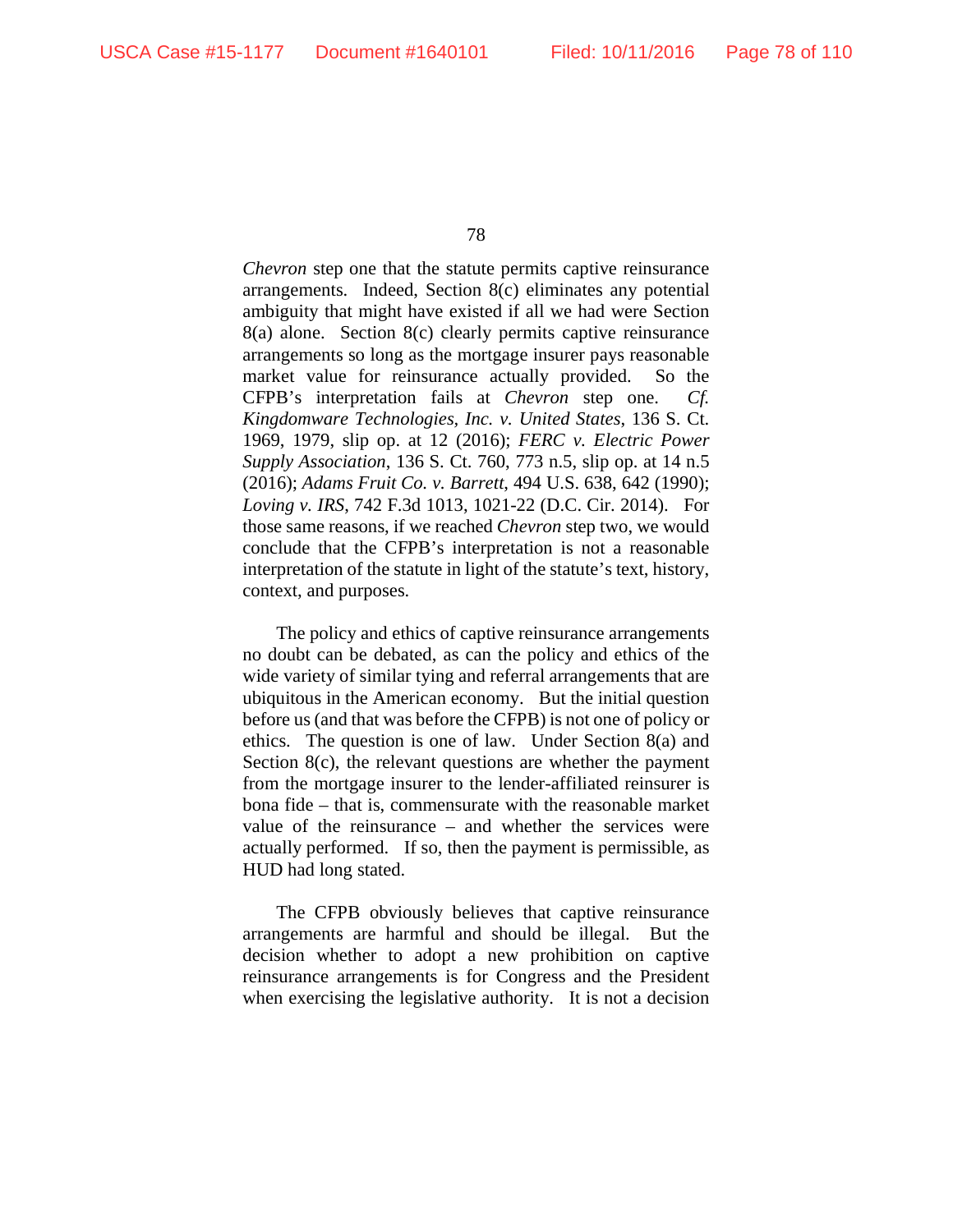*Chevron* step one that the statute permits captive reinsurance arrangements. Indeed, Section 8(c) eliminates any potential ambiguity that might have existed if all we had were Section 8(a) alone. Section 8(c) clearly permits captive reinsurance arrangements so long as the mortgage insurer pays reasonable market value for reinsurance actually provided. So the CFPB's interpretation fails at *Chevron* step one. *Cf. Kingdomware Technologies, Inc. v. United States*, 136 S. Ct. 1969, 1979, slip op. at 12 (2016); *FERC v. Electric Power Supply Association*, 136 S. Ct. 760, 773 n.5, slip op. at 14 n.5 (2016); *Adams Fruit Co. v. Barrett*, 494 U.S. 638, 642 (1990); *Loving v. IRS*, 742 F.3d 1013, 1021-22 (D.C. Cir. 2014). For those same reasons, if we reached *Chevron* step two, we would conclude that the CFPB's interpretation is not a reasonable interpretation of the statute in light of the statute's text, history, context, and purposes.

The policy and ethics of captive reinsurance arrangements no doubt can be debated, as can the policy and ethics of the wide variety of similar tying and referral arrangements that are ubiquitous in the American economy. But the initial question before us (and that was before the CFPB) is not one of policy or ethics. The question is one of law. Under Section 8(a) and Section 8(c), the relevant questions are whether the payment from the mortgage insurer to the lender-affiliated reinsurer is bona fide – that is, commensurate with the reasonable market value of the reinsurance – and whether the services were actually performed. If so, then the payment is permissible, as HUD had long stated.

The CFPB obviously believes that captive reinsurance arrangements are harmful and should be illegal. But the decision whether to adopt a new prohibition on captive reinsurance arrangements is for Congress and the President when exercising the legislative authority. It is not a decision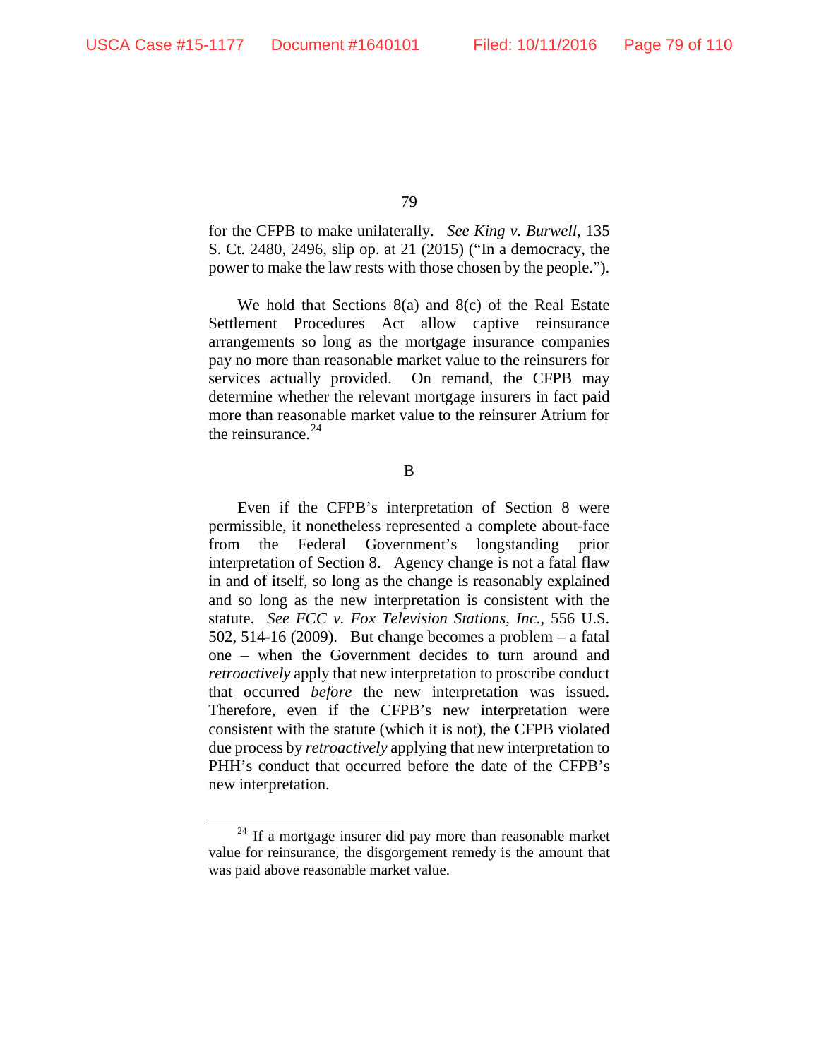for the CFPB to make unilaterally. *See King v. Burwell*, 135 S. Ct. 2480, 2496, slip op. at 21 (2015) ("In a democracy, the power to make the law rests with those chosen by the people.").

We hold that Sections 8(a) and 8(c) of the Real Estate Settlement Procedures Act allow captive reinsurance arrangements so long as the mortgage insurance companies pay no more than reasonable market value to the reinsurers for services actually provided. On remand, the CFPB may determine whether the relevant mortgage insurers in fact paid more than reasonable market value to the reinsurer Atrium for the reinsurance.[24]

B

Even if the CFPB's interpretation of Section 8 were permissible, it nonetheless represented a complete about-face from the Federal Government's longstanding prior interpretation of Section 8. Agency change is not a fatal flaw in and of itself, so long as the change is reasonably explained and so long as the new interpretation is consistent with the statute. *See FCC v. Fox Television Stations, Inc.*, 556 U.S. 502, 514-16 (2009). But change becomes a problem – a fatal one – when the Government decides to turn around and *retroactively* apply that new interpretation to proscribe conduct that occurred *before* the new interpretation was issued. Therefore, even if the CFPB's new interpretation were consistent with the statute (which it is not), the CFPB violated due process by *retroactively* applying that new interpretation to PHH's conduct that occurred before the date of the CFPB's new interpretation.

---

[24] If a mortgage insurer did pay more than reasonable market value for reinsurance, the disgorgement remedy is the amount that was paid above reasonable market value.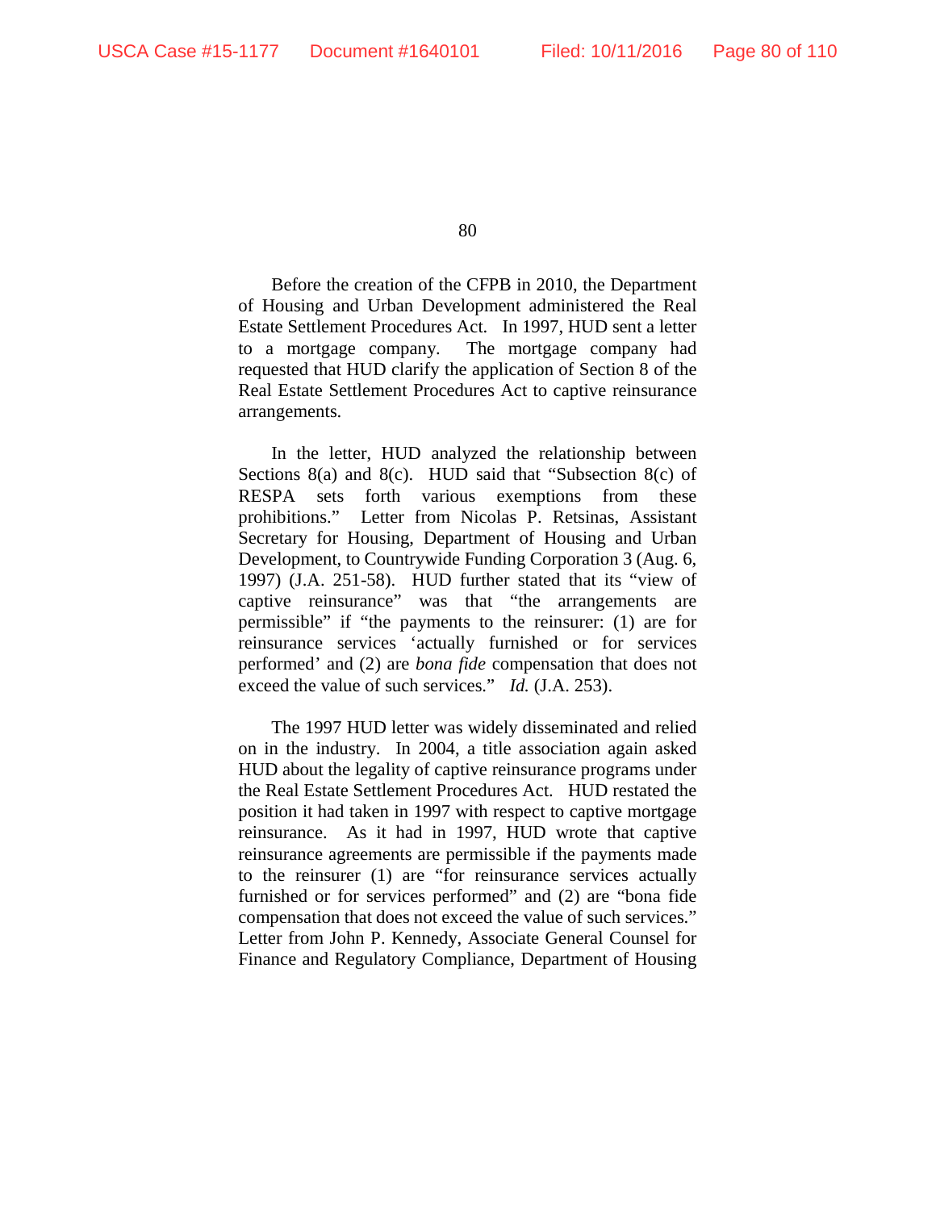Before the creation of the CFPB in 2010, the Department of Housing and Urban Development administered the Real Estate Settlement Procedures Act. In 1997, HUD sent a letter to a mortgage company. The mortgage company had requested that HUD clarify the application of Section 8 of the Real Estate Settlement Procedures Act to captive reinsurance arrangements.

In the letter, HUD analyzed the relationship between Sections 8(a) and 8(c). HUD said that "Subsection 8(c) of RESPA sets forth various exemptions from these prohibitions." Letter from Nicolas P. Retsinas, Assistant Secretary for Housing, Department of Housing and Urban Development, to Countrywide Funding Corporation 3 (Aug. 6, 1997) (J.A. 251-58). HUD further stated that its "view of captive reinsurance" was that "the arrangements are permissible" if "the payments to the reinsurer: (1) are for reinsurance services 'actually furnished or for services performed' and (2) are *bona fide* compensation that does not exceed the value of such services." *Id.* (J.A. 253).

The 1997 HUD letter was widely disseminated and relied on in the industry. In 2004, a title association again asked HUD about the legality of captive reinsurance programs under the Real Estate Settlement Procedures Act. HUD restated the position it had taken in 1997 with respect to captive mortgage reinsurance. As it had in 1997, HUD wrote that captive reinsurance agreements are permissible if the payments made to the reinsurer (1) are "for reinsurance services actually furnished or for services performed" and (2) are "bona fide compensation that does not exceed the value of such services." Letter from John P. Kennedy, Associate General Counsel for Finance and Regulatory Compliance, Department of Housing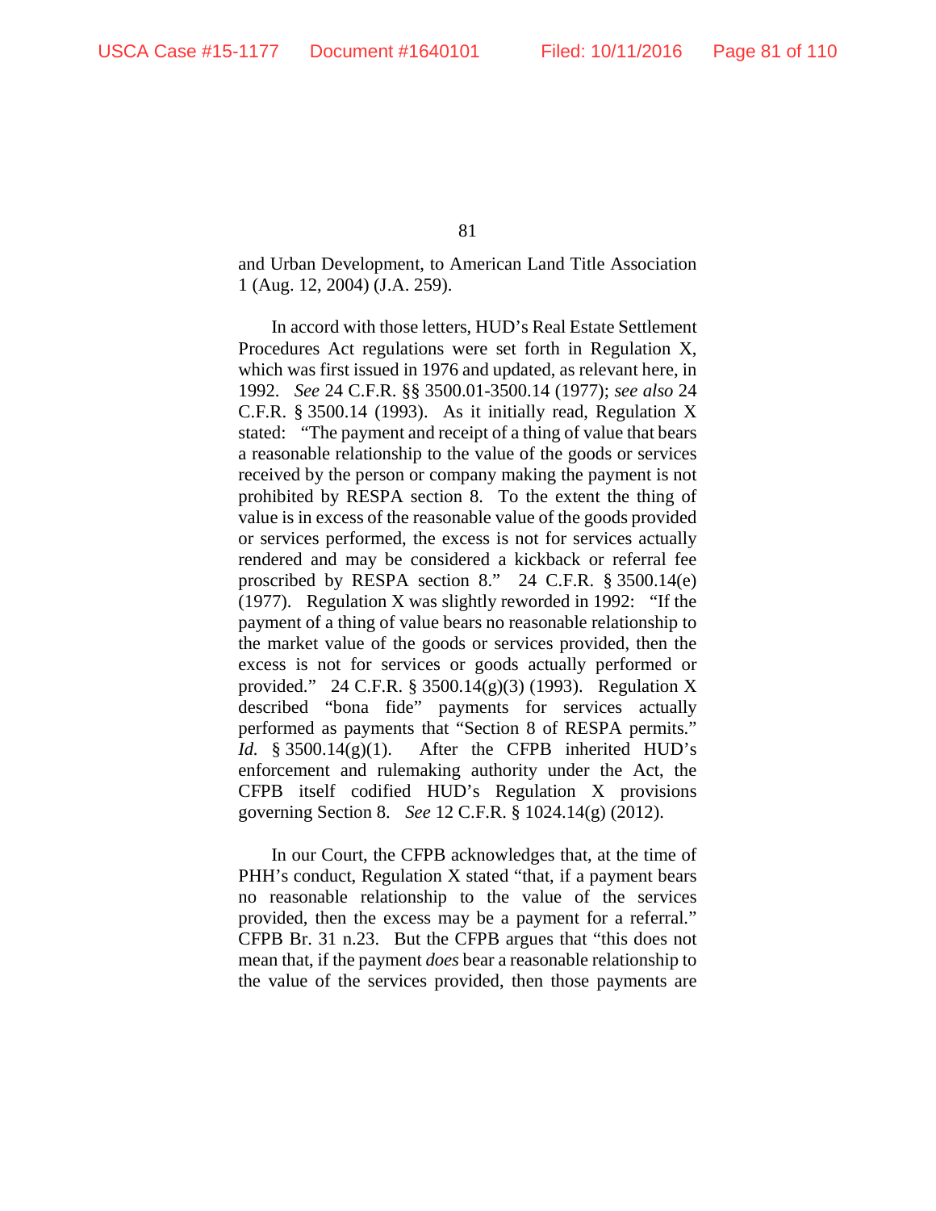and Urban Development, to American Land Title Association 1 (Aug. 12, 2004) (J.A. 259).

In accord with those letters, HUD's Real Estate Settlement Procedures Act regulations were set forth in Regulation X, which was first issued in 1976 and updated, as relevant here, in 1992. *See* 24 C.F.R. §§ 3500.01-3500.14 (1977); *see also* 24 C.F.R. § 3500.14 (1993). As it initially read, Regulation X stated: "The payment and receipt of a thing of value that bears a reasonable relationship to the value of the goods or services received by the person or company making the payment is not prohibited by RESPA section 8. To the extent the thing of value is in excess of the reasonable value of the goods provided or services performed, the excess is not for services actually rendered and may be considered a kickback or referral fee proscribed by RESPA section 8." 24 C.F.R. § 3500.14(e) (1977). Regulation X was slightly reworded in 1992: "If the payment of a thing of value bears no reasonable relationship to the market value of the goods or services provided, then the excess is not for services or goods actually performed or provided." 24 C.F.R. § 3500.14(g)(3) (1993). Regulation X described "bona fide" payments for services actually performed as payments that "Section 8 of RESPA permits." *Id.* § 3500.14(g)(1). After the CFPB inherited HUD's enforcement and rulemaking authority under the Act, the CFPB itself codified HUD's Regulation X provisions governing Section 8. *See* 12 C.F.R. § 1024.14(g) (2012).

In our Court, the CFPB acknowledges that, at the time of PHH's conduct, Regulation X stated "that, if a payment bears no reasonable relationship to the value of the services provided, then the excess may be a payment for a referral." CFPB Br. 31 n.23. But the CFPB argues that "this does not mean that, if the payment *does* bear a reasonable relationship to the value of the services provided, then those payments are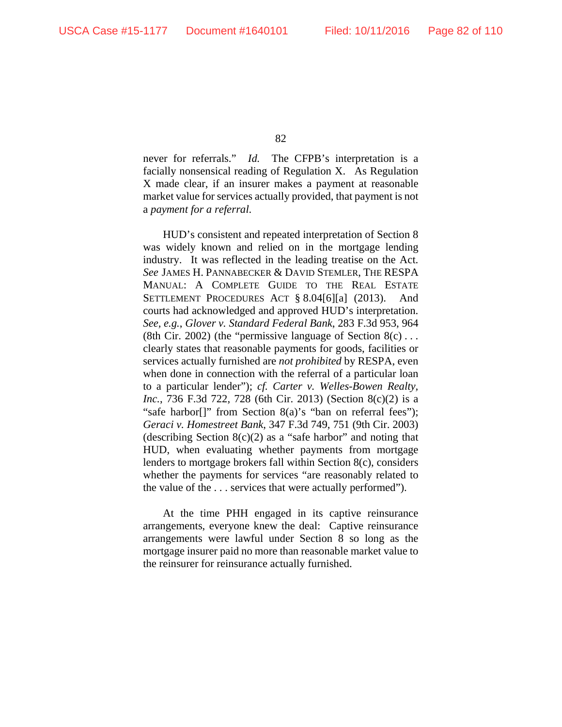never for referrals." *Id.* The CFPB's interpretation is a facially nonsensical reading of Regulation X. As Regulation X made clear, if an insurer makes a payment at reasonable market value for services actually provided, that payment is not a *payment for a referral*.

HUD's consistent and repeated interpretation of Section 8 was widely known and relied on in the mortgage lending industry. It was reflected in the leading treatise on the Act. *See* JAMES H. PANNABECKER & DAVID STEMLER, THE RESPA MANUAL: A COMPLETE GUIDE TO THE REAL ESTATE SETTLEMENT PROCEDURES ACT § 8.04[6][a] (2013). And courts had acknowledged and approved HUD's interpretation. *See, e.g.*, *Glover v. Standard Federal Bank*, 283 F.3d 953, 964 (8th Cir. 2002) (the "permissive language of Section 8(c) . . . clearly states that reasonable payments for goods, facilities or services actually furnished are *not prohibited* by RESPA, even when done in connection with the referral of a particular loan to a particular lender"); *cf. Carter v. Welles-Bowen Realty, Inc.*, 736 F.3d 722, 728 (6th Cir. 2013) (Section 8(c)(2) is a "safe harbor[]" from Section 8(a)'s "ban on referral fees"); *Geraci v. Homestreet Bank*, 347 F.3d 749, 751 (9th Cir. 2003) (describing Section 8(c)(2) as a "safe harbor" and noting that HUD, when evaluating whether payments from mortgage lenders to mortgage brokers fall within Section 8(c), considers whether the payments for services "are reasonably related to the value of the . . . services that were actually performed").

At the time PHH engaged in its captive reinsurance arrangements, everyone knew the deal: Captive reinsurance arrangements were lawful under Section 8 so long as the mortgage insurer paid no more than reasonable market value to the reinsurer for reinsurance actually furnished.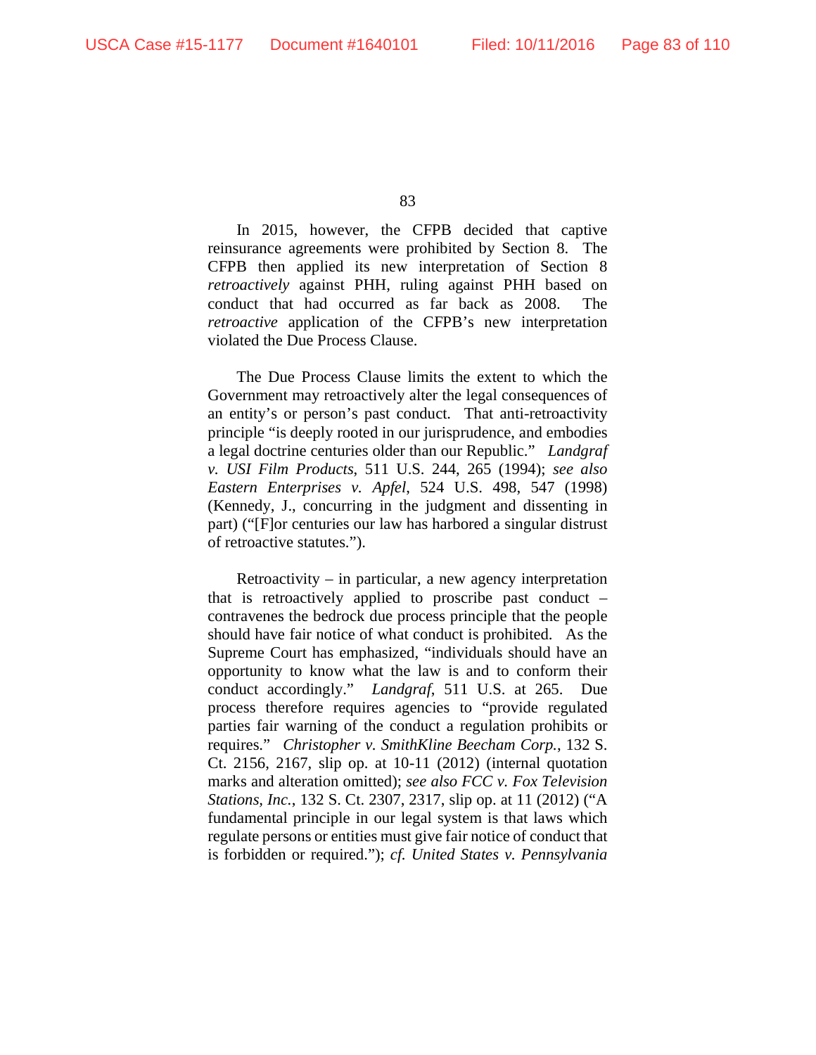In 2015, however, the CFPB decided that captive reinsurance agreements were prohibited by Section 8. The CFPB then applied its new interpretation of Section 8 *retroactively* against PHH, ruling against PHH based on conduct that had occurred as far back as 2008. The *retroactive* application of the CFPB's new interpretation violated the Due Process Clause.

The Due Process Clause limits the extent to which the Government may retroactively alter the legal consequences of an entity's or person's past conduct. That anti-retroactivity principle "is deeply rooted in our jurisprudence, and embodies a legal doctrine centuries older than our Republic." *Landgraf v. USI Film Products*, 511 U.S. 244, 265 (1994); *see also Eastern Enterprises v. Apfel*, 524 U.S. 498, 547 (1998) (Kennedy, J., concurring in the judgment and dissenting in part) ("[F]or centuries our law has harbored a singular distrust of retroactive statutes.").

Retroactivity – in particular, a new agency interpretation that is retroactively applied to proscribe past conduct – contravenes the bedrock due process principle that the people should have fair notice of what conduct is prohibited. As the Supreme Court has emphasized, "individuals should have an opportunity to know what the law is and to conform their conduct accordingly." *Landgraf*, 511 U.S. at 265. Due process therefore requires agencies to "provide regulated parties fair warning of the conduct a regulation prohibits or requires." *Christopher v. SmithKline Beecham Corp.*, 132 S. Ct. 2156, 2167, slip op. at 10-11 (2012) (internal quotation marks and alteration omitted); *see also FCC v. Fox Television Stations, Inc.*, 132 S. Ct. 2307, 2317, slip op. at 11 (2012) ("A fundamental principle in our legal system is that laws which regulate persons or entities must give fair notice of conduct that is forbidden or required."); *cf. United States v. Pennsylvania*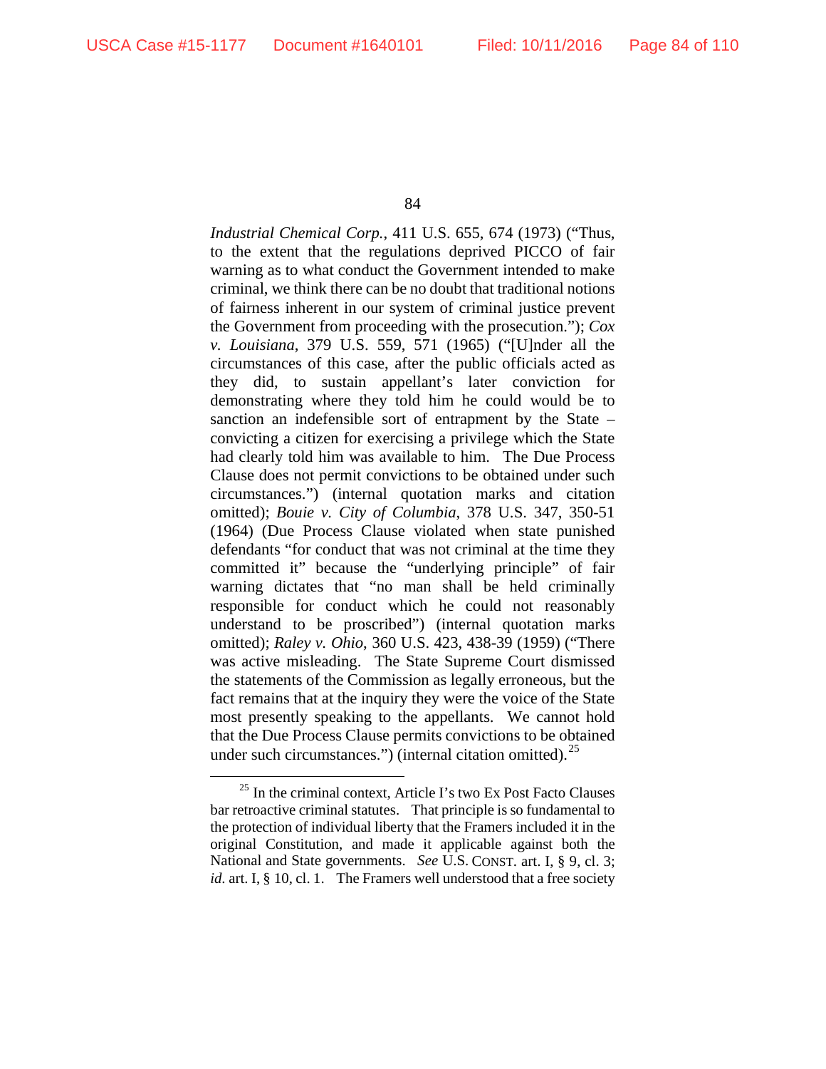*Industrial Chemical Corp.*, 411 U.S. 655, 674 (1973) ("Thus, to the extent that the regulations deprived PICCO of fair warning as to what conduct the Government intended to make criminal, we think there can be no doubt that traditional notions of fairness inherent in our system of criminal justice prevent the Government from proceeding with the prosecution."); *Cox v. Louisiana*, 379 U.S. 559, 571 (1965) ("[U]nder all the circumstances of this case, after the public officials acted as they did, to sustain appellant's later conviction for demonstrating where they told him he could would be to sanction an indefensible sort of entrapment by the State – convicting a citizen for exercising a privilege which the State had clearly told him was available to him. The Due Process Clause does not permit convictions to be obtained under such circumstances.") (internal quotation marks and citation omitted); *Bouie v. City of Columbia*, 378 U.S. 347, 350-51 (1964) (Due Process Clause violated when state punished defendants "for conduct that was not criminal at the time they committed it" because the "underlying principle" of fair warning dictates that "no man shall be held criminally responsible for conduct which he could not reasonably understand to be proscribed") (internal quotation marks omitted); *Raley v. Ohio*, 360 U.S. 423, 438-39 (1959) ("There was active misleading. The State Supreme Court dismissed the statements of the Commission as legally erroneous, but the fact remains that at the inquiry they were the voice of the State most presently speaking to the appellants. We cannot hold that the Due Process Clause permits convictions to be obtained under such circumstances.") (internal citation omitted).[25]

---

[25] In the criminal context, Article I's two Ex Post Facto Clauses bar retroactive criminal statutes. That principle is so fundamental to the protection of individual liberty that the Framers included it in the original Constitution, and made it applicable against both the National and State governments. *See* U.S. CONST. art. I, § 9, cl. 3; *id.* art. I, § 10, cl. 1. The Framers well understood that a free society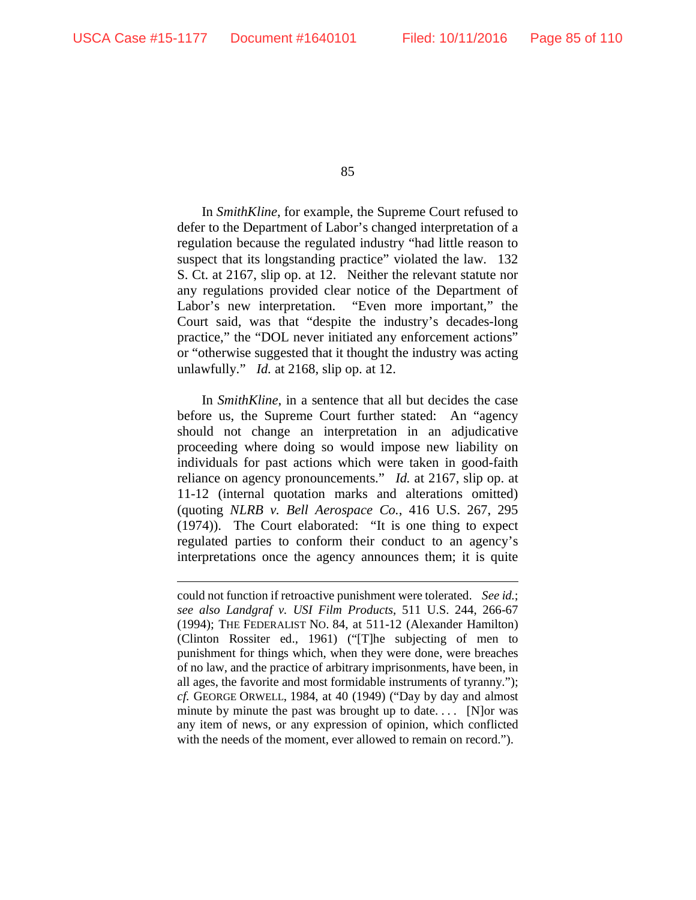In *SmithKline*, for example, the Supreme Court refused to defer to the Department of Labor's changed interpretation of a regulation because the regulated industry "had little reason to suspect that its longstanding practice" violated the law. 132 S. Ct. at 2167, slip op. at 12. Neither the relevant statute nor any regulations provided clear notice of the Department of Labor's new interpretation. "Even more important," the Court said, was that "despite the industry's decades-long practice," the "DOL never initiated any enforcement actions" or "otherwise suggested that it thought the industry was acting unlawfully." *Id.* at 2168, slip op. at 12.

In *SmithKline*, in a sentence that all but decides the case before us, the Supreme Court further stated: An "agency should not change an interpretation in an adjudicative proceeding where doing so would impose new liability on individuals for past actions which were taken in good-faith reliance on agency pronouncements." *Id.* at 2167, slip op. at 11-12 (internal quotation marks and alterations omitted) (quoting *NLRB v. Bell Aerospace Co.*, 416 U.S. 267, 295 (1974)). The Court elaborated: "It is one thing to expect regulated parties to conform their conduct to an agency's interpretations once the agency announces them; it is quite

---

could not function if retroactive punishment were tolerated. *See id.*; *see also Landgraf v. USI Film Products*, 511 U.S. 244, 266-67 (1994); THE FEDERALIST NO. 84, at 511-12 (Alexander Hamilton) (Clinton Rossiter ed., 1961) ("[T]he subjecting of men to punishment for things which, when they were done, were breaches of no law, and the practice of arbitrary imprisonments, have been, in all ages, the favorite and most formidable instruments of tyranny."); *cf.* GEORGE ORWELL, 1984, at 40 (1949) ("Day by day and almost minute by minute the past was brought up to date. . . . [N]or was any item of news, or any expression of opinion, which conflicted with the needs of the moment, ever allowed to remain on record.").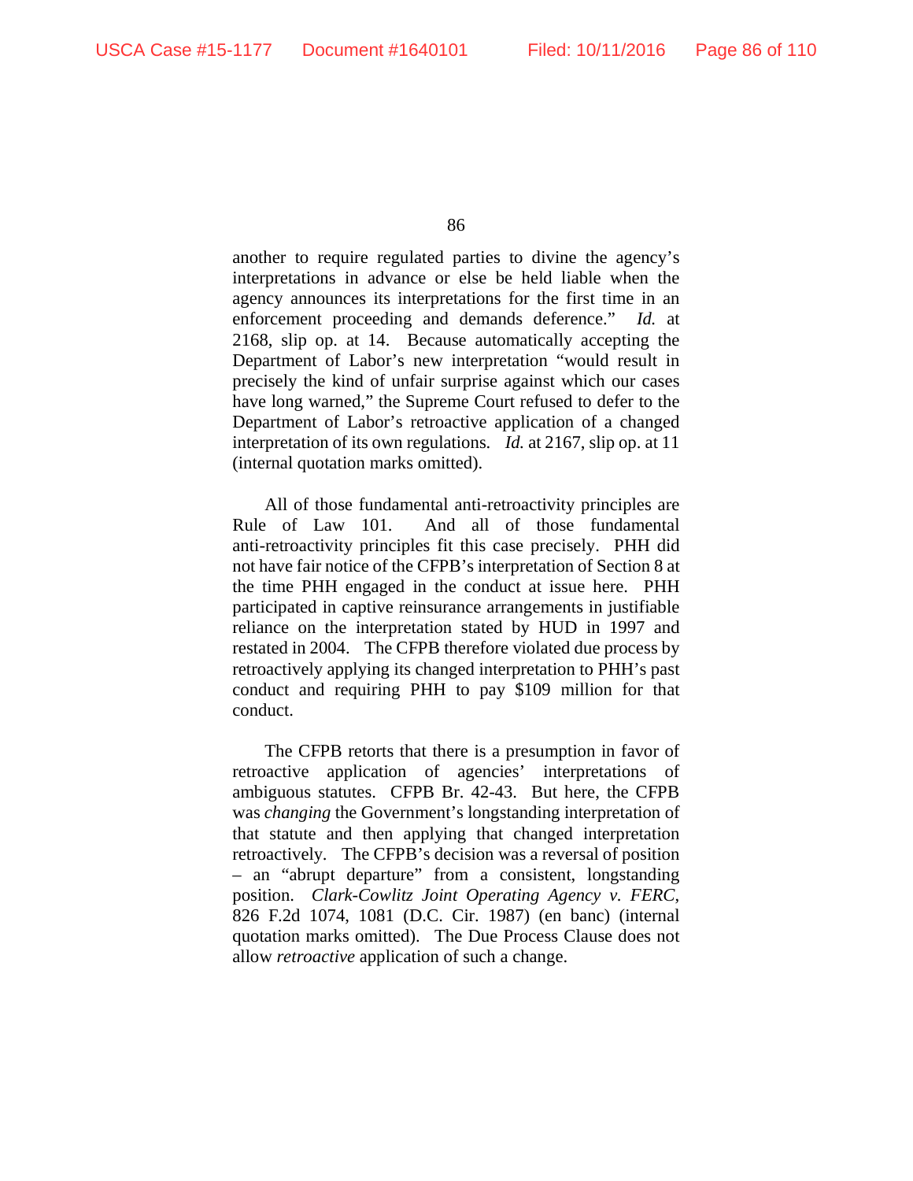another to require regulated parties to divine the agency's interpretations in advance or else be held liable when the agency announces its interpretations for the first time in an enforcement proceeding and demands deference." *Id.* at 2168, slip op. at 14. Because automatically accepting the Department of Labor's new interpretation "would result in precisely the kind of unfair surprise against which our cases have long warned," the Supreme Court refused to defer to the Department of Labor's retroactive application of a changed interpretation of its own regulations. *Id.* at 2167, slip op. at 11 (internal quotation marks omitted).

All of those fundamental anti-retroactivity principles are Rule of Law 101. And all of those fundamental anti-retroactivity principles fit this case precisely. PHH did not have fair notice of the CFPB's interpretation of Section 8 at the time PHH engaged in the conduct at issue here. PHH participated in captive reinsurance arrangements in justifiable reliance on the interpretation stated by HUD in 1997 and restated in 2004. The CFPB therefore violated due process by retroactively applying its changed interpretation to PHH's past conduct and requiring PHH to pay $109 million for that conduct.

The CFPB retorts that there is a presumption in favor of retroactive application of agencies' interpretations of ambiguous statutes. CFPB Br. 42-43. But here, the CFPB was *changing* the Government's longstanding interpretation of that statute and then applying that changed interpretation retroactively. The CFPB's decision was a reversal of position – an "abrupt departure" from a consistent, longstanding position. *Clark-Cowlitz Joint Operating Agency v. FERC*, 826 F.2d 1074, 1081 (D.C. Cir. 1987) (en banc) (internal quotation marks omitted). The Due Process Clause does not allow *retroactive* application of such a change.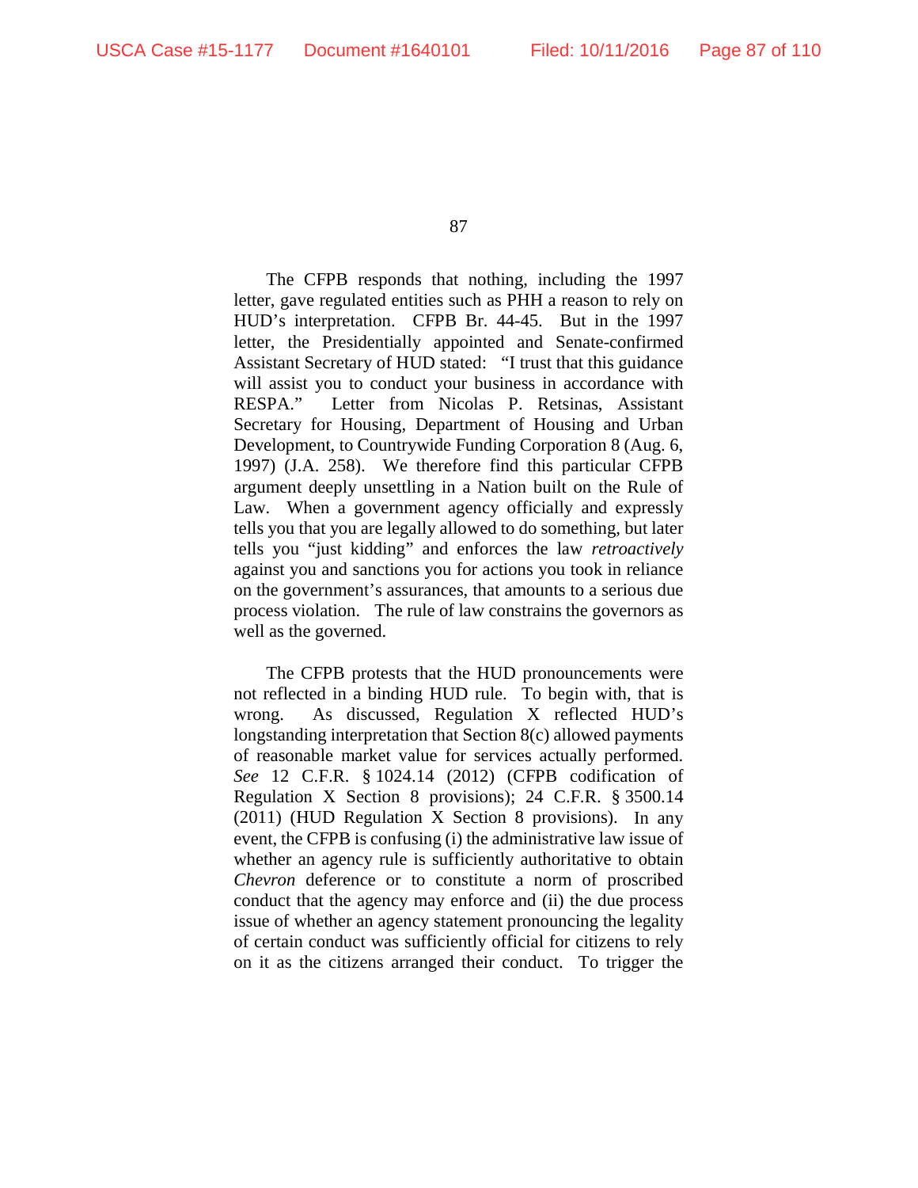The CFPB responds that nothing, including the 1997 letter, gave regulated entities such as PHH a reason to rely on HUD's interpretation. CFPB Br. 44-45. But in the 1997 letter, the Presidentially appointed and Senate-confirmed Assistant Secretary of HUD stated: "I trust that this guidance will assist you to conduct your business in accordance with RESPA." Letter from Nicolas P. Retsinas, Assistant Secretary for Housing, Department of Housing and Urban Development, to Countrywide Funding Corporation 8 (Aug. 6, 1997) (J.A. 258). We therefore find this particular CFPB argument deeply unsettling in a Nation built on the Rule of Law. When a government agency officially and expressly tells you that you are legally allowed to do something, but later tells you "just kidding" and enforces the law *retroactively* against you and sanctions you for actions you took in reliance on the government's assurances, that amounts to a serious due process violation. The rule of law constrains the governors as well as the governed.

The CFPB protests that the HUD pronouncements were not reflected in a binding HUD rule. To begin with, that is wrong. As discussed, Regulation X reflected HUD's longstanding interpretation that Section 8(c) allowed payments of reasonable market value for services actually performed. *See* 12 C.F.R. § 1024.14 (2012) (CFPB codification of Regulation X Section 8 provisions); 24 C.F.R. § 3500.14 (2011) (HUD Regulation X Section 8 provisions). In any event, the CFPB is confusing (i) the administrative law issue of whether an agency rule is sufficiently authoritative to obtain *Chevron* deference or to constitute a norm of proscribed conduct that the agency may enforce and (ii) the due process issue of whether an agency statement pronouncing the legality of certain conduct was sufficiently official for citizens to rely on it as the citizens arranged their conduct. To trigger the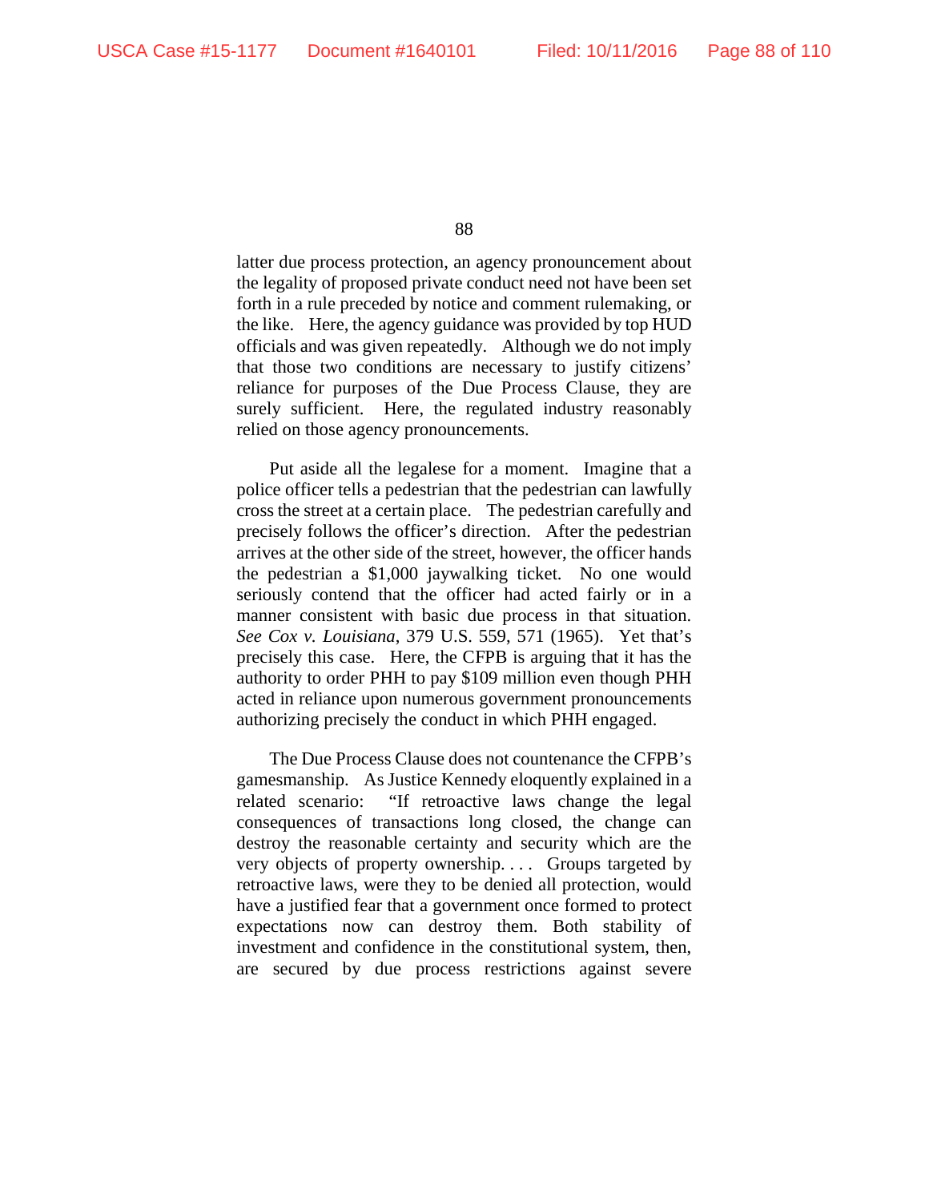latter due process protection, an agency pronouncement about the legality of proposed private conduct need not have been set forth in a rule preceded by notice and comment rulemaking, or the like. Here, the agency guidance was provided by top HUD officials and was given repeatedly. Although we do not imply that those two conditions are necessary to justify citizens' reliance for purposes of the Due Process Clause, they are surely sufficient. Here, the regulated industry reasonably relied on those agency pronouncements.

Put aside all the legalese for a moment. Imagine that a police officer tells a pedestrian that the pedestrian can lawfully cross the street at a certain place. The pedestrian carefully and precisely follows the officer's direction. After the pedestrian arrives at the other side of the street, however, the officer hands the pedestrian a $1,000 jaywalking ticket. No one would seriously contend that the officer had acted fairly or in a manner consistent with basic due process in that situation. *See Cox v. Louisiana*, 379 U.S. 559, 571 (1965). Yet that's precisely this case. Here, the CFPB is arguing that it has the authority to order PHH to pay $109 million even though PHH acted in reliance upon numerous government pronouncements authorizing precisely the conduct in which PHH engaged.

The Due Process Clause does not countenance the CFPB's gamesmanship. As Justice Kennedy eloquently explained in a related scenario: "If retroactive laws change the legal consequences of transactions long closed, the change can destroy the reasonable certainty and security which are the very objects of property ownership. . . . Groups targeted by retroactive laws, were they to be denied all protection, would have a justified fear that a government once formed to protect expectations now can destroy them. Both stability of investment and confidence in the constitutional system, then, are secured by due process restrictions against severe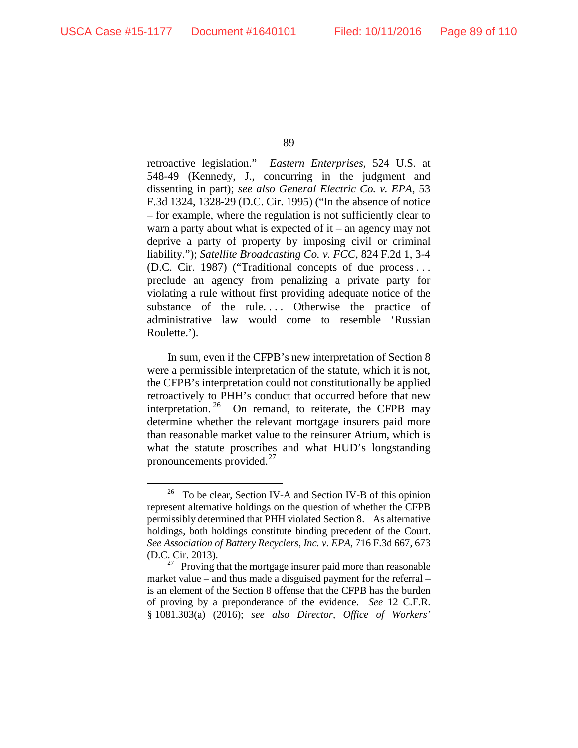retroactive legislation." *Eastern Enterprises*, 524 U.S. at 548-49 (Kennedy, J., concurring in the judgment and dissenting in part); *see also General Electric Co. v. EPA*, 53 F.3d 1324, 1328-29 (D.C. Cir. 1995) ("In the absence of notice – for example, where the regulation is not sufficiently clear to warn a party about what is expected of it – an agency may not deprive a party of property by imposing civil or criminal liability."); *Satellite Broadcasting Co. v. FCC*, 824 F.2d 1, 3-4 (D.C. Cir. 1987) ("Traditional concepts of due process . . . preclude an agency from penalizing a private party for violating a rule without first providing adequate notice of the substance of the rule. . . . Otherwise the practice of administrative law would come to resemble 'Russian Roulette.').

In sum, even if the CFPB's new interpretation of Section 8 were a permissible interpretation of the statute, which it is not, the CFPB's interpretation could not constitutionally be applied retroactively to PHH's conduct that occurred before that new interpretation.[26] On remand, to reiterate, the CFPB may determine whether the relevant mortgage insurers paid more than reasonable market value to the reinsurer Atrium, which is what the statute proscribes and what HUD's longstanding pronouncements provided.[27]

---

[26] To be clear, Section IV-A and Section IV-B of this opinion represent alternative holdings on the question of whether the CFPB permissibly determined that PHH violated Section 8. As alternative holdings, both holdings constitute binding precedent of the Court. *See Association of Battery Recyclers, Inc. v. EPA*, 716 F.3d 667, 673 (D.C. Cir. 2013).

[27] Proving that the mortgage insurer paid more than reasonable market value – and thus made a disguised payment for the referral – is an element of the Section 8 offense that the CFPB has the burden of proving by a preponderance of the evidence. *See* 12 C.F.R. § 1081.303(a) (2016); *see also Director, Office of Workers'*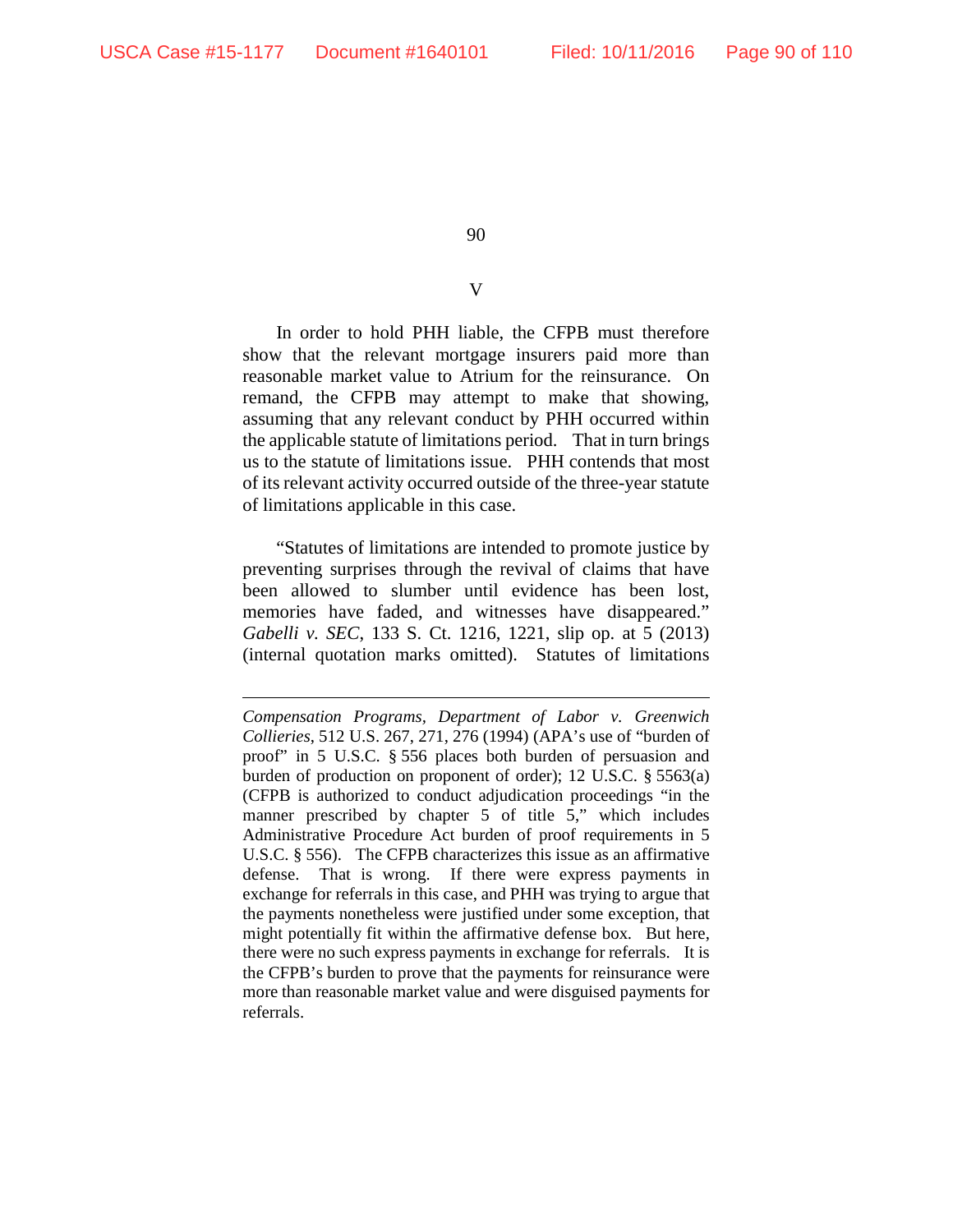## V

In order to hold PHH liable, the CFPB must therefore show that the relevant mortgage insurers paid more than reasonable market value to Atrium for the reinsurance. On remand, the CFPB may attempt to make that showing, assuming that any relevant conduct by PHH occurred within the applicable statute of limitations period. That in turn brings us to the statute of limitations issue. PHH contends that most of its relevant activity occurred outside of the three-year statute of limitations applicable in this case.

"Statutes of limitations are intended to promote justice by preventing surprises through the revival of claims that have been allowed to slumber until evidence has been lost, memories have faded, and witnesses have disappeared." *Gabelli v. SEC*, 133 S. Ct. 1216, 1221, slip op. at 5 (2013) (internal quotation marks omitted). Statutes of limitations

---

*Compensation Programs, Department of Labor v. Greenwich Collieries*, 512 U.S. 267, 271, 276 (1994) (APA's use of "burden of proof" in 5 U.S.C. § 556 places both burden of persuasion and burden of production on proponent of order); 12 U.S.C. § 5563(a) (CFPB is authorized to conduct adjudication proceedings "in the manner prescribed by chapter 5 of title 5," which includes Administrative Procedure Act burden of proof requirements in 5 U.S.C. § 556). The CFPB characterizes this issue as an affirmative defense. That is wrong. If there were express payments in exchange for referrals in this case, and PHH was trying to argue that the payments nonetheless were justified under some exception, that might potentially fit within the affirmative defense box. But here, there were no such express payments in exchange for referrals. It is the CFPB's burden to prove that the payments for reinsurance were more than reasonable market value and were disguised payments for referrals.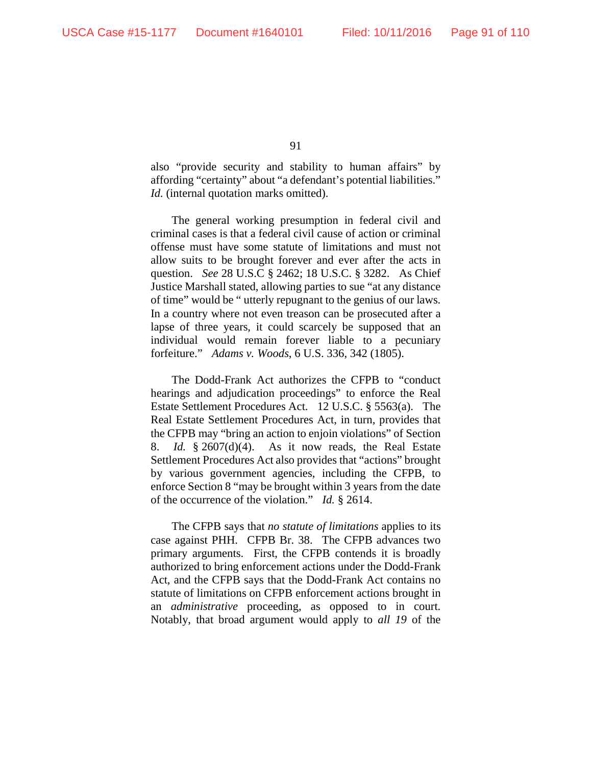also "provide security and stability to human affairs" by affording "certainty" about "a defendant's potential liabilities." *Id.* (internal quotation marks omitted).

The general working presumption in federal civil and criminal cases is that a federal civil cause of action or criminal offense must have some statute of limitations and must not allow suits to be brought forever and ever after the acts in question. *See* 28 U.S.C § 2462; 18 U.S.C. § 3282. As Chief Justice Marshall stated, allowing parties to sue "at any distance of time" would be " utterly repugnant to the genius of our laws. In a country where not even treason can be prosecuted after a lapse of three years, it could scarcely be supposed that an individual would remain forever liable to a pecuniary forfeiture." *Adams v. Woods*, 6 U.S. 336, 342 (1805).

The Dodd-Frank Act authorizes the CFPB to "conduct hearings and adjudication proceedings" to enforce the Real Estate Settlement Procedures Act. 12 U.S.C. § 5563(a). The Real Estate Settlement Procedures Act, in turn, provides that the CFPB may "bring an action to enjoin violations" of Section 8. *Id.* § 2607(d)(4). As it now reads, the Real Estate Settlement Procedures Act also provides that "actions" brought by various government agencies, including the CFPB, to enforce Section 8 "may be brought within 3 years from the date of the occurrence of the violation." *Id.* § 2614.

The CFPB says that *no statute of limitations* applies to its case against PHH. CFPB Br. 38. The CFPB advances two primary arguments. First, the CFPB contends it is broadly authorized to bring enforcement actions under the Dodd-Frank Act, and the CFPB says that the Dodd-Frank Act contains no statute of limitations on CFPB enforcement actions brought in an *administrative* proceeding, as opposed to in court. Notably, that broad argument would apply to *all 19* of the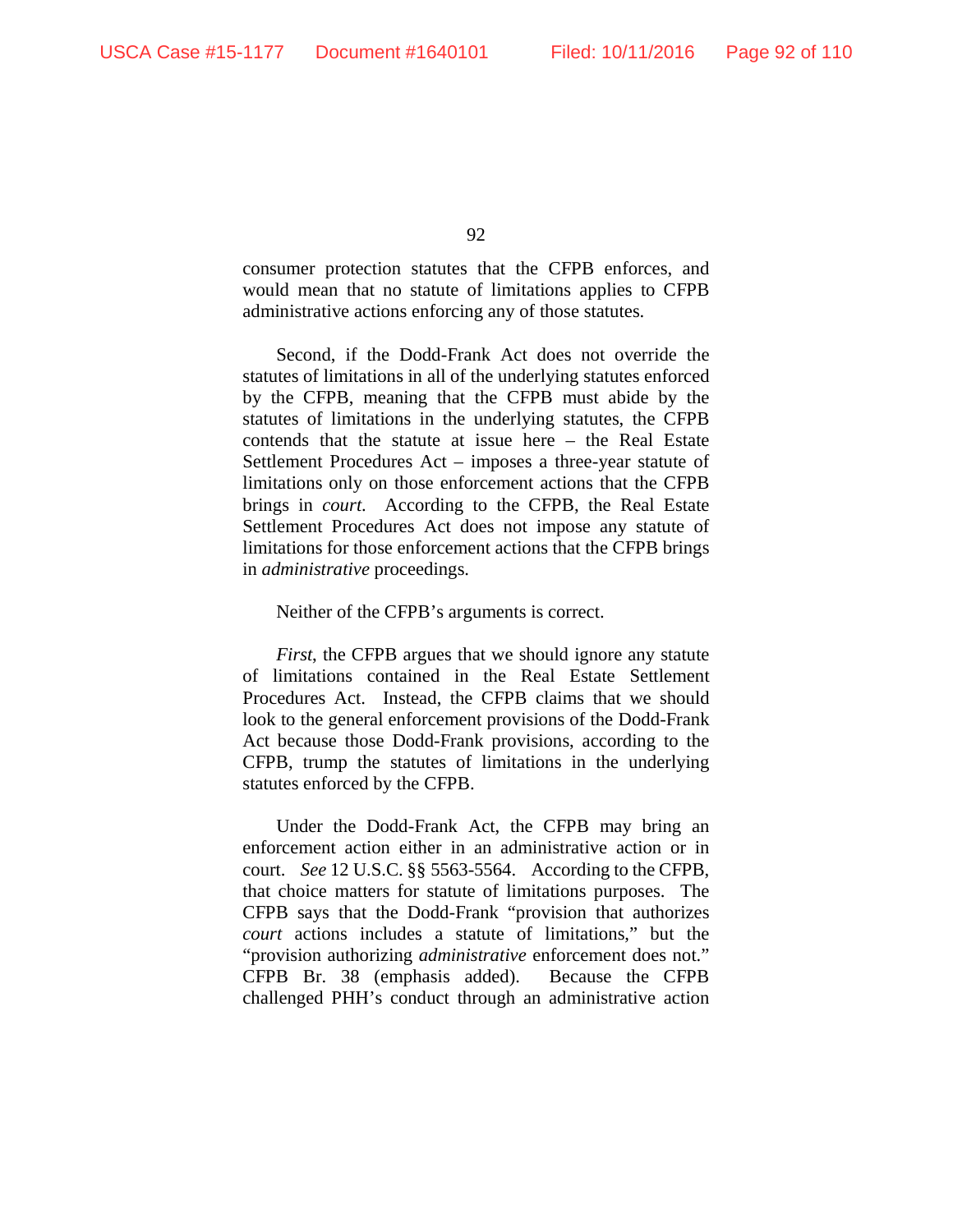consumer protection statutes that the CFPB enforces, and would mean that no statute of limitations applies to CFPB administrative actions enforcing any of those statutes.

Second, if the Dodd-Frank Act does not override the statutes of limitations in all of the underlying statutes enforced by the CFPB, meaning that the CFPB must abide by the statutes of limitations in the underlying statutes, the CFPB contends that the statute at issue here – the Real Estate Settlement Procedures Act – imposes a three-year statute of limitations only on those enforcement actions that the CFPB brings in *court*. According to the CFPB, the Real Estate Settlement Procedures Act does not impose any statute of limitations for those enforcement actions that the CFPB brings in *administrative* proceedings.

Neither of the CFPB's arguments is correct.

*First*, the CFPB argues that we should ignore any statute of limitations contained in the Real Estate Settlement Procedures Act. Instead, the CFPB claims that we should look to the general enforcement provisions of the Dodd-Frank Act because those Dodd-Frank provisions, according to the CFPB, trump the statutes of limitations in the underlying statutes enforced by the CFPB.

Under the Dodd-Frank Act, the CFPB may bring an enforcement action either in an administrative action or in court. *See* 12 U.S.C. §§ 5563-5564. According to the CFPB, that choice matters for statute of limitations purposes. The CFPB says that the Dodd-Frank "provision that authorizes *court* actions includes a statute of limitations," but the "provision authorizing *administrative* enforcement does not." CFPB Br. 38 (emphasis added). Because the CFPB challenged PHH's conduct through an administrative action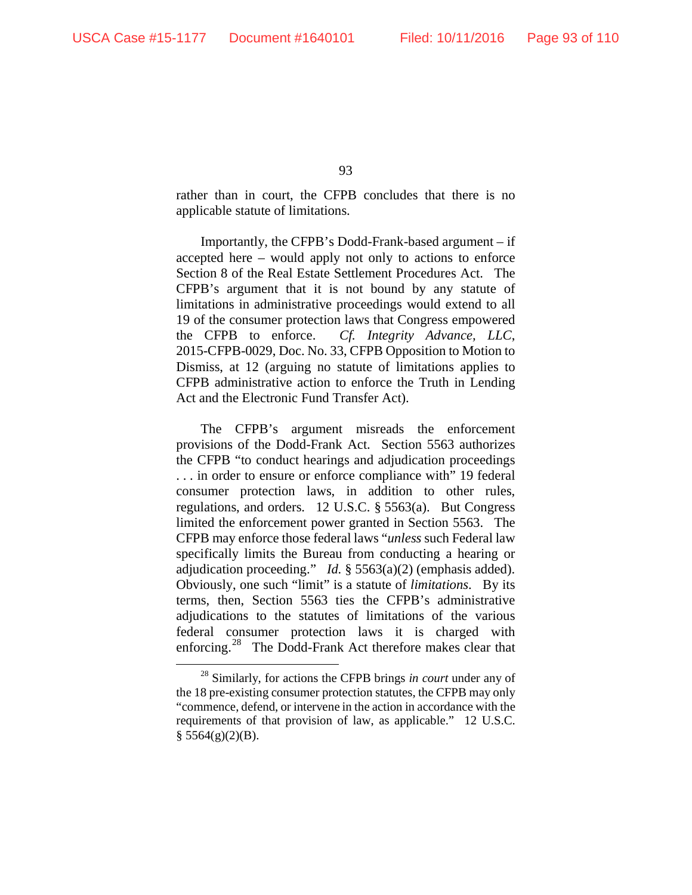rather than in court, the CFPB concludes that there is no applicable statute of limitations.

Importantly, the CFPB's Dodd-Frank-based argument – if accepted here – would apply not only to actions to enforce Section 8 of the Real Estate Settlement Procedures Act. The CFPB's argument that it is not bound by any statute of limitations in administrative proceedings would extend to all 19 of the consumer protection laws that Congress empowered the CFPB to enforce. *Cf. Integrity Advance, LLC*, 2015-CFPB-0029, Doc. No. 33, CFPB Opposition to Motion to Dismiss, at 12 (arguing no statute of limitations applies to CFPB administrative action to enforce the Truth in Lending Act and the Electronic Fund Transfer Act).

The CFPB's argument misreads the enforcement provisions of the Dodd-Frank Act. Section 5563 authorizes the CFPB "to conduct hearings and adjudication proceedings . . . in order to ensure or enforce compliance with" 19 federal consumer protection laws, in addition to other rules, regulations, and orders. 12 U.S.C. § 5563(a). But Congress limited the enforcement power granted in Section 5563. The CFPB may enforce those federal laws "*unless* such Federal law specifically limits the Bureau from conducting a hearing or adjudication proceeding." *Id.* § 5563(a)(2) (emphasis added). Obviously, one such "limit" is a statute of *limitations*. By its terms, then, Section 5563 ties the CFPB's administrative adjudications to the statutes of limitations of the various federal consumer protection laws it is charged with enforcing.[28] The Dodd-Frank Act therefore makes clear that

[28] Similarly, for actions the CFPB brings *in court* under any of the 18 pre-existing consumer protection statutes, the CFPB may only "commence, defend, or intervene in the action in accordance with the requirements of that provision of law, as applicable." 12 U.S.C. § 5564(g)(2)(B).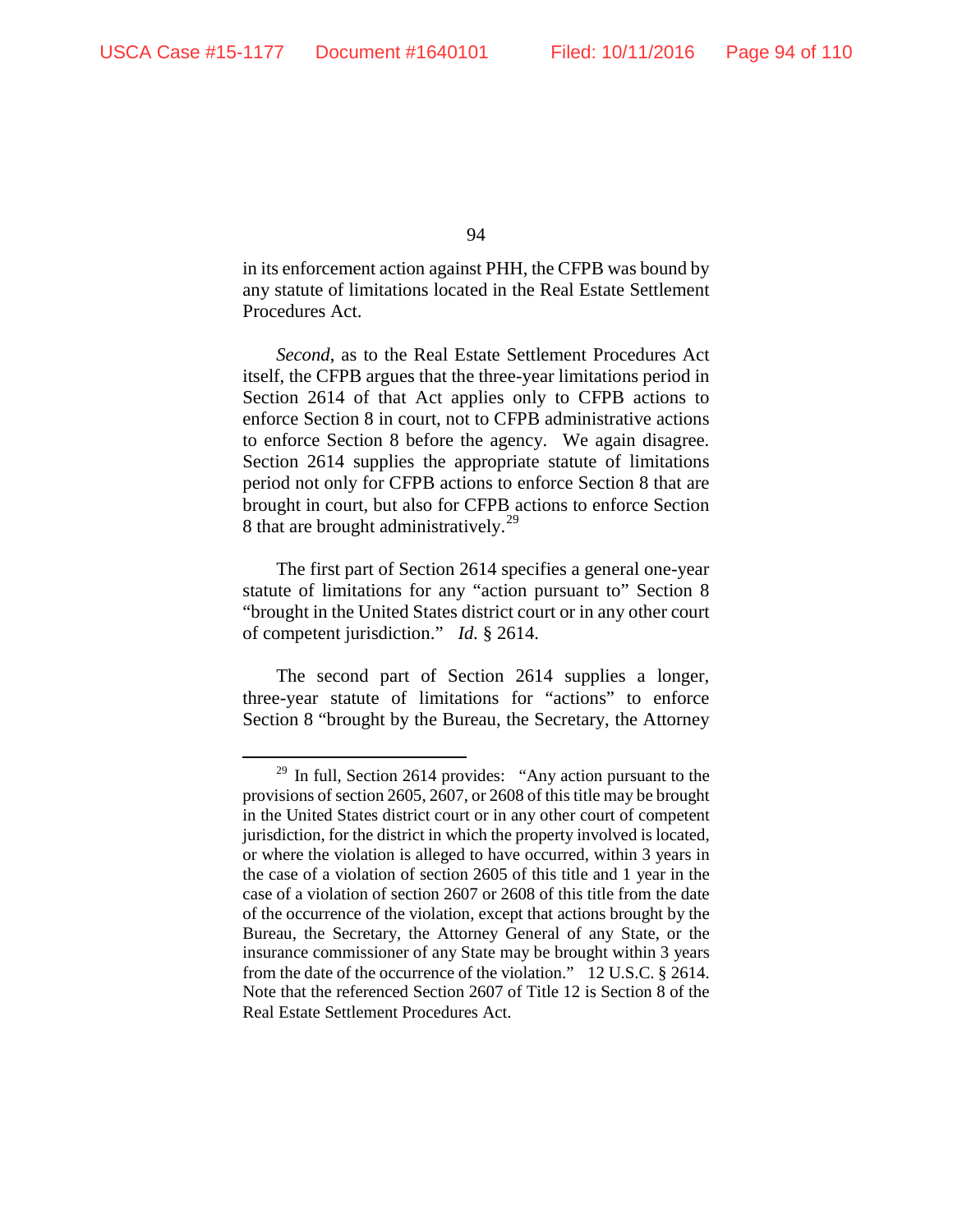in its enforcement action against PHH, the CFPB was bound by any statute of limitations located in the Real Estate Settlement Procedures Act.

*Second*, as to the Real Estate Settlement Procedures Act itself, the CFPB argues that the three-year limitations period in Section 2614 of that Act applies only to CFPB actions to enforce Section 8 in court, not to CFPB administrative actions to enforce Section 8 before the agency. We again disagree. Section 2614 supplies the appropriate statute of limitations period not only for CFPB actions to enforce Section 8 that are brought in court, but also for CFPB actions to enforce Section 8 that are brought administratively.[29]

The first part of Section 2614 specifies a general one-year statute of limitations for any "action pursuant to" Section 8 "brought in the United States district court or in any other court of competent jurisdiction." *Id.* § 2614.

The second part of Section 2614 supplies a longer, three-year statute of limitations for "actions" to enforce Section 8 "brought by the Bureau, the Secretary, the Attorney

---

[29] In full, Section 2614 provides: "Any action pursuant to the provisions of section 2605, 2607, or 2608 of this title may be brought in the United States district court or in any other court of competent jurisdiction, for the district in which the property involved is located, or where the violation is alleged to have occurred, within 3 years in the case of a violation of section 2605 of this title and 1 year in the case of a violation of section 2607 or 2608 of this title from the date of the occurrence of the violation, except that actions brought by the Bureau, the Secretary, the Attorney General of any State, or the insurance commissioner of any State may be brought within 3 years from the date of the occurrence of the violation." 12 U.S.C. § 2614. Note that the referenced Section 2607 of Title 12 is Section 8 of the Real Estate Settlement Procedures Act.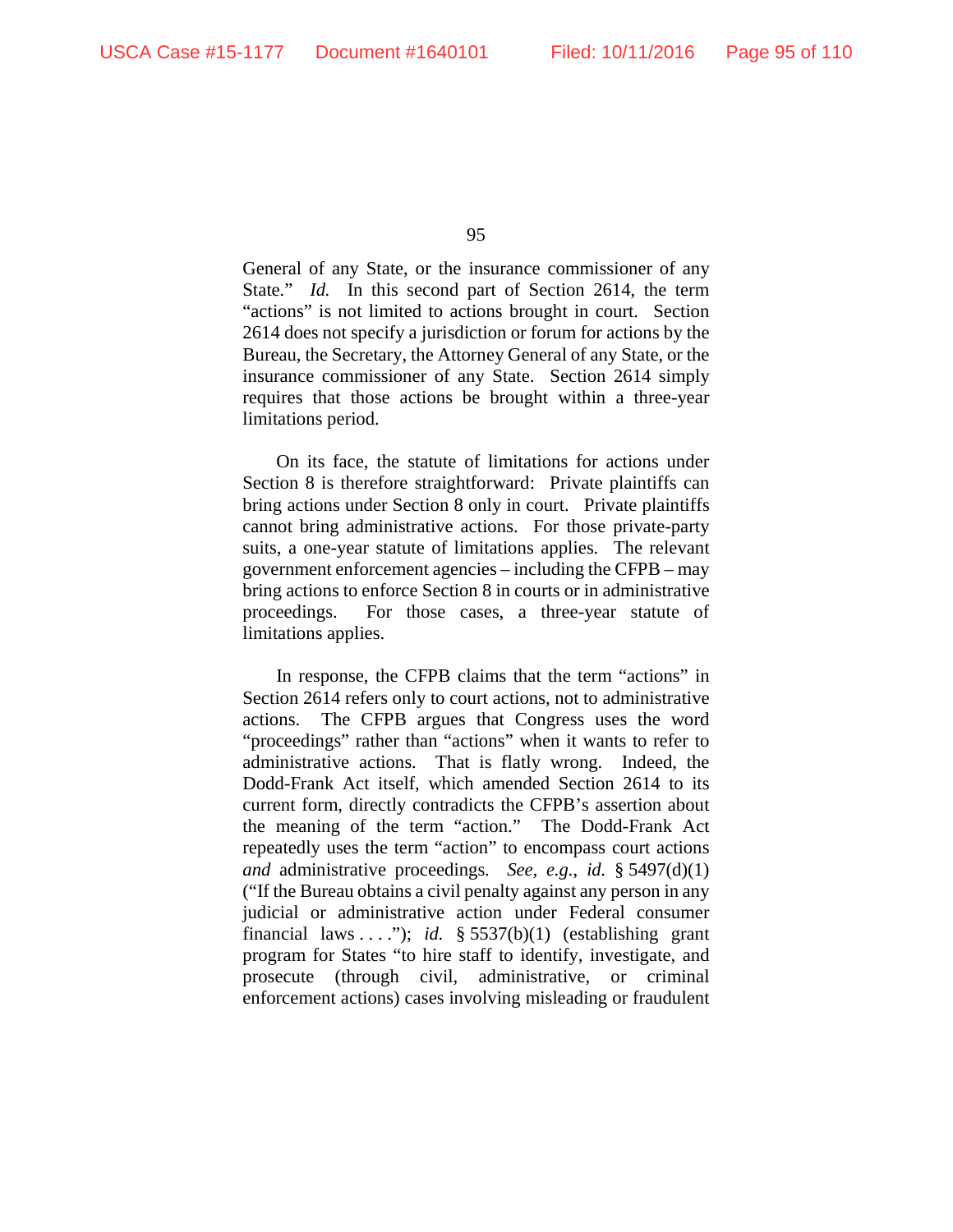General of any State, or the insurance commissioner of any State." *Id.* In this second part of Section 2614, the term "actions" is not limited to actions brought in court. Section 2614 does not specify a jurisdiction or forum for actions by the Bureau, the Secretary, the Attorney General of any State, or the insurance commissioner of any State. Section 2614 simply requires that those actions be brought within a three-year limitations period.

On its face, the statute of limitations for actions under Section 8 is therefore straightforward: Private plaintiffs can bring actions under Section 8 only in court. Private plaintiffs cannot bring administrative actions. For those private-party suits, a one-year statute of limitations applies. The relevant government enforcement agencies – including the CFPB – may bring actions to enforce Section 8 in courts or in administrative proceedings. For those cases, a three-year statute of limitations applies.

In response, the CFPB claims that the term "actions" in Section 2614 refers only to court actions, not to administrative actions. The CFPB argues that Congress uses the word "proceedings" rather than "actions" when it wants to refer to administrative actions. That is flatly wrong. Indeed, the Dodd-Frank Act itself, which amended Section 2614 to its current form, directly contradicts the CFPB's assertion about the meaning of the term "action." The Dodd-Frank Act repeatedly uses the term "action" to encompass court actions *and* administrative proceedings. *See, e.g.*, *id.* § 5497(d)(1) ("If the Bureau obtains a civil penalty against any person in any judicial or administrative action under Federal consumer financial laws . . . ."); *id.* § 5537(b)(1) (establishing grant program for States "to hire staff to identify, investigate, and prosecute (through civil, administrative, or criminal enforcement actions) cases involving misleading or fraudulent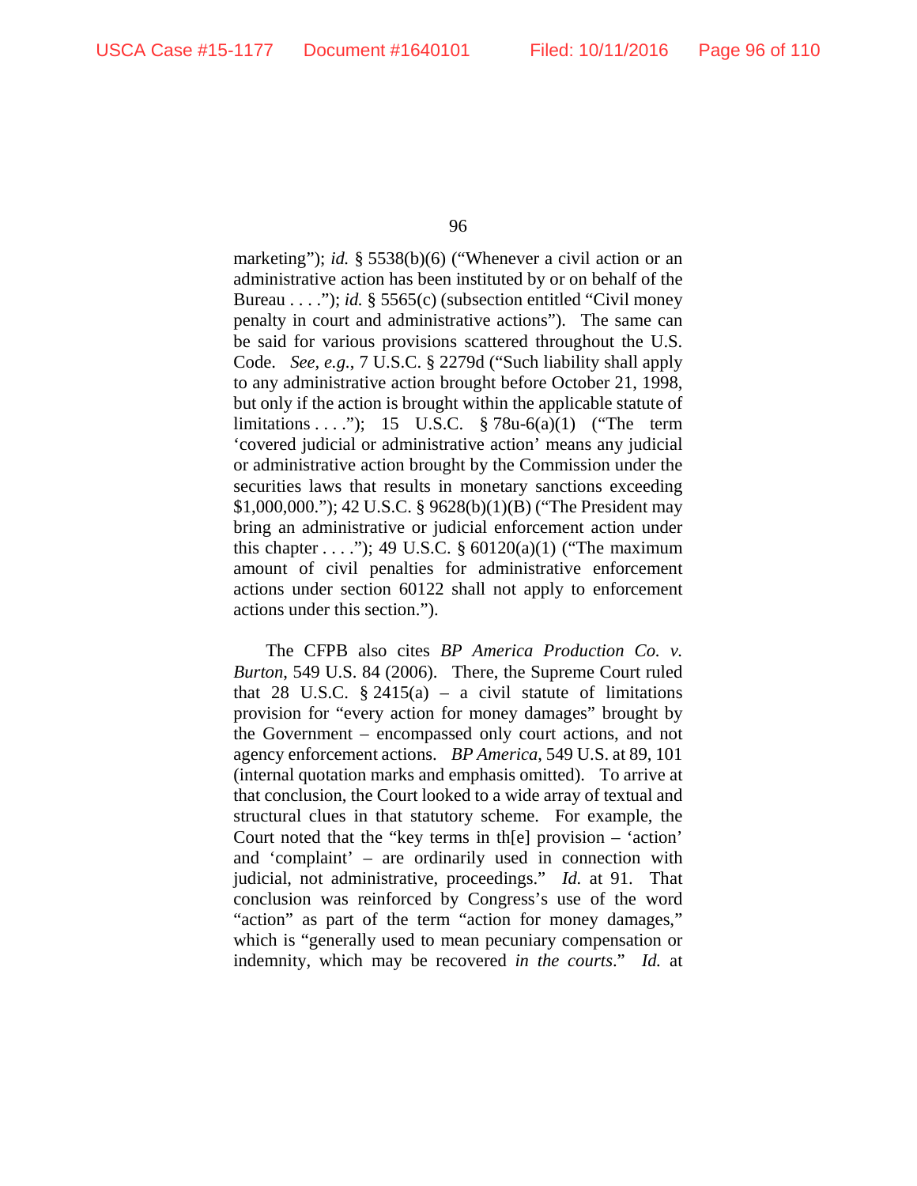marketing"); *id.* § 5538(b)(6) ("Whenever a civil action or an administrative action has been instituted by or on behalf of the Bureau . . . ."); *id.* § 5565(c) (subsection entitled "Civil money penalty in court and administrative actions"). The same can be said for various provisions scattered throughout the U.S. Code. *See, e.g.*, 7 U.S.C. § 2279d ("Such liability shall apply to any administrative action brought before October 21, 1998, but only if the action is brought within the applicable statute of limitations . . . ."); 15 U.S.C. § 78u-6(a)(1) ("The term 'covered judicial or administrative action' means any judicial or administrative action brought by the Commission under the securities laws that results in monetary sanctions exceeding $1,000,000."); 42 U.S.C. § 9628(b)(1)(B) ("The President may bring an administrative or judicial enforcement action under this chapter . . . ."); 49 U.S.C. § 60120(a)(1) ("The maximum amount of civil penalties for administrative enforcement actions under section 60122 shall not apply to enforcement actions under this section.").

The CFPB also cites *BP America Production Co. v. Burton*, 549 U.S. 84 (2006). There, the Supreme Court ruled that 28 U.S.C. § 2415(a) – a civil statute of limitations provision for "every action for money damages" brought by the Government – encompassed only court actions, and not agency enforcement actions. *BP America*, 549 U.S. at 89, 101 (internal quotation marks and emphasis omitted). To arrive at that conclusion, the Court looked to a wide array of textual and structural clues in that statutory scheme. For example, the Court noted that the "key terms in th[e] provision – 'action' and 'complaint' – are ordinarily used in connection with judicial, not administrative, proceedings." *Id.* at 91. That conclusion was reinforced by Congress's use of the word "action" as part of the term "action for money damages," which is "generally used to mean pecuniary compensation or indemnity, which may be recovered *in the courts*." *Id.* at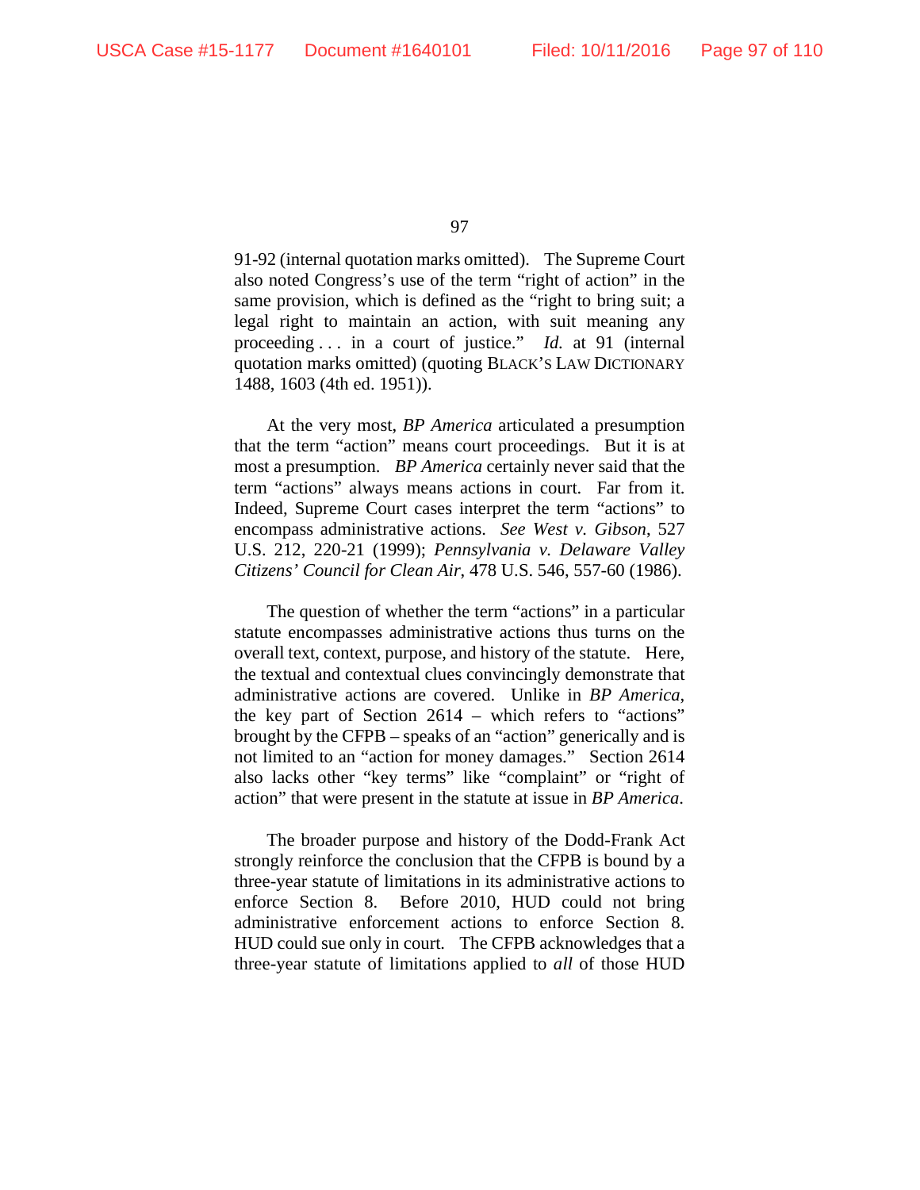91-92 (internal quotation marks omitted). The Supreme Court also noted Congress's use of the term "right of action" in the same provision, which is defined as the "right to bring suit; a legal right to maintain an action, with suit meaning any proceeding . . . in a court of justice." *Id.* at 91 (internal quotation marks omitted) (quoting BLACK'S LAW DICTIONARY 1488, 1603 (4th ed. 1951)).

At the very most, *BP America* articulated a presumption that the term "action" means court proceedings. But it is at most a presumption. *BP America* certainly never said that the term "actions" always means actions in court. Far from it. Indeed, Supreme Court cases interpret the term "actions" to encompass administrative actions. *See West v. Gibson*, 527 U.S. 212, 220-21 (1999); *Pennsylvania v. Delaware Valley Citizens' Council for Clean Air*, 478 U.S. 546, 557-60 (1986).

The question of whether the term "actions" in a particular statute encompasses administrative actions thus turns on the overall text, context, purpose, and history of the statute. Here, the textual and contextual clues convincingly demonstrate that administrative actions are covered. Unlike in *BP America*, the key part of Section 2614 – which refers to "actions" brought by the CFPB – speaks of an "action" generically and is not limited to an "action for money damages." Section 2614 also lacks other "key terms" like "complaint" or "right of action" that were present in the statute at issue in *BP America*.

The broader purpose and history of the Dodd-Frank Act strongly reinforce the conclusion that the CFPB is bound by a three-year statute of limitations in its administrative actions to enforce Section 8. Before 2010, HUD could not bring administrative enforcement actions to enforce Section 8. HUD could sue only in court. The CFPB acknowledges that a three-year statute of limitations applied to *all* of those HUD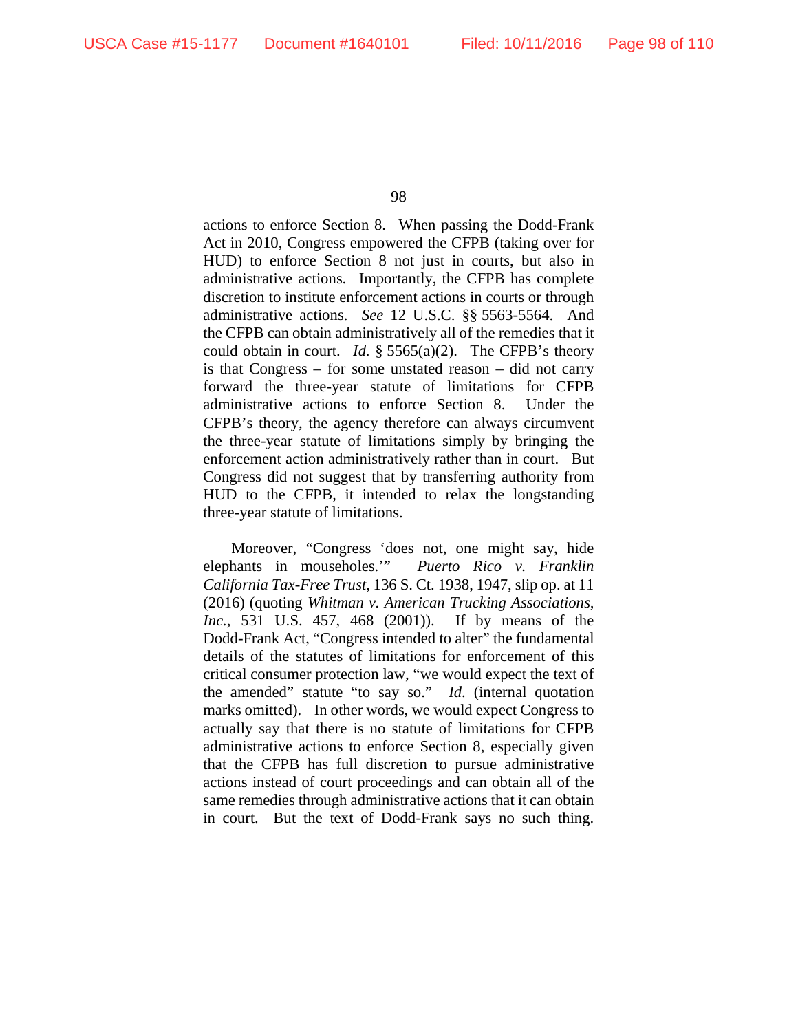actions to enforce Section 8. When passing the Dodd-Frank Act in 2010, Congress empowered the CFPB (taking over for HUD) to enforce Section 8 not just in courts, but also in administrative actions. Importantly, the CFPB has complete discretion to institute enforcement actions in courts or through administrative actions. *See* 12 U.S.C. §§ 5563-5564. And the CFPB can obtain administratively all of the remedies that it could obtain in court. *Id.* § 5565(a)(2). The CFPB's theory is that Congress – for some unstated reason – did not carry forward the three-year statute of limitations for CFPB administrative actions to enforce Section 8. Under the CFPB's theory, the agency therefore can always circumvent the three-year statute of limitations simply by bringing the enforcement action administratively rather than in court. But Congress did not suggest that by transferring authority from HUD to the CFPB, it intended to relax the longstanding three-year statute of limitations.

Moreover, "Congress 'does not, one might say, hide elephants in mouseholes.'" *Puerto Rico v. Franklin California Tax-Free Trust*, 136 S. Ct. 1938, 1947, slip op. at 11 (2016) (quoting *Whitman v. American Trucking Associations, Inc.*, 531 U.S. 457, 468 (2001)). If by means of the Dodd-Frank Act, "Congress intended to alter" the fundamental details of the statutes of limitations for enforcement of this critical consumer protection law, "we would expect the text of the amended" statute "to say so." *Id.* (internal quotation marks omitted). In other words, we would expect Congress to actually say that there is no statute of limitations for CFPB administrative actions to enforce Section 8, especially given that the CFPB has full discretion to pursue administrative actions instead of court proceedings and can obtain all of the same remedies through administrative actions that it can obtain in court. But the text of Dodd-Frank says no such thing.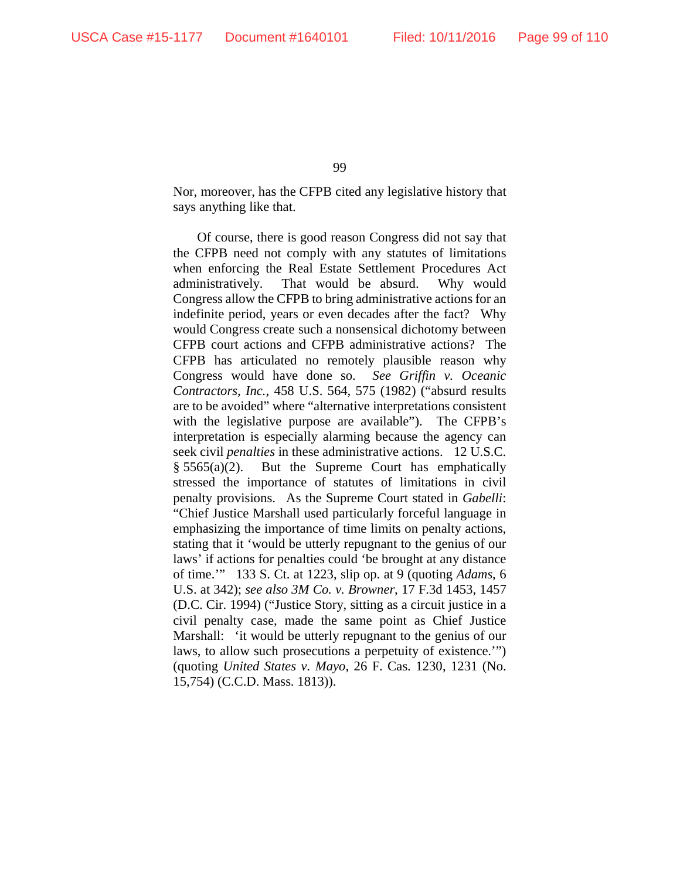Nor, moreover, has the CFPB cited any legislative history that says anything like that.

Of course, there is good reason Congress did not say that the CFPB need not comply with any statutes of limitations when enforcing the Real Estate Settlement Procedures Act administratively. That would be absurd. Why would Congress allow the CFPB to bring administrative actions for an indefinite period, years or even decades after the fact? Why would Congress create such a nonsensical dichotomy between CFPB court actions and CFPB administrative actions? The CFPB has articulated no remotely plausible reason why Congress would have done so. *See Griffin v. Oceanic Contractors, Inc.*, 458 U.S. 564, 575 (1982) ("absurd results are to be avoided" where "alternative interpretations consistent with the legislative purpose are available"). The CFPB's interpretation is especially alarming because the agency can seek civil *penalties* in these administrative actions. 12 U.S.C. § 5565(a)(2). But the Supreme Court has emphatically stressed the importance of statutes of limitations in civil penalty provisions. As the Supreme Court stated in *Gabelli*: "Chief Justice Marshall used particularly forceful language in emphasizing the importance of time limits on penalty actions, stating that it 'would be utterly repugnant to the genius of our laws' if actions for penalties could 'be brought at any distance of time.'" 133 S. Ct. at 1223, slip op. at 9 (quoting *Adams*, 6 U.S. at 342); *see also 3M Co. v. Browner*, 17 F.3d 1453, 1457 (D.C. Cir. 1994) ("Justice Story, sitting as a circuit justice in a civil penalty case, made the same point as Chief Justice Marshall: 'it would be utterly repugnant to the genius of our laws, to allow such prosecutions a perpetuity of existence.'") (quoting *United States v. Mayo*, 26 F. Cas. 1230, 1231 (No. 15,754) (C.C.D. Mass. 1813)).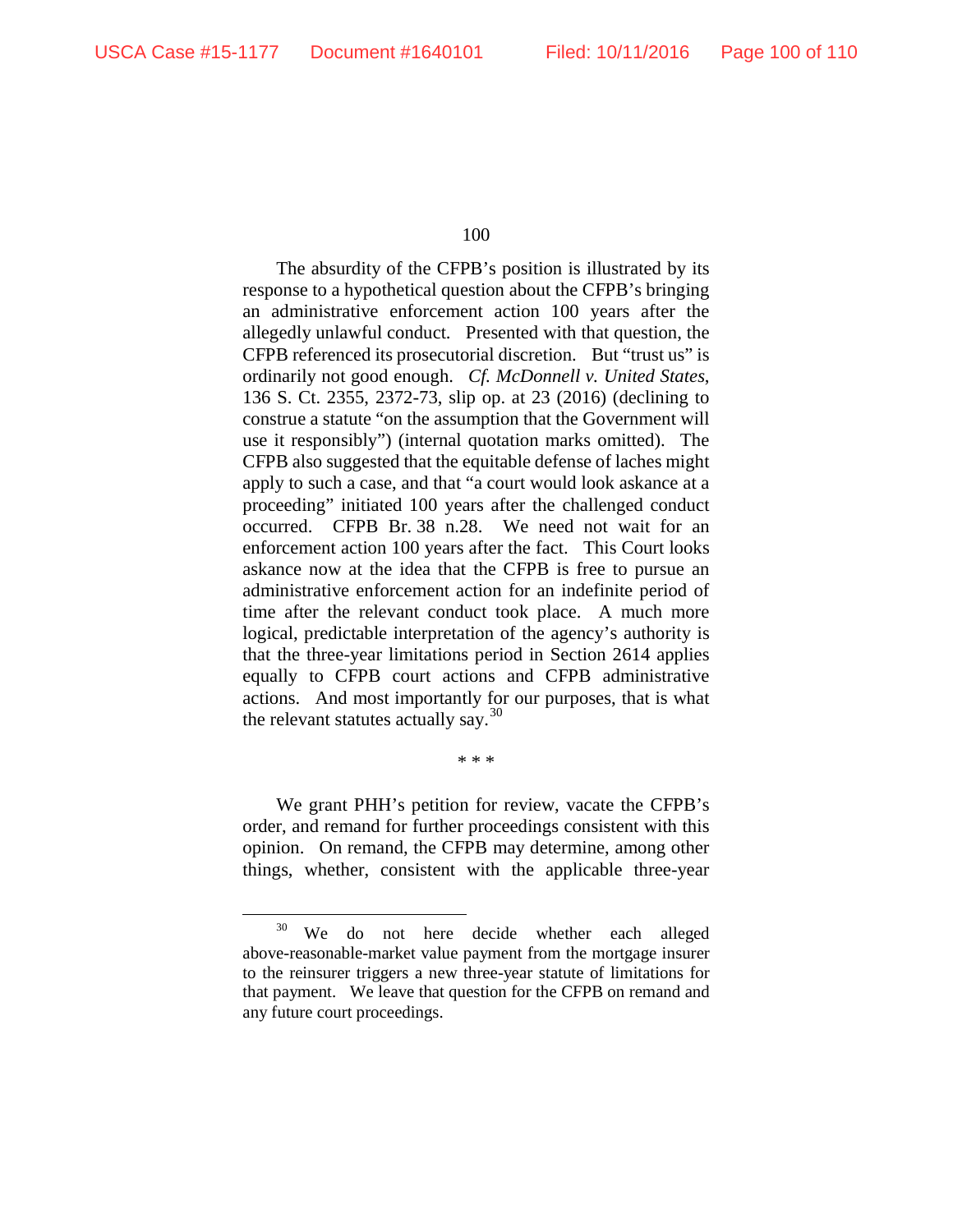The absurdity of the CFPB's position is illustrated by its response to a hypothetical question about the CFPB's bringing an administrative enforcement action 100 years after the allegedly unlawful conduct. Presented with that question, the CFPB referenced its prosecutorial discretion. But "trust us" is ordinarily not good enough. *Cf. McDonnell v. United States*, 136 S. Ct. 2355, 2372-73, slip op. at 23 (2016) (declining to construe a statute "on the assumption that the Government will use it responsibly") (internal quotation marks omitted). The CFPB also suggested that the equitable defense of laches might apply to such a case, and that "a court would look askance at a proceeding" initiated 100 years after the challenged conduct occurred. CFPB Br. 38 n.28. We need not wait for an enforcement action 100 years after the fact. This Court looks askance now at the idea that the CFPB is free to pursue an administrative enforcement action for an indefinite period of time after the relevant conduct took place. A much more logical, predictable interpretation of the agency's authority is that the three-year limitations period in Section 2614 applies equally to CFPB court actions and CFPB administrative actions. And most importantly for our purposes, that is what the relevant statutes actually say.[30]

* * *

We grant PHH's petition for review, vacate the CFPB's order, and remand for further proceedings consistent with this opinion. On remand, the CFPB may determine, among other things, whether, consistent with the applicable three-year

---

[30] We do not here decide whether each alleged above-reasonable-market value payment from the mortgage insurer to the reinsurer triggers a new three-year statute of limitations for that payment. We leave that question for the CFPB on remand and any future court proceedings.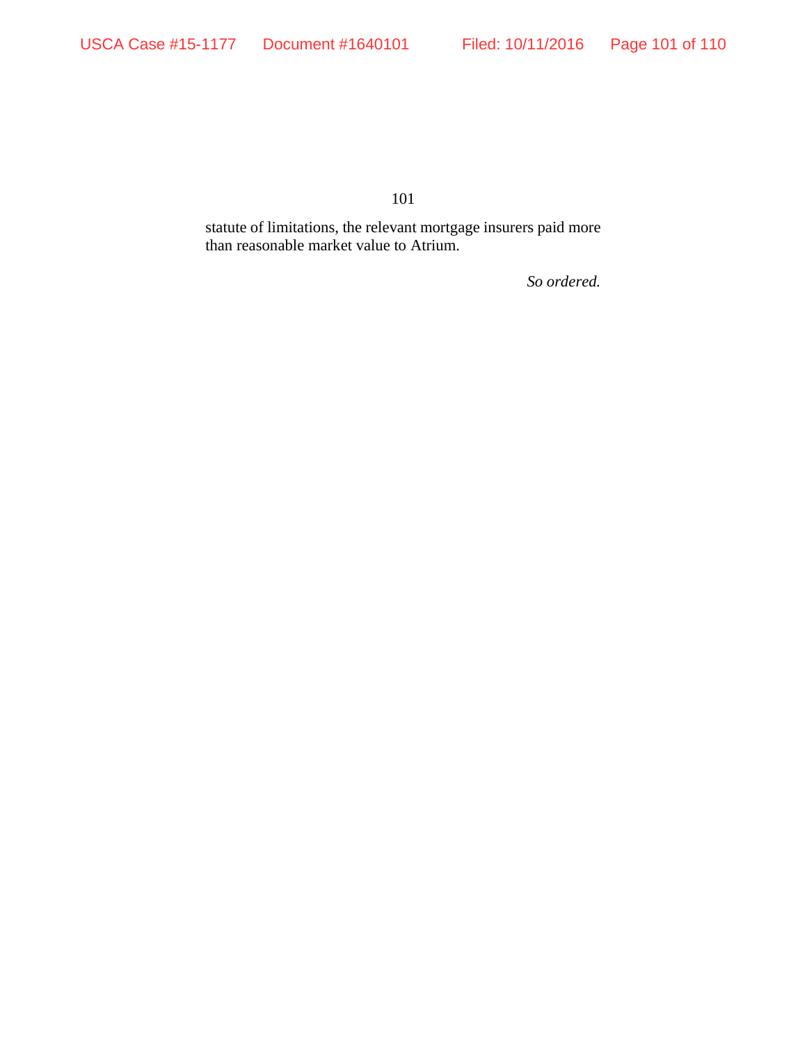statute of limitations, the relevant mortgage insurers paid more than reasonable market value to Atrium.

*So ordered.*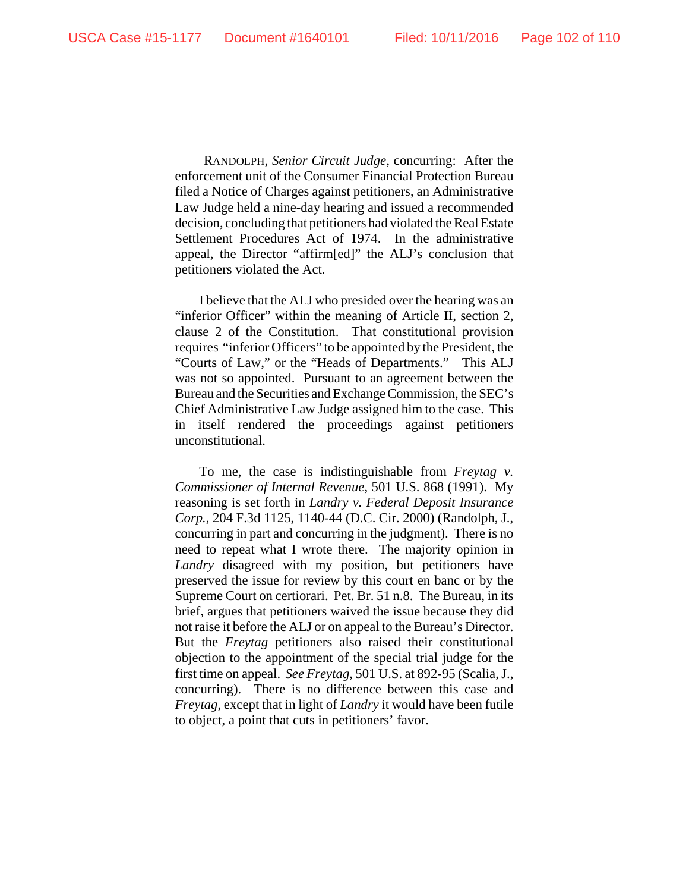RANDOLPH, *Senior Circuit Judge*, concurring: After the enforcement unit of the Consumer Financial Protection Bureau filed a Notice of Charges against petitioners, an Administrative Law Judge held a nine-day hearing and issued a recommended decision, concluding that petitioners had violated the Real Estate Settlement Procedures Act of 1974. In the administrative appeal, the Director "affirm[ed]" the ALJ's conclusion that petitioners violated the Act.

I believe that the ALJ who presided over the hearing was an "inferior Officer" within the meaning of Article II, section 2, clause 2 of the Constitution. That constitutional provision requires "inferior Officers" to be appointed by the President, the "Courts of Law," or the "Heads of Departments." This ALJ was not so appointed. Pursuant to an agreement between the Bureau and the Securities and Exchange Commission, the SEC's Chief Administrative Law Judge assigned him to the case. This in itself rendered the proceedings against petitioners unconstitutional.

To me, the case is indistinguishable from *Freytag v. Commissioner of Internal Revenue*, 501 U.S. 868 (1991). My reasoning is set forth in *Landry v. Federal Deposit Insurance Corp.*, 204 F.3d 1125, 1140-44 (D.C. Cir. 2000) (Randolph, J., concurring in part and concurring in the judgment). There is no need to repeat what I wrote there. The majority opinion in *Landry* disagreed with my position, but petitioners have preserved the issue for review by this court en banc or by the Supreme Court on certiorari. Pet. Br. 51 n.8. The Bureau, in its brief, argues that petitioners waived the issue because they did not raise it before the ALJ or on appeal to the Bureau's Director. But the *Freytag* petitioners also raised their constitutional objection to the appointment of the special trial judge for the first time on appeal. *See Freytag*, 501 U.S. at 892-95 (Scalia, J., concurring). There is no difference between this case and *Freytag*, except that in light of *Landry* it would have been futile to object, a point that cuts in petitioners' favor.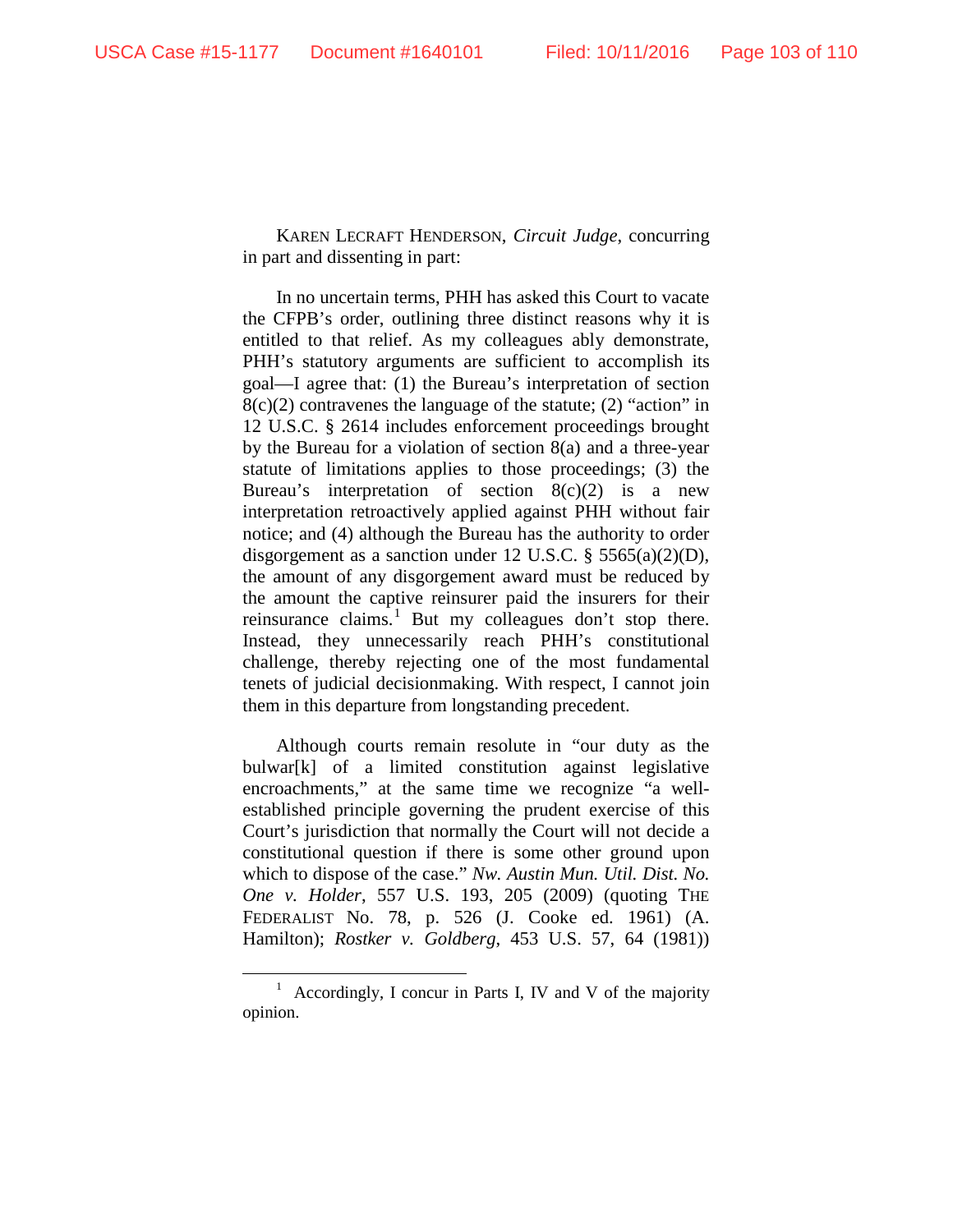KAREN LECRAFT HENDERSON, *Circuit Judge*, concurring in part and dissenting in part:

In no uncertain terms, PHH has asked this Court to vacate the CFPB's order, outlining three distinct reasons why it is entitled to that relief. As my colleagues ably demonstrate, PHH's statutory arguments are sufficient to accomplish its goal—I agree that: (1) the Bureau's interpretation of section 8(c)(2) contravenes the language of the statute; (2) "action" in 12 U.S.C. § 2614 includes enforcement proceedings brought by the Bureau for a violation of section 8(a) and a three-year statute of limitations applies to those proceedings; (3) the Bureau's interpretation of section 8(c)(2) is a new interpretation retroactively applied against PHH without fair notice; and (4) although the Bureau has the authority to order disgorgement as a sanction under 12 U.S.C. § 5565(a)(2)(D), the amount of any disgorgement award must be reduced by the amount the captive reinsurer paid the insurers for their reinsurance claims.[1] But my colleagues don't stop there. Instead, they unnecessarily reach PHH's constitutional challenge, thereby rejecting one of the most fundamental tenets of judicial decisionmaking. With respect, I cannot join them in this departure from longstanding precedent.

Although courts remain resolute in "our duty as the bulwar[k] of a limited constitution against legislative encroachments," at the same time we recognize "a well-established principle governing the prudent exercise of this Court's jurisdiction that normally the Court will not decide a constitutional question if there is some other ground upon which to dispose of the case." *Nw. Austin Mun. Util. Dist. No. One v. Holder*, 557 U.S. 193, 205 (2009) (quoting THE FEDERALIST No. 78, p. 526 (J. Cooke ed. 1961) (A. Hamilton); *Rostker v. Goldberg*, 453 U.S. 57, 64 (1981))

[1] Accordingly, I concur in Parts I, IV and V of the majority opinion.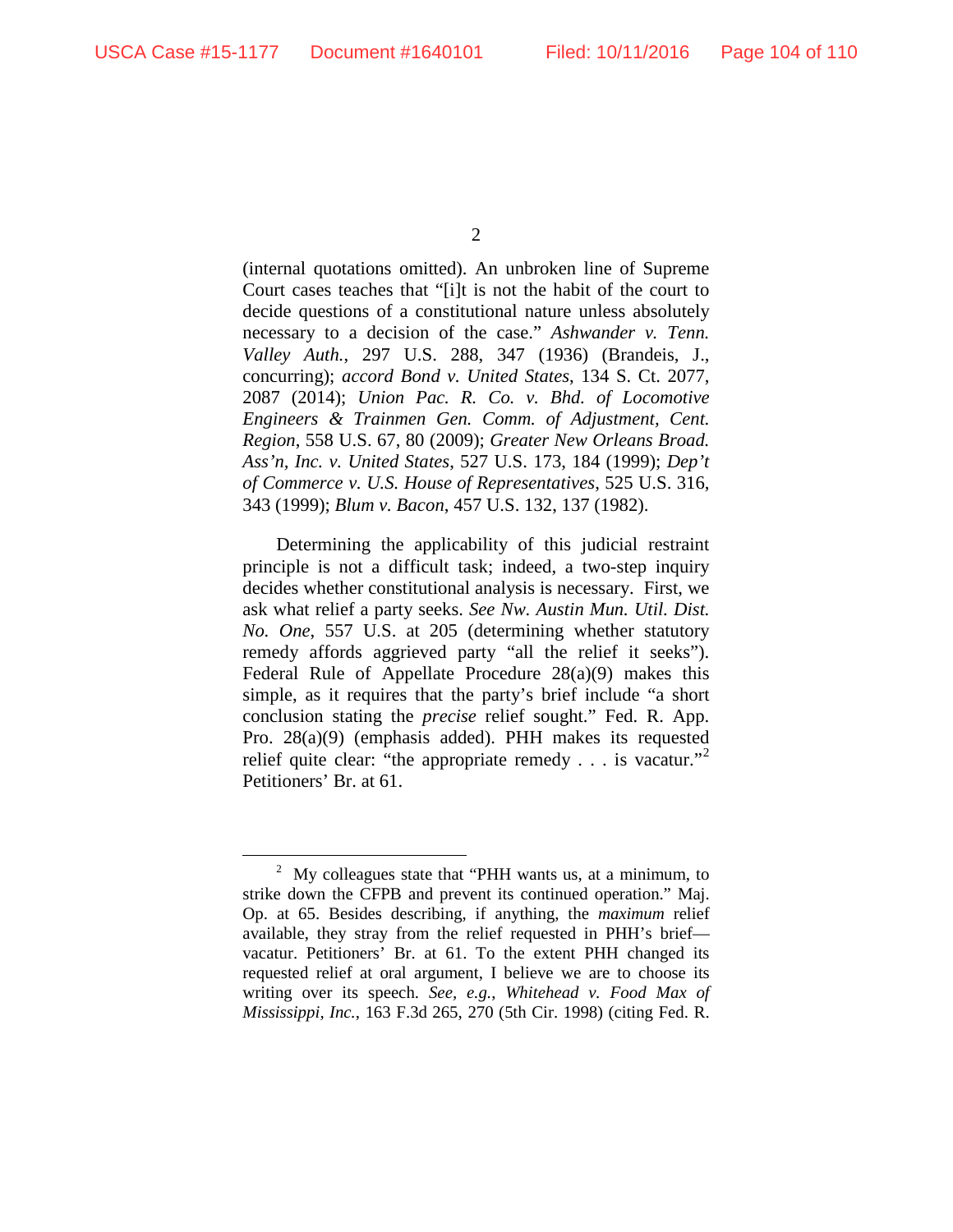(internal quotations omitted). An unbroken line of Supreme Court cases teaches that "[i]t is not the habit of the court to decide questions of a constitutional nature unless absolutely necessary to a decision of the case." *Ashwander v. Tenn. Valley Auth.*, 297 U.S. 288, 347 (1936) (Brandeis, J., concurring); *accord Bond v. United States*, 134 S. Ct. 2077, 2087 (2014); *Union Pac. R. Co. v. Bhd. of Locomotive Engineers & Trainmen Gen. Comm. of Adjustment, Cent. Region*, 558 U.S. 67, 80 (2009); *Greater New Orleans Broad. Ass'n, Inc. v. United States*, 527 U.S. 173, 184 (1999); *Dep't of Commerce v. U.S. House of Representatives*, 525 U.S. 316, 343 (1999); *Blum v. Bacon*, 457 U.S. 132, 137 (1982).

Determining the applicability of this judicial restraint principle is not a difficult task; indeed, a two-step inquiry decides whether constitutional analysis is necessary. First, we ask what relief a party seeks. *See Nw. Austin Mun. Util. Dist. No. One*, 557 U.S. at 205 (determining whether statutory remedy affords aggrieved party "all the relief it seeks"). Federal Rule of Appellate Procedure 28(a)(9) makes this simple, as it requires that the party's brief include "a short conclusion stating the *precise* relief sought." Fed. R. App. Pro. 28(a)(9) (emphasis added). PHH makes its requested relief quite clear: "the appropriate remedy . . . is vacatur."[2] Petitioners' Br. at 61.

---

[2] My colleagues state that "PHH wants us, at a minimum, to strike down the CFPB and prevent its continued operation." Maj. Op. at 65. Besides describing, if anything, the *maximum* relief available, they stray from the relief requested in PHH's brief—vacatur. Petitioners' Br. at 61. To the extent PHH changed its requested relief at oral argument, I believe we are to choose its writing over its speech. *See, e.g.*, *Whitehead v. Food Max of Mississippi, Inc.*, 163 F.3d 265, 270 (5th Cir. 1998) (citing Fed. R.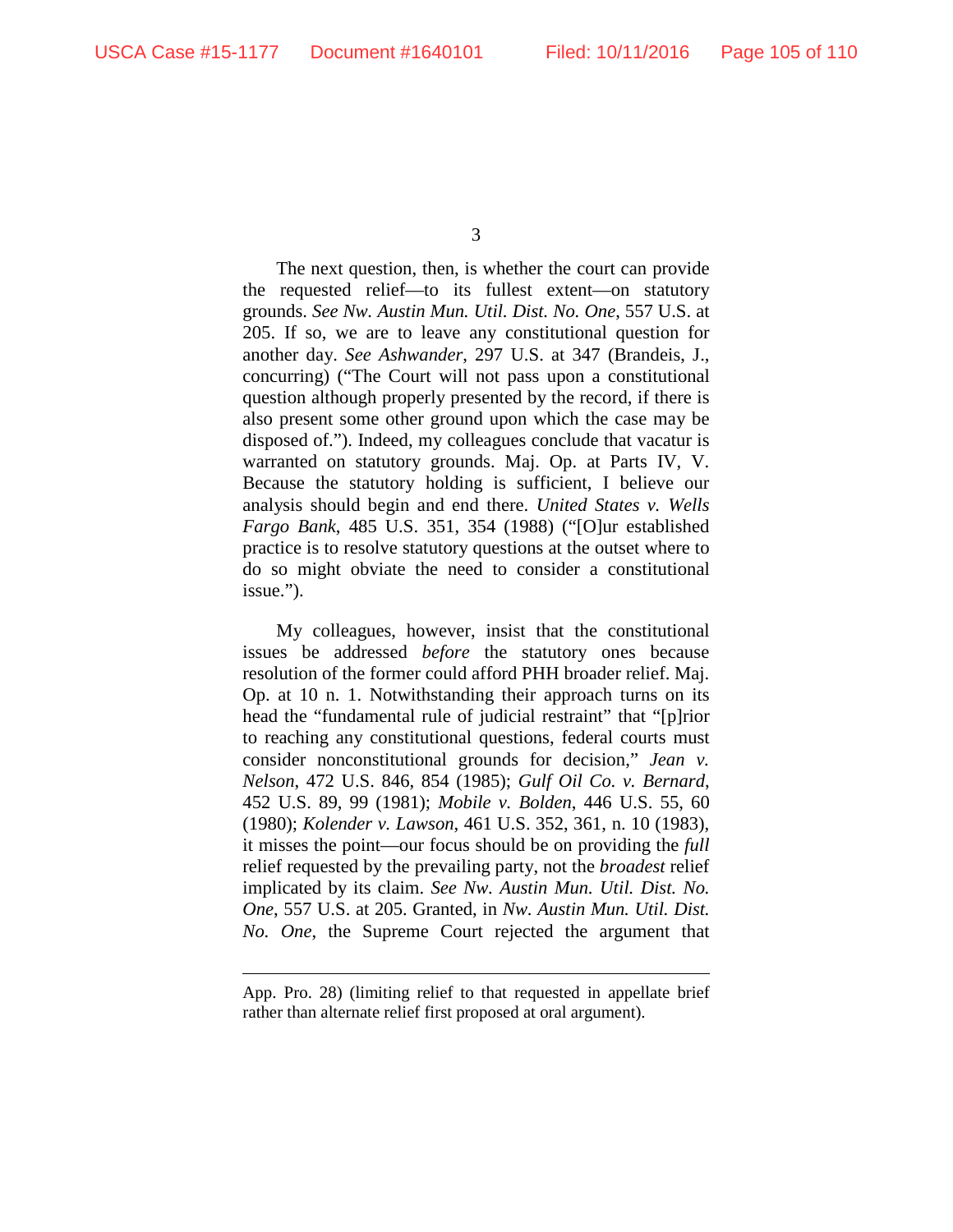The next question, then, is whether the court can provide the requested relief—to its fullest extent—on statutory grounds. *See Nw. Austin Mun. Util. Dist. No. One*, 557 U.S. at 205. If so, we are to leave any constitutional question for another day. *See Ashwander*, 297 U.S. at 347 (Brandeis, J., concurring) ("The Court will not pass upon a constitutional question although properly presented by the record, if there is also present some other ground upon which the case may be disposed of."). Indeed, my colleagues conclude that vacatur is warranted on statutory grounds. Maj. Op. at Parts IV, V. Because the statutory holding is sufficient, I believe our analysis should begin and end there. *United States v. Wells Fargo Bank*, 485 U.S. 351, 354 (1988) ("[O]ur established practice is to resolve statutory questions at the outset where to do so might obviate the need to consider a constitutional issue.").

My colleagues, however, insist that the constitutional issues be addressed *before* the statutory ones because resolution of the former could afford PHH broader relief. Maj. Op. at 10 n. 1. Notwithstanding their approach turns on its head the "fundamental rule of judicial restraint" that "[p]rior to reaching any constitutional questions, federal courts must consider nonconstitutional grounds for decision," *Jean v. Nelson*, 472 U.S. 846, 854 (1985); *Gulf Oil Co. v. Bernard*, 452 U.S. 89, 99 (1981); *Mobile v. Bolden*, 446 U.S. 55, 60 (1980); *Kolender v. Lawson*, 461 U.S. 352, 361, n. 10 (1983), it misses the point—our focus should be on providing the *full* relief requested by the prevailing party, not the *broadest* relief implicated by its claim. *See Nw. Austin Mun. Util. Dist. No. One*, 557 U.S. at 205. Granted, in *Nw. Austin Mun. Util. Dist. No. One*, the Supreme Court rejected the argument that

---

App. Pro. 28) (limiting relief to that requested in appellate brief rather than alternate relief first proposed at oral argument).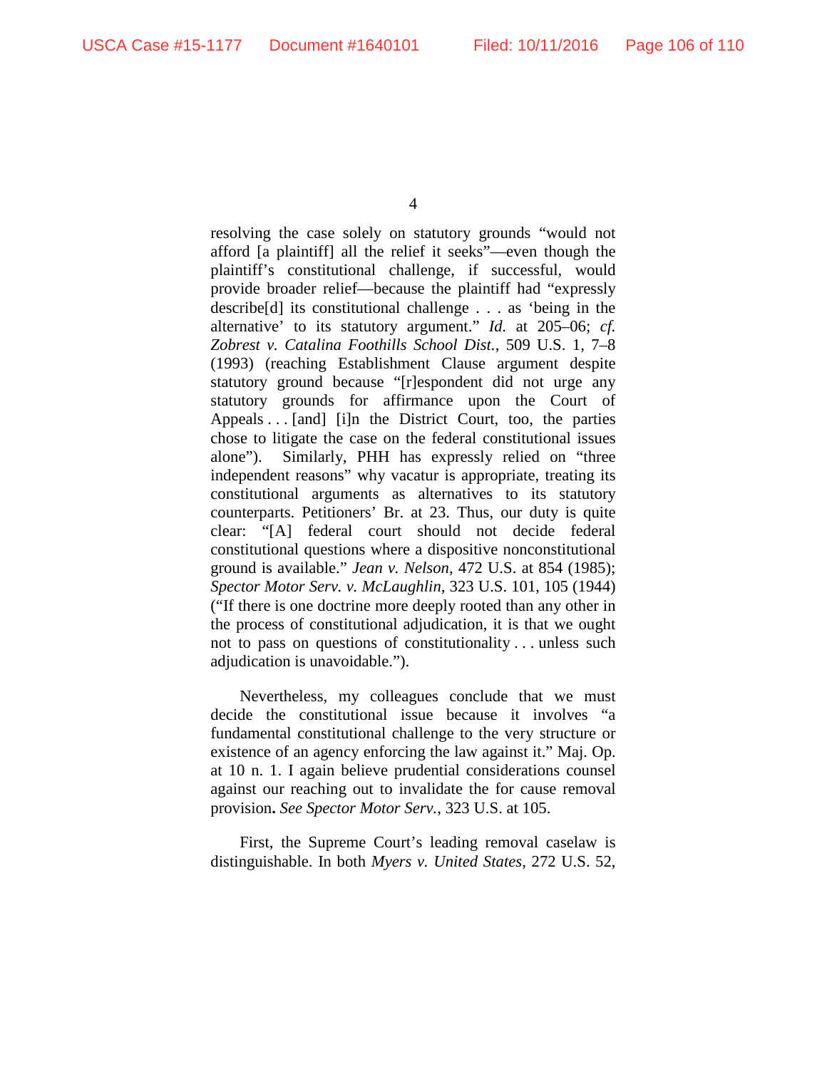resolving the case solely on statutory grounds "would not afford [a plaintiff] all the relief it seeks"—even though the plaintiff's constitutional challenge, if successful, would provide broader relief—because the plaintiff had "expressly describe[d] its constitutional challenge . . . as 'being in the alternative' to its statutory argument." *Id.* at 205–06; *cf. Zobrest v. Catalina Foothills School Dist.*, 509 U.S. 1, 7–8 (1993) (reaching Establishment Clause argument despite statutory ground because "[r]espondent did not urge any statutory grounds for affirmance upon the Court of Appeals . . . [and] [i]n the District Court, too, the parties chose to litigate the case on the federal constitutional issues alone"). Similarly, PHH has expressly relied on "three independent reasons" why vacatur is appropriate, treating its constitutional arguments as alternatives to its statutory counterparts. Petitioners' Br. at 23. Thus, our duty is quite clear: "[A] federal court should not decide federal constitutional questions where a dispositive nonconstitutional ground is available." *Jean v. Nelson*, 472 U.S. at 854 (1985); *Spector Motor Serv. v. McLaughlin*, 323 U.S. 101, 105 (1944) ("If there is one doctrine more deeply rooted than any other in the process of constitutional adjudication, it is that we ought not to pass on questions of constitutionality . . . unless such adjudication is unavoidable.").

Nevertheless, my colleagues conclude that we must decide the constitutional issue because it involves "a fundamental constitutional challenge to the very structure or existence of an agency enforcing the law against it." Maj. Op. at 10 n. 1. I again believe prudential considerations counsel against our reaching out to invalidate the for cause removal provision**.** *See Spector Motor Serv.*, 323 U.S. at 105.

First, the Supreme Court's leading removal caselaw is distinguishable. In both *Myers v. United States*, 272 U.S. 52,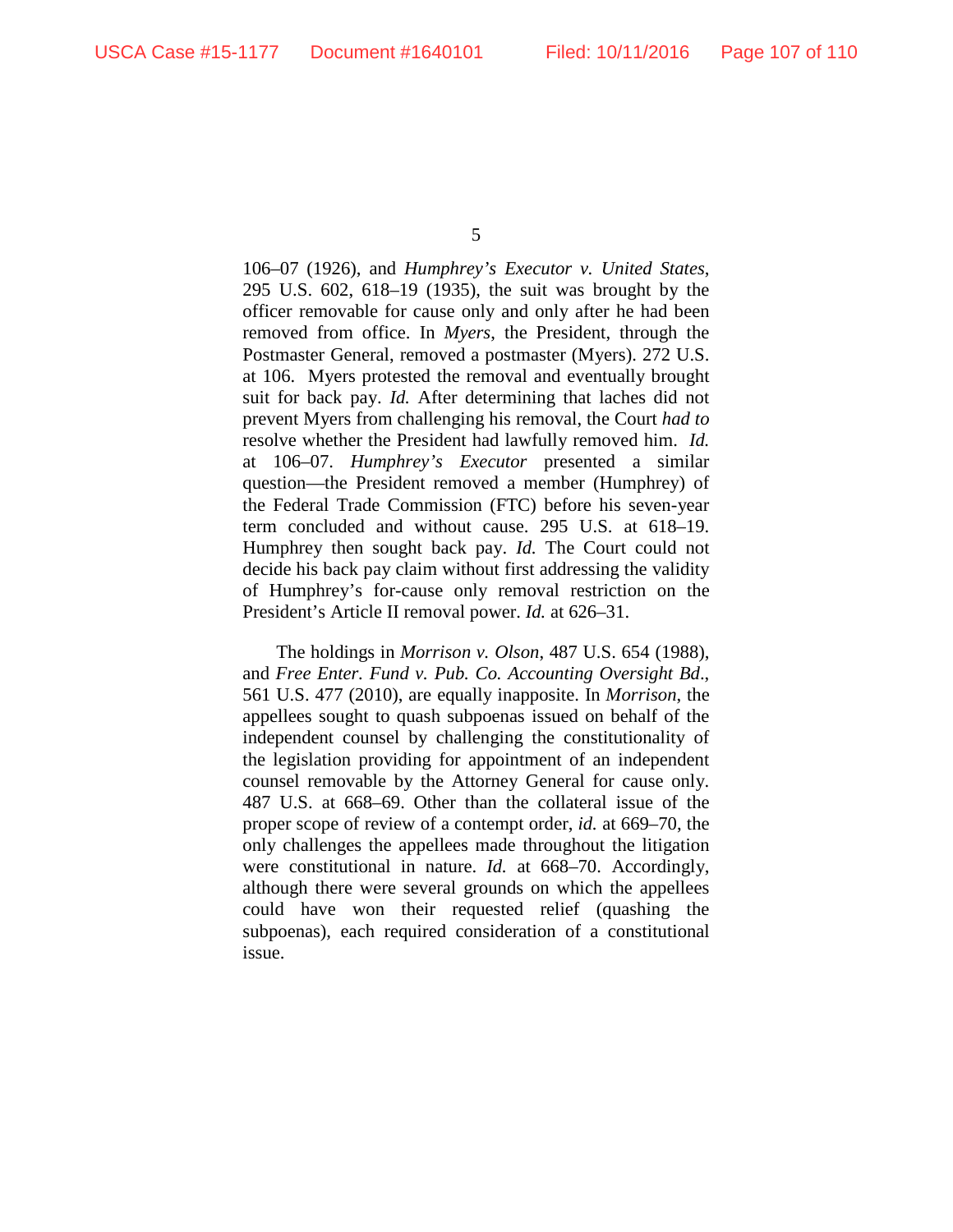106–07 (1926), and *Humphrey's Executor v. United States*, 295 U.S. 602, 618–19 (1935), the suit was brought by the officer removable for cause only and only after he had been removed from office. In *Myers*, the President, through the Postmaster General, removed a postmaster (Myers). 272 U.S. at 106. Myers protested the removal and eventually brought suit for back pay. *Id.* After determining that laches did not prevent Myers from challenging his removal, the Court *had to* resolve whether the President had lawfully removed him. *Id.* at 106–07. *Humphrey's Executor* presented a similar question—the President removed a member (Humphrey) of the Federal Trade Commission (FTC) before his seven-year term concluded and without cause. 295 U.S. at 618–19. Humphrey then sought back pay. *Id.* The Court could not decide his back pay claim without first addressing the validity of Humphrey's for-cause only removal restriction on the President's Article II removal power. *Id.* at 626–31.

The holdings in *Morrison v. Olson*, 487 U.S. 654 (1988), and *Free Enter. Fund v. Pub. Co. Accounting Oversight Bd.*, 561 U.S. 477 (2010), are equally inapposite. In *Morrison*, the appellees sought to quash subpoenas issued on behalf of the independent counsel by challenging the constitutionality of the legislation providing for appointment of an independent counsel removable by the Attorney General for cause only. 487 U.S. at 668–69. Other than the collateral issue of the proper scope of review of a contempt order, *id.* at 669–70, the only challenges the appellees made throughout the litigation were constitutional in nature. *Id.* at 668–70. Accordingly, although there were several grounds on which the appellees could have won their requested relief (quashing the subpoenas), each required consideration of a constitutional issue.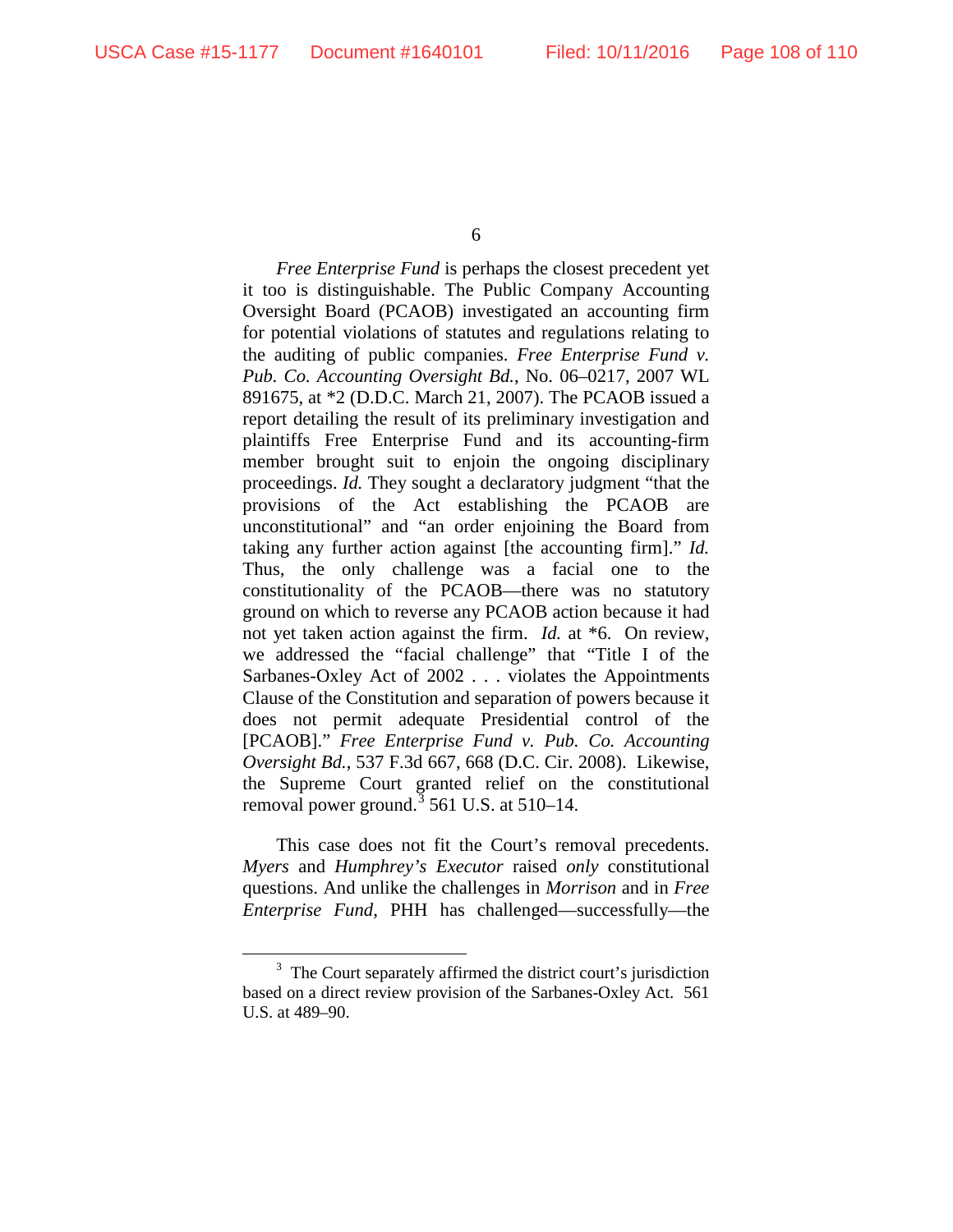*Free Enterprise Fund* is perhaps the closest precedent yet it too is distinguishable. The Public Company Accounting Oversight Board (PCAOB) investigated an accounting firm for potential violations of statutes and regulations relating to the auditing of public companies. *Free Enterprise Fund v. Pub. Co. Accounting Oversight Bd.*, No. 06–0217, 2007 WL 891675, at *2 (D.D.C. March 21, 2007). The PCAOB issued a report detailing the result of its preliminary investigation and plaintiffs Free Enterprise Fund and its accounting-firm member brought suit to enjoin the ongoing disciplinary proceedings. *Id.* They sought a declaratory judgment "that the provisions of the Act establishing the PCAOB are unconstitutional" and "an order enjoining the Board from taking any further action against [the accounting firm]." *Id.* Thus, the only challenge was a facial one to the constitutionality of the PCAOB—there was no statutory ground on which to reverse any PCAOB action because it had not yet taken action against the firm. *Id.* at *6. On review, we addressed the "facial challenge" that "Title I of the Sarbanes-Oxley Act of 2002 . . . violates the Appointments Clause of the Constitution and separation of powers because it does not permit adequate Presidential control of the [PCAOB]." *Free Enterprise Fund v. Pub. Co. Accounting Oversight Bd.*, 537 F.3d 667, 668 (D.C. Cir. 2008). Likewise, the Supreme Court granted relief on the constitutional removal power ground.[3] 561 U.S. at 510–14.

This case does not fit the Court's removal precedents. *Myers* and *Humphrey's Executor* raised *only* constitutional questions. And unlike the challenges in *Morrison* and in *Free Enterprise Fund*, PHH has challenged—successfully—the

[3] The Court separately affirmed the district court's jurisdiction based on a direct review provision of the Sarbanes-Oxley Act. 561 U.S. at 489–90.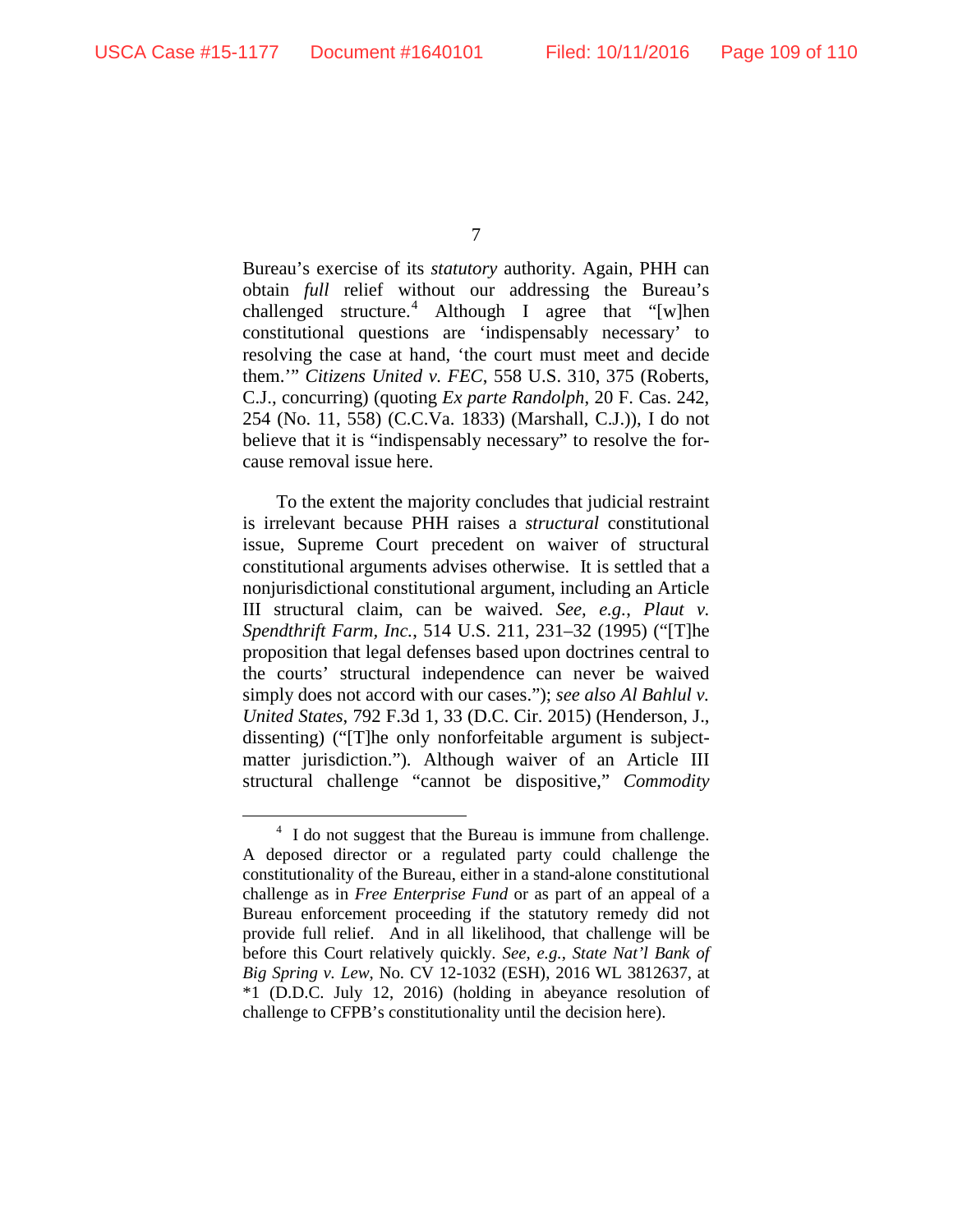Bureau's exercise of its *statutory* authority. Again, PHH can obtain *full* relief without our addressing the Bureau's challenged structure.[4] Although I agree that "[w]hen constitutional questions are 'indispensably necessary' to resolving the case at hand, 'the court must meet and decide them.'" *Citizens United v. FEC*, 558 U.S. 310, 375 (Roberts, C.J., concurring) (quoting *Ex parte Randolph*, 20 F. Cas. 242, 254 (No. 11, 558) (C.C.Va. 1833) (Marshall, C.J.)), I do not believe that it is "indispensably necessary" to resolve the for-cause removal issue here.

To the extent the majority concludes that judicial restraint is irrelevant because PHH raises a *structural* constitutional issue, Supreme Court precedent on waiver of structural constitutional arguments advises otherwise. It is settled that a nonjurisdictional constitutional argument, including an Article III structural claim, can be waived. *See, e.g.*, *Plaut v. Spendthrift Farm, Inc.*, 514 U.S. 211, 231–32 (1995) ("[T]he proposition that legal defenses based upon doctrines central to the courts' structural independence can never be waived simply does not accord with our cases."); *see also Al Bahlul v. United States*, 792 F.3d 1, 33 (D.C. Cir. 2015) (Henderson, J., dissenting) ("[T]he only nonforfeitable argument is subject-matter jurisdiction."). Although waiver of an Article III structural challenge "cannot be dispositive," *Commodity*

[4] I do not suggest that the Bureau is immune from challenge. A deposed director or a regulated party could challenge the constitutionality of the Bureau, either in a stand-alone constitutional challenge as in *Free Enterprise Fund* or as part of an appeal of a Bureau enforcement proceeding if the statutory remedy did not provide full relief. And in all likelihood, that challenge will be before this Court relatively quickly. *See, e.g.*, *State Nat'l Bank of Big Spring v. Lew*, No. CV 12-1032 (ESH), 2016 WL 3812637, at \*1 (D.D.C. July 12, 2016) (holding in abeyance resolution of challenge to CFPB's constitutionality until the decision here).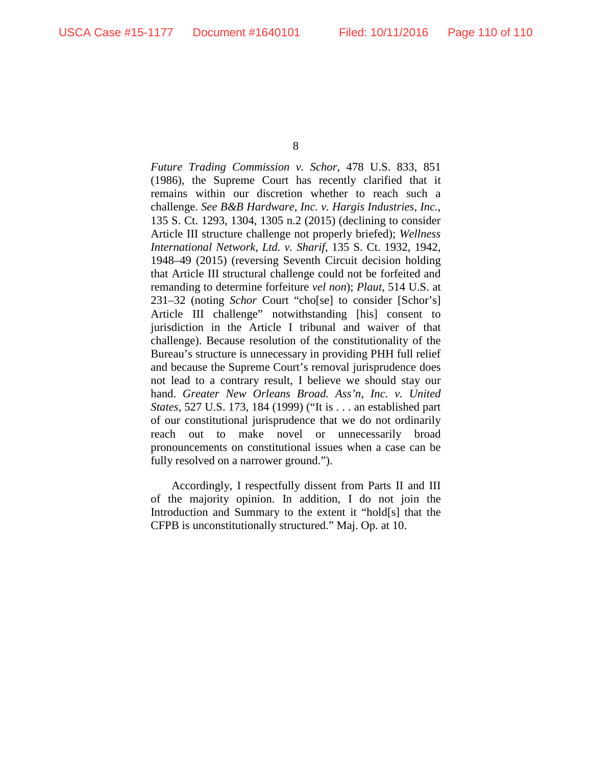*Future Trading Commission v. Schor*, 478 U.S. 833, 851 (1986), the Supreme Court has recently clarified that it remains within our discretion whether to reach such a challenge. *See B&B Hardware, Inc. v. Hargis Industries, Inc.*, 135 S. Ct. 1293, 1304, 1305 n.2 (2015) (declining to consider Article III structure challenge not properly briefed); *Wellness International Network, Ltd. v. Sharif*, 135 S. Ct. 1932, 1942, 1948–49 (2015) (reversing Seventh Circuit decision holding that Article III structural challenge could not be forfeited and remanding to determine forfeiture *vel non*); *Plaut*, 514 U.S. at 231–32 (noting *Schor* Court "cho[se] to consider [Schor's] Article III challenge" notwithstanding [his] consent to jurisdiction in the Article I tribunal and waiver of that challenge). Because resolution of the constitutionality of the Bureau's structure is unnecessary in providing PHH full relief and because the Supreme Court's removal jurisprudence does not lead to a contrary result, I believe we should stay our hand. *Greater New Orleans Broad. Ass'n, Inc. v. United States*, 527 U.S. 173, 184 (1999) ("It is . . . an established part of our constitutional jurisprudence that we do not ordinarily reach out to make novel or unnecessarily broad pronouncements on constitutional issues when a case can be fully resolved on a narrower ground.").

Accordingly, I respectfully dissent from Parts II and III of the majority opinion. In addition, I do not join the Introduction and Summary to the extent it "hold[s] that the CFPB is unconstitutionally structured." Maj. Op. at 10.